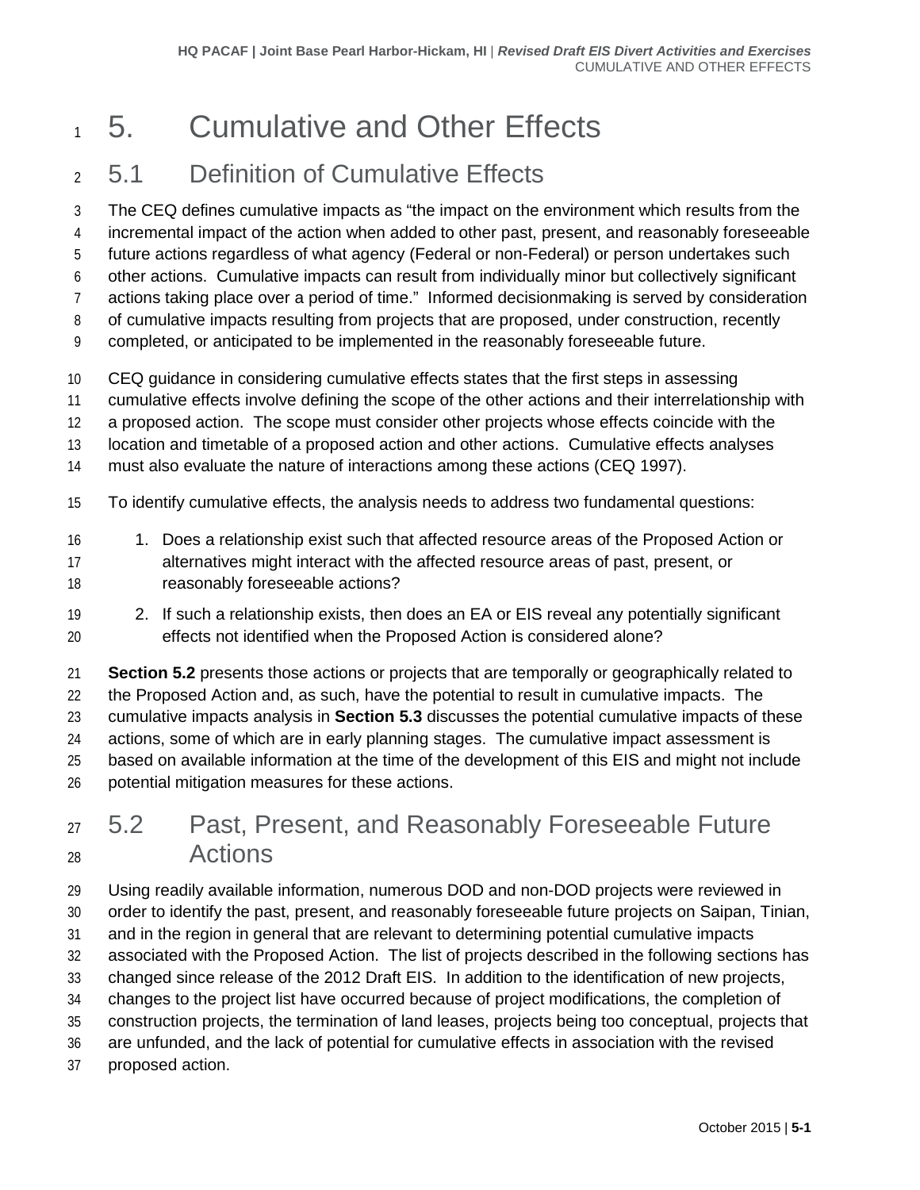# 5. Cumulative and Other Effects

## 5.1 Definition of Cumulative Effects

The CEQ defines cumulative impacts as "the impact on the environment which results from the incremental impact of the action when added to other past, present, and reasonably foreseeable future actions regardless of what agency (Federal or non-Federal) or person undertakes such other actions. Cumulative impacts can result from individually minor but collectively significant actions taking place over a period of time." Informed decisionmaking is served by consideration of cumulative impacts resulting from projects that are proposed, under construction, recently completed, or anticipated to be implemented in the reasonably foreseeable future.

CEQ guidance in considering cumulative effects states that the first steps in assessing cumulative effects involve defining the scope of the other actions and their interrelationship with a proposed action. The scope must consider other projects whose effects coincide with the location and timetable of a proposed action and other actions. Cumulative effects analyses must also evaluate the nature of interactions among these actions (CEQ 1997).

To identify cumulative effects, the analysis needs to address two fundamental questions:

1. Does a relationship exist such that affected resource areas of the Proposed Action or alternatives might interact with the affected resource areas of past, present, or reasonably foreseeable actions?
2. If such a relationship exists, then does an EA or EIS reveal any potentially significant effects not identified when the Proposed Action is considered alone?

**Section 5.2** presents those actions or projects that are temporally or geographically related to the Proposed Action and, as such, have the potential to result in cumulative impacts. The cumulative impacts analysis in **Section 5.3** discusses the potential cumulative impacts of these actions, some of which are in early planning stages. The cumulative impact assessment is based on available information at the time of the development of this EIS and might not include potential mitigation measures for these actions.

## 5.2 Past, Present, and Reasonably Foreseeable Future Actions

Using readily available information, numerous DOD and non-DOD projects were reviewed in order to identify the past, present, and reasonably foreseeable future projects on Saipan, Tinian, and in the region in general that are relevant to determining potential cumulative impacts associated with the Proposed Action. The list of projects described in the following sections has changed since release of the 2012 Draft EIS. In addition to the identification of new projects, changes to the project list have occurred because of project modifications, the completion of construction projects, the termination of land leases, projects being too conceptual, projects that are unfunded, and the lack of potential for cumulative effects in association with the revised proposed action.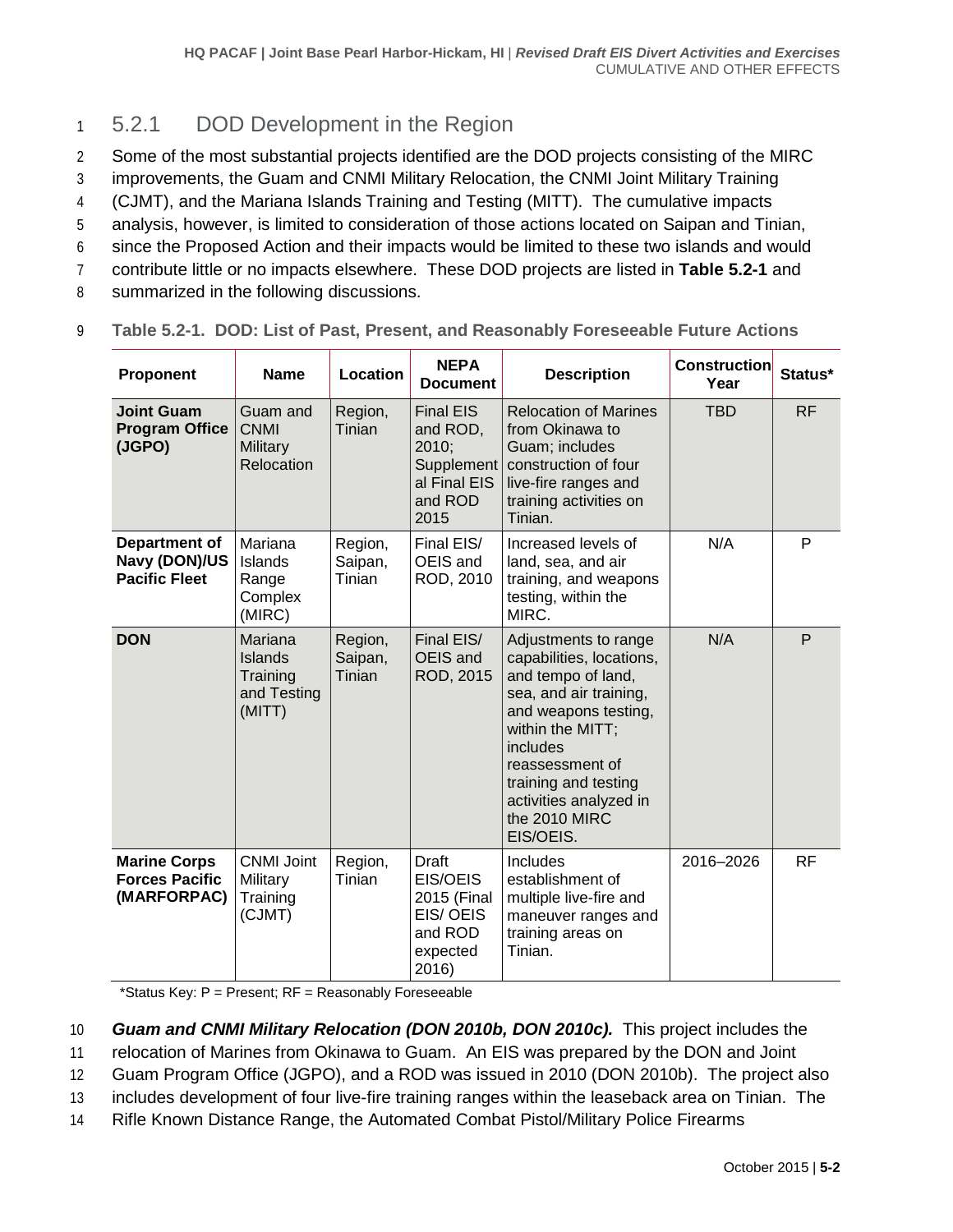## 5.2.1 DOD Development in the Region

Some of the most substantial projects identified are the DOD projects consisting of the MIRC improvements, the Guam and CNMI Military Relocation, the CNMI Joint Military Training (CJMT), and the Mariana Islands Training and Testing (MITT). The cumulative impacts analysis, however, is limited to consideration of those actions located on Saipan and Tinian, since the Proposed Action and their impacts would be limited to these two islands and would contribute little or no impacts elsewhere. These DOD projects are listed in **Table 5.2-1** and summarized in the following discussions.

**Table 5.2-1. DOD: List of Past, Present, and Reasonably Foreseeable Future Actions**

| Proponent | Name | Location | NEPA Document | Description | Construction Year | Status* |
|---|---|---|---|---|---|---|
| **Joint Guam Program Office (JGPO)** | Guam and CNMI Military Relocation | Region, Tinian | Final EIS and ROD, 2010; Supplemental Final EIS and ROD 2015 | Relocation of Marines from Okinawa to Guam; includes construction of four live-fire ranges and training activities on Tinian. | TBD | RF |
| **Department of Navy (DON)/US Pacific Fleet** | Mariana Islands Range Complex (MIRC) | Region, Saipan, Tinian | Final EIS/ OEIS and ROD, 2010 | Increased levels of land, sea, and air training, and weapons testing, within the MIRC. | N/A | P |
| **DON** | Mariana Islands Training and Testing (MITT) | Region, Saipan, Tinian | Final EIS/ OEIS and ROD, 2015 | Adjustments to range capabilities, locations, and tempo of land, sea, and air training, and weapons testing, within the MITT; includes reassessment of training and testing activities analyzed in the 2010 MIRC EIS/OEIS. | N/A | P |
| **Marine Corps Forces Pacific (MARFORPAC)** | CNMI Joint Military Training (CJMT) | Region, Tinian | Draft EIS/OEIS 2015 (Final EIS/ OEIS and ROD expected 2016) | Includes establishment of multiple live-fire and maneuver ranges and training areas on Tinian. | 2016–2026 | RF |

*Status Key: P = Present; RF = Reasonably Foreseeable

***Guam and CNMI Military Relocation (DON 2010b, DON 2010c).*** This project includes the relocation of Marines from Okinawa to Guam. An EIS was prepared by the DON and Joint Guam Program Office (JGPO), and a ROD was issued in 2010 (DON 2010b). The project also includes development of four live-fire training ranges within the leaseback area on Tinian. The Rifle Known Distance Range, the Automated Combat Pistol/Military Police Firearms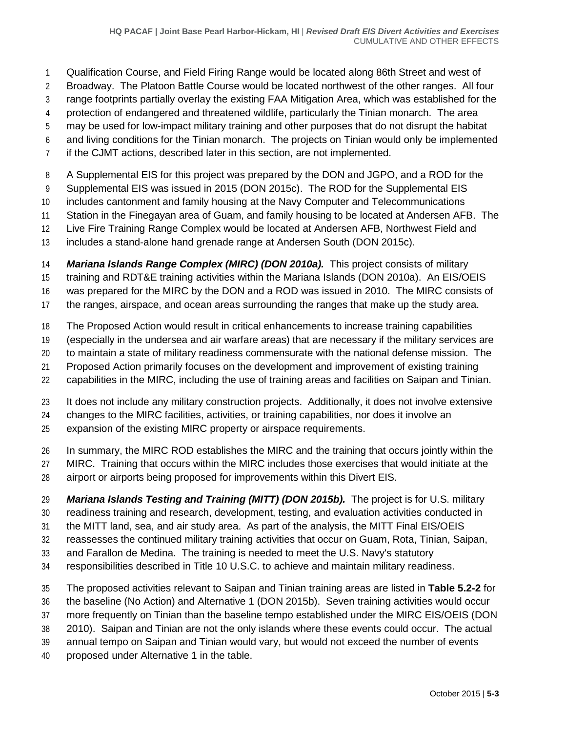Qualification Course, and Field Firing Range would be located along 86th Street and west of Broadway. The Platoon Battle Course would be located northwest of the other ranges. All four range footprints partially overlay the existing FAA Mitigation Area, which was established for the protection of endangered and threatened wildlife, particularly the Tinian monarch. The area may be used for low-impact military training and other purposes that do not disrupt the habitat and living conditions for the Tinian monarch. The projects on Tinian would only be implemented if the CJMT actions, described later in this section, are not implemented.

A Supplemental EIS for this project was prepared by the DON and JGPO, and a ROD for the Supplemental EIS was issued in 2015 (DON 2015c). The ROD for the Supplemental EIS includes cantonment and family housing at the Navy Computer and Telecommunications Station in the Finegayan area of Guam, and family housing to be located at Andersen AFB. The Live Fire Training Range Complex would be located at Andersen AFB, Northwest Field and includes a stand-alone hand grenade range at Andersen South (DON 2015c).

***Mariana Islands Range Complex (MIRC) (DON 2010a).*** This project consists of military training and RDT&E training activities within the Mariana Islands (DON 2010a). An EIS/OEIS was prepared for the MIRC by the DON and a ROD was issued in 2010. The MIRC consists of the ranges, airspace, and ocean areas surrounding the ranges that make up the study area.

The Proposed Action would result in critical enhancements to increase training capabilities (especially in the undersea and air warfare areas) that are necessary if the military services are to maintain a state of military readiness commensurate with the national defense mission. The Proposed Action primarily focuses on the development and improvement of existing training capabilities in the MIRC, including the use of training areas and facilities on Saipan and Tinian.

It does not include any military construction projects. Additionally, it does not involve extensive changes to the MIRC facilities, activities, or training capabilities, nor does it involve an expansion of the existing MIRC property or airspace requirements.

In summary, the MIRC ROD establishes the MIRC and the training that occurs jointly within the MIRC. Training that occurs within the MIRC includes those exercises that would initiate at the airport or airports being proposed for improvements within this Divert EIS.

***Mariana Islands Testing and Training (MITT) (DON 2015b).*** The project is for U.S. military readiness training and research, development, testing, and evaluation activities conducted in the MITT land, sea, and air study area. As part of the analysis, the MITT Final EIS/OEIS reassesses the continued military training activities that occur on Guam, Rota, Tinian, Saipan, and Farallon de Medina. The training is needed to meet the U.S. Navy's statutory responsibilities described in Title 10 U.S.C. to achieve and maintain military readiness.

The proposed activities relevant to Saipan and Tinian training areas are listed in **Table 5.2-2** for the baseline (No Action) and Alternative 1 (DON 2015b). Seven training activities would occur more frequently on Tinian than the baseline tempo established under the MIRC EIS/OEIS (DON 2010). Saipan and Tinian are not the only islands where these events could occur. The actual annual tempo on Saipan and Tinian would vary, but would not exceed the number of events proposed under Alternative 1 in the table.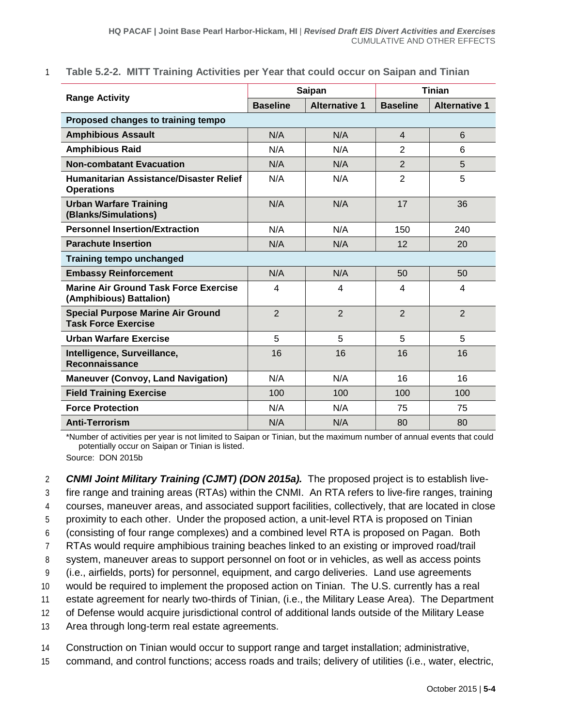**Table 5.2-2. MITT Training Activities per Year that could occur on Saipan and Tinian**

| Range Activity | Saipan | | Tinian | |
|---|---|---|---|---|
| | Baseline | Alternative 1 | Baseline | Alternative 1 |
| **Proposed changes to training tempo** | | | | |
| **Amphibious Assault** | N/A | N/A | 4 | 6 |
| **Amphibious Raid** | N/A | N/A | 2 | 6 |
| **Non-combatant Evacuation** | N/A | N/A | 2 | 5 |
| **Humanitarian Assistance/Disaster Relief Operations** | N/A | N/A | 2 | 5 |
| **Urban Warfare Training (Blanks/Simulations)** | N/A | N/A | 17 | 36 |
| **Personnel Insertion/Extraction** | N/A | N/A | 150 | 240 |
| **Parachute Insertion** | N/A | N/A | 12 | 20 |
| **Training tempo unchanged** | | | | |
| **Embassy Reinforcement** | N/A | N/A | 50 | 50 |
| **Marine Air Ground Task Force Exercise (Amphibious) Battalion)** | 4 | 4 | 4 | 4 |
| **Special Purpose Marine Air Ground Task Force Exercise** | 2 | 2 | 2 | 2 |
| **Urban Warfare Exercise** | 5 | 5 | 5 | 5 |
| **Intelligence, Surveillance, Reconnaissance** | 16 | 16 | 16 | 16 |
| **Maneuver (Convoy, Land Navigation)** | N/A | N/A | 16 | 16 |
| **Field Training Exercise** | 100 | 100 | 100 | 100 |
| **Force Protection** | N/A | N/A | 75 | 75 |
| **Anti-Terrorism** | N/A | N/A | 80 | 80 |

*Number of activities per year is not limited to Saipan or Tinian, but the maximum number of annual events that could potentially occur on Saipan or Tinian is listed.

Source: DON 2015b

***CNMI Joint Military Training (CJMT) (DON 2015a).*** The proposed project is to establish live-fire range and training areas (RTAs) within the CNMI. An RTA refers to live-fire ranges, training courses, maneuver areas, and associated support facilities, collectively, that are located in close proximity to each other. Under the proposed action, a unit-level RTA is proposed on Tinian (consisting of four range complexes) and a combined level RTA is proposed on Pagan. Both RTAs would require amphibious training beaches linked to an existing or improved road/trail system, maneuver areas to support personnel on foot or in vehicles, as well as access points (i.e., airfields, ports) for personnel, equipment, and cargo deliveries. Land use agreements would be required to implement the proposed action on Tinian. The U.S. currently has a real estate agreement for nearly two-thirds of Tinian, (i.e., the Military Lease Area). The Department of Defense would acquire jurisdictional control of additional lands outside of the Military Lease Area through long-term real estate agreements.

Construction on Tinian would occur to support range and target installation; administrative, command, and control functions; access roads and trails; delivery of utilities (i.e., water, electric,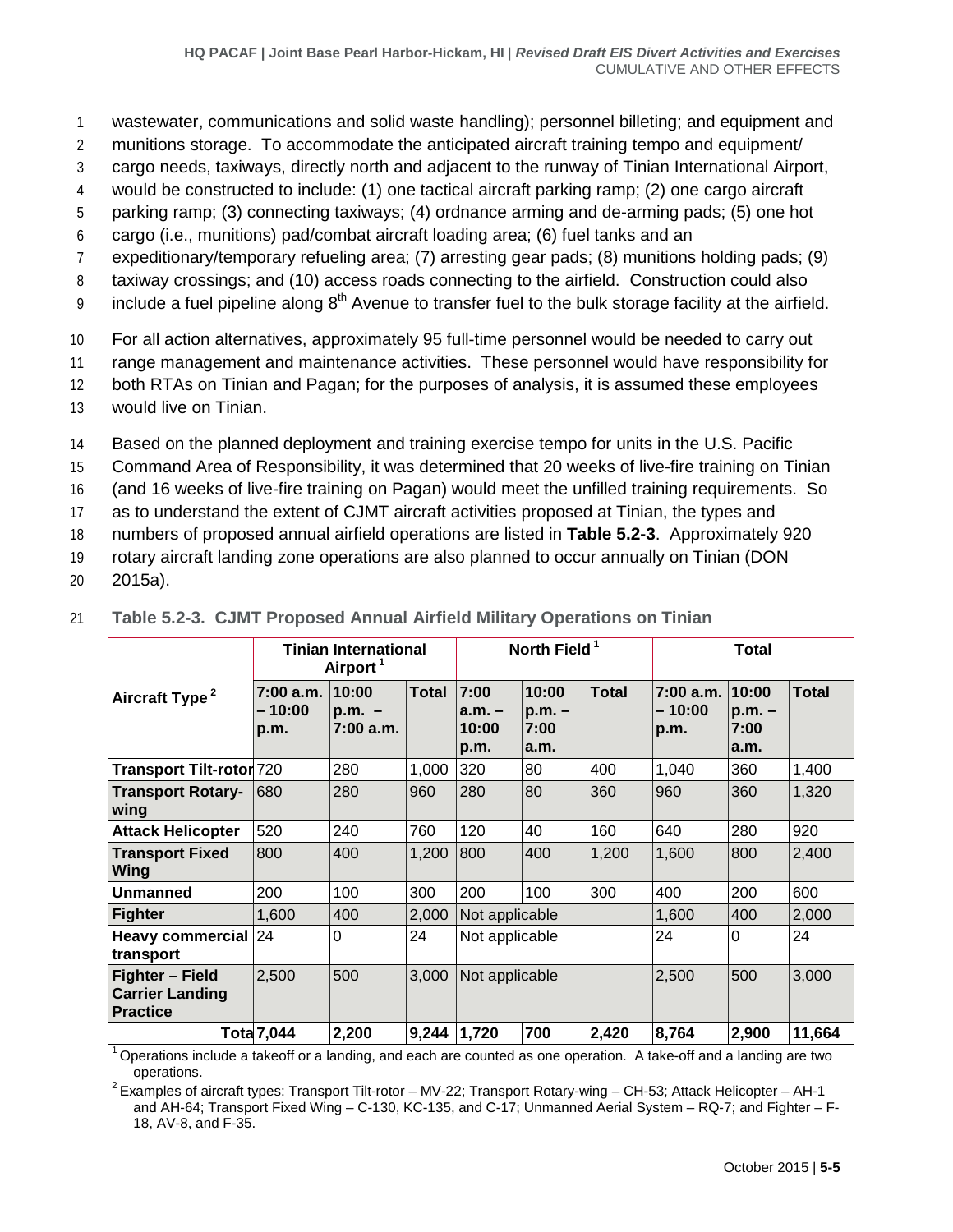wastewater, communications and solid waste handling); personnel billeting; and equipment and munitions storage. To accommodate the anticipated aircraft training tempo and equipment/cargo needs, taxiways, directly north and adjacent to the runway of Tinian International Airport, would be constructed to include: (1) one tactical aircraft parking ramp; (2) one cargo aircraft parking ramp; (3) connecting taxiways; (4) ordnance arming and de-arming pads; (5) one hot cargo (i.e., munitions) pad/combat aircraft loading area; (6) fuel tanks and an expeditionary/temporary refueling area; (7) arresting gear pads; (8) munitions holding pads; (9) taxiway crossings; and (10) access roads connecting to the airfield. Construction could also include a fuel pipeline along 8th Avenue to transfer fuel to the bulk storage facility at the airfield.

For all action alternatives, approximately 95 full-time personnel would be needed to carry out range management and maintenance activities. These personnel would have responsibility for both RTAs on Tinian and Pagan; for the purposes of analysis, it is assumed these employees would live on Tinian.

Based on the planned deployment and training exercise tempo for units in the U.S. Pacific Command Area of Responsibility, it was determined that 20 weeks of live-fire training on Tinian (and 16 weeks of live-fire training on Pagan) would meet the unfilled training requirements. So as to understand the extent of CJMT aircraft activities proposed at Tinian, the types and numbers of proposed annual airfield operations are listed in **Table 5.2-3**. Approximately 920 rotary aircraft landing zone operations are also planned to occur annually on Tinian (DON 2015a).

**Table 5.2-3. CJMT Proposed Annual Airfield Military Operations on Tinian**

| Aircraft Type [2] | Tinian International Airport [1] | | | North Field [1] | | | Total | | |
|---|---|---|---|---|---|---|---|---|---|
| | 7:00 a.m. – 10:00 p.m. | 10:00 p.m. – 7:00 a.m. | Total | 7:00 a.m. – 10:00 p.m. | 10:00 p.m. – 7:00 a.m. | Total | 7:00 a.m. – 10:00 p.m. | 10:00 p.m. – 7:00 a.m. | Total |
| **Transport Tilt-rotor** | 720 | 280 | 1,000 | 320 | 80 | 400 | 1,040 | 360 | 1,400 |
| **Transport Rotary-wing** | 680 | 280 | 960 | 280 | 80 | 360 | 960 | 360 | 1,320 |
| **Attack Helicopter** | 520 | 240 | 760 | 120 | 40 | 160 | 640 | 280 | 920 |
| **Transport Fixed Wing** | 800 | 400 | 1,200 | 800 | 400 | 1,200 | 1,600 | 800 | 2,400 |
| **Unmanned** | 200 | 100 | 300 | 200 | 100 | 300 | 400 | 200 | 600 |
| **Fighter** | 1,600 | 400 | 2,000 | Not applicable | | | 1,600 | 400 | 2,000 |
| **Heavy commercial transport** | 24 | 0 | 24 | Not applicable | | | 24 | 0 | 24 |
| **Fighter – Field Carrier Landing Practice** | 2,500 | 500 | 3,000 | Not applicable | | | 2,500 | 500 | 3,000 |
| **Total** | **7,044** | **2,200** | **9,244** | **1,720** | **700** | **2,420** | **8,764** | **2,900** | **11,664** |

[1] Operations include a takeoff or a landing, and each are counted as one operation. A take-off and a landing are two operations.

[2] Examples of aircraft types: Transport Tilt-rotor – MV-22; Transport Rotary-wing – CH-53; Attack Helicopter – AH-1 and AH-64; Transport Fixed Wing – C-130, KC-135, and C-17; Unmanned Aerial System – RQ-7; and Fighter – F-18, AV-8, and F-35.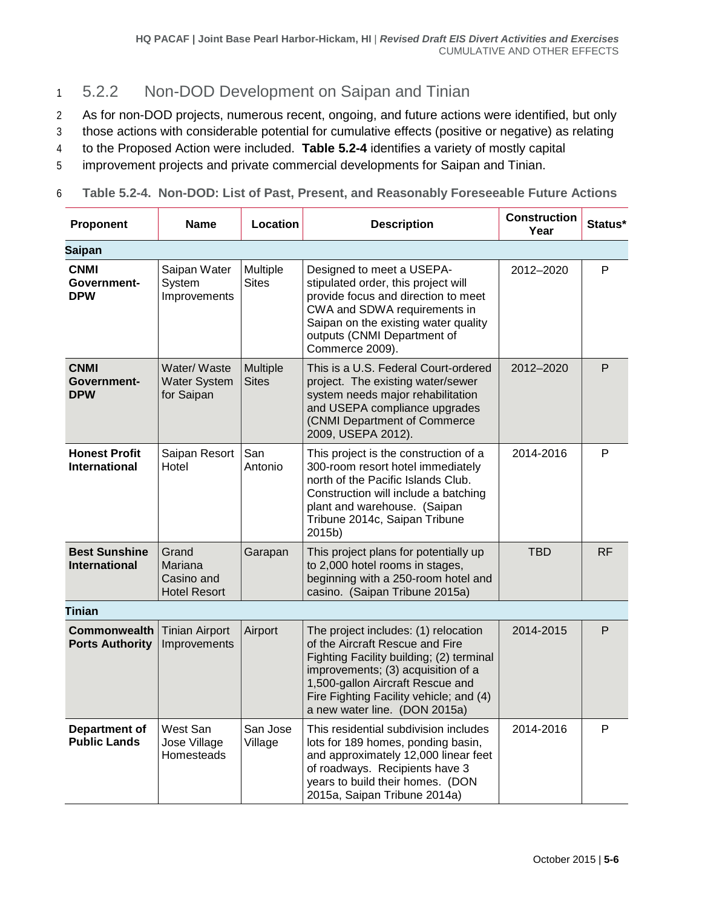### 5.2.2 Non-DOD Development on Saipan and Tinian

As for non-DOD projects, numerous recent, ongoing, and future actions were identified, but only those actions with considerable potential for cumulative effects (positive or negative) as relating to the Proposed Action were included. **Table 5.2-4** identifies a variety of mostly capital improvement projects and private commercial developments for Saipan and Tinian.

**Table 5.2-4. Non-DOD: List of Past, Present, and Reasonably Foreseeable Future Actions**

| Proponent | Name | Location | Description | Construction Year | Status* |
|---|---|---|---|---|---|
| **Saipan** | | | | | |
| **CNMI Government-DPW** | Saipan Water System Improvements | Multiple Sites | Designed to meet a USEPA-stipulated order, this project will provide focus and direction to meet CWA and SDWA requirements in Saipan on the existing water quality outputs (CNMI Department of Commerce 2009). | 2012–2020 | P |
| **CNMI Government-DPW** | Water/ Waste Water System for Saipan | Multiple Sites | This is a U.S. Federal Court-ordered project. The existing water/sewer system needs major rehabilitation and USEPA compliance upgrades (CNMI Department of Commerce 2009, USEPA 2012). | 2012–2020 | P |
| **Honest Profit International** | Saipan Resort Hotel | San Antonio | This project is the construction of a 300-room resort hotel immediately north of the Pacific Islands Club. Construction will include a batching plant and warehouse. (Saipan Tribune 2014c, Saipan Tribune 2015b) | 2014-2016 | P |
| **Best Sunshine International** | Grand Mariana Casino and Hotel Resort | Garapan | This project plans for potentially up to 2,000 hotel rooms in stages, beginning with a 250-room hotel and casino. (Saipan Tribune 2015a) | TBD | RF |
| **Tinian** | | | | | |
| **Commonwealth Ports Authority** | Tinian Airport Improvements | Airport | The project includes: (1) relocation of the Aircraft Rescue and Fire Fighting Facility building; (2) terminal improvements; (3) acquisition of a 1,500-gallon Aircraft Rescue and Fire Fighting Facility vehicle; and (4) a new water line. (DON 2015a) | 2014-2015 | P |
| **Department of Public Lands** | West San Jose Village Homesteads | San Jose Village | This residential subdivision includes lots for 189 homes, ponding basin, and approximately 12,000 linear feet of roadways. Recipients have 3 years to build their homes. (DON 2015a, Saipan Tribune 2014a) | 2014-2016 | P |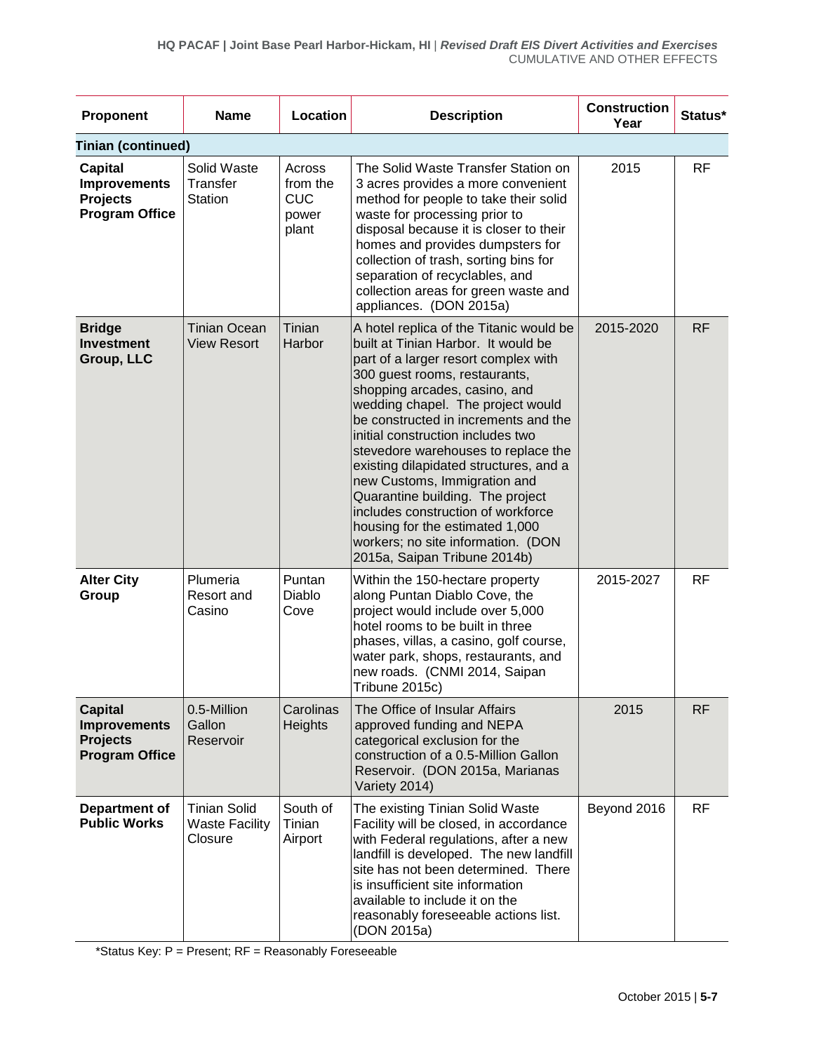| Proponent | Name | Location | Description | Construction Year | Status* |
|---|---|---|---|---|---|
| **Tinian (continued)** | | | | | |
| **Capital Improvements Projects Program Office** | Solid Waste Transfer Station | Across from the CUC power plant | The Solid Waste Transfer Station on 3 acres provides a more convenient method for people to take their solid waste for processing prior to disposal because it is closer to their homes and provides dumpsters for collection of trash, sorting bins for separation of recyclables, and collection areas for green waste and appliances. (DON 2015a) | 2015 | RF |
| **Bridge Investment Group, LLC** | Tinian Ocean View Resort | Tinian Harbor | A hotel replica of the Titanic would be built at Tinian Harbor. It would be part of a larger resort complex with 300 guest rooms, restaurants, shopping arcades, casino, and wedding chapel. The project would be constructed in increments and the initial construction includes two stevedore warehouses to replace the existing dilapidated structures, and a new Customs, Immigration and Quarantine building. The project includes construction of workforce housing for the estimated 1,000 workers; no site information. (DON 2015a, Saipan Tribune 2014b) | 2015-2020 | RF |
| **Alter City Group** | Plumeria Resort and Casino | Puntan Diablo Cove | Within the 150-hectare property along Puntan Diablo Cove, the project would include over 5,000 hotel rooms to be built in three phases, villas, a casino, golf course, water park, shops, restaurants, and new roads. (CNMI 2014, Saipan Tribune 2015c) | 2015-2027 | RF |
| **Capital Improvements Projects Program Office** | 0.5-Million Gallon Reservoir | Carolinas Heights | The Office of Insular Affairs approved funding and NEPA categorical exclusion for the construction of a 0.5-Million Gallon Reservoir. (DON 2015a, Marianas Variety 2014) | 2015 | RF |
| **Department of Public Works** | Tinian Solid Waste Facility Closure | South of Tinian Airport | The existing Tinian Solid Waste Facility will be closed, in accordance with Federal regulations, after a new landfill is developed. The new landfill site has not been determined. There is insufficient site information available to include it on the reasonably foreseeable actions list. (DON 2015a) | Beyond 2016 | RF |

*Status Key: P = Present; RF = Reasonably Foreseeable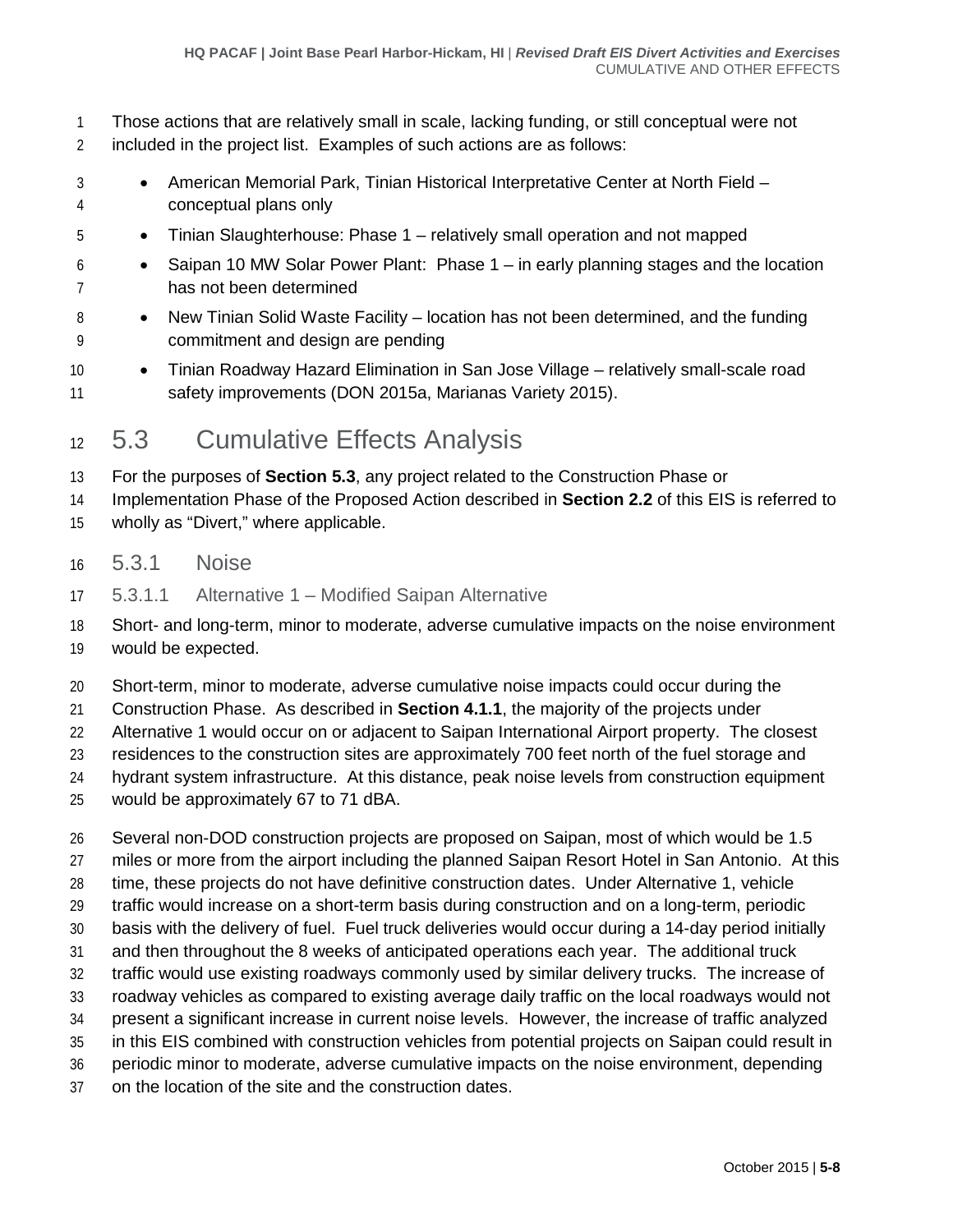Those actions that are relatively small in scale, lacking funding, or still conceptual were not included in the project list. Examples of such actions are as follows:

- American Memorial Park, Tinian Historical Interpretative Center at North Field – conceptual plans only
- Tinian Slaughterhouse: Phase 1 – relatively small operation and not mapped
- Saipan 10 MW Solar Power Plant: Phase 1 – in early planning stages and the location has not been determined
- New Tinian Solid Waste Facility – location has not been determined, and the funding commitment and design are pending
- Tinian Roadway Hazard Elimination in San Jose Village – relatively small-scale road safety improvements (DON 2015a, Marianas Variety 2015).

## 5.3 Cumulative Effects Analysis

For the purposes of **Section 5.3**, any project related to the Construction Phase or Implementation Phase of the Proposed Action described in **Section 2.2** of this EIS is referred to wholly as "Divert," where applicable.

### 5.3.1 Noise

#### 5.3.1.1 Alternative 1 – Modified Saipan Alternative

Short- and long-term, minor to moderate, adverse cumulative impacts on the noise environment would be expected.

Short-term, minor to moderate, adverse cumulative noise impacts could occur during the Construction Phase. As described in **Section 4.1.1**, the majority of the projects under Alternative 1 would occur on or adjacent to Saipan International Airport property. The closest residences to the construction sites are approximately 700 feet north of the fuel storage and hydrant system infrastructure. At this distance, peak noise levels from construction equipment would be approximately 67 to 71 dBA.

Several non-DOD construction projects are proposed on Saipan, most of which would be 1.5 miles or more from the airport including the planned Saipan Resort Hotel in San Antonio. At this time, these projects do not have definitive construction dates. Under Alternative 1, vehicle traffic would increase on a short-term basis during construction and on a long-term, periodic basis with the delivery of fuel. Fuel truck deliveries would occur during a 14-day period initially and then throughout the 8 weeks of anticipated operations each year. The additional truck traffic would use existing roadways commonly used by similar delivery trucks. The increase of roadway vehicles as compared to existing average daily traffic on the local roadways would not present a significant increase in current noise levels. However, the increase of traffic analyzed in this EIS combined with construction vehicles from potential projects on Saipan could result in periodic minor to moderate, adverse cumulative impacts on the noise environment, depending on the location of the site and the construction dates.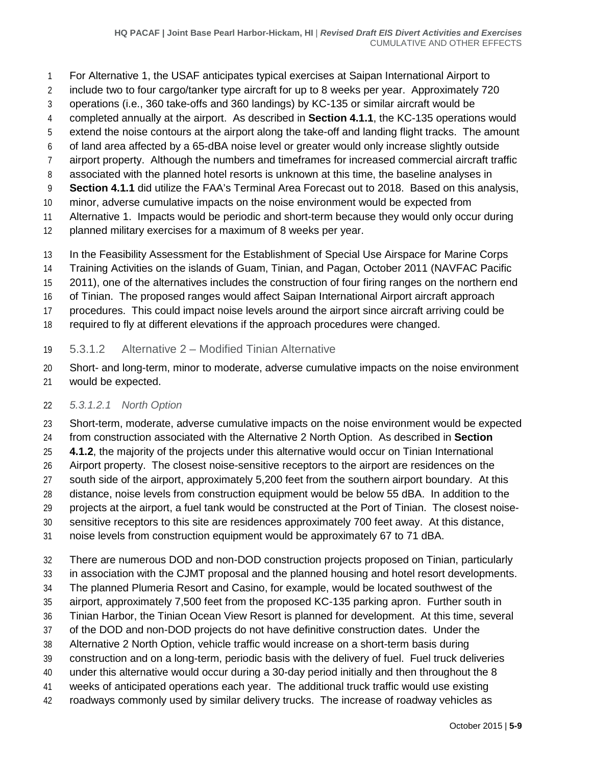For Alternative 1, the USAF anticipates typical exercises at Saipan International Airport to include two to four cargo/tanker type aircraft for up to 8 weeks per year. Approximately 720 operations (i.e., 360 take-offs and 360 landings) by KC-135 or similar aircraft would be completed annually at the airport. As described in **Section 4.1.1**, the KC-135 operations would extend the noise contours at the airport along the take-off and landing flight tracks. The amount of land area affected by a 65-dBA noise level or greater would only increase slightly outside airport property. Although the numbers and timeframes for increased commercial aircraft traffic associated with the planned hotel resorts is unknown at this time, the baseline analyses in **Section 4.1.1** did utilize the FAA's Terminal Area Forecast out to 2018. Based on this analysis, minor, adverse cumulative impacts on the noise environment would be expected from Alternative 1. Impacts would be periodic and short-term because they would only occur during planned military exercises for a maximum of 8 weeks per year.

In the Feasibility Assessment for the Establishment of Special Use Airspace for Marine Corps Training Activities on the islands of Guam, Tinian, and Pagan, October 2011 (NAVFAC Pacific 2011), one of the alternatives includes the construction of four firing ranges on the northern end of Tinian. The proposed ranges would affect Saipan International Airport aircraft approach procedures. This could impact noise levels around the airport since aircraft arriving could be required to fly at different elevations if the approach procedures were changed.

### 5.3.1.2 Alternative 2 – Modified Tinian Alternative

Short- and long-term, minor to moderate, adverse cumulative impacts on the noise environment would be expected.

#### *5.3.1.2.1 North Option*

Short-term, moderate, adverse cumulative impacts on the noise environment would be expected from construction associated with the Alternative 2 North Option. As described in **Section 4.1.2**, the majority of the projects under this alternative would occur on Tinian International Airport property. The closest noise-sensitive receptors to the airport are residences on the south side of the airport, approximately 5,200 feet from the southern airport boundary. At this distance, noise levels from construction equipment would be below 55 dBA. In addition to the projects at the airport, a fuel tank would be constructed at the Port of Tinian. The closest noise-sensitive receptors to this site are residences approximately 700 feet away. At this distance, noise levels from construction equipment would be approximately 67 to 71 dBA.

There are numerous DOD and non-DOD construction projects proposed on Tinian, particularly in association with the CJMT proposal and the planned housing and hotel resort developments. The planned Plumeria Resort and Casino, for example, would be located southwest of the airport, approximately 7,500 feet from the proposed KC-135 parking apron. Further south in Tinian Harbor, the Tinian Ocean View Resort is planned for development. At this time, several of the DOD and non-DOD projects do not have definitive construction dates. Under the Alternative 2 North Option, vehicle traffic would increase on a short-term basis during construction and on a long-term, periodic basis with the delivery of fuel. Fuel truck deliveries under this alternative would occur during a 30-day period initially and then throughout the 8 weeks of anticipated operations each year. The additional truck traffic would use existing roadways commonly used by similar delivery trucks. The increase of roadway vehicles as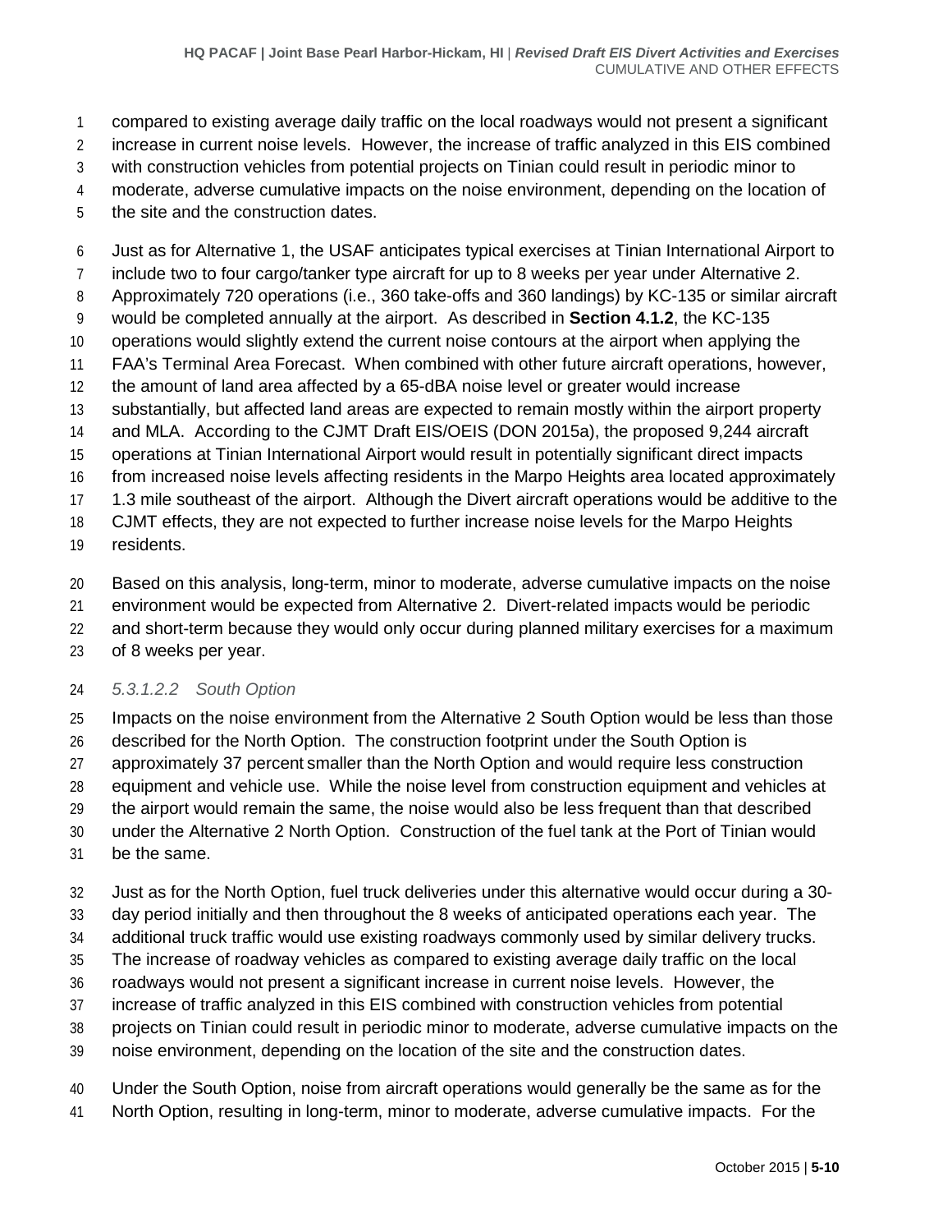compared to existing average daily traffic on the local roadways would not present a significant increase in current noise levels. However, the increase of traffic analyzed in this EIS combined with construction vehicles from potential projects on Tinian could result in periodic minor to moderate, adverse cumulative impacts on the noise environment, depending on the location of the site and the construction dates.

Just as for Alternative 1, the USAF anticipates typical exercises at Tinian International Airport to include two to four cargo/tanker type aircraft for up to 8 weeks per year under Alternative 2. Approximately 720 operations (i.e., 360 take-offs and 360 landings) by KC-135 or similar aircraft would be completed annually at the airport. As described in **Section 4.1.2**, the KC-135 operations would slightly extend the current noise contours at the airport when applying the FAA's Terminal Area Forecast. When combined with other future aircraft operations, however, the amount of land area affected by a 65-dBA noise level or greater would increase substantially, but affected land areas are expected to remain mostly within the airport property and MLA. According to the CJMT Draft EIS/OEIS (DON 2015a), the proposed 9,244 aircraft operations at Tinian International Airport would result in potentially significant direct impacts from increased noise levels affecting residents in the Marpo Heights area located approximately 1.3 mile southeast of the airport. Although the Divert aircraft operations would be additive to the CJMT effects, they are not expected to further increase noise levels for the Marpo Heights residents.

Based on this analysis, long-term, minor to moderate, adverse cumulative impacts on the noise environment would be expected from Alternative 2. Divert-related impacts would be periodic and short-term because they would only occur during planned military exercises for a maximum of 8 weeks per year.

##### *5.3.1.2.2 South Option*

Impacts on the noise environment from the Alternative 2 South Option would be less than those described for the North Option. The construction footprint under the South Option is approximately 37 percent smaller than the North Option and would require less construction equipment and vehicle use. While the noise level from construction equipment and vehicles at the airport would remain the same, the noise would also be less frequent than that described under the Alternative 2 North Option. Construction of the fuel tank at the Port of Tinian would be the same.

Just as for the North Option, fuel truck deliveries under this alternative would occur during a 30-day period initially and then throughout the 8 weeks of anticipated operations each year. The additional truck traffic would use existing roadways commonly used by similar delivery trucks. The increase of roadway vehicles as compared to existing average daily traffic on the local roadways would not present a significant increase in current noise levels. However, the increase of traffic analyzed in this EIS combined with construction vehicles from potential projects on Tinian could result in periodic minor to moderate, adverse cumulative impacts on the noise environment, depending on the location of the site and the construction dates.

Under the South Option, noise from aircraft operations would generally be the same as for the North Option, resulting in long-term, minor to moderate, adverse cumulative impacts. For the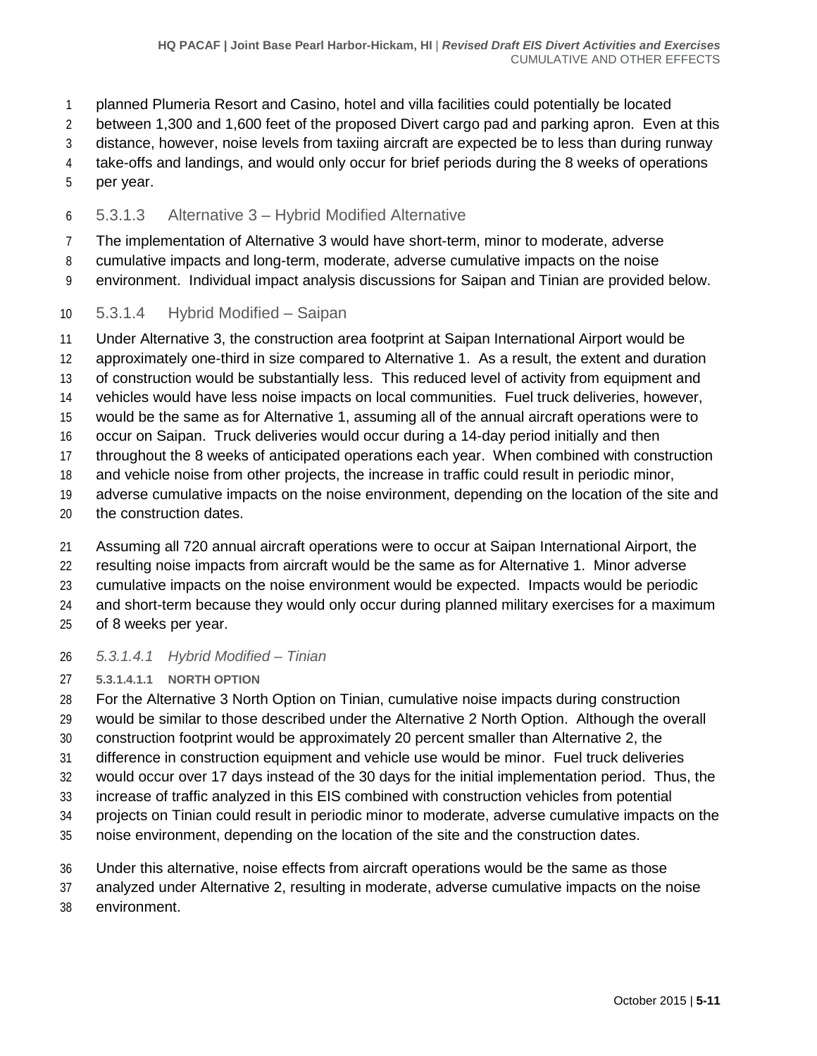planned Plumeria Resort and Casino, hotel and villa facilities could potentially be located between 1,300 and 1,600 feet of the proposed Divert cargo pad and parking apron. Even at this distance, however, noise levels from taxiing aircraft are expected be to less than during runway take-offs and landings, and would only occur for brief periods during the 8 weeks of operations per year.

### 5.3.1.3 Alternative 3 – Hybrid Modified Alternative

The implementation of Alternative 3 would have short-term, minor to moderate, adverse cumulative impacts and long-term, moderate, adverse cumulative impacts on the noise environment. Individual impact analysis discussions for Saipan and Tinian are provided below.

### 5.3.1.4 Hybrid Modified – Saipan

Under Alternative 3, the construction area footprint at Saipan International Airport would be approximately one-third in size compared to Alternative 1. As a result, the extent and duration of construction would be substantially less. This reduced level of activity from equipment and vehicles would have less noise impacts on local communities. Fuel truck deliveries, however, would be the same as for Alternative 1, assuming all of the annual aircraft operations were to occur on Saipan. Truck deliveries would occur during a 14-day period initially and then throughout the 8 weeks of anticipated operations each year. When combined with construction and vehicle noise from other projects, the increase in traffic could result in periodic minor, adverse cumulative impacts on the noise environment, depending on the location of the site and the construction dates.

Assuming all 720 annual aircraft operations were to occur at Saipan International Airport, the resulting noise impacts from aircraft would be the same as for Alternative 1. Minor adverse cumulative impacts on the noise environment would be expected. Impacts would be periodic and short-term because they would only occur during planned military exercises for a maximum of 8 weeks per year.

#### *5.3.1.4.1 Hybrid Modified – Tinian*

##### 5.3.1.4.1.1 NORTH OPTION

For the Alternative 3 North Option on Tinian, cumulative noise impacts during construction would be similar to those described under the Alternative 2 North Option. Although the overall construction footprint would be approximately 20 percent smaller than Alternative 2, the difference in construction equipment and vehicle use would be minor. Fuel truck deliveries would occur over 17 days instead of the 30 days for the initial implementation period. Thus, the increase of traffic analyzed in this EIS combined with construction vehicles from potential projects on Tinian could result in periodic minor to moderate, adverse cumulative impacts on the noise environment, depending on the location of the site and the construction dates.

Under this alternative, noise effects from aircraft operations would be the same as those analyzed under Alternative 2, resulting in moderate, adverse cumulative impacts on the noise environment.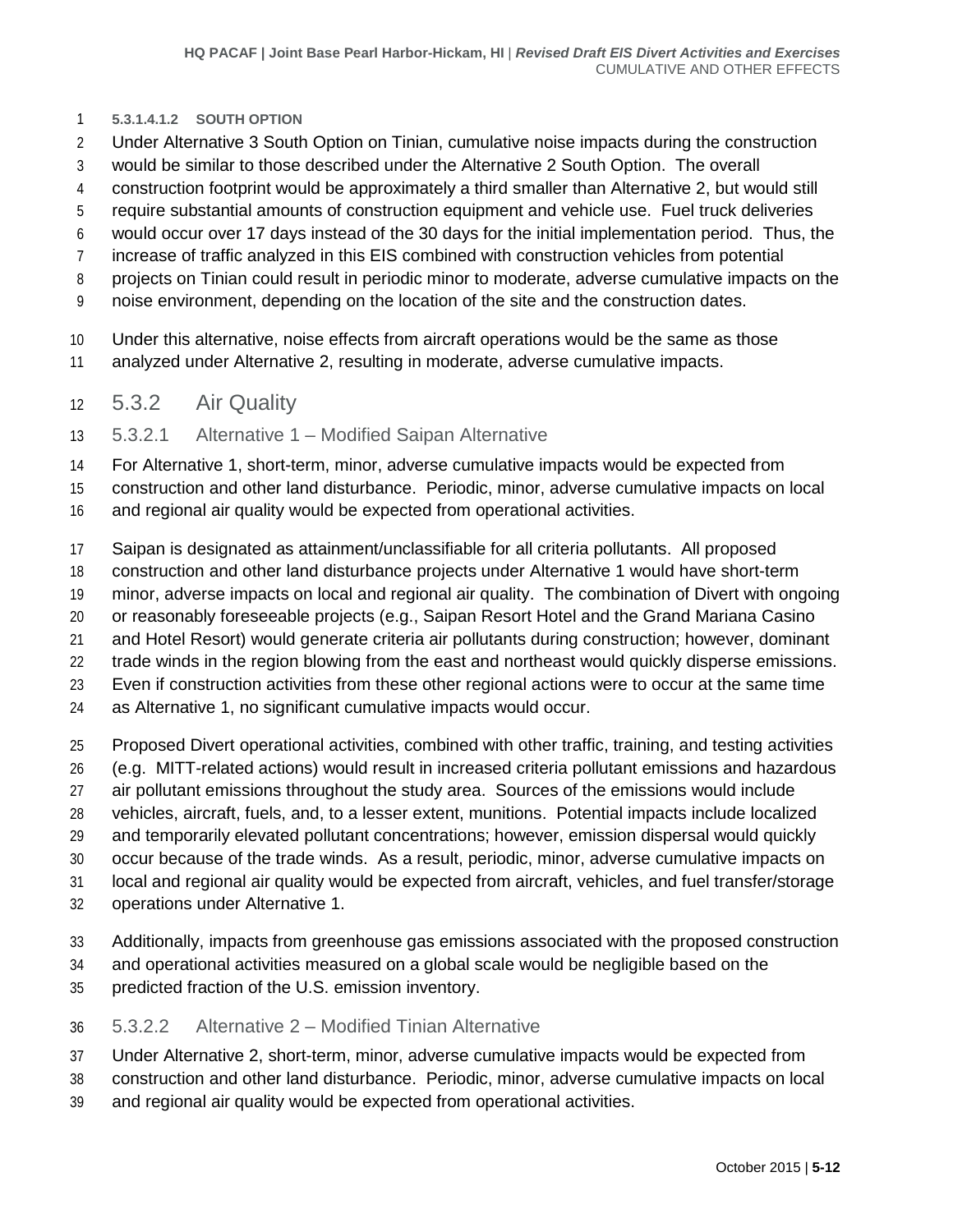##### 5.3.1.4.1.2 SOUTH OPTION

Under Alternative 3 South Option on Tinian, cumulative noise impacts during the construction would be similar to those described under the Alternative 2 South Option. The overall construction footprint would be approximately a third smaller than Alternative 2, but would still require substantial amounts of construction equipment and vehicle use. Fuel truck deliveries would occur over 17 days instead of the 30 days for the initial implementation period. Thus, the increase of traffic analyzed in this EIS combined with construction vehicles from potential projects on Tinian could result in periodic minor to moderate, adverse cumulative impacts on the noise environment, depending on the location of the site and the construction dates.

Under this alternative, noise effects from aircraft operations would be the same as those analyzed under Alternative 2, resulting in moderate, adverse cumulative impacts.

## 5.3.2 Air Quality

### 5.3.2.1 Alternative 1 – Modified Saipan Alternative

For Alternative 1, short-term, minor, adverse cumulative impacts would be expected from construction and other land disturbance. Periodic, minor, adverse cumulative impacts on local and regional air quality would be expected from operational activities.

Saipan is designated as attainment/unclassifiable for all criteria pollutants. All proposed construction and other land disturbance projects under Alternative 1 would have short-term minor, adverse impacts on local and regional air quality. The combination of Divert with ongoing or reasonably foreseeable projects (e.g., Saipan Resort Hotel and the Grand Mariana Casino and Hotel Resort) would generate criteria air pollutants during construction; however, dominant trade winds in the region blowing from the east and northeast would quickly disperse emissions. Even if construction activities from these other regional actions were to occur at the same time as Alternative 1, no significant cumulative impacts would occur.

Proposed Divert operational activities, combined with other traffic, training, and testing activities (e.g. MITT-related actions) would result in increased criteria pollutant emissions and hazardous air pollutant emissions throughout the study area. Sources of the emissions would include vehicles, aircraft, fuels, and, to a lesser extent, munitions. Potential impacts include localized and temporarily elevated pollutant concentrations; however, emission dispersal would quickly occur because of the trade winds. As a result, periodic, minor, adverse cumulative impacts on local and regional air quality would be expected from aircraft, vehicles, and fuel transfer/storage operations under Alternative 1.

Additionally, impacts from greenhouse gas emissions associated with the proposed construction and operational activities measured on a global scale would be negligible based on the predicted fraction of the U.S. emission inventory.

### 5.3.2.2 Alternative 2 – Modified Tinian Alternative

Under Alternative 2, short-term, minor, adverse cumulative impacts would be expected from construction and other land disturbance. Periodic, minor, adverse cumulative impacts on local and regional air quality would be expected from operational activities.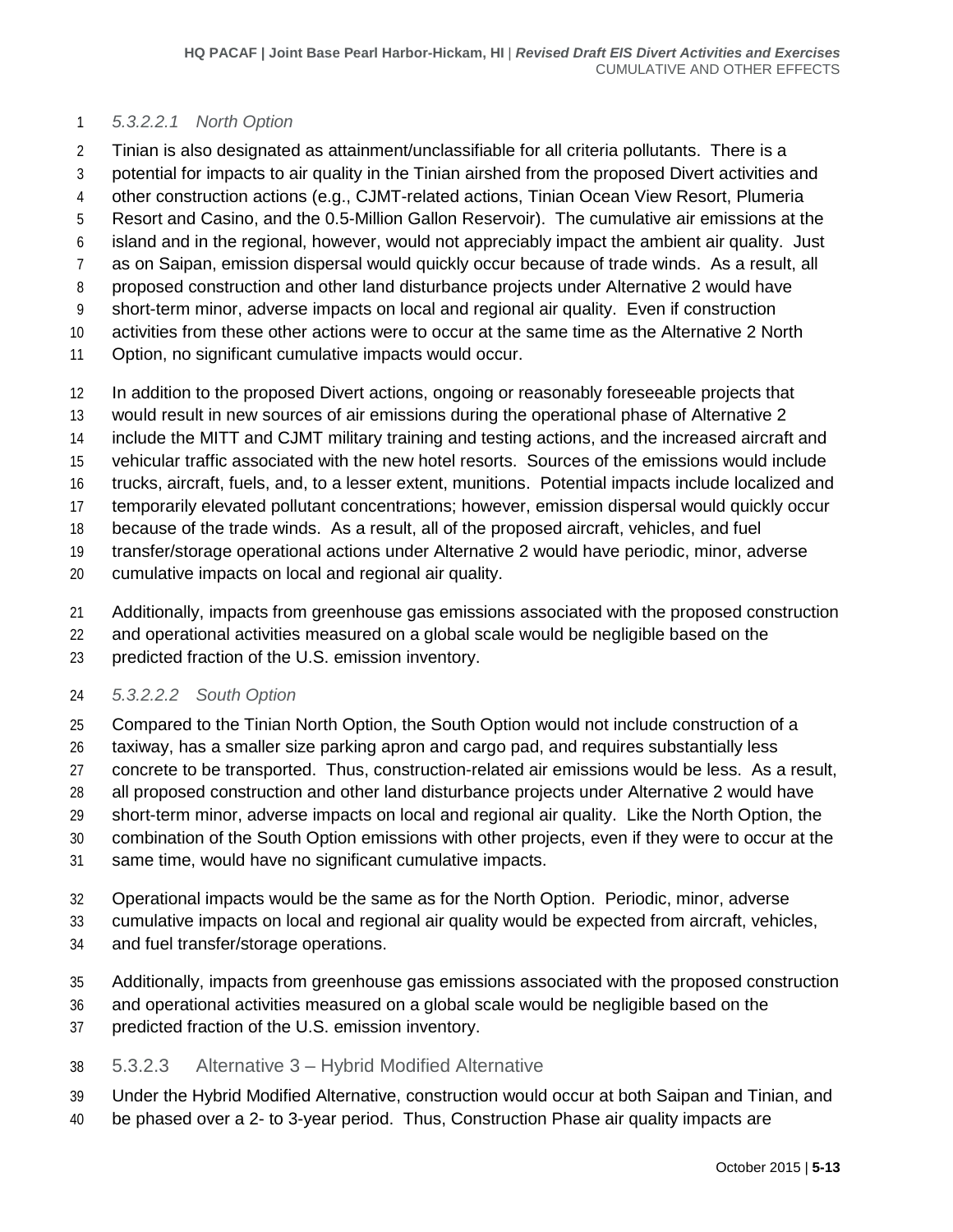##### *5.3.2.2.1 North Option*

Tinian is also designated as attainment/unclassifiable for all criteria pollutants. There is a potential for impacts to air quality in the Tinian airshed from the proposed Divert activities and other construction actions (e.g., CJMT-related actions, Tinian Ocean View Resort, Plumeria Resort and Casino, and the 0.5-Million Gallon Reservoir). The cumulative air emissions at the island and in the regional, however, would not appreciably impact the ambient air quality. Just as on Saipan, emission dispersal would quickly occur because of trade winds. As a result, all proposed construction and other land disturbance projects under Alternative 2 would have short-term minor, adverse impacts on local and regional air quality. Even if construction activities from these other actions were to occur at the same time as the Alternative 2 North Option, no significant cumulative impacts would occur.

In addition to the proposed Divert actions, ongoing or reasonably foreseeable projects that would result in new sources of air emissions during the operational phase of Alternative 2 include the MITT and CJMT military training and testing actions, and the increased aircraft and vehicular traffic associated with the new hotel resorts. Sources of the emissions would include trucks, aircraft, fuels, and, to a lesser extent, munitions. Potential impacts include localized and temporarily elevated pollutant concentrations; however, emission dispersal would quickly occur because of the trade winds. As a result, all of the proposed aircraft, vehicles, and fuel transfer/storage operational actions under Alternative 2 would have periodic, minor, adverse cumulative impacts on local and regional air quality.

Additionally, impacts from greenhouse gas emissions associated with the proposed construction and operational activities measured on a global scale would be negligible based on the predicted fraction of the U.S. emission inventory.

##### *5.3.2.2.2 South Option*

Compared to the Tinian North Option, the South Option would not include construction of a taxiway, has a smaller size parking apron and cargo pad, and requires substantially less concrete to be transported. Thus, construction-related air emissions would be less. As a result, all proposed construction and other land disturbance projects under Alternative 2 would have short-term minor, adverse impacts on local and regional air quality. Like the North Option, the combination of the South Option emissions with other projects, even if they were to occur at the same time, would have no significant cumulative impacts.

Operational impacts would be the same as for the North Option. Periodic, minor, adverse cumulative impacts on local and regional air quality would be expected from aircraft, vehicles, and fuel transfer/storage operations.

Additionally, impacts from greenhouse gas emissions associated with the proposed construction and operational activities measured on a global scale would be negligible based on the predicted fraction of the U.S. emission inventory.

#### 5.3.2.3 Alternative 3 – Hybrid Modified Alternative

Under the Hybrid Modified Alternative, construction would occur at both Saipan and Tinian, and be phased over a 2- to 3-year period. Thus, Construction Phase air quality impacts are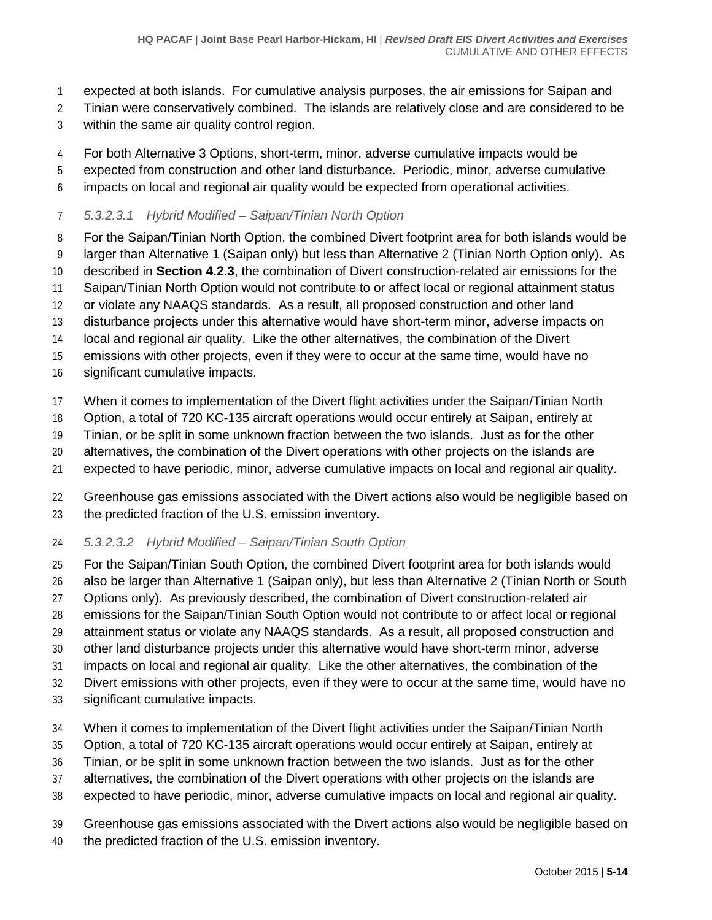expected at both islands. For cumulative analysis purposes, the air emissions for Saipan and Tinian were conservatively combined. The islands are relatively close and are considered to be within the same air quality control region.

For both Alternative 3 Options, short-term, minor, adverse cumulative impacts would be expected from construction and other land disturbance. Periodic, minor, adverse cumulative impacts on local and regional air quality would be expected from operational activities.

#### *5.3.2.3.1 Hybrid Modified – Saipan/Tinian North Option*

For the Saipan/Tinian North Option, the combined Divert footprint area for both islands would be larger than Alternative 1 (Saipan only) but less than Alternative 2 (Tinian North Option only). As described in **Section 4.2.3**, the combination of Divert construction-related air emissions for the Saipan/Tinian North Option would not contribute to or affect local or regional attainment status or violate any NAAQS standards. As a result, all proposed construction and other land disturbance projects under this alternative would have short-term minor, adverse impacts on local and regional air quality. Like the other alternatives, the combination of the Divert emissions with other projects, even if they were to occur at the same time, would have no significant cumulative impacts.

When it comes to implementation of the Divert flight activities under the Saipan/Tinian North Option, a total of 720 KC-135 aircraft operations would occur entirely at Saipan, entirely at Tinian, or be split in some unknown fraction between the two islands. Just as for the other alternatives, the combination of the Divert operations with other projects on the islands are expected to have periodic, minor, adverse cumulative impacts on local and regional air quality.

Greenhouse gas emissions associated with the Divert actions also would be negligible based on the predicted fraction of the U.S. emission inventory.

#### *5.3.2.3.2 Hybrid Modified – Saipan/Tinian South Option*

For the Saipan/Tinian South Option, the combined Divert footprint area for both islands would also be larger than Alternative 1 (Saipan only), but less than Alternative 2 (Tinian North or South Options only). As previously described, the combination of Divert construction-related air emissions for the Saipan/Tinian South Option would not contribute to or affect local or regional attainment status or violate any NAAQS standards. As a result, all proposed construction and other land disturbance projects under this alternative would have short-term minor, adverse impacts on local and regional air quality. Like the other alternatives, the combination of the Divert emissions with other projects, even if they were to occur at the same time, would have no significant cumulative impacts.

When it comes to implementation of the Divert flight activities under the Saipan/Tinian North Option, a total of 720 KC-135 aircraft operations would occur entirely at Saipan, entirely at Tinian, or be split in some unknown fraction between the two islands. Just as for the other alternatives, the combination of the Divert operations with other projects on the islands are expected to have periodic, minor, adverse cumulative impacts on local and regional air quality.

Greenhouse gas emissions associated with the Divert actions also would be negligible based on the predicted fraction of the U.S. emission inventory.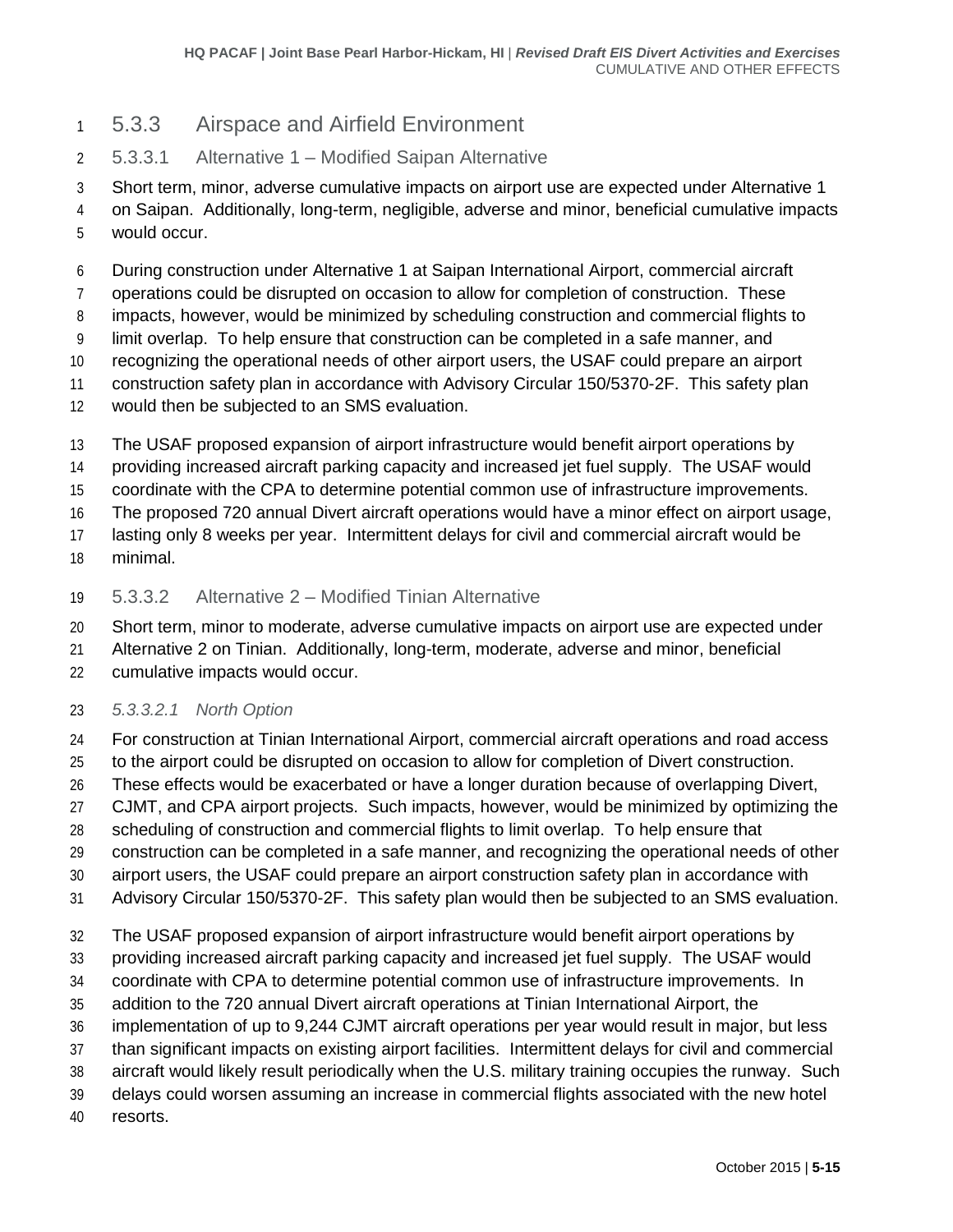## 5.3.3 Airspace and Airfield Environment

### 5.3.3.1 Alternative 1 – Modified Saipan Alternative

Short term, minor, adverse cumulative impacts on airport use are expected under Alternative 1 on Saipan. Additionally, long-term, negligible, adverse and minor, beneficial cumulative impacts would occur.

During construction under Alternative 1 at Saipan International Airport, commercial aircraft operations could be disrupted on occasion to allow for completion of construction. These impacts, however, would be minimized by scheduling construction and commercial flights to limit overlap. To help ensure that construction can be completed in a safe manner, and recognizing the operational needs of other airport users, the USAF could prepare an airport construction safety plan in accordance with Advisory Circular 150/5370-2F. This safety plan would then be subjected to an SMS evaluation.

The USAF proposed expansion of airport infrastructure would benefit airport operations by providing increased aircraft parking capacity and increased jet fuel supply. The USAF would coordinate with the CPA to determine potential common use of infrastructure improvements. The proposed 720 annual Divert aircraft operations would have a minor effect on airport usage, lasting only 8 weeks per year. Intermittent delays for civil and commercial aircraft would be minimal.

### 5.3.3.2 Alternative 2 – Modified Tinian Alternative

Short term, minor to moderate, adverse cumulative impacts on airport use are expected under Alternative 2 on Tinian. Additionally, long-term, moderate, adverse and minor, beneficial cumulative impacts would occur.

#### *5.3.3.2.1 North Option*

For construction at Tinian International Airport, commercial aircraft operations and road access to the airport could be disrupted on occasion to allow for completion of Divert construction. These effects would be exacerbated or have a longer duration because of overlapping Divert, CJMT, and CPA airport projects. Such impacts, however, would be minimized by optimizing the scheduling of construction and commercial flights to limit overlap. To help ensure that construction can be completed in a safe manner, and recognizing the operational needs of other airport users, the USAF could prepare an airport construction safety plan in accordance with Advisory Circular 150/5370-2F. This safety plan would then be subjected to an SMS evaluation.

The USAF proposed expansion of airport infrastructure would benefit airport operations by providing increased aircraft parking capacity and increased jet fuel supply. The USAF would coordinate with CPA to determine potential common use of infrastructure improvements. In addition to the 720 annual Divert aircraft operations at Tinian International Airport, the implementation of up to 9,244 CJMT aircraft operations per year would result in major, but less than significant impacts on existing airport facilities. Intermittent delays for civil and commercial aircraft would likely result periodically when the U.S. military training occupies the runway. Such delays could worsen assuming an increase in commercial flights associated with the new hotel resorts.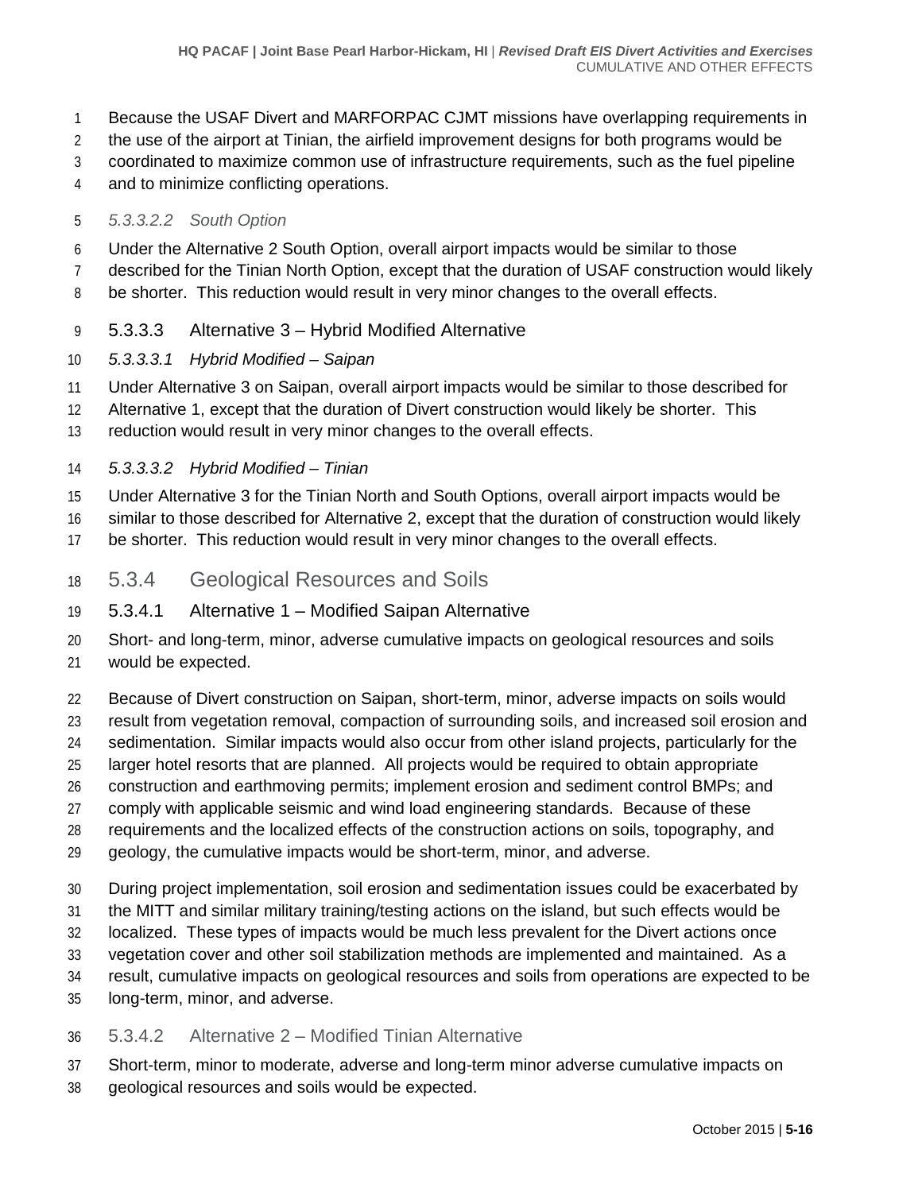Because the USAF Divert and MARFORPAC CJMT missions have overlapping requirements in the use of the airport at Tinian, the airfield improvement designs for both programs would be coordinated to maximize common use of infrastructure requirements, such as the fuel pipeline and to minimize conflicting operations.

###### *5.3.3.2.2 South Option*

Under the Alternative 2 South Option, overall airport impacts would be similar to those described for the Tinian North Option, except that the duration of USAF construction would likely be shorter. This reduction would result in very minor changes to the overall effects.

#### 5.3.3.3 Alternative 3 – Hybrid Modified Alternative

###### *5.3.3.3.1 Hybrid Modified – Saipan*

Under Alternative 3 on Saipan, overall airport impacts would be similar to those described for Alternative 1, except that the duration of Divert construction would likely be shorter. This reduction would result in very minor changes to the overall effects.

###### *5.3.3.3.2 Hybrid Modified – Tinian*

Under Alternative 3 for the Tinian North and South Options, overall airport impacts would be similar to those described for Alternative 2, except that the duration of construction would likely be shorter. This reduction would result in very minor changes to the overall effects.

### 5.3.4 Geological Resources and Soils

#### 5.3.4.1 Alternative 1 – Modified Saipan Alternative

Short- and long-term, minor, adverse cumulative impacts on geological resources and soils would be expected.

Because of Divert construction on Saipan, short-term, minor, adverse impacts on soils would result from vegetation removal, compaction of surrounding soils, and increased soil erosion and sedimentation. Similar impacts would also occur from other island projects, particularly for the larger hotel resorts that are planned. All projects would be required to obtain appropriate construction and earthmoving permits; implement erosion and sediment control BMPs; and comply with applicable seismic and wind load engineering standards. Because of these requirements and the localized effects of the construction actions on soils, topography, and geology, the cumulative impacts would be short-term, minor, and adverse.

During project implementation, soil erosion and sedimentation issues could be exacerbated by the MITT and similar military training/testing actions on the island, but such effects would be localized. These types of impacts would be much less prevalent for the Divert actions once vegetation cover and other soil stabilization methods are implemented and maintained. As a result, cumulative impacts on geological resources and soils from operations are expected to be long-term, minor, and adverse.

#### 5.3.4.2 Alternative 2 – Modified Tinian Alternative

Short-term, minor to moderate, adverse and long-term minor adverse cumulative impacts on geological resources and soils would be expected.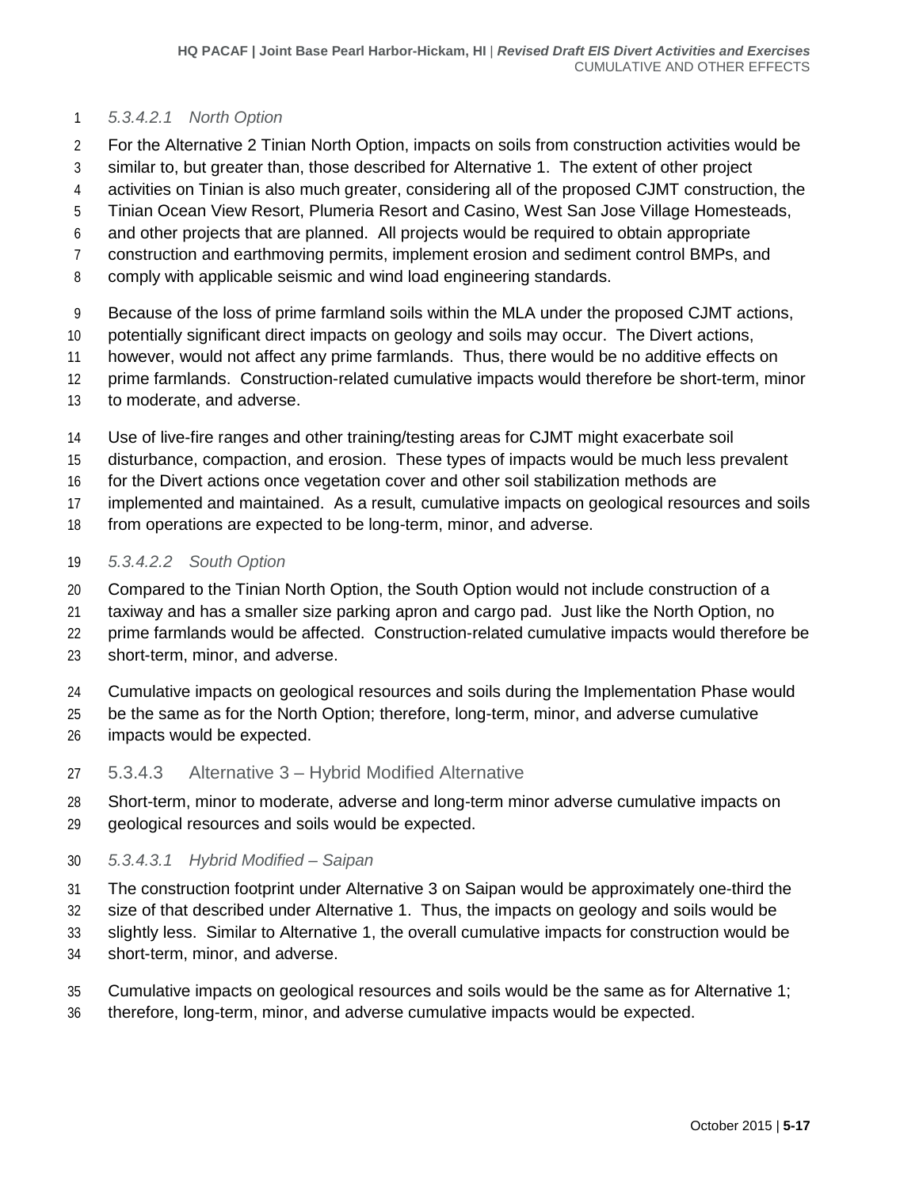##### 5.3.4.2.1 North Option

For the Alternative 2 Tinian North Option, impacts on soils from construction activities would be similar to, but greater than, those described for Alternative 1. The extent of other project activities on Tinian is also much greater, considering all of the proposed CJMT construction, the Tinian Ocean View Resort, Plumeria Resort and Casino, West San Jose Village Homesteads, and other projects that are planned. All projects would be required to obtain appropriate construction and earthmoving permits, implement erosion and sediment control BMPs, and comply with applicable seismic and wind load engineering standards.

Because of the loss of prime farmland soils within the MLA under the proposed CJMT actions, potentially significant direct impacts on geology and soils may occur. The Divert actions, however, would not affect any prime farmlands. Thus, there would be no additive effects on prime farmlands. Construction-related cumulative impacts would therefore be short-term, minor to moderate, and adverse.

Use of live-fire ranges and other training/testing areas for CJMT might exacerbate soil disturbance, compaction, and erosion. These types of impacts would be much less prevalent for the Divert actions once vegetation cover and other soil stabilization methods are implemented and maintained. As a result, cumulative impacts on geological resources and soils from operations are expected to be long-term, minor, and adverse.

##### 5.3.4.2.2 South Option

Compared to the Tinian North Option, the South Option would not include construction of a taxiway and has a smaller size parking apron and cargo pad. Just like the North Option, no prime farmlands would be affected. Construction-related cumulative impacts would therefore be short-term, minor, and adverse.

Cumulative impacts on geological resources and soils during the Implementation Phase would be the same as for the North Option; therefore, long-term, minor, and adverse cumulative impacts would be expected.

#### 5.3.4.3 Alternative 3 – Hybrid Modified Alternative

Short-term, minor to moderate, adverse and long-term minor adverse cumulative impacts on geological resources and soils would be expected.

##### 5.3.4.3.1 Hybrid Modified – Saipan

The construction footprint under Alternative 3 on Saipan would be approximately one-third the size of that described under Alternative 1. Thus, the impacts on geology and soils would be slightly less. Similar to Alternative 1, the overall cumulative impacts for construction would be short-term, minor, and adverse.

Cumulative impacts on geological resources and soils would be the same as for Alternative 1; therefore, long-term, minor, and adverse cumulative impacts would be expected.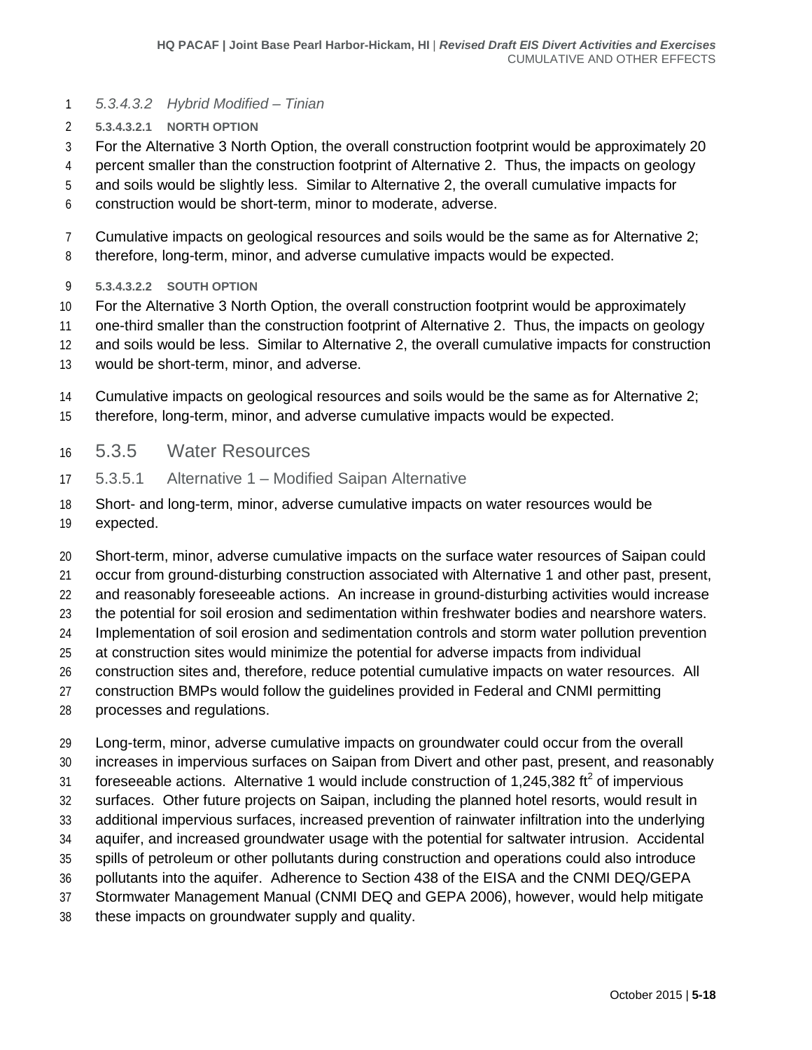##### *5.3.4.3.2 Hybrid Modified – Tinian*

###### 5.3.4.3.2.1 NORTH OPTION

For the Alternative 3 North Option, the overall construction footprint would be approximately 20 percent smaller than the construction footprint of Alternative 2. Thus, the impacts on geology and soils would be slightly less. Similar to Alternative 2, the overall cumulative impacts for construction would be short-term, minor to moderate, adverse.

Cumulative impacts on geological resources and soils would be the same as for Alternative 2; therefore, long-term, minor, and adverse cumulative impacts would be expected.

###### 5.3.4.3.2.2 SOUTH OPTION

For the Alternative 3 North Option, the overall construction footprint would be approximately one-third smaller than the construction footprint of Alternative 2. Thus, the impacts on geology and soils would be less. Similar to Alternative 2, the overall cumulative impacts for construction would be short-term, minor, and adverse.

Cumulative impacts on geological resources and soils would be the same as for Alternative 2; therefore, long-term, minor, and adverse cumulative impacts would be expected.

## 5.3.5 Water Resources

### 5.3.5.1 Alternative 1 – Modified Saipan Alternative

Short- and long-term, minor, adverse cumulative impacts on water resources would be expected.

Short-term, minor, adverse cumulative impacts on the surface water resources of Saipan could occur from ground-disturbing construction associated with Alternative 1 and other past, present, and reasonably foreseeable actions. An increase in ground-disturbing activities would increase the potential for soil erosion and sedimentation within freshwater bodies and nearshore waters. Implementation of soil erosion and sedimentation controls and storm water pollution prevention at construction sites would minimize the potential for adverse impacts from individual construction sites and, therefore, reduce potential cumulative impacts on water resources. All construction BMPs would follow the guidelines provided in Federal and CNMI permitting processes and regulations.

Long-term, minor, adverse cumulative impacts on groundwater could occur from the overall increases in impervious surfaces on Saipan from Divert and other past, present, and reasonably foreseeable actions. Alternative 1 would include construction of 1,245,382 $ft^2$ of impervious surfaces. Other future projects on Saipan, including the planned hotel resorts, would result in additional impervious surfaces, increased prevention of rainwater infiltration into the underlying aquifer, and increased groundwater usage with the potential for saltwater intrusion. Accidental spills of petroleum or other pollutants during construction and operations could also introduce pollutants into the aquifer. Adherence to Section 438 of the EISA and the CNMI DEQ/GEPA Stormwater Management Manual (CNMI DEQ and GEPA 2006), however, would help mitigate these impacts on groundwater supply and quality.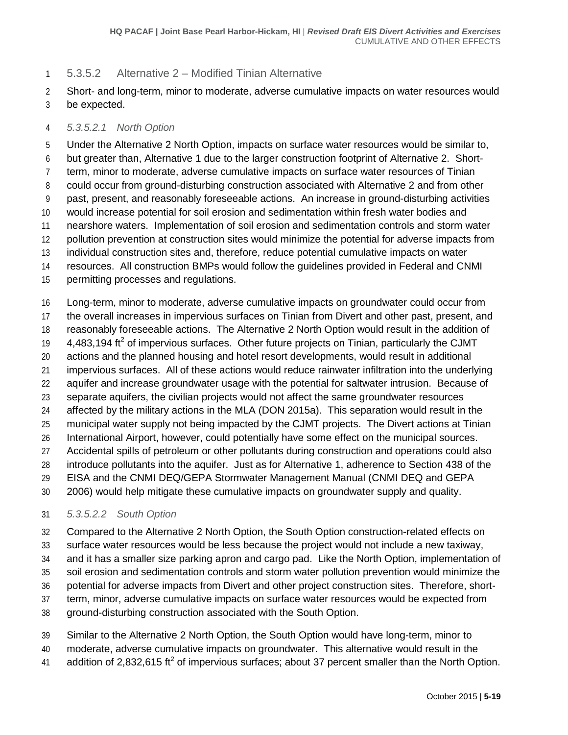### 5.3.5.2 Alternative 2 – Modified Tinian Alternative

Short- and long-term, minor to moderate, adverse cumulative impacts on water resources would be expected.

#### *5.3.5.2.1 North Option*

Under the Alternative 2 North Option, impacts on surface water resources would be similar to, but greater than, Alternative 1 due to the larger construction footprint of Alternative 2. Short-term, minor to moderate, adverse cumulative impacts on surface water resources of Tinian could occur from ground-disturbing construction associated with Alternative 2 and from other past, present, and reasonably foreseeable actions. An increase in ground-disturbing activities would increase potential for soil erosion and sedimentation within fresh water bodies and nearshore waters. Implementation of soil erosion and sedimentation controls and storm water pollution prevention at construction sites would minimize the potential for adverse impacts from individual construction sites and, therefore, reduce potential cumulative impacts on water resources. All construction BMPs would follow the guidelines provided in Federal and CNMI permitting processes and regulations.

Long-term, minor to moderate, adverse cumulative impacts on groundwater could occur from the overall increases in impervious surfaces on Tinian from Divert and other past, present, and reasonably foreseeable actions. The Alternative 2 North Option would result in the addition of 4,483,194 $ft^2$ of impervious surfaces. Other future projects on Tinian, particularly the CJMT actions and the planned housing and hotel resort developments, would result in additional impervious surfaces. All of these actions would reduce rainwater infiltration into the underlying aquifer and increase groundwater usage with the potential for saltwater intrusion. Because of separate aquifers, the civilian projects would not affect the same groundwater resources affected by the military actions in the MLA (DON 2015a). This separation would result in the municipal water supply not being impacted by the CJMT projects. The Divert actions at Tinian International Airport, however, could potentially have some effect on the municipal sources. Accidental spills of petroleum or other pollutants during construction and operations could also introduce pollutants into the aquifer. Just as for Alternative 1, adherence to Section 438 of the EISA and the CNMI DEQ/GEPA Stormwater Management Manual (CNMI DEQ and GEPA 2006) would help mitigate these cumulative impacts on groundwater supply and quality.

#### *5.3.5.2.2 South Option*

Compared to the Alternative 2 North Option, the South Option construction-related effects on surface water resources would be less because the project would not include a new taxiway, and it has a smaller size parking apron and cargo pad. Like the North Option, implementation of soil erosion and sedimentation controls and storm water pollution prevention would minimize the potential for adverse impacts from Divert and other project construction sites. Therefore, short-term, minor, adverse cumulative impacts on surface water resources would be expected from ground-disturbing construction associated with the South Option.

Similar to the Alternative 2 North Option, the South Option would have long-term, minor to moderate, adverse cumulative impacts on groundwater. This alternative would result in the addition of 2,832,615 $ft^2$ of impervious surfaces; about 37 percent smaller than the North Option.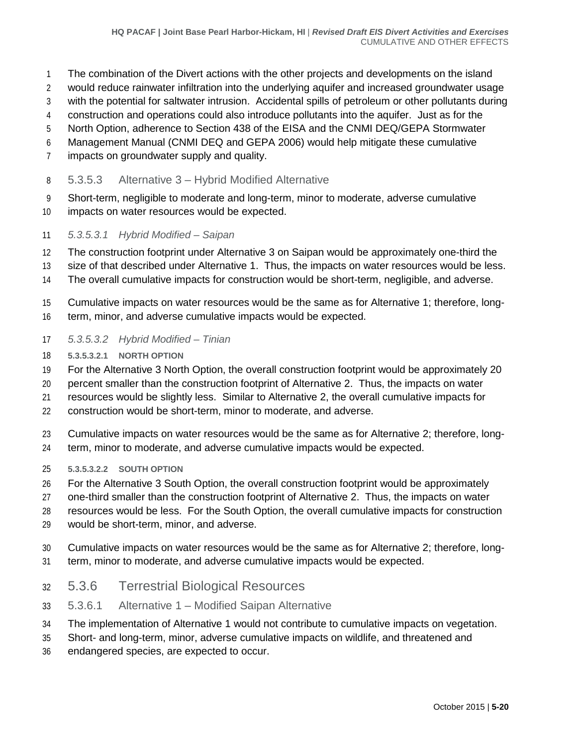The combination of the Divert actions with the other projects and developments on the island would reduce rainwater infiltration into the underlying aquifer and increased groundwater usage with the potential for saltwater intrusion. Accidental spills of petroleum or other pollutants during construction and operations could also introduce pollutants into the aquifer. Just as for the North Option, adherence to Section 438 of the EISA and the CNMI DEQ/GEPA Stormwater Management Manual (CNMI DEQ and GEPA 2006) would help mitigate these cumulative impacts on groundwater supply and quality.

### 5.3.5.3 Alternative 3 – Hybrid Modified Alternative

Short-term, negligible to moderate and long-term, minor to moderate, adverse cumulative impacts on water resources would be expected.

#### *5.3.5.3.1 Hybrid Modified – Saipan*

The construction footprint under Alternative 3 on Saipan would be approximately one-third the size of that described under Alternative 1. Thus, the impacts on water resources would be less. The overall cumulative impacts for construction would be short-term, negligible, and adverse.

Cumulative impacts on water resources would be the same as for Alternative 1; therefore, long-term, minor, and adverse cumulative impacts would be expected.

#### *5.3.5.3.2 Hybrid Modified – Tinian*

##### 5.3.5.3.2.1 NORTH OPTION

For the Alternative 3 North Option, the overall construction footprint would be approximately 20 percent smaller than the construction footprint of Alternative 2. Thus, the impacts on water resources would be slightly less. Similar to Alternative 2, the overall cumulative impacts for construction would be short-term, minor to moderate, and adverse.

Cumulative impacts on water resources would be the same as for Alternative 2; therefore, long-term, minor to moderate, and adverse cumulative impacts would be expected.

##### 5.3.5.3.2.2 SOUTH OPTION

For the Alternative 3 South Option, the overall construction footprint would be approximately one-third smaller than the construction footprint of Alternative 2. Thus, the impacts on water resources would be less. For the South Option, the overall cumulative impacts for construction would be short-term, minor, and adverse.

Cumulative impacts on water resources would be the same as for Alternative 2; therefore, long-term, minor to moderate, and adverse cumulative impacts would be expected.

## 5.3.6 Terrestrial Biological Resources

### 5.3.6.1 Alternative 1 – Modified Saipan Alternative

The implementation of Alternative 1 would not contribute to cumulative impacts on vegetation. Short- and long-term, minor, adverse cumulative impacts on wildlife, and threatened and endangered species, are expected to occur.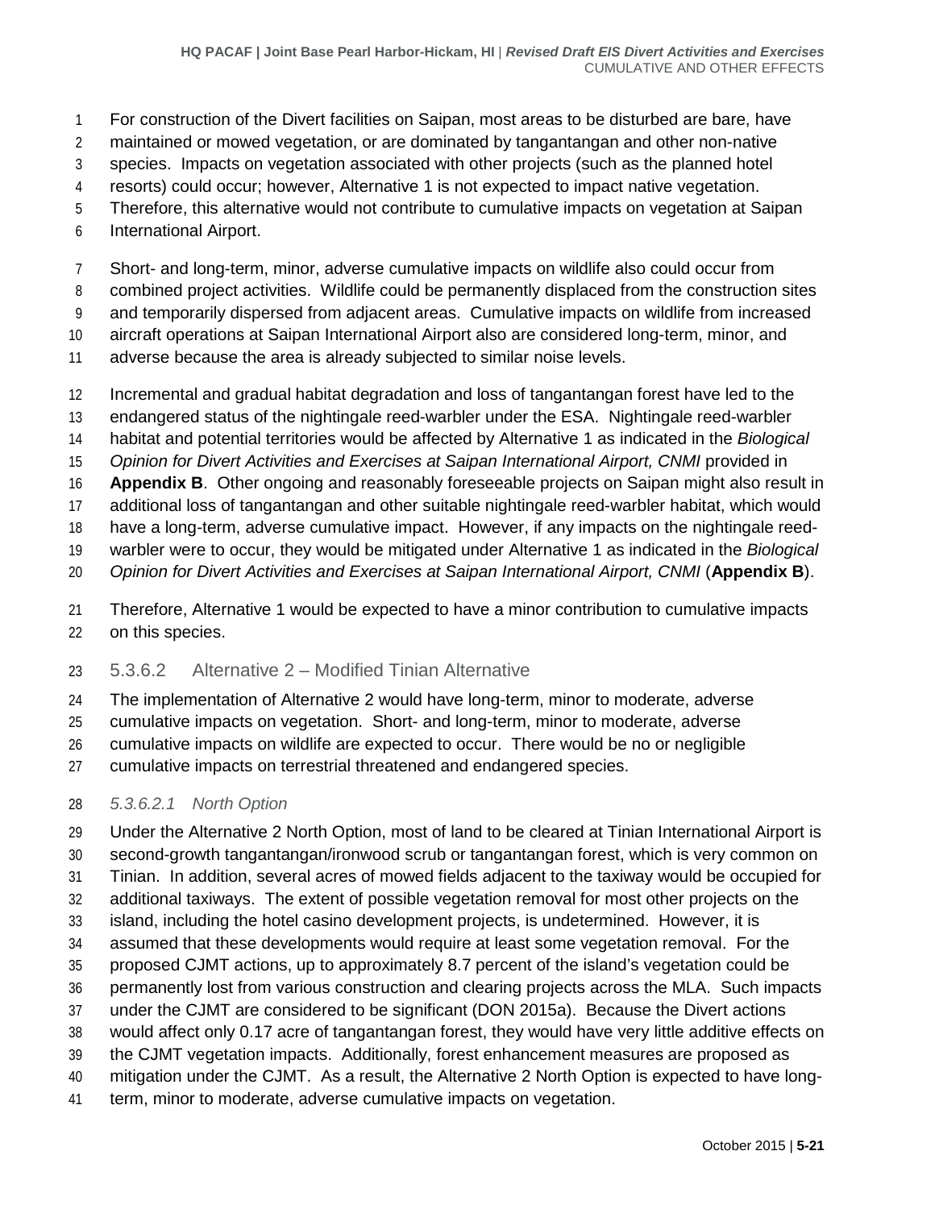For construction of the Divert facilities on Saipan, most areas to be disturbed are bare, have maintained or mowed vegetation, or are dominated by tangantangan and other non-native species. Impacts on vegetation associated with other projects (such as the planned hotel resorts) could occur; however, Alternative 1 is not expected to impact native vegetation. Therefore, this alternative would not contribute to cumulative impacts on vegetation at Saipan International Airport.

Short- and long-term, minor, adverse cumulative impacts on wildlife also could occur from combined project activities. Wildlife could be permanently displaced from the construction sites and temporarily dispersed from adjacent areas. Cumulative impacts on wildlife from increased aircraft operations at Saipan International Airport also are considered long-term, minor, and adverse because the area is already subjected to similar noise levels.

Incremental and gradual habitat degradation and loss of tangantangan forest have led to the endangered status of the nightingale reed-warbler under the ESA. Nightingale reed-warbler habitat and potential territories would be affected by Alternative 1 as indicated in the *Biological Opinion for Divert Activities and Exercises at Saipan International Airport, CNMI* provided in **Appendix B**. Other ongoing and reasonably foreseeable projects on Saipan might also result in additional loss of tangantangan and other suitable nightingale reed-warbler habitat, which would have a long-term, adverse cumulative impact. However, if any impacts on the nightingale reed-warbler were to occur, they would be mitigated under Alternative 1 as indicated in the *Biological Opinion for Divert Activities and Exercises at Saipan International Airport, CNMI* (**Appendix B**).

Therefore, Alternative 1 would be expected to have a minor contribution to cumulative impacts on this species.

### 5.3.6.2 Alternative 2 – Modified Tinian Alternative

The implementation of Alternative 2 would have long-term, minor to moderate, adverse cumulative impacts on vegetation. Short- and long-term, minor to moderate, adverse cumulative impacts on wildlife are expected to occur. There would be no or negligible cumulative impacts on terrestrial threatened and endangered species.

#### *5.3.6.2.1 North Option*

Under the Alternative 2 North Option, most of land to be cleared at Tinian International Airport is second-growth tangantangan/ironwood scrub or tangantangan forest, which is very common on Tinian. In addition, several acres of mowed fields adjacent to the taxiway would be occupied for additional taxiways. The extent of possible vegetation removal for most other projects on the island, including the hotel casino development projects, is undetermined. However, it is assumed that these developments would require at least some vegetation removal. For the proposed CJMT actions, up to approximately 8.7 percent of the island's vegetation could be permanently lost from various construction and clearing projects across the MLA. Such impacts under the CJMT are considered to be significant (DON 2015a). Because the Divert actions would affect only 0.17 acre of tangantangan forest, they would have very little additive effects on the CJMT vegetation impacts. Additionally, forest enhancement measures are proposed as mitigation under the CJMT. As a result, the Alternative 2 North Option is expected to have long-term, minor to moderate, adverse cumulative impacts on vegetation.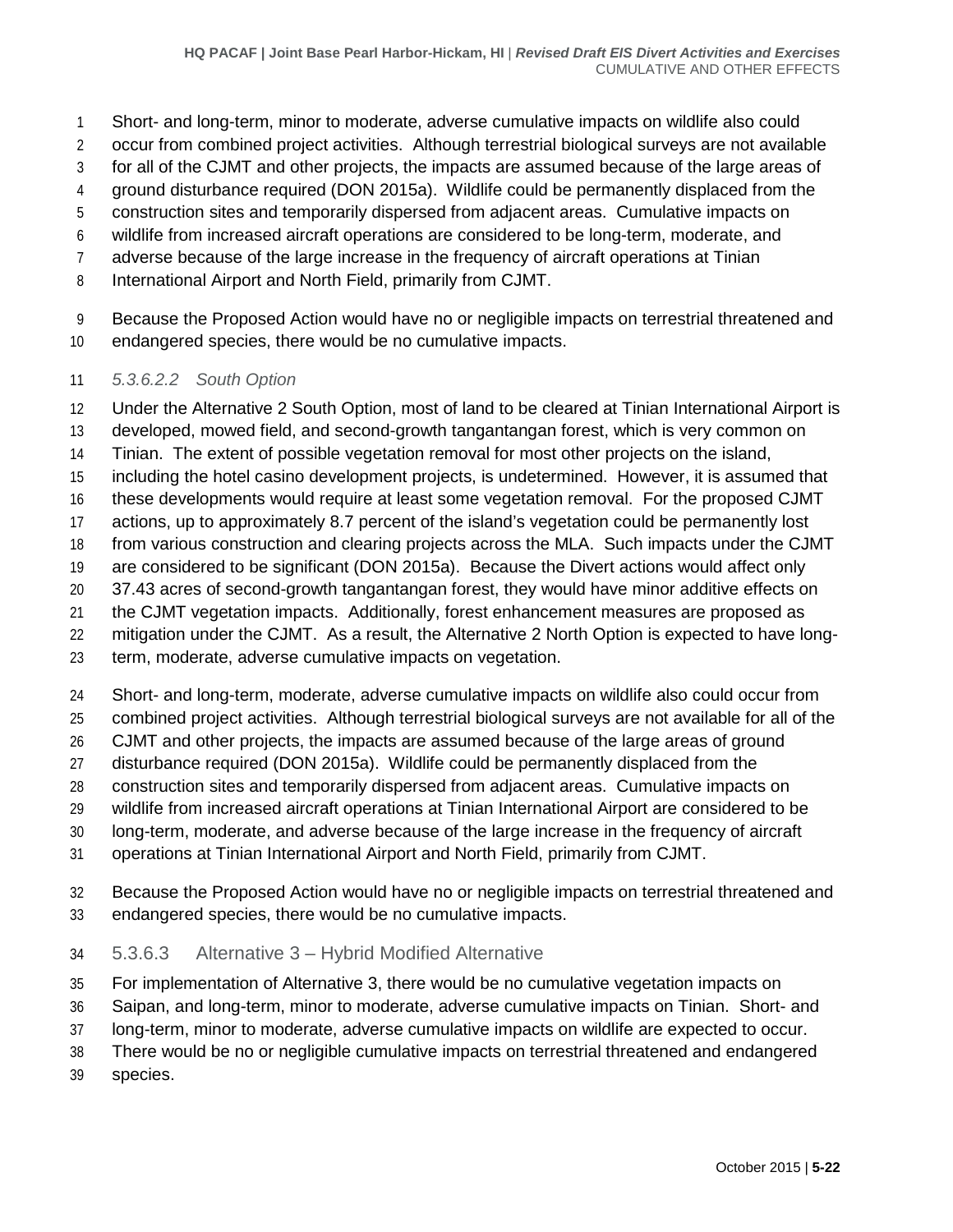Short- and long-term, minor to moderate, adverse cumulative impacts on wildlife also could occur from combined project activities. Although terrestrial biological surveys are not available for all of the CJMT and other projects, the impacts are assumed because of the large areas of ground disturbance required (DON 2015a). Wildlife could be permanently displaced from the construction sites and temporarily dispersed from adjacent areas. Cumulative impacts on wildlife from increased aircraft operations are considered to be long-term, moderate, and adverse because of the large increase in the frequency of aircraft operations at Tinian International Airport and North Field, primarily from CJMT.

Because the Proposed Action would have no or negligible impacts on terrestrial threatened and endangered species, there would be no cumulative impacts.

##### *5.3.6.2.2 South Option*

Under the Alternative 2 South Option, most of land to be cleared at Tinian International Airport is developed, mowed field, and second-growth tangantangan forest, which is very common on Tinian. The extent of possible vegetation removal for most other projects on the island, including the hotel casino development projects, is undetermined. However, it is assumed that these developments would require at least some vegetation removal. For the proposed CJMT actions, up to approximately 8.7 percent of the island's vegetation could be permanently lost from various construction and clearing projects across the MLA. Such impacts under the CJMT are considered to be significant (DON 2015a). Because the Divert actions would affect only 37.43 acres of second-growth tangantangan forest, they would have minor additive effects on the CJMT vegetation impacts. Additionally, forest enhancement measures are proposed as mitigation under the CJMT. As a result, the Alternative 2 North Option is expected to have long-term, moderate, adverse cumulative impacts on vegetation.

Short- and long-term, moderate, adverse cumulative impacts on wildlife also could occur from combined project activities. Although terrestrial biological surveys are not available for all of the CJMT and other projects, the impacts are assumed because of the large areas of ground disturbance required (DON 2015a). Wildlife could be permanently displaced from the construction sites and temporarily dispersed from adjacent areas. Cumulative impacts on wildlife from increased aircraft operations at Tinian International Airport are considered to be long-term, moderate, and adverse because of the large increase in the frequency of aircraft operations at Tinian International Airport and North Field, primarily from CJMT.

Because the Proposed Action would have no or negligible impacts on terrestrial threatened and endangered species, there would be no cumulative impacts.

#### 5.3.6.3 Alternative 3 – Hybrid Modified Alternative

For implementation of Alternative 3, there would be no cumulative vegetation impacts on Saipan, and long-term, minor to moderate, adverse cumulative impacts on Tinian. Short- and long-term, minor to moderate, adverse cumulative impacts on wildlife are expected to occur. There would be no or negligible cumulative impacts on terrestrial threatened and endangered species.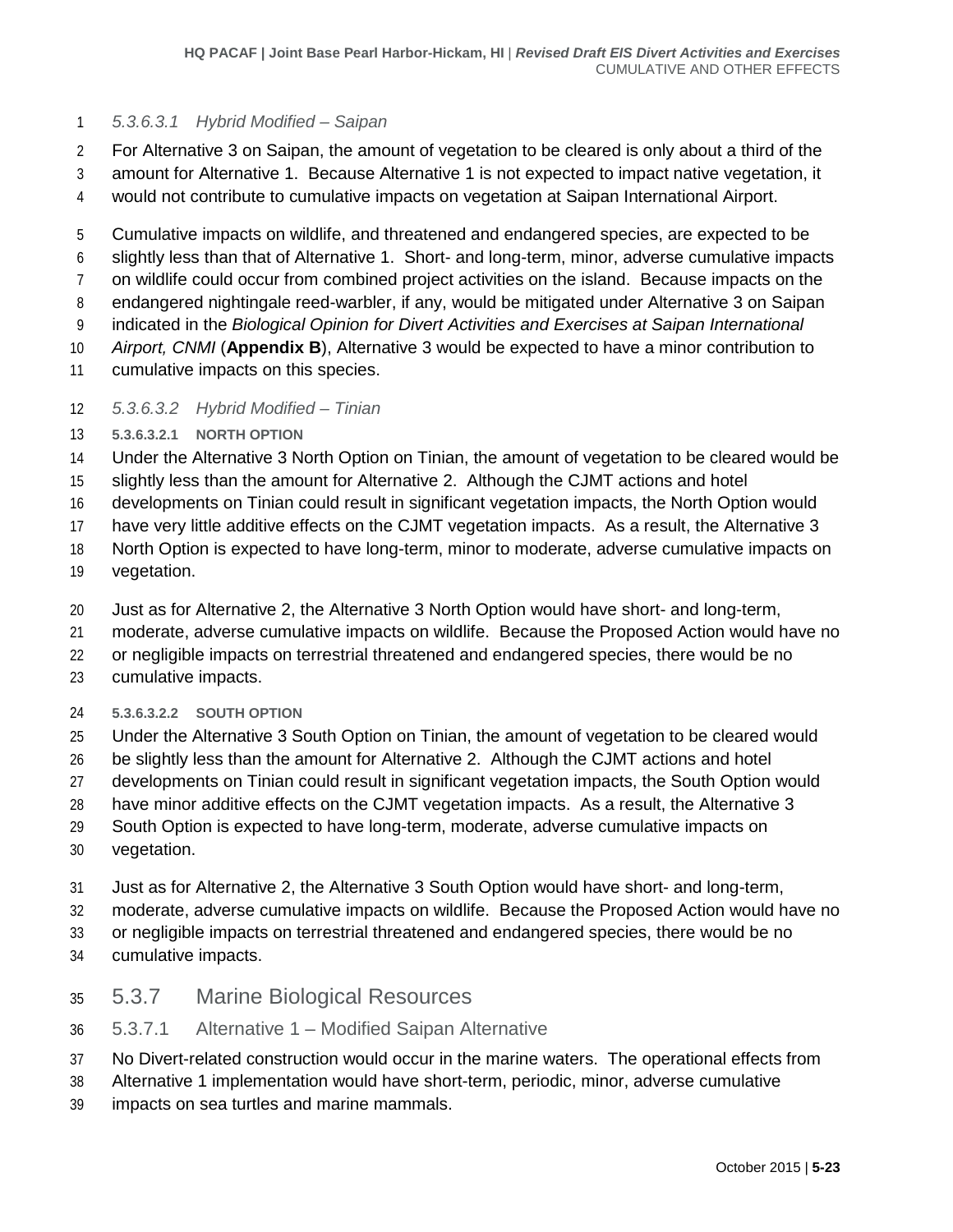##### *5.3.6.3.1 Hybrid Modified – Saipan*

For Alternative 3 on Saipan, the amount of vegetation to be cleared is only about a third of the amount for Alternative 1. Because Alternative 1 is not expected to impact native vegetation, it would not contribute to cumulative impacts on vegetation at Saipan International Airport.

Cumulative impacts on wildlife, and threatened and endangered species, are expected to be slightly less than that of Alternative 1. Short- and long-term, minor, adverse cumulative impacts on wildlife could occur from combined project activities on the island. Because impacts on the endangered nightingale reed-warbler, if any, would be mitigated under Alternative 3 on Saipan indicated in the *Biological Opinion for Divert Activities and Exercises at Saipan International Airport, CNMI* (**Appendix B**), Alternative 3 would be expected to have a minor contribution to cumulative impacts on this species.

##### *5.3.6.3.2 Hybrid Modified – Tinian*

###### 5.3.6.3.2.1 NORTH OPTION

Under the Alternative 3 North Option on Tinian, the amount of vegetation to be cleared would be slightly less than the amount for Alternative 2. Although the CJMT actions and hotel developments on Tinian could result in significant vegetation impacts, the North Option would have very little additive effects on the CJMT vegetation impacts. As a result, the Alternative 3 North Option is expected to have long-term, minor to moderate, adverse cumulative impacts on vegetation.

Just as for Alternative 2, the Alternative 3 North Option would have short- and long-term, moderate, adverse cumulative impacts on wildlife. Because the Proposed Action would have no or negligible impacts on terrestrial threatened and endangered species, there would be no cumulative impacts.

###### 5.3.6.3.2.2 SOUTH OPTION

Under the Alternative 3 South Option on Tinian, the amount of vegetation to be cleared would be slightly less than the amount for Alternative 2. Although the CJMT actions and hotel developments on Tinian could result in significant vegetation impacts, the South Option would have minor additive effects on the CJMT vegetation impacts. As a result, the Alternative 3 South Option is expected to have long-term, moderate, adverse cumulative impacts on vegetation.

Just as for Alternative 2, the Alternative 3 South Option would have short- and long-term, moderate, adverse cumulative impacts on wildlife. Because the Proposed Action would have no or negligible impacts on terrestrial threatened and endangered species, there would be no cumulative impacts.

### 5.3.7 Marine Biological Resources

#### 5.3.7.1 Alternative 1 – Modified Saipan Alternative

No Divert-related construction would occur in the marine waters. The operational effects from Alternative 1 implementation would have short-term, periodic, minor, adverse cumulative impacts on sea turtles and marine mammals.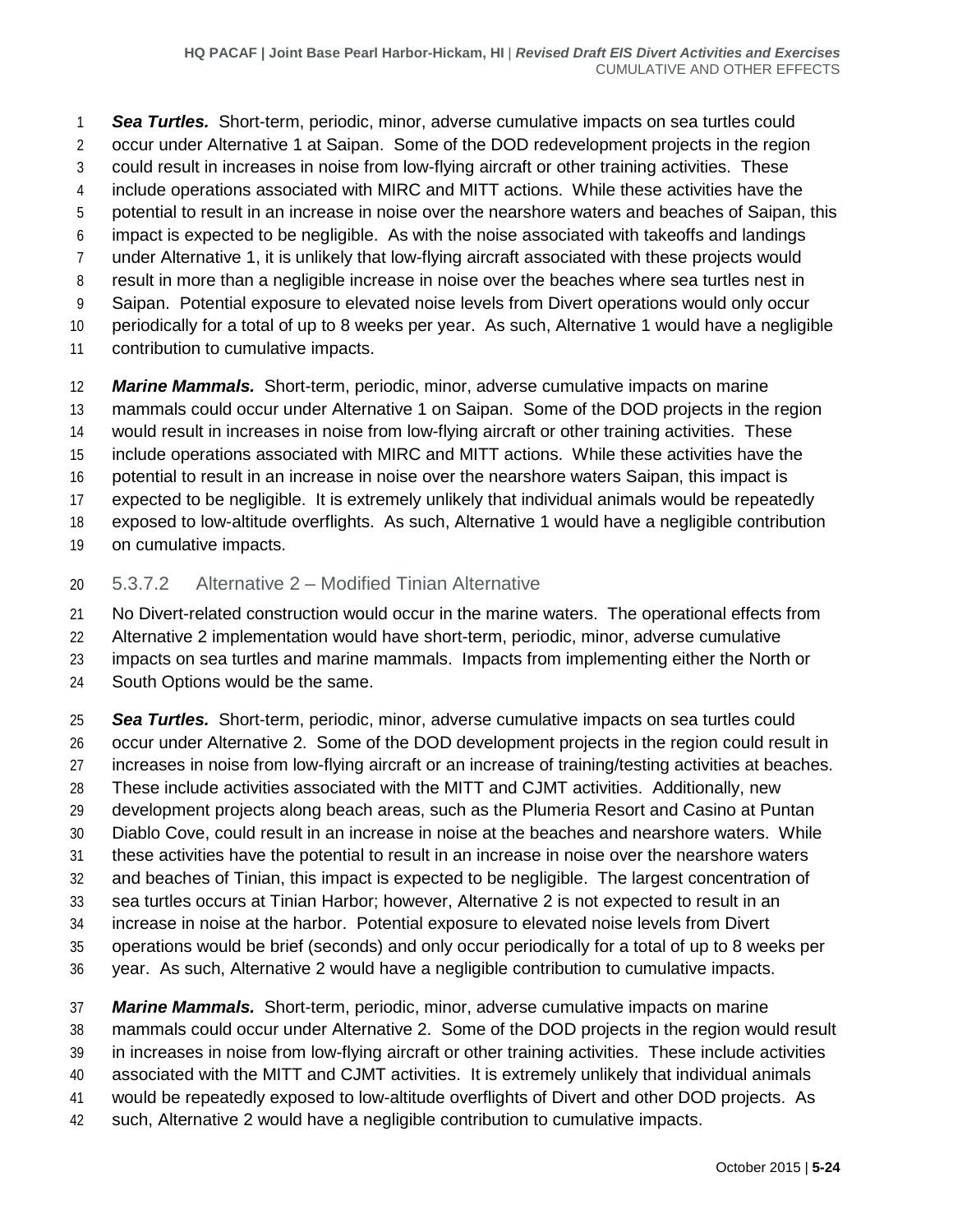***Sea Turtles.*** Short-term, periodic, minor, adverse cumulative impacts on sea turtles could occur under Alternative 1 at Saipan. Some of the DOD redevelopment projects in the region could result in increases in noise from low-flying aircraft or other training activities. These include operations associated with MIRC and MITT actions. While these activities have the potential to result in an increase in noise over the nearshore waters and beaches of Saipan, this impact is expected to be negligible. As with the noise associated with takeoffs and landings under Alternative 1, it is unlikely that low-flying aircraft associated with these projects would result in more than a negligible increase in noise over the beaches where sea turtles nest in Saipan. Potential exposure to elevated noise levels from Divert operations would only occur periodically for a total of up to 8 weeks per year. As such, Alternative 1 would have a negligible contribution to cumulative impacts.

***Marine Mammals.*** Short-term, periodic, minor, adverse cumulative impacts on marine mammals could occur under Alternative 1 on Saipan. Some of the DOD projects in the region would result in increases in noise from low-flying aircraft or other training activities. These include operations associated with MIRC and MITT actions. While these activities have the potential to result in an increase in noise over the nearshore waters Saipan, this impact is expected to be negligible. It is extremely unlikely that individual animals would be repeatedly exposed to low-altitude overflights. As such, Alternative 1 would have a negligible contribution on cumulative impacts.

#### 5.3.7.2 Alternative 2 – Modified Tinian Alternative

No Divert-related construction would occur in the marine waters. The operational effects from Alternative 2 implementation would have short-term, periodic, minor, adverse cumulative impacts on sea turtles and marine mammals. Impacts from implementing either the North or South Options would be the same.

***Sea Turtles.*** Short-term, periodic, minor, adverse cumulative impacts on sea turtles could occur under Alternative 2. Some of the DOD development projects in the region could result in increases in noise from low-flying aircraft or an increase of training/testing activities at beaches. These include activities associated with the MITT and CJMT activities. Additionally, new development projects along beach areas, such as the Plumeria Resort and Casino at Puntan Diablo Cove, could result in an increase in noise at the beaches and nearshore waters. While these activities have the potential to result in an increase in noise over the nearshore waters and beaches of Tinian, this impact is expected to be negligible. The largest concentration of sea turtles occurs at Tinian Harbor; however, Alternative 2 is not expected to result in an increase in noise at the harbor. Potential exposure to elevated noise levels from Divert operations would be brief (seconds) and only occur periodically for a total of up to 8 weeks per year. As such, Alternative 2 would have a negligible contribution to cumulative impacts.

***Marine Mammals.*** Short-term, periodic, minor, adverse cumulative impacts on marine mammals could occur under Alternative 2. Some of the DOD projects in the region would result in increases in noise from low-flying aircraft or other training activities. These include activities associated with the MITT and CJMT activities. It is extremely unlikely that individual animals would be repeatedly exposed to low-altitude overflights of Divert and other DOD projects. As such, Alternative 2 would have a negligible contribution to cumulative impacts.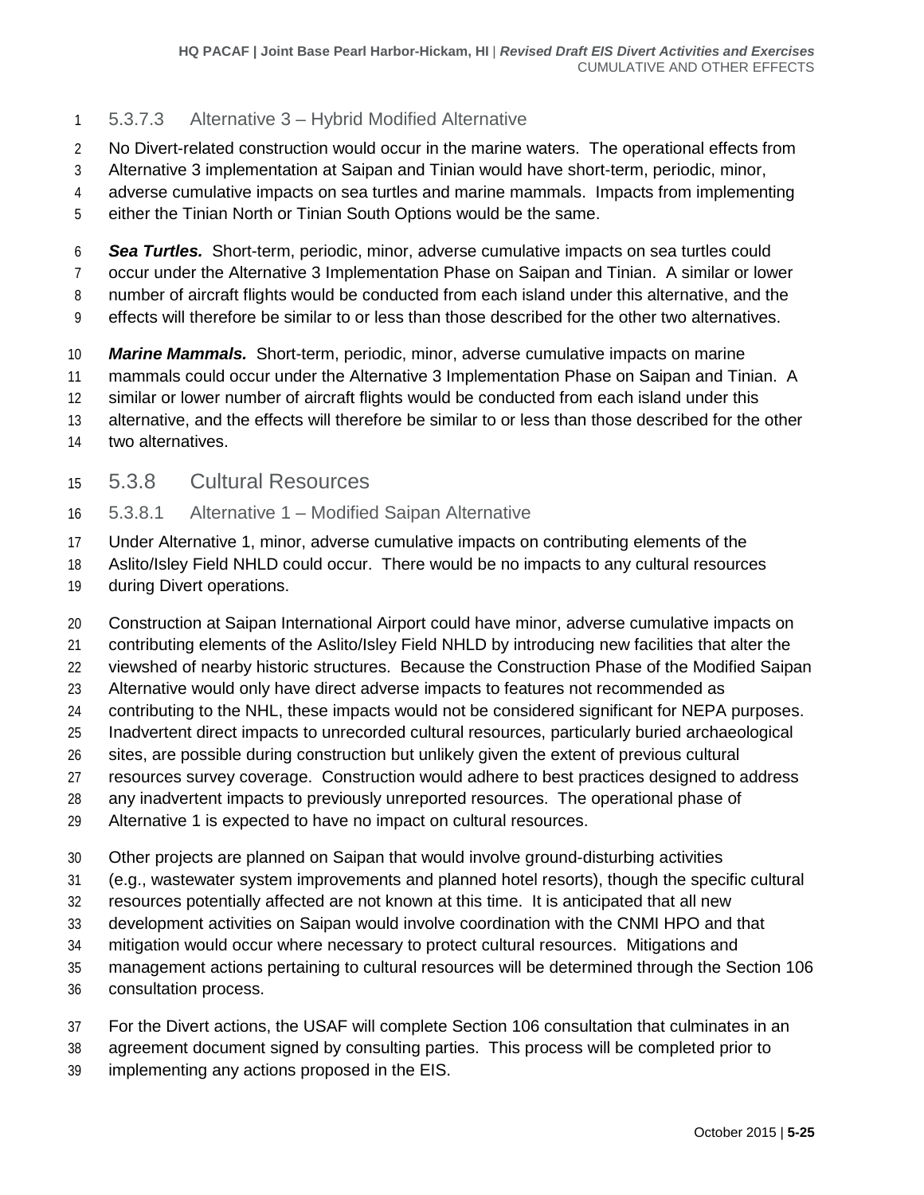#### 5.3.7.3 Alternative 3 – Hybrid Modified Alternative

No Divert-related construction would occur in the marine waters. The operational effects from Alternative 3 implementation at Saipan and Tinian would have short-term, periodic, minor, adverse cumulative impacts on sea turtles and marine mammals. Impacts from implementing either the Tinian North or Tinian South Options would be the same.

***Sea Turtles.*** Short-term, periodic, minor, adverse cumulative impacts on sea turtles could occur under the Alternative 3 Implementation Phase on Saipan and Tinian. A similar or lower number of aircraft flights would be conducted from each island under this alternative, and the effects will therefore be similar to or less than those described for the other two alternatives.

***Marine Mammals.*** Short-term, periodic, minor, adverse cumulative impacts on marine mammals could occur under the Alternative 3 Implementation Phase on Saipan and Tinian. A similar or lower number of aircraft flights would be conducted from each island under this alternative, and the effects will therefore be similar to or less than those described for the other two alternatives.

### 5.3.8 Cultural Resources

#### 5.3.8.1 Alternative 1 – Modified Saipan Alternative

Under Alternative 1, minor, adverse cumulative impacts on contributing elements of the Aslito/Isley Field NHLD could occur. There would be no impacts to any cultural resources during Divert operations.

Construction at Saipan International Airport could have minor, adverse cumulative impacts on contributing elements of the Aslito/Isley Field NHLD by introducing new facilities that alter the viewshed of nearby historic structures. Because the Construction Phase of the Modified Saipan Alternative would only have direct adverse impacts to features not recommended as contributing to the NHL, these impacts would not be considered significant for NEPA purposes. Inadvertent direct impacts to unrecorded cultural resources, particularly buried archaeological sites, are possible during construction but unlikely given the extent of previous cultural resources survey coverage. Construction would adhere to best practices designed to address any inadvertent impacts to previously unreported resources. The operational phase of Alternative 1 is expected to have no impact on cultural resources.

Other projects are planned on Saipan that would involve ground-disturbing activities (e.g., wastewater system improvements and planned hotel resorts), though the specific cultural resources potentially affected are not known at this time. It is anticipated that all new development activities on Saipan would involve coordination with the CNMI HPO and that mitigation would occur where necessary to protect cultural resources. Mitigations and management actions pertaining to cultural resources will be determined through the Section 106 consultation process.

For the Divert actions, the USAF will complete Section 106 consultation that culminates in an agreement document signed by consulting parties. This process will be completed prior to implementing any actions proposed in the EIS.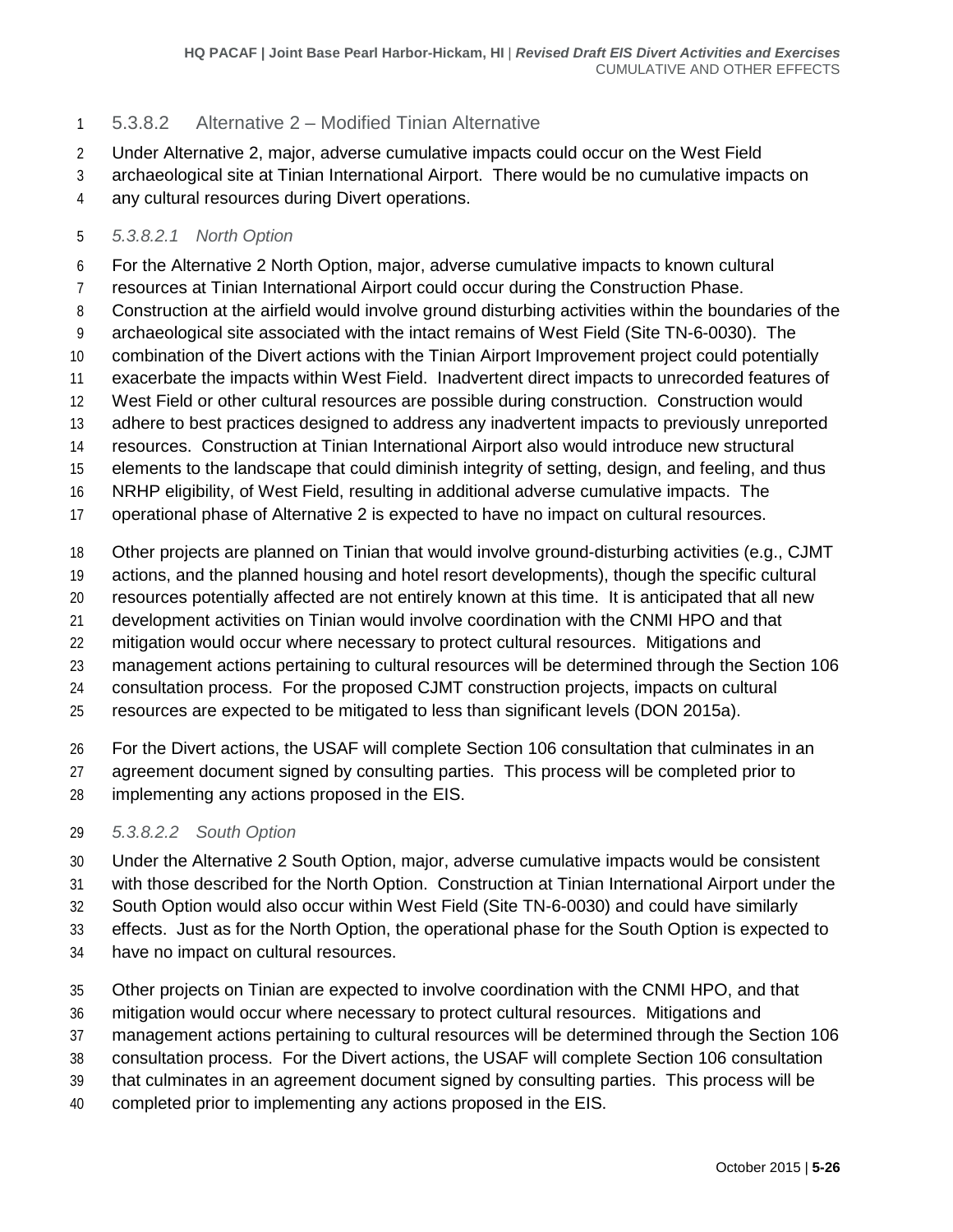### 5.3.8.2 Alternative 2 – Modified Tinian Alternative

Under Alternative 2, major, adverse cumulative impacts could occur on the West Field archaeological site at Tinian International Airport. There would be no cumulative impacts on any cultural resources during Divert operations.

#### *5.3.8.2.1 North Option*

For the Alternative 2 North Option, major, adverse cumulative impacts to known cultural resources at Tinian International Airport could occur during the Construction Phase. Construction at the airfield would involve ground disturbing activities within the boundaries of the archaeological site associated with the intact remains of West Field (Site TN-6-0030). The combination of the Divert actions with the Tinian Airport Improvement project could potentially exacerbate the impacts within West Field. Inadvertent direct impacts to unrecorded features of West Field or other cultural resources are possible during construction. Construction would adhere to best practices designed to address any inadvertent impacts to previously unreported resources. Construction at Tinian International Airport also would introduce new structural elements to the landscape that could diminish integrity of setting, design, and feeling, and thus NRHP eligibility, of West Field, resulting in additional adverse cumulative impacts. The operational phase of Alternative 2 is expected to have no impact on cultural resources.

Other projects are planned on Tinian that would involve ground-disturbing activities (e.g., CJMT actions, and the planned housing and hotel resort developments), though the specific cultural resources potentially affected are not entirely known at this time. It is anticipated that all new development activities on Tinian would involve coordination with the CNMI HPO and that mitigation would occur where necessary to protect cultural resources. Mitigations and management actions pertaining to cultural resources will be determined through the Section 106 consultation process. For the proposed CJMT construction projects, impacts on cultural resources are expected to be mitigated to less than significant levels (DON 2015a).

For the Divert actions, the USAF will complete Section 106 consultation that culminates in an agreement document signed by consulting parties. This process will be completed prior to implementing any actions proposed in the EIS.

#### *5.3.8.2.2 South Option*

Under the Alternative 2 South Option, major, adverse cumulative impacts would be consistent with those described for the North Option. Construction at Tinian International Airport under the South Option would also occur within West Field (Site TN-6-0030) and could have similarly effects. Just as for the North Option, the operational phase for the South Option is expected to have no impact on cultural resources.

Other projects on Tinian are expected to involve coordination with the CNMI HPO, and that mitigation would occur where necessary to protect cultural resources. Mitigations and management actions pertaining to cultural resources will be determined through the Section 106 consultation process. For the Divert actions, the USAF will complete Section 106 consultation that culminates in an agreement document signed by consulting parties. This process will be completed prior to implementing any actions proposed in the EIS.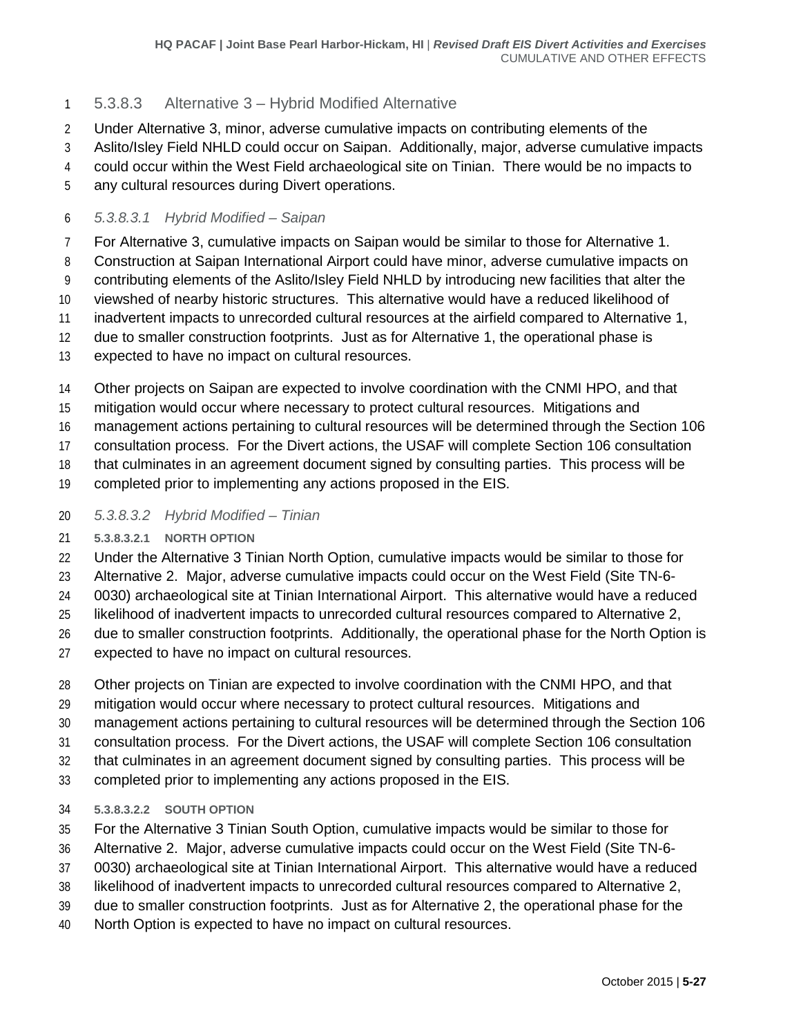### 5.3.8.3 Alternative 3 – Hybrid Modified Alternative

Under Alternative 3, minor, adverse cumulative impacts on contributing elements of the Aslito/Isley Field NHLD could occur on Saipan. Additionally, major, adverse cumulative impacts could occur within the West Field archaeological site on Tinian. There would be no impacts to any cultural resources during Divert operations.

#### *5.3.8.3.1 Hybrid Modified – Saipan*

For Alternative 3, cumulative impacts on Saipan would be similar to those for Alternative 1. Construction at Saipan International Airport could have minor, adverse cumulative impacts on contributing elements of the Aslito/Isley Field NHLD by introducing new facilities that alter the viewshed of nearby historic structures. This alternative would have a reduced likelihood of inadvertent impacts to unrecorded cultural resources at the airfield compared to Alternative 1, due to smaller construction footprints. Just as for Alternative 1, the operational phase is expected to have no impact on cultural resources.

Other projects on Saipan are expected to involve coordination with the CNMI HPO, and that mitigation would occur where necessary to protect cultural resources. Mitigations and management actions pertaining to cultural resources will be determined through the Section 106 consultation process. For the Divert actions, the USAF will complete Section 106 consultation that culminates in an agreement document signed by consulting parties. This process will be completed prior to implementing any actions proposed in the EIS.

#### *5.3.8.3.2 Hybrid Modified – Tinian*

##### 5.3.8.3.2.1 NORTH OPTION

Under the Alternative 3 Tinian North Option, cumulative impacts would be similar to those for Alternative 2. Major, adverse cumulative impacts could occur on the West Field (Site TN-6-0030) archaeological site at Tinian International Airport. This alternative would have a reduced likelihood of inadvertent impacts to unrecorded cultural resources compared to Alternative 2, due to smaller construction footprints. Additionally, the operational phase for the North Option is expected to have no impact on cultural resources.

Other projects on Tinian are expected to involve coordination with the CNMI HPO, and that mitigation would occur where necessary to protect cultural resources. Mitigations and management actions pertaining to cultural resources will be determined through the Section 106 consultation process. For the Divert actions, the USAF will complete Section 106 consultation that culminates in an agreement document signed by consulting parties. This process will be completed prior to implementing any actions proposed in the EIS.

##### 5.3.8.3.2.2 SOUTH OPTION

For the Alternative 3 Tinian South Option, cumulative impacts would be similar to those for Alternative 2. Major, adverse cumulative impacts could occur on the West Field (Site TN-6-0030) archaeological site at Tinian International Airport. This alternative would have a reduced likelihood of inadvertent impacts to unrecorded cultural resources compared to Alternative 2, due to smaller construction footprints. Just as for Alternative 2, the operational phase for the North Option is expected to have no impact on cultural resources.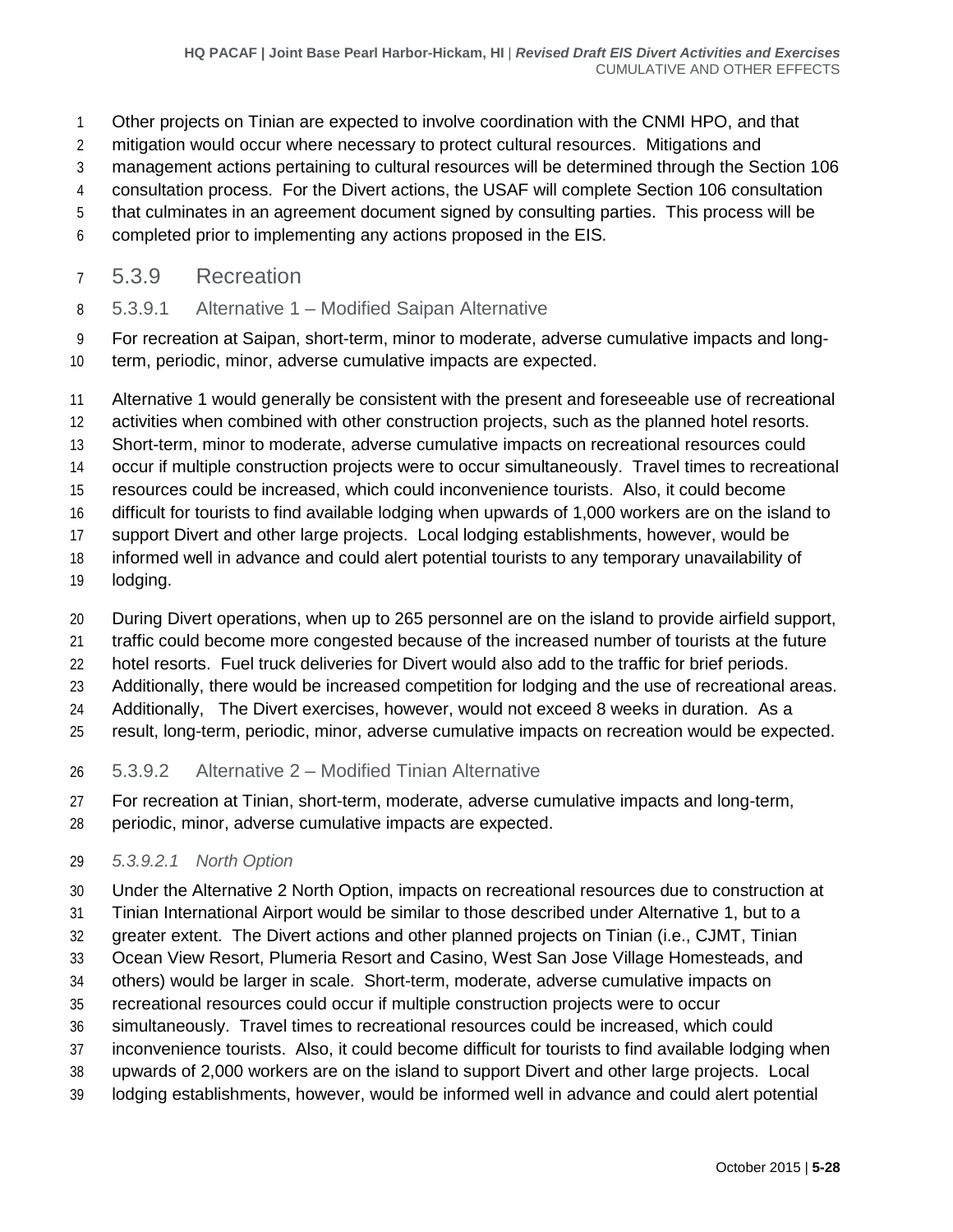Other projects on Tinian are expected to involve coordination with the CNMI HPO, and that mitigation would occur where necessary to protect cultural resources. Mitigations and management actions pertaining to cultural resources will be determined through the Section 106 consultation process. For the Divert actions, the USAF will complete Section 106 consultation that culminates in an agreement document signed by consulting parties. This process will be completed prior to implementing any actions proposed in the EIS.

## 5.3.9 Recreation

### 5.3.9.1 Alternative 1 – Modified Saipan Alternative

For recreation at Saipan, short-term, minor to moderate, adverse cumulative impacts and long-term, periodic, minor, adverse cumulative impacts are expected.

Alternative 1 would generally be consistent with the present and foreseeable use of recreational activities when combined with other construction projects, such as the planned hotel resorts. Short-term, minor to moderate, adverse cumulative impacts on recreational resources could occur if multiple construction projects were to occur simultaneously. Travel times to recreational resources could be increased, which could inconvenience tourists. Also, it could become difficult for tourists to find available lodging when upwards of 1,000 workers are on the island to support Divert and other large projects. Local lodging establishments, however, would be informed well in advance and could alert potential tourists to any temporary unavailability of lodging.

During Divert operations, when up to 265 personnel are on the island to provide airfield support, traffic could become more congested because of the increased number of tourists at the future hotel resorts. Fuel truck deliveries for Divert would also add to the traffic for brief periods. Additionally, there would be increased competition for lodging and the use of recreational areas. Additionally, The Divert exercises, however, would not exceed 8 weeks in duration. As a result, long-term, periodic, minor, adverse cumulative impacts on recreation would be expected.

### 5.3.9.2 Alternative 2 – Modified Tinian Alternative

For recreation at Tinian, short-term, moderate, adverse cumulative impacts and long-term, periodic, minor, adverse cumulative impacts are expected.

#### *5.3.9.2.1 North Option*

Under the Alternative 2 North Option, impacts on recreational resources due to construction at Tinian International Airport would be similar to those described under Alternative 1, but to a greater extent. The Divert actions and other planned projects on Tinian (i.e., CJMT, Tinian Ocean View Resort, Plumeria Resort and Casino, West San Jose Village Homesteads, and others) would be larger in scale. Short-term, moderate, adverse cumulative impacts on recreational resources could occur if multiple construction projects were to occur simultaneously. Travel times to recreational resources could be increased, which could inconvenience tourists. Also, it could become difficult for tourists to find available lodging when upwards of 2,000 workers are on the island to support Divert and other large projects. Local lodging establishments, however, would be informed well in advance and could alert potential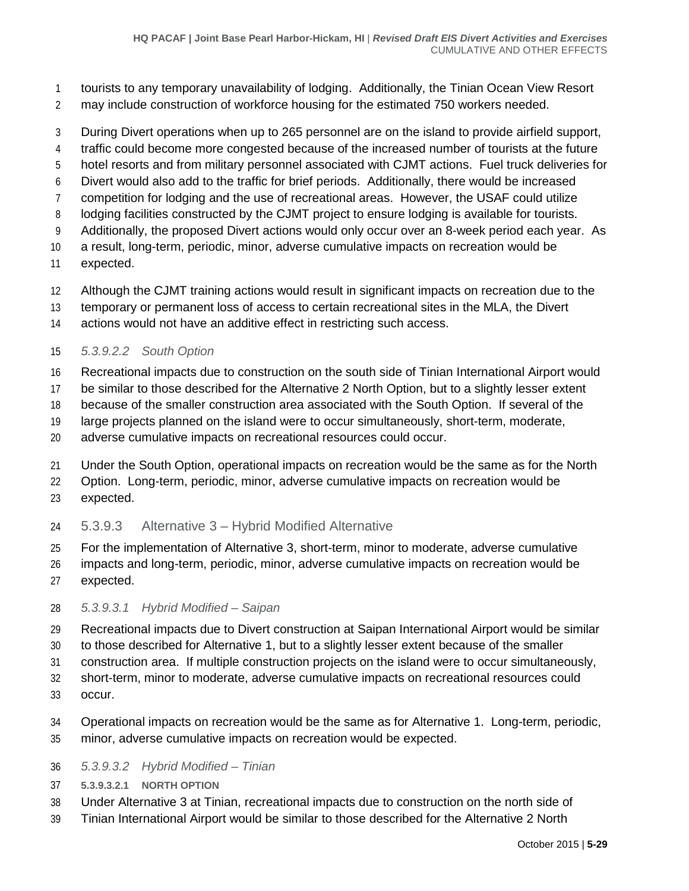tourists to any temporary unavailability of lodging. Additionally, the Tinian Ocean View Resort may include construction of workforce housing for the estimated 750 workers needed.

During Divert operations when up to 265 personnel are on the island to provide airfield support, traffic could become more congested because of the increased number of tourists at the future hotel resorts and from military personnel associated with CJMT actions. Fuel truck deliveries for Divert would also add to the traffic for brief periods. Additionally, there would be increased competition for lodging and the use of recreational areas. However, the USAF could utilize lodging facilities constructed by the CJMT project to ensure lodging is available for tourists. Additionally, the proposed Divert actions would only occur over an 8-week period each year. As a result, long-term, periodic, minor, adverse cumulative impacts on recreation would be expected.

Although the CJMT training actions would result in significant impacts on recreation due to the temporary or permanent loss of access to certain recreational sites in the MLA, the Divert actions would not have an additive effect in restricting such access.

##### *5.3.9.2.2 South Option*

Recreational impacts due to construction on the south side of Tinian International Airport would be similar to those described for the Alternative 2 North Option, but to a slightly lesser extent because of the smaller construction area associated with the South Option. If several of the large projects planned on the island were to occur simultaneously, short-term, moderate, adverse cumulative impacts on recreational resources could occur.

Under the South Option, operational impacts on recreation would be the same as for the North Option. Long-term, periodic, minor, adverse cumulative impacts on recreation would be expected.

#### 5.3.9.3 Alternative 3 – Hybrid Modified Alternative

For the implementation of Alternative 3, short-term, minor to moderate, adverse cumulative impacts and long-term, periodic, minor, adverse cumulative impacts on recreation would be expected.

##### *5.3.9.3.1 Hybrid Modified – Saipan*

Recreational impacts due to Divert construction at Saipan International Airport would be similar to those described for Alternative 1, but to a slightly lesser extent because of the smaller construction area. If multiple construction projects on the island were to occur simultaneously, short-term, minor to moderate, adverse cumulative impacts on recreational resources could occur.

Operational impacts on recreation would be the same as for Alternative 1. Long-term, periodic, minor, adverse cumulative impacts on recreation would be expected.

##### *5.3.9.3.2 Hybrid Modified – Tinian*

###### **5.3.9.3.2.1 NORTH OPTION**

Under Alternative 3 at Tinian, recreational impacts due to construction on the north side of Tinian International Airport would be similar to those described for the Alternative 2 North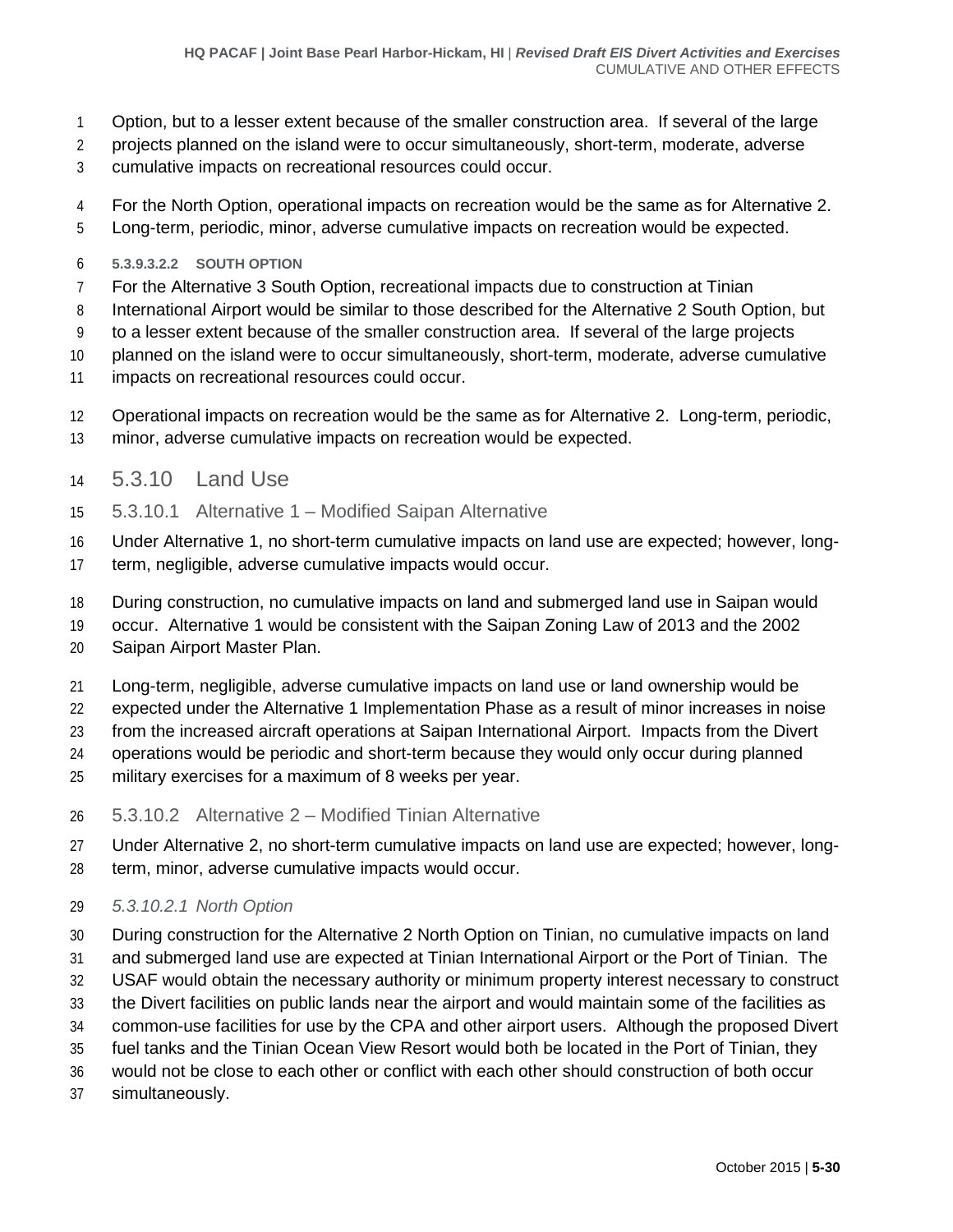Option, but to a lesser extent because of the smaller construction area. If several of the large projects planned on the island were to occur simultaneously, short-term, moderate, adverse cumulative impacts on recreational resources could occur.

For the North Option, operational impacts on recreation would be the same as for Alternative 2. Long-term, periodic, minor, adverse cumulative impacts on recreation would be expected.

##### 5.3.9.3.2.2 SOUTH OPTION

For the Alternative 3 South Option, recreational impacts due to construction at Tinian International Airport would be similar to those described for the Alternative 2 South Option, but to a lesser extent because of the smaller construction area. If several of the large projects planned on the island were to occur simultaneously, short-term, moderate, adverse cumulative impacts on recreational resources could occur.

Operational impacts on recreation would be the same as for Alternative 2. Long-term, periodic, minor, adverse cumulative impacts on recreation would be expected.

## 5.3.10 Land Use

### 5.3.10.1 Alternative 1 – Modified Saipan Alternative

Under Alternative 1, no short-term cumulative impacts on land use are expected; however, long-term, negligible, adverse cumulative impacts would occur.

During construction, no cumulative impacts on land and submerged land use in Saipan would occur. Alternative 1 would be consistent with the Saipan Zoning Law of 2013 and the 2002 Saipan Airport Master Plan.

Long-term, negligible, adverse cumulative impacts on land use or land ownership would be expected under the Alternative 1 Implementation Phase as a result of minor increases in noise from the increased aircraft operations at Saipan International Airport. Impacts from the Divert operations would be periodic and short-term because they would only occur during planned military exercises for a maximum of 8 weeks per year.

### 5.3.10.2 Alternative 2 – Modified Tinian Alternative

Under Alternative 2, no short-term cumulative impacts on land use are expected; however, long-term, minor, adverse cumulative impacts would occur.

#### *5.3.10.2.1 North Option*

During construction for the Alternative 2 North Option on Tinian, no cumulative impacts on land and submerged land use are expected at Tinian International Airport or the Port of Tinian. The USAF would obtain the necessary authority or minimum property interest necessary to construct the Divert facilities on public lands near the airport and would maintain some of the facilities as common-use facilities for use by the CPA and other airport users. Although the proposed Divert fuel tanks and the Tinian Ocean View Resort would both be located in the Port of Tinian, they would not be close to each other or conflict with each other should construction of both occur simultaneously.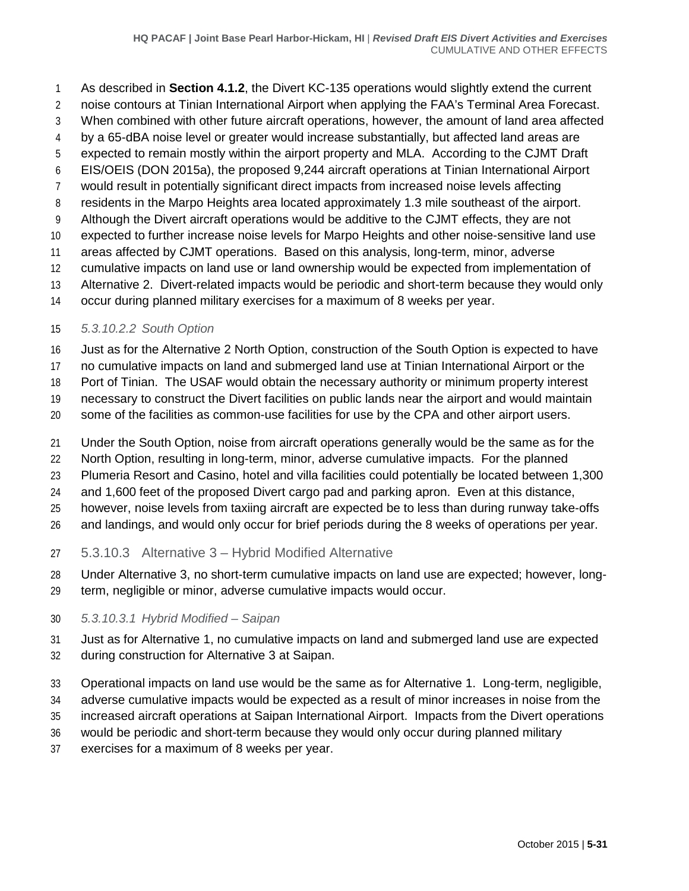As described in **Section 4.1.2**, the Divert KC-135 operations would slightly extend the current noise contours at Tinian International Airport when applying the FAA's Terminal Area Forecast. When combined with other future aircraft operations, however, the amount of land area affected by a 65-dBA noise level or greater would increase substantially, but affected land areas are expected to remain mostly within the airport property and MLA. According to the CJMT Draft EIS/OEIS (DON 2015a), the proposed 9,244 aircraft operations at Tinian International Airport would result in potentially significant direct impacts from increased noise levels affecting residents in the Marpo Heights area located approximately 1.3 mile southeast of the airport. Although the Divert aircraft operations would be additive to the CJMT effects, they are not expected to further increase noise levels for Marpo Heights and other noise-sensitive land use areas affected by CJMT operations. Based on this analysis, long-term, minor, adverse cumulative impacts on land use or land ownership would be expected from implementation of Alternative 2. Divert-related impacts would be periodic and short-term because they would only occur during planned military exercises for a maximum of 8 weeks per year.

#### *5.3.10.2.2 South Option*

Just as for the Alternative 2 North Option, construction of the South Option is expected to have no cumulative impacts on land and submerged land use at Tinian International Airport or the Port of Tinian. The USAF would obtain the necessary authority or minimum property interest necessary to construct the Divert facilities on public lands near the airport and would maintain some of the facilities as common-use facilities for use by the CPA and other airport users.

Under the South Option, noise from aircraft operations generally would be the same as for the North Option, resulting in long-term, minor, adverse cumulative impacts. For the planned Plumeria Resort and Casino, hotel and villa facilities could potentially be located between 1,300 and 1,600 feet of the proposed Divert cargo pad and parking apron. Even at this distance, however, noise levels from taxiing aircraft are expected be to less than during runway take-offs and landings, and would only occur for brief periods during the 8 weeks of operations per year.

### 5.3.10.3 Alternative 3 – Hybrid Modified Alternative

Under Alternative 3, no short-term cumulative impacts on land use are expected; however, long-term, negligible or minor, adverse cumulative impacts would occur.

#### *5.3.10.3.1 Hybrid Modified – Saipan*

Just as for Alternative 1, no cumulative impacts on land and submerged land use are expected during construction for Alternative 3 at Saipan.

Operational impacts on land use would be the same as for Alternative 1. Long-term, negligible, adverse cumulative impacts would be expected as a result of minor increases in noise from the increased aircraft operations at Saipan International Airport. Impacts from the Divert operations would be periodic and short-term because they would only occur during planned military exercises for a maximum of 8 weeks per year.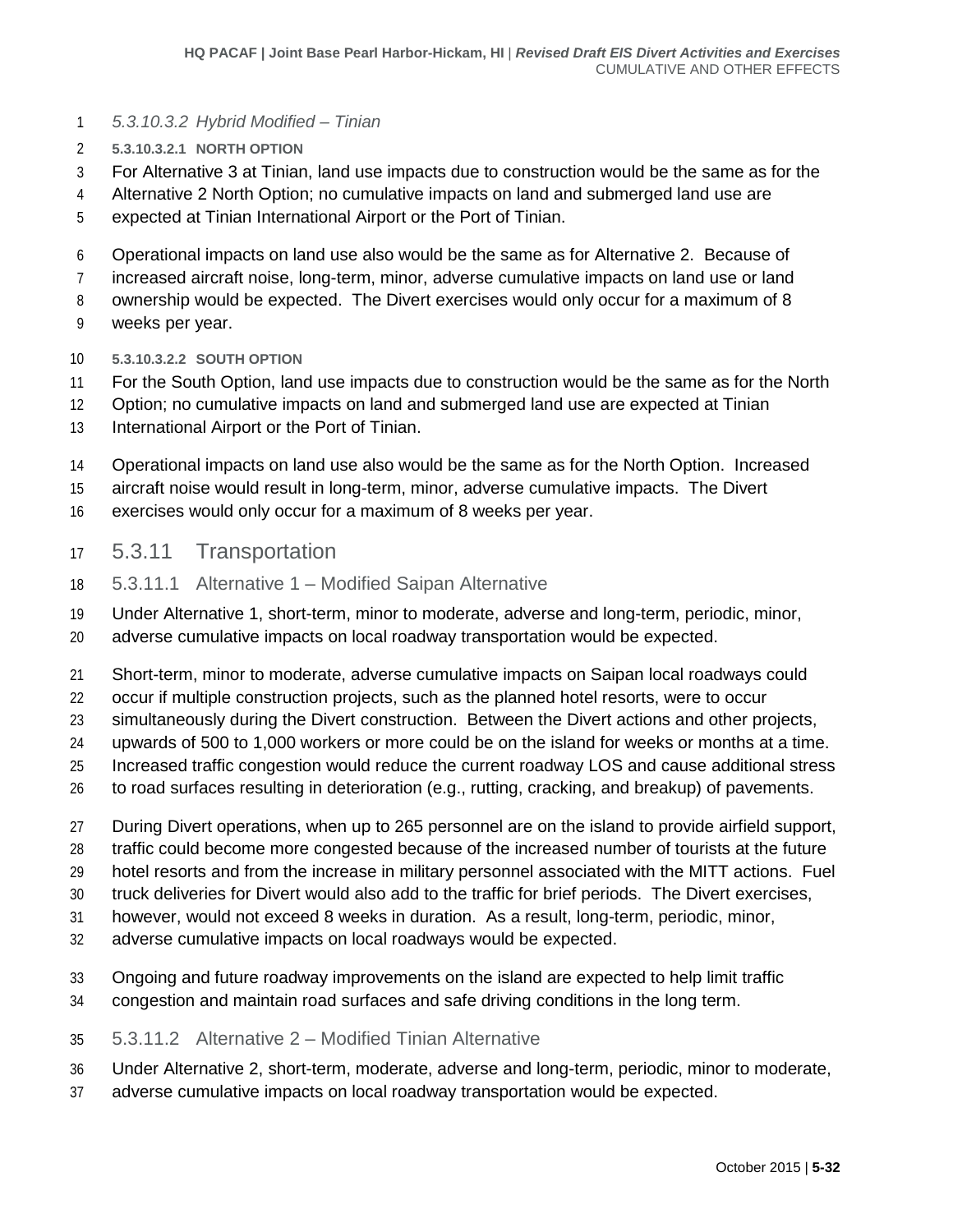##### *5.3.10.3.2 Hybrid Modified – Tinian*

###### 5.3.10.3.2.1 NORTH OPTION

For Alternative 3 at Tinian, land use impacts due to construction would be the same as for the Alternative 2 North Option; no cumulative impacts on land and submerged land use are expected at Tinian International Airport or the Port of Tinian.

Operational impacts on land use also would be the same as for Alternative 2. Because of increased aircraft noise, long-term, minor, adverse cumulative impacts on land use or land ownership would be expected. The Divert exercises would only occur for a maximum of 8 weeks per year.

###### 5.3.10.3.2.2 SOUTH OPTION

For the South Option, land use impacts due to construction would be the same as for the North Option; no cumulative impacts on land and submerged land use are expected at Tinian International Airport or the Port of Tinian.

Operational impacts on land use also would be the same as for the North Option. Increased aircraft noise would result in long-term, minor, adverse cumulative impacts. The Divert exercises would only occur for a maximum of 8 weeks per year.

## 5.3.11 Transportation

### 5.3.11.1 Alternative 1 – Modified Saipan Alternative

Under Alternative 1, short-term, minor to moderate, adverse and long-term, periodic, minor, adverse cumulative impacts on local roadway transportation would be expected.

Short-term, minor to moderate, adverse cumulative impacts on Saipan local roadways could occur if multiple construction projects, such as the planned hotel resorts, were to occur simultaneously during the Divert construction. Between the Divert actions and other projects, upwards of 500 to 1,000 workers or more could be on the island for weeks or months at a time. Increased traffic congestion would reduce the current roadway LOS and cause additional stress to road surfaces resulting in deterioration (e.g., rutting, cracking, and breakup) of pavements.

During Divert operations, when up to 265 personnel are on the island to provide airfield support, traffic could become more congested because of the increased number of tourists at the future hotel resorts and from the increase in military personnel associated with the MITT actions. Fuel truck deliveries for Divert would also add to the traffic for brief periods. The Divert exercises, however, would not exceed 8 weeks in duration. As a result, long-term, periodic, minor, adverse cumulative impacts on local roadways would be expected.

Ongoing and future roadway improvements on the island are expected to help limit traffic congestion and maintain road surfaces and safe driving conditions in the long term.

### 5.3.11.2 Alternative 2 – Modified Tinian Alternative

Under Alternative 2, short-term, moderate, adverse and long-term, periodic, minor to moderate, adverse cumulative impacts on local roadway transportation would be expected.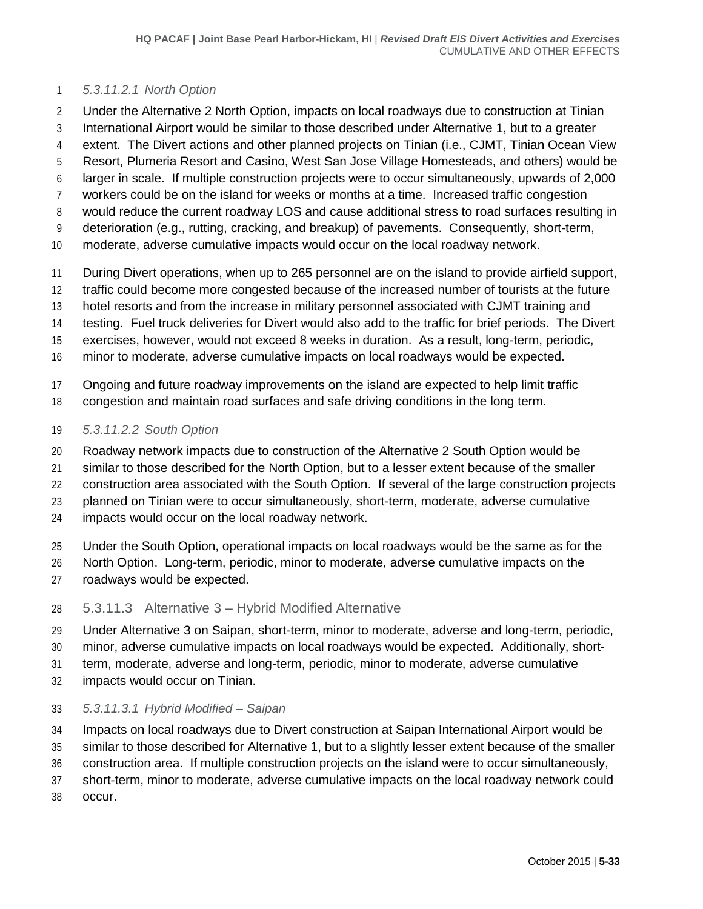#### *5.3.11.2.1 North Option*

Under the Alternative 2 North Option, impacts on local roadways due to construction at Tinian International Airport would be similar to those described under Alternative 1, but to a greater extent. The Divert actions and other planned projects on Tinian (i.e., CJMT, Tinian Ocean View Resort, Plumeria Resort and Casino, West San Jose Village Homesteads, and others) would be larger in scale. If multiple construction projects were to occur simultaneously, upwards of 2,000 workers could be on the island for weeks or months at a time. Increased traffic congestion would reduce the current roadway LOS and cause additional stress to road surfaces resulting in deterioration (e.g., rutting, cracking, and breakup) of pavements. Consequently, short-term, moderate, adverse cumulative impacts would occur on the local roadway network.

During Divert operations, when up to 265 personnel are on the island to provide airfield support, traffic could become more congested because of the increased number of tourists at the future hotel resorts and from the increase in military personnel associated with CJMT training and testing. Fuel truck deliveries for Divert would also add to the traffic for brief periods. The Divert exercises, however, would not exceed 8 weeks in duration. As a result, long-term, periodic, minor to moderate, adverse cumulative impacts on local roadways would be expected.

Ongoing and future roadway improvements on the island are expected to help limit traffic congestion and maintain road surfaces and safe driving conditions in the long term.

#### *5.3.11.2.2 South Option*

Roadway network impacts due to construction of the Alternative 2 South Option would be similar to those described for the North Option, but to a lesser extent because of the smaller construction area associated with the South Option. If several of the large construction projects planned on Tinian were to occur simultaneously, short-term, moderate, adverse cumulative impacts would occur on the local roadway network.

Under the South Option, operational impacts on local roadways would be the same as for the North Option. Long-term, periodic, minor to moderate, adverse cumulative impacts on the roadways would be expected.

### 5.3.11.3 Alternative 3 – Hybrid Modified Alternative

Under Alternative 3 on Saipan, short-term, minor to moderate, adverse and long-term, periodic, minor, adverse cumulative impacts on local roadways would be expected. Additionally, short-term, moderate, adverse and long-term, periodic, minor to moderate, adverse cumulative impacts would occur on Tinian.

#### *5.3.11.3.1 Hybrid Modified – Saipan*

Impacts on local roadways due to Divert construction at Saipan International Airport would be similar to those described for Alternative 1, but to a slightly lesser extent because of the smaller construction area. If multiple construction projects on the island were to occur simultaneously, short-term, minor to moderate, adverse cumulative impacts on the local roadway network could occur.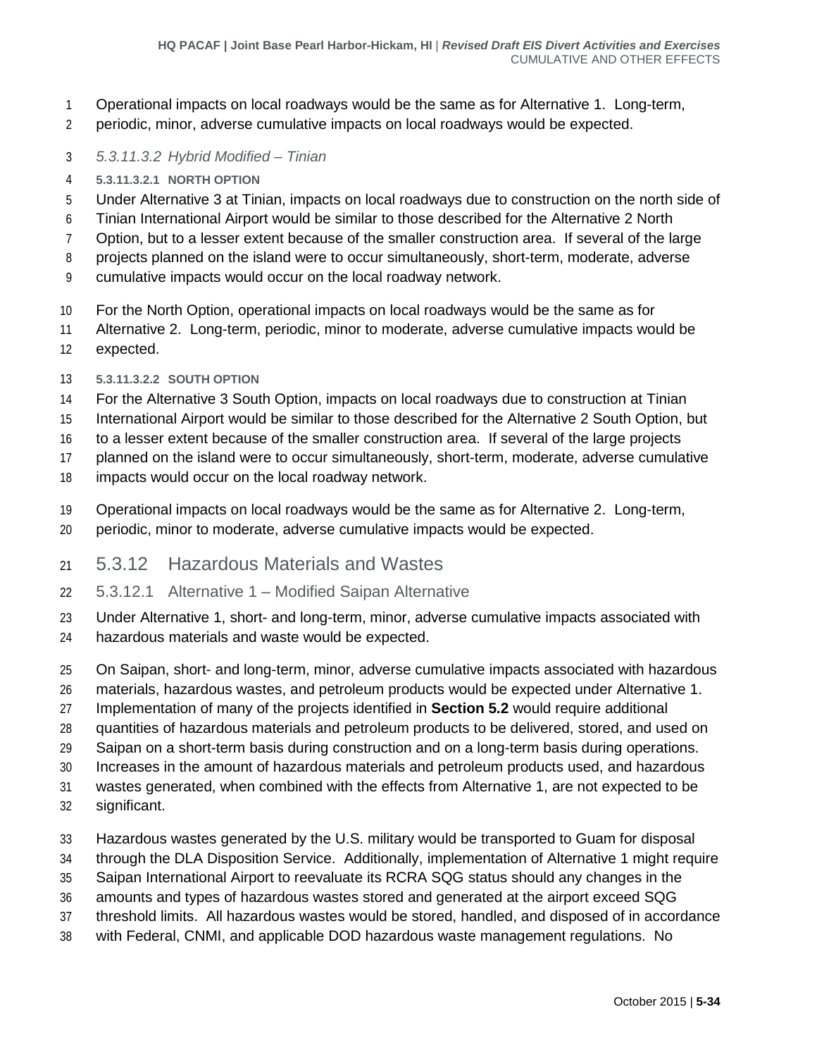Operational impacts on local roadways would be the same as for Alternative 1. Long-term, periodic, minor, adverse cumulative impacts on local roadways would be expected.

#### *5.3.11.3.2 Hybrid Modified – Tinian*

##### 5.3.11.3.2.1 NORTH OPTION

Under Alternative 3 at Tinian, impacts on local roadways due to construction on the north side of Tinian International Airport would be similar to those described for the Alternative 2 North Option, but to a lesser extent because of the smaller construction area. If several of the large projects planned on the island were to occur simultaneously, short-term, moderate, adverse cumulative impacts would occur on the local roadway network.

For the North Option, operational impacts on local roadways would be the same as for Alternative 2. Long-term, periodic, minor to moderate, adverse cumulative impacts would be expected.

##### 5.3.11.3.2.2 SOUTH OPTION

For the Alternative 3 South Option, impacts on local roadways due to construction at Tinian International Airport would be similar to those described for the Alternative 2 South Option, but to a lesser extent because of the smaller construction area. If several of the large projects planned on the island were to occur simultaneously, short-term, moderate, adverse cumulative impacts would occur on the local roadway network.

Operational impacts on local roadways would be the same as for Alternative 2. Long-term, periodic, minor to moderate, adverse cumulative impacts would be expected.

## 5.3.12 Hazardous Materials and Wastes

### 5.3.12.1 Alternative 1 – Modified Saipan Alternative

Under Alternative 1, short- and long-term, minor, adverse cumulative impacts associated with hazardous materials and waste would be expected.

On Saipan, short- and long-term, minor, adverse cumulative impacts associated with hazardous materials, hazardous wastes, and petroleum products would be expected under Alternative 1. Implementation of many of the projects identified in **Section 5.2** would require additional quantities of hazardous materials and petroleum products to be delivered, stored, and used on Saipan on a short-term basis during construction and on a long-term basis during operations. Increases in the amount of hazardous materials and petroleum products used, and hazardous wastes generated, when combined with the effects from Alternative 1, are not expected to be significant.

Hazardous wastes generated by the U.S. military would be transported to Guam for disposal through the DLA Disposition Service. Additionally, implementation of Alternative 1 might require Saipan International Airport to reevaluate its RCRA SQG status should any changes in the amounts and types of hazardous wastes stored and generated at the airport exceed SQG threshold limits. All hazardous wastes would be stored, handled, and disposed of in accordance with Federal, CNMI, and applicable DOD hazardous waste management regulations. No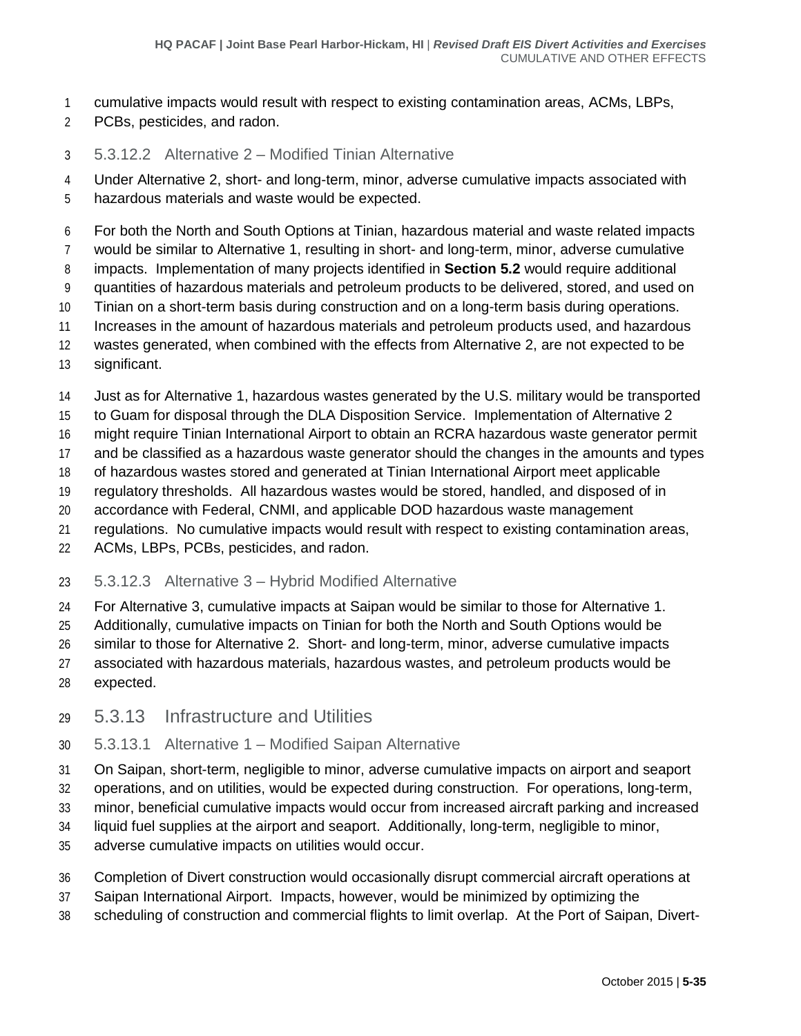cumulative impacts would result with respect to existing contamination areas, ACMs, LBPs, PCBs, pesticides, and radon.

#### 5.3.12.2 Alternative 2 – Modified Tinian Alternative

Under Alternative 2, short- and long-term, minor, adverse cumulative impacts associated with hazardous materials and waste would be expected.

For both the North and South Options at Tinian, hazardous material and waste related impacts would be similar to Alternative 1, resulting in short- and long-term, minor, adverse cumulative impacts. Implementation of many projects identified in **Section 5.2** would require additional quantities of hazardous materials and petroleum products to be delivered, stored, and used on Tinian on a short-term basis during construction and on a long-term basis during operations. Increases in the amount of hazardous materials and petroleum products used, and hazardous wastes generated, when combined with the effects from Alternative 2, are not expected to be significant.

Just as for Alternative 1, hazardous wastes generated by the U.S. military would be transported to Guam for disposal through the DLA Disposition Service. Implementation of Alternative 2 might require Tinian International Airport to obtain an RCRA hazardous waste generator permit and be classified as a hazardous waste generator should the changes in the amounts and types of hazardous wastes stored and generated at Tinian International Airport meet applicable regulatory thresholds. All hazardous wastes would be stored, handled, and disposed of in accordance with Federal, CNMI, and applicable DOD hazardous waste management regulations. No cumulative impacts would result with respect to existing contamination areas, ACMs, LBPs, PCBs, pesticides, and radon.

#### 5.3.12.3 Alternative 3 – Hybrid Modified Alternative

For Alternative 3, cumulative impacts at Saipan would be similar to those for Alternative 1. Additionally, cumulative impacts on Tinian for both the North and South Options would be similar to those for Alternative 2. Short- and long-term, minor, adverse cumulative impacts associated with hazardous materials, hazardous wastes, and petroleum products would be expected.

### 5.3.13 Infrastructure and Utilities

#### 5.3.13.1 Alternative 1 – Modified Saipan Alternative

On Saipan, short-term, negligible to minor, adverse cumulative impacts on airport and seaport operations, and on utilities, would be expected during construction. For operations, long-term, minor, beneficial cumulative impacts would occur from increased aircraft parking and increased liquid fuel supplies at the airport and seaport. Additionally, long-term, negligible to minor, adverse cumulative impacts on utilities would occur.

Completion of Divert construction would occasionally disrupt commercial aircraft operations at Saipan International Airport. Impacts, however, would be minimized by optimizing the scheduling of construction and commercial flights to limit overlap. At the Port of Saipan, Divert-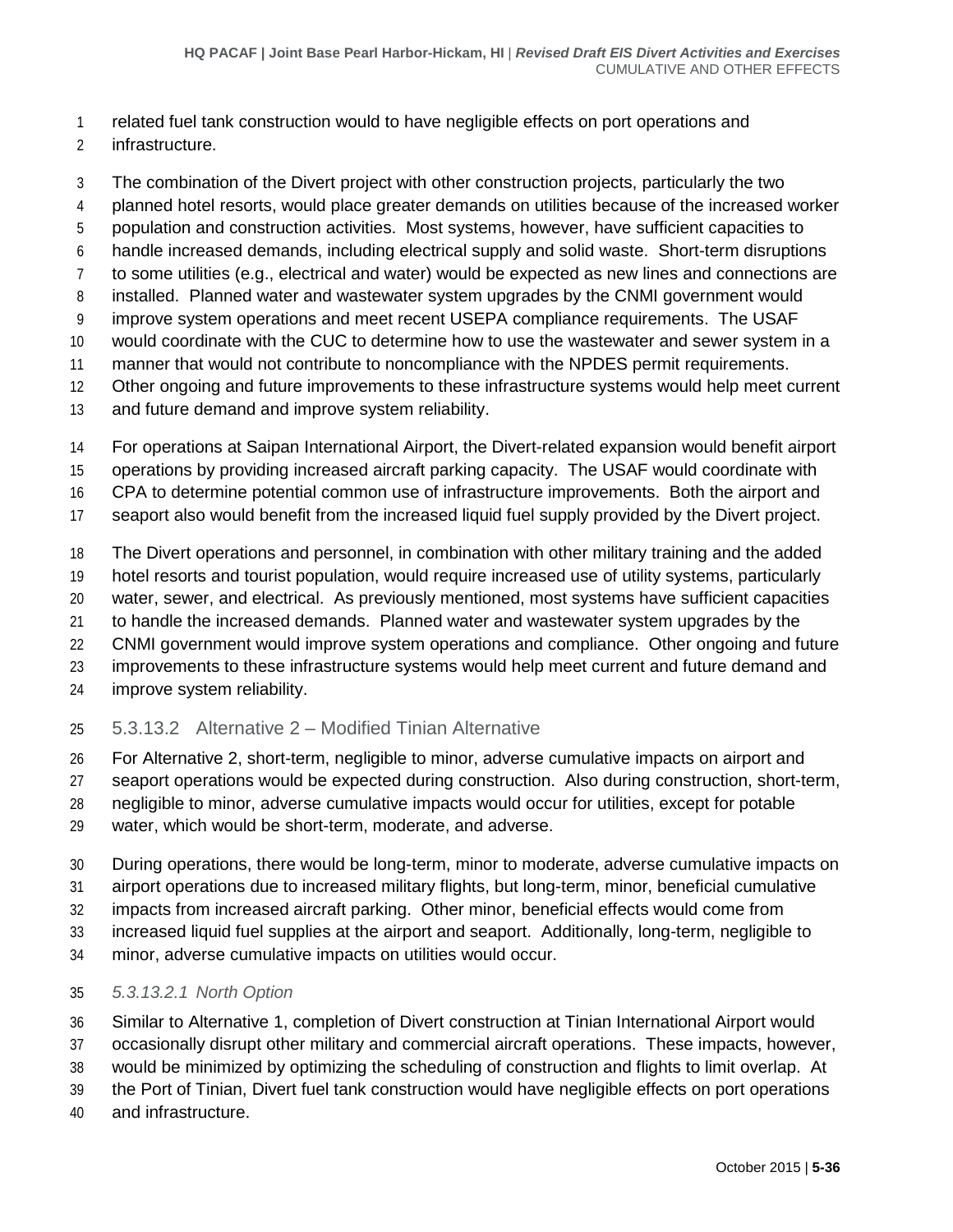related fuel tank construction would to have negligible effects on port operations and infrastructure.

The combination of the Divert project with other construction projects, particularly the two planned hotel resorts, would place greater demands on utilities because of the increased worker population and construction activities. Most systems, however, have sufficient capacities to handle increased demands, including electrical supply and solid waste. Short-term disruptions to some utilities (e.g., electrical and water) would be expected as new lines and connections are installed. Planned water and wastewater system upgrades by the CNMI government would improve system operations and meet recent USEPA compliance requirements. The USAF would coordinate with the CUC to determine how to use the wastewater and sewer system in a manner that would not contribute to noncompliance with the NPDES permit requirements. Other ongoing and future improvements to these infrastructure systems would help meet current and future demand and improve system reliability.

For operations at Saipan International Airport, the Divert-related expansion would benefit airport operations by providing increased aircraft parking capacity. The USAF would coordinate with CPA to determine potential common use of infrastructure improvements. Both the airport and seaport also would benefit from the increased liquid fuel supply provided by the Divert project.

The Divert operations and personnel, in combination with other military training and the added hotel resorts and tourist population, would require increased use of utility systems, particularly water, sewer, and electrical. As previously mentioned, most systems have sufficient capacities to handle the increased demands. Planned water and wastewater system upgrades by the CNMI government would improve system operations and compliance. Other ongoing and future improvements to these infrastructure systems would help meet current and future demand and improve system reliability.

### 5.3.13.2 Alternative 2 – Modified Tinian Alternative

For Alternative 2, short-term, negligible to minor, adverse cumulative impacts on airport and seaport operations would be expected during construction. Also during construction, short-term, negligible to minor, adverse cumulative impacts would occur for utilities, except for potable water, which would be short-term, moderate, and adverse.

During operations, there would be long-term, minor to moderate, adverse cumulative impacts on airport operations due to increased military flights, but long-term, minor, beneficial cumulative impacts from increased aircraft parking. Other minor, beneficial effects would come from increased liquid fuel supplies at the airport and seaport. Additionally, long-term, negligible to minor, adverse cumulative impacts on utilities would occur.

#### *5.3.13.2.1 North Option*

Similar to Alternative 1, completion of Divert construction at Tinian International Airport would occasionally disrupt other military and commercial aircraft operations. These impacts, however, would be minimized by optimizing the scheduling of construction and flights to limit overlap. At the Port of Tinian, Divert fuel tank construction would have negligible effects on port operations and infrastructure.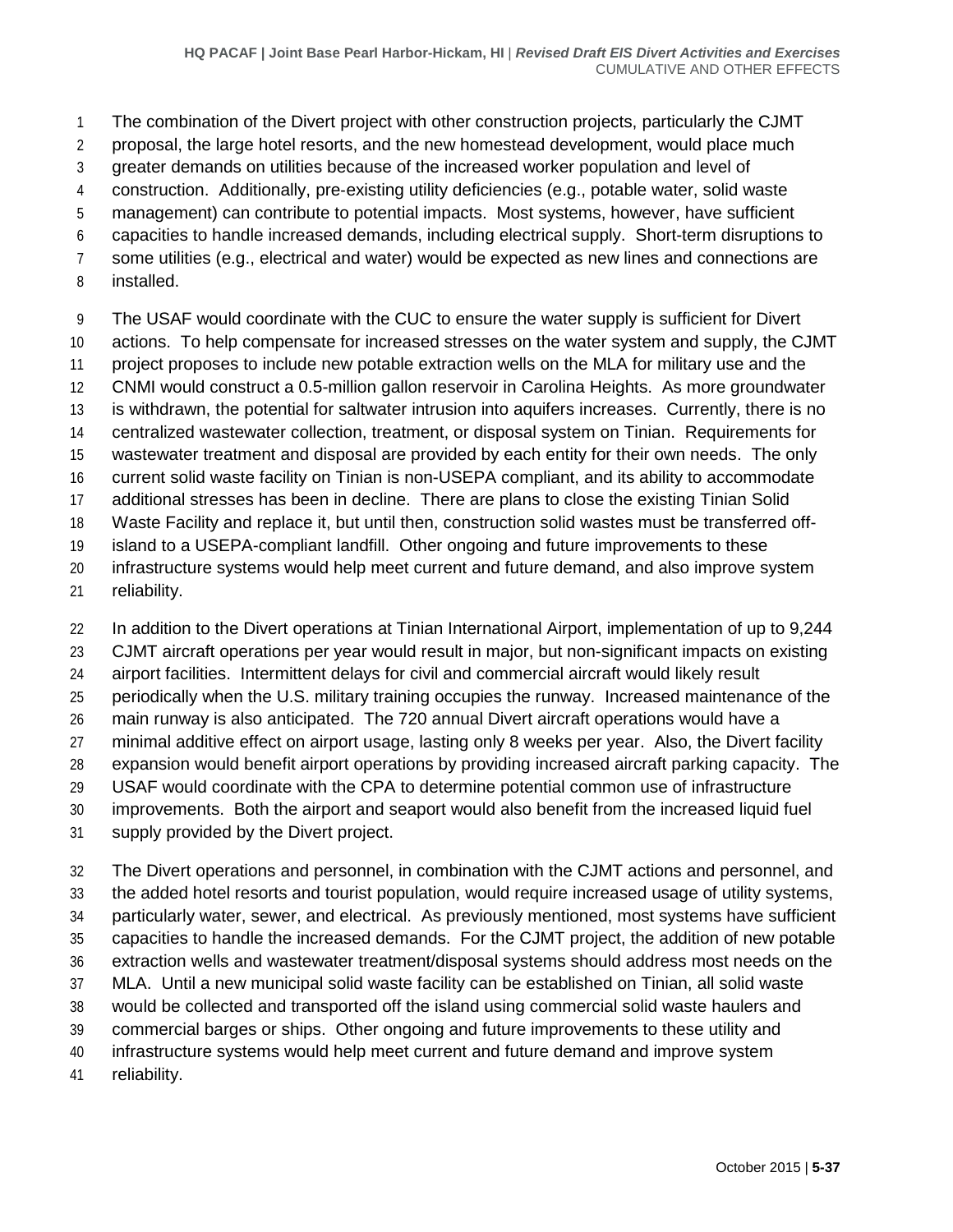The combination of the Divert project with other construction projects, particularly the CJMT proposal, the large hotel resorts, and the new homestead development, would place much greater demands on utilities because of the increased worker population and level of construction. Additionally, pre-existing utility deficiencies (e.g., potable water, solid waste management) can contribute to potential impacts. Most systems, however, have sufficient capacities to handle increased demands, including electrical supply. Short-term disruptions to some utilities (e.g., electrical and water) would be expected as new lines and connections are installed.

The USAF would coordinate with the CUC to ensure the water supply is sufficient for Divert actions. To help compensate for increased stresses on the water system and supply, the CJMT project proposes to include new potable extraction wells on the MLA for military use and the CNMI would construct a 0.5-million gallon reservoir in Carolina Heights. As more groundwater is withdrawn, the potential for saltwater intrusion into aquifers increases. Currently, there is no centralized wastewater collection, treatment, or disposal system on Tinian. Requirements for wastewater treatment and disposal are provided by each entity for their own needs. The only current solid waste facility on Tinian is non-USEPA compliant, and its ability to accommodate additional stresses has been in decline. There are plans to close the existing Tinian Solid Waste Facility and replace it, but until then, construction solid wastes must be transferred off-island to a USEPA-compliant landfill. Other ongoing and future improvements to these infrastructure systems would help meet current and future demand, and also improve system reliability.

In addition to the Divert operations at Tinian International Airport, implementation of up to 9,244 CJMT aircraft operations per year would result in major, but non-significant impacts on existing airport facilities. Intermittent delays for civil and commercial aircraft would likely result periodically when the U.S. military training occupies the runway. Increased maintenance of the main runway is also anticipated. The 720 annual Divert aircraft operations would have a minimal additive effect on airport usage, lasting only 8 weeks per year. Also, the Divert facility expansion would benefit airport operations by providing increased aircraft parking capacity. The USAF would coordinate with the CPA to determine potential common use of infrastructure improvements. Both the airport and seaport would also benefit from the increased liquid fuel supply provided by the Divert project.

The Divert operations and personnel, in combination with the CJMT actions and personnel, and the added hotel resorts and tourist population, would require increased usage of utility systems, particularly water, sewer, and electrical. As previously mentioned, most systems have sufficient capacities to handle the increased demands. For the CJMT project, the addition of new potable extraction wells and wastewater treatment/disposal systems should address most needs on the MLA. Until a new municipal solid waste facility can be established on Tinian, all solid waste would be collected and transported off the island using commercial solid waste haulers and commercial barges or ships. Other ongoing and future improvements to these utility and infrastructure systems would help meet current and future demand and improve system reliability.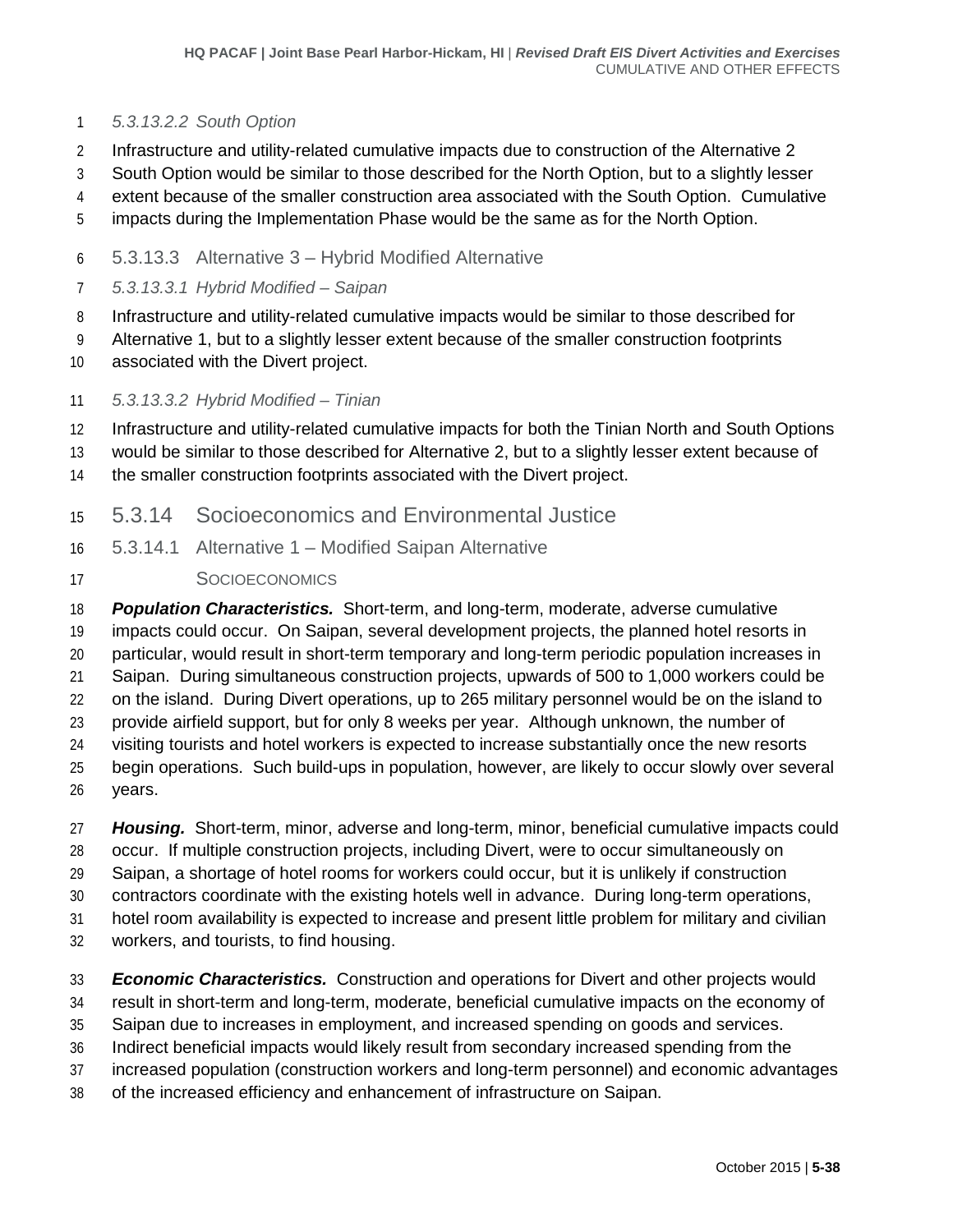#### *5.3.13.2.2 South Option*

Infrastructure and utility-related cumulative impacts due to construction of the Alternative 2 South Option would be similar to those described for the North Option, but to a slightly lesser extent because of the smaller construction area associated with the South Option. Cumulative impacts during the Implementation Phase would be the same as for the North Option.

### 5.3.13.3 Alternative 3 – Hybrid Modified Alternative

#### *5.3.13.3.1 Hybrid Modified – Saipan*

Infrastructure and utility-related cumulative impacts would be similar to those described for Alternative 1, but to a slightly lesser extent because of the smaller construction footprints associated with the Divert project.

#### *5.3.13.3.2 Hybrid Modified – Tinian*

Infrastructure and utility-related cumulative impacts for both the Tinian North and South Options would be similar to those described for Alternative 2, but to a slightly lesser extent because of the smaller construction footprints associated with the Divert project.

## 5.3.14 Socioeconomics and Environmental Justice

### 5.3.14.1 Alternative 1 – Modified Saipan Alternative

#### SOCIOECONOMICS

***Population Characteristics.*** Short-term, and long-term, moderate, adverse cumulative impacts could occur. On Saipan, several development projects, the planned hotel resorts in particular, would result in short-term temporary and long-term periodic population increases in Saipan. During simultaneous construction projects, upwards of 500 to 1,000 workers could be on the island. During Divert operations, up to 265 military personnel would be on the island to provide airfield support, but for only 8 weeks per year. Although unknown, the number of visiting tourists and hotel workers is expected to increase substantially once the new resorts begin operations. Such build-ups in population, however, are likely to occur slowly over several years.

***Housing.*** Short-term, minor, adverse and long-term, minor, beneficial cumulative impacts could occur. If multiple construction projects, including Divert, were to occur simultaneously on Saipan, a shortage of hotel rooms for workers could occur, but it is unlikely if construction contractors coordinate with the existing hotels well in advance. During long-term operations, hotel room availability is expected to increase and present little problem for military and civilian workers, and tourists, to find housing.

***Economic Characteristics.*** Construction and operations for Divert and other projects would result in short-term and long-term, moderate, beneficial cumulative impacts on the economy of Saipan due to increases in employment, and increased spending on goods and services. Indirect beneficial impacts would likely result from secondary increased spending from the increased population (construction workers and long-term personnel) and economic advantages of the increased efficiency and enhancement of infrastructure on Saipan.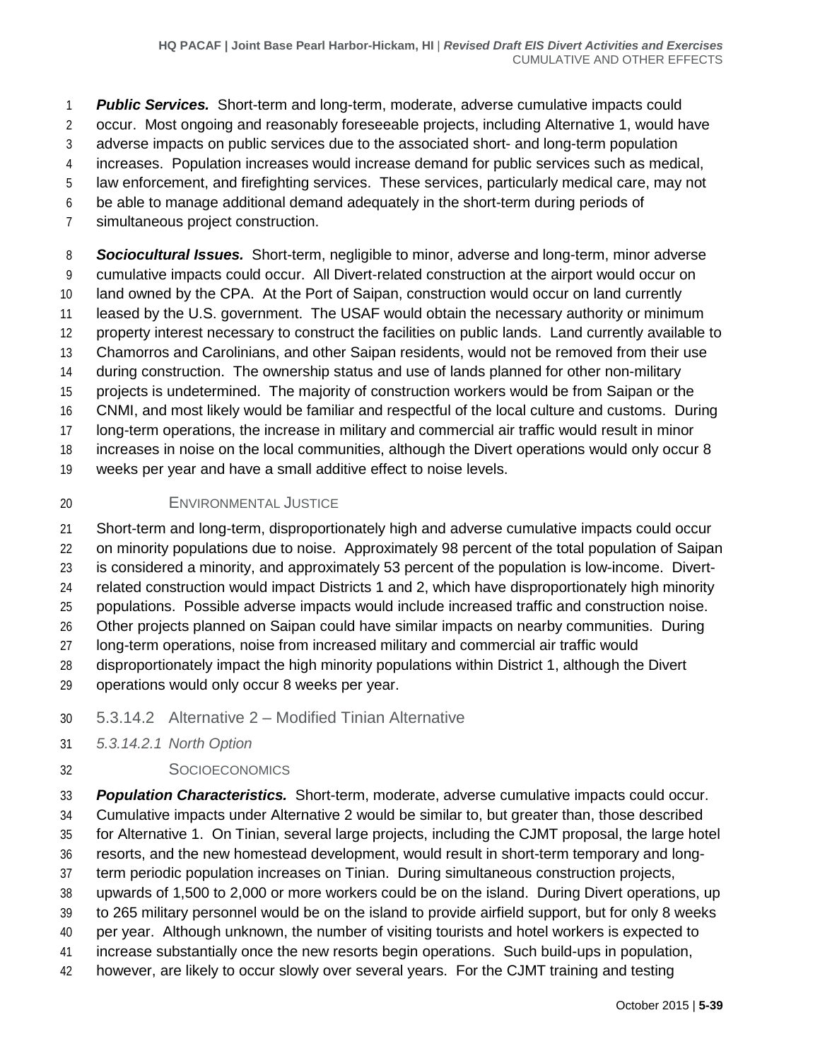***Public Services.*** Short-term and long-term, moderate, adverse cumulative impacts could occur. Most ongoing and reasonably foreseeable projects, including Alternative 1, would have adverse impacts on public services due to the associated short- and long-term population increases. Population increases would increase demand for public services such as medical, law enforcement, and firefighting services. These services, particularly medical care, may not be able to manage additional demand adequately in the short-term during periods of simultaneous project construction.

***Sociocultural Issues.*** Short-term, negligible to minor, adverse and long-term, minor adverse cumulative impacts could occur. All Divert-related construction at the airport would occur on land owned by the CPA. At the Port of Saipan, construction would occur on land currently leased by the U.S. government. The USAF would obtain the necessary authority or minimum property interest necessary to construct the facilities on public lands. Land currently available to Chamorros and Carolinians, and other Saipan residents, would not be removed from their use during construction. The ownership status and use of lands planned for other non-military projects is undetermined. The majority of construction workers would be from Saipan or the CNMI, and most likely would be familiar and respectful of the local culture and customs. During long-term operations, the increase in military and commercial air traffic would result in minor increases in noise on the local communities, although the Divert operations would only occur 8 weeks per year and have a small additive effect to noise levels.

ENVIRONMENTAL JUSTICE

Short-term and long-term, disproportionately high and adverse cumulative impacts could occur on minority populations due to noise. Approximately 98 percent of the total population of Saipan is considered a minority, and approximately 53 percent of the population is low-income. Divert-related construction would impact Districts 1 and 2, which have disproportionately high minority populations. Possible adverse impacts would include increased traffic and construction noise. Other projects planned on Saipan could have similar impacts on nearby communities. During long-term operations, noise from increased military and commercial air traffic would disproportionately impact the high minority populations within District 1, although the Divert operations would only occur 8 weeks per year.

### 5.3.14.2 Alternative 2 – Modified Tinian Alternative

#### *5.3.14.2.1 North Option*

SOCIOECONOMICS

***Population Characteristics.*** Short-term, moderate, adverse cumulative impacts could occur. Cumulative impacts under Alternative 2 would be similar to, but greater than, those described for Alternative 1. On Tinian, several large projects, including the CJMT proposal, the large hotel resorts, and the new homestead development, would result in short-term temporary and long-term periodic population increases on Tinian. During simultaneous construction projects, upwards of 1,500 to 2,000 or more workers could be on the island. During Divert operations, up to 265 military personnel would be on the island to provide airfield support, but for only 8 weeks per year. Although unknown, the number of visiting tourists and hotel workers is expected to increase substantially once the new resorts begin operations. Such build-ups in population, however, are likely to occur slowly over several years. For the CJMT training and testing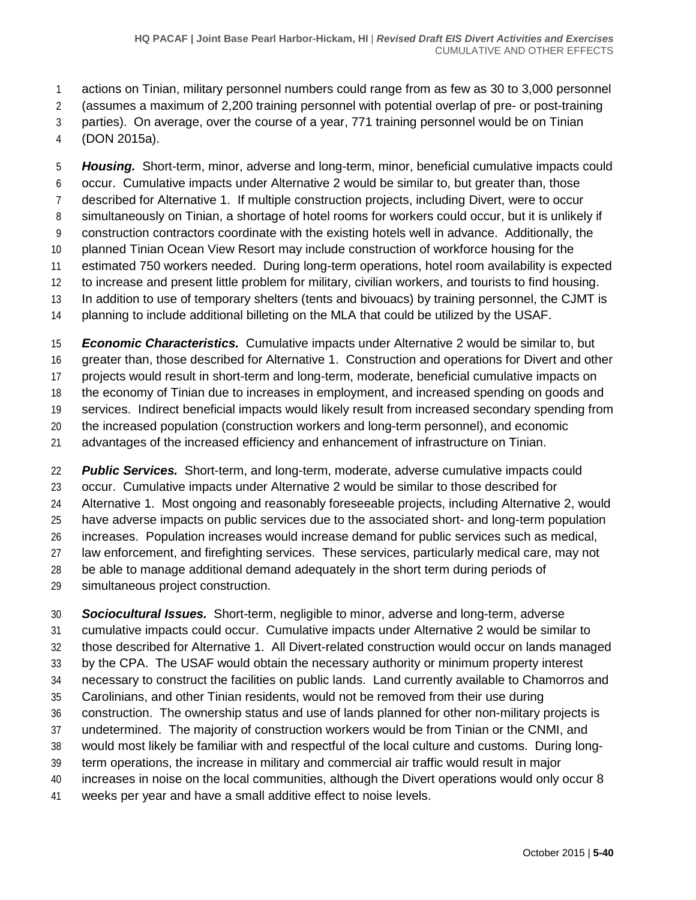actions on Tinian, military personnel numbers could range from as few as 30 to 3,000 personnel (assumes a maximum of 2,200 training personnel with potential overlap of pre- or post-training parties). On average, over the course of a year, 771 training personnel would be on Tinian (DON 2015a).

***Housing.*** Short-term, minor, adverse and long-term, minor, beneficial cumulative impacts could occur. Cumulative impacts under Alternative 2 would be similar to, but greater than, those described for Alternative 1. If multiple construction projects, including Divert, were to occur simultaneously on Tinian, a shortage of hotel rooms for workers could occur, but it is unlikely if construction contractors coordinate with the existing hotels well in advance. Additionally, the planned Tinian Ocean View Resort may include construction of workforce housing for the estimated 750 workers needed. During long-term operations, hotel room availability is expected to increase and present little problem for military, civilian workers, and tourists to find housing. In addition to use of temporary shelters (tents and bivouacs) by training personnel, the CJMT is planning to include additional billeting on the MLA that could be utilized by the USAF.

***Economic Characteristics.*** Cumulative impacts under Alternative 2 would be similar to, but greater than, those described for Alternative 1. Construction and operations for Divert and other projects would result in short-term and long-term, moderate, beneficial cumulative impacts on the economy of Tinian due to increases in employment, and increased spending on goods and services. Indirect beneficial impacts would likely result from increased secondary spending from the increased population (construction workers and long-term personnel), and economic advantages of the increased efficiency and enhancement of infrastructure on Tinian.

***Public Services.*** Short-term, and long-term, moderate, adverse cumulative impacts could occur. Cumulative impacts under Alternative 2 would be similar to those described for Alternative 1. Most ongoing and reasonably foreseeable projects, including Alternative 2, would have adverse impacts on public services due to the associated short- and long-term population increases. Population increases would increase demand for public services such as medical, law enforcement, and firefighting services. These services, particularly medical care, may not be able to manage additional demand adequately in the short term during periods of simultaneous project construction.

***Sociocultural Issues.*** Short-term, negligible to minor, adverse and long-term, adverse cumulative impacts could occur. Cumulative impacts under Alternative 2 would be similar to those described for Alternative 1. All Divert-related construction would occur on lands managed by the CPA. The USAF would obtain the necessary authority or minimum property interest necessary to construct the facilities on public lands. Land currently available to Chamorros and Carolinians, and other Tinian residents, would not be removed from their use during construction. The ownership status and use of lands planned for other non-military projects is undetermined. The majority of construction workers would be from Tinian or the CNMI, and would most likely be familiar with and respectful of the local culture and customs. During long-term operations, the increase in military and commercial air traffic would result in major increases in noise on the local communities, although the Divert operations would only occur 8 weeks per year and have a small additive effect to noise levels.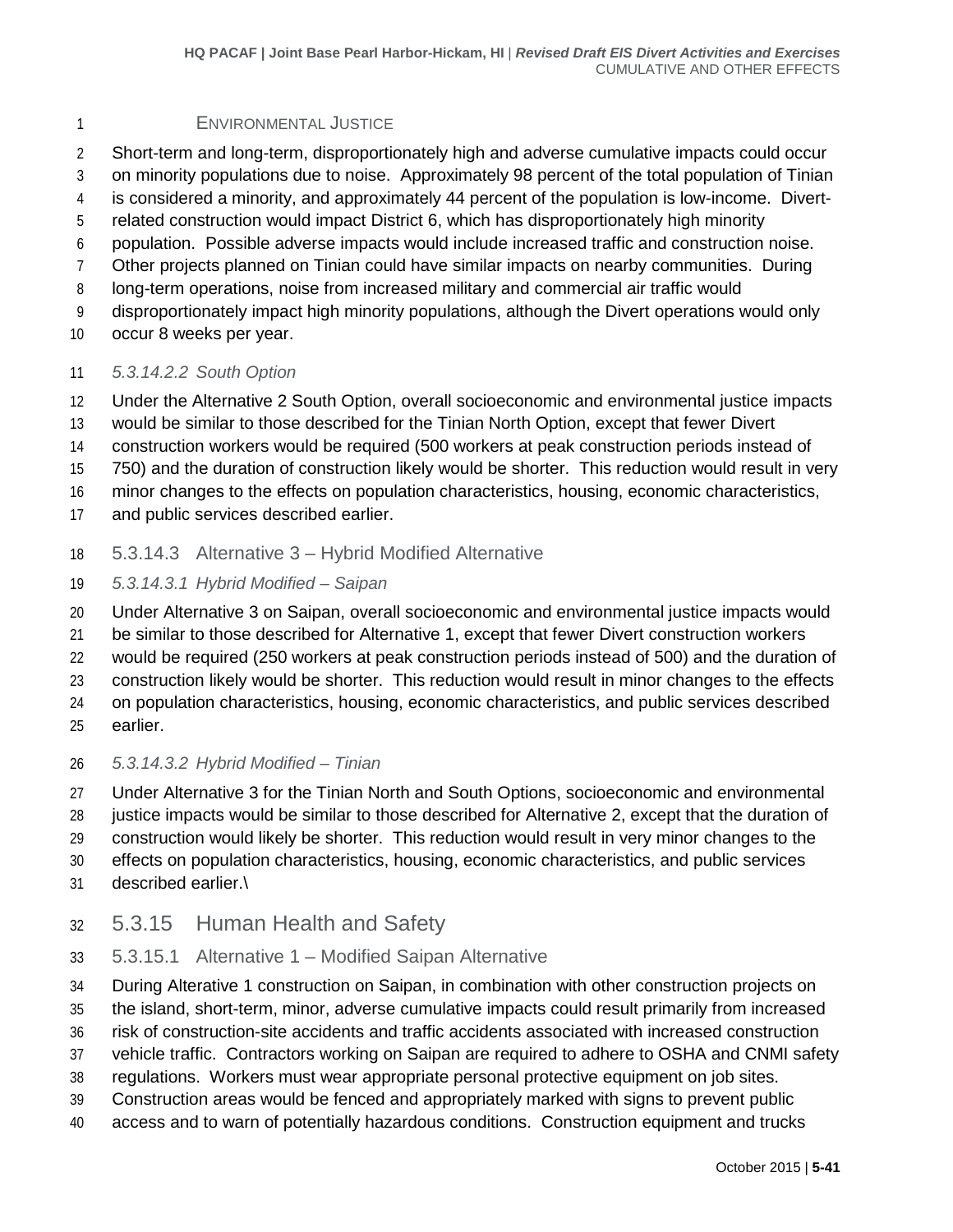#### Environmental Justice

Short-term and long-term, disproportionately high and adverse cumulative impacts could occur on minority populations due to noise. Approximately 98 percent of the total population of Tinian is considered a minority, and approximately 44 percent of the population is low-income. Divert-related construction would impact District 6, which has disproportionately high minority population. Possible adverse impacts would include increased traffic and construction noise. Other projects planned on Tinian could have similar impacts on nearby communities. During long-term operations, noise from increased military and commercial air traffic would disproportionately impact high minority populations, although the Divert operations would only occur 8 weeks per year.

#### *5.3.14.2.2 South Option*

Under the Alternative 2 South Option, overall socioeconomic and environmental justice impacts would be similar to those described for the Tinian North Option, except that fewer Divert construction workers would be required (500 workers at peak construction periods instead of 750) and the duration of construction likely would be shorter. This reduction would result in very minor changes to the effects on population characteristics, housing, economic characteristics, and public services described earlier.

### 5.3.14.3 Alternative 3 – Hybrid Modified Alternative

#### *5.3.14.3.1 Hybrid Modified – Saipan*

Under Alternative 3 on Saipan, overall socioeconomic and environmental justice impacts would be similar to those described for Alternative 1, except that fewer Divert construction workers would be required (250 workers at peak construction periods instead of 500) and the duration of construction likely would be shorter. This reduction would result in minor changes to the effects on population characteristics, housing, economic characteristics, and public services described earlier.

#### *5.3.14.3.2 Hybrid Modified – Tinian*

Under Alternative 3 for the Tinian North and South Options, socioeconomic and environmental justice impacts would be similar to those described for Alternative 2, except that the duration of construction would likely be shorter. This reduction would result in very minor changes to the effects on population characteristics, housing, economic characteristics, and public services described earlier.\

## 5.3.15 Human Health and Safety

### 5.3.15.1 Alternative 1 – Modified Saipan Alternative

During Alterative 1 construction on Saipan, in combination with other construction projects on the island, short-term, minor, adverse cumulative impacts could result primarily from increased risk of construction-site accidents and traffic accidents associated with increased construction vehicle traffic. Contractors working on Saipan are required to adhere to OSHA and CNMI safety regulations. Workers must wear appropriate personal protective equipment on job sites. Construction areas would be fenced and appropriately marked with signs to prevent public access and to warn of potentially hazardous conditions. Construction equipment and trucks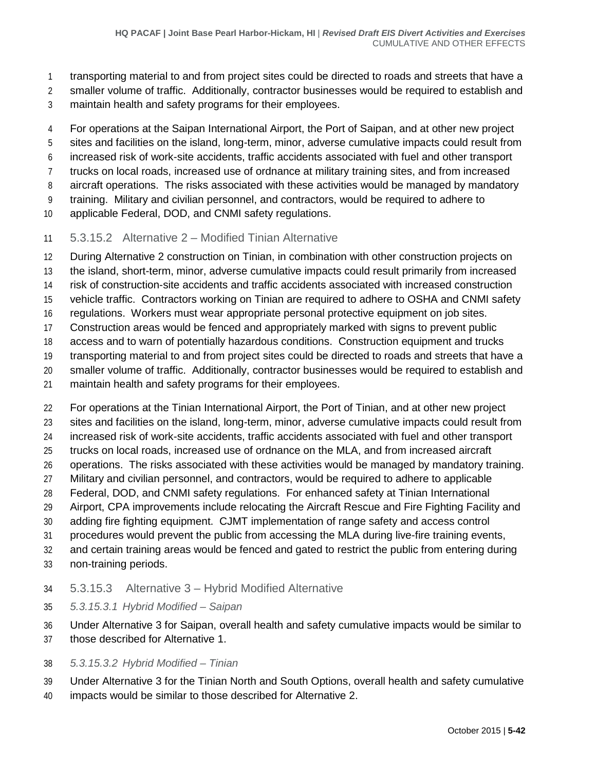transporting material to and from project sites could be directed to roads and streets that have a smaller volume of traffic. Additionally, contractor businesses would be required to establish and maintain health and safety programs for their employees.

For operations at the Saipan International Airport, the Port of Saipan, and at other new project sites and facilities on the island, long-term, minor, adverse cumulative impacts could result from increased risk of work-site accidents, traffic accidents associated with fuel and other transport trucks on local roads, increased use of ordnance at military training sites, and from increased aircraft operations. The risks associated with these activities would be managed by mandatory training. Military and civilian personnel, and contractors, would be required to adhere to applicable Federal, DOD, and CNMI safety regulations.

### 5.3.15.2 Alternative 2 – Modified Tinian Alternative

During Alternative 2 construction on Tinian, in combination with other construction projects on the island, short-term, minor, adverse cumulative impacts could result primarily from increased risk of construction-site accidents and traffic accidents associated with increased construction vehicle traffic. Contractors working on Tinian are required to adhere to OSHA and CNMI safety regulations. Workers must wear appropriate personal protective equipment on job sites. Construction areas would be fenced and appropriately marked with signs to prevent public access and to warn of potentially hazardous conditions. Construction equipment and trucks transporting material to and from project sites could be directed to roads and streets that have a smaller volume of traffic. Additionally, contractor businesses would be required to establish and maintain health and safety programs for their employees.

For operations at the Tinian International Airport, the Port of Tinian, and at other new project sites and facilities on the island, long-term, minor, adverse cumulative impacts could result from increased risk of work-site accidents, traffic accidents associated with fuel and other transport trucks on local roads, increased use of ordnance on the MLA, and from increased aircraft operations. The risks associated with these activities would be managed by mandatory training. Military and civilian personnel, and contractors, would be required to adhere to applicable Federal, DOD, and CNMI safety regulations. For enhanced safety at Tinian International Airport, CPA improvements include relocating the Aircraft Rescue and Fire Fighting Facility and adding fire fighting equipment. CJMT implementation of range safety and access control procedures would prevent the public from accessing the MLA during live-fire training events, and certain training areas would be fenced and gated to restrict the public from entering during non-training periods.

### 5.3.15.3 Alternative 3 – Hybrid Modified Alternative

#### *5.3.15.3.1 Hybrid Modified – Saipan*

Under Alternative 3 for Saipan, overall health and safety cumulative impacts would be similar to those described for Alternative 1.

#### *5.3.15.3.2 Hybrid Modified – Tinian*

Under Alternative 3 for the Tinian North and South Options, overall health and safety cumulative impacts would be similar to those described for Alternative 2.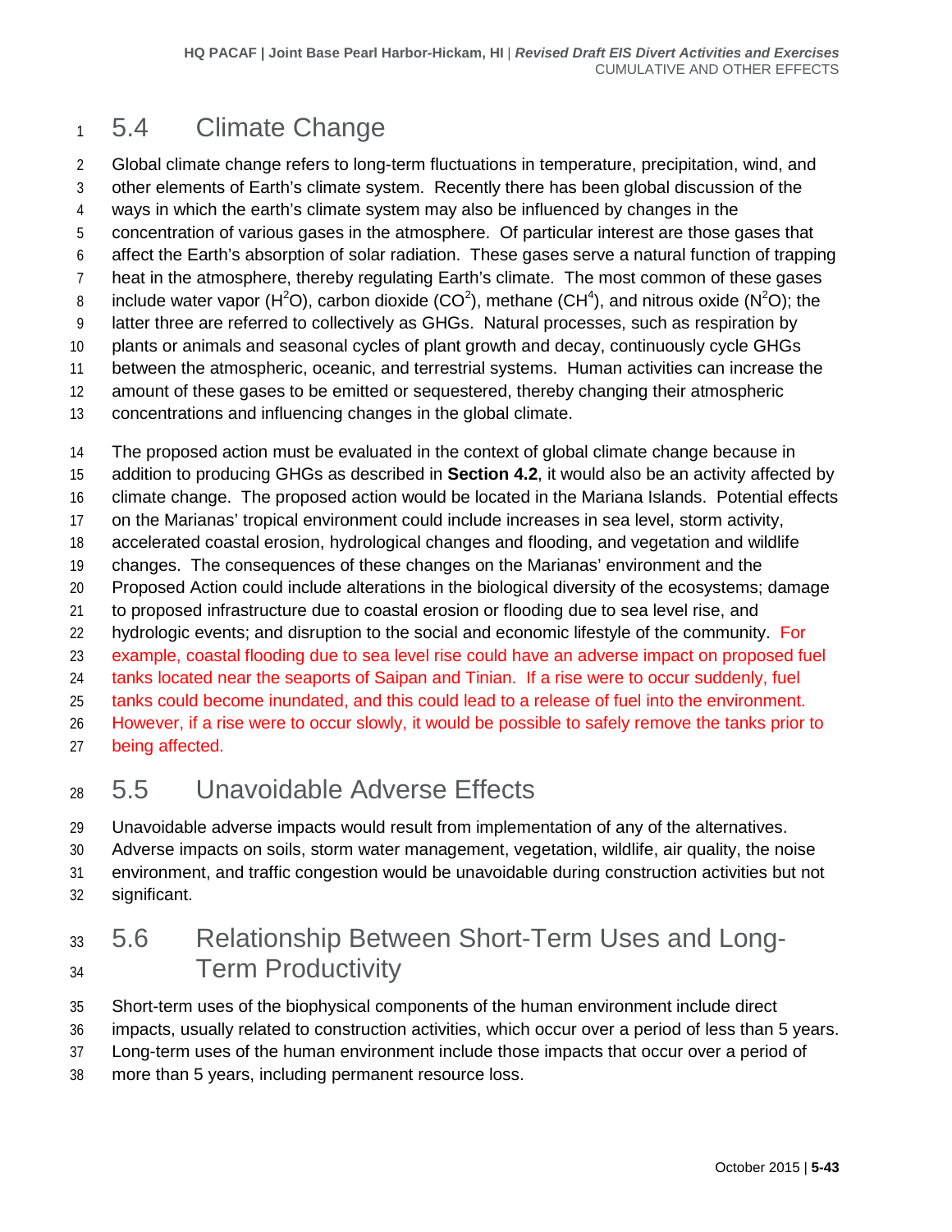## 5.4 Climate Change

Global climate change refers to long-term fluctuations in temperature, precipitation, wind, and other elements of Earth's climate system. Recently there has been global discussion of the ways in which the earth's climate system may also be influenced by changes in the concentration of various gases in the atmosphere. Of particular interest are those gases that affect the Earth's absorption of solar radiation. These gases serve a natural function of trapping heat in the atmosphere, thereby regulating Earth's climate. The most common of these gases include water vapor ($H^2O$), carbon dioxide ($CO^2$), methane ($CH^4$), and nitrous oxide ($N^2O$); the latter three are referred to collectively as GHGs. Natural processes, such as respiration by plants or animals and seasonal cycles of plant growth and decay, continuously cycle GHGs between the atmospheric, oceanic, and terrestrial systems. Human activities can increase the amount of these gases to be emitted or sequestered, thereby changing their atmospheric concentrations and influencing changes in the global climate.

The proposed action must be evaluated in the context of global climate change because in addition to producing GHGs as described in **Section 4.2**, it would also be an activity affected by climate change. The proposed action would be located in the Mariana Islands. Potential effects on the Marianas' tropical environment could include increases in sea level, storm activity, accelerated coastal erosion, hydrological changes and flooding, and vegetation and wildlife changes. The consequences of these changes on the Marianas' environment and the Proposed Action could include alterations in the biological diversity of the ecosystems; damage to proposed infrastructure due to coastal erosion or flooding due to sea level rise, and hydrologic events; and disruption to the social and economic lifestyle of the community. For example, coastal flooding due to sea level rise could have an adverse impact on proposed fuel tanks located near the seaports of Saipan and Tinian. If a rise were to occur suddenly, fuel tanks could become inundated, and this could lead to a release of fuel into the environment. However, if a rise were to occur slowly, it would be possible to safely remove the tanks prior to being affected.

## 5.5 Unavoidable Adverse Effects

Unavoidable adverse impacts would result from implementation of any of the alternatives. Adverse impacts on soils, storm water management, vegetation, wildlife, air quality, the noise environment, and traffic congestion would be unavoidable during construction activities but not significant.

## 5.6 Relationship Between Short-Term Uses and Long-Term Productivity

Short-term uses of the biophysical components of the human environment include direct impacts, usually related to construction activities, which occur over a period of less than 5 years. Long-term uses of the human environment include those impacts that occur over a period of more than 5 years, including permanent resource loss.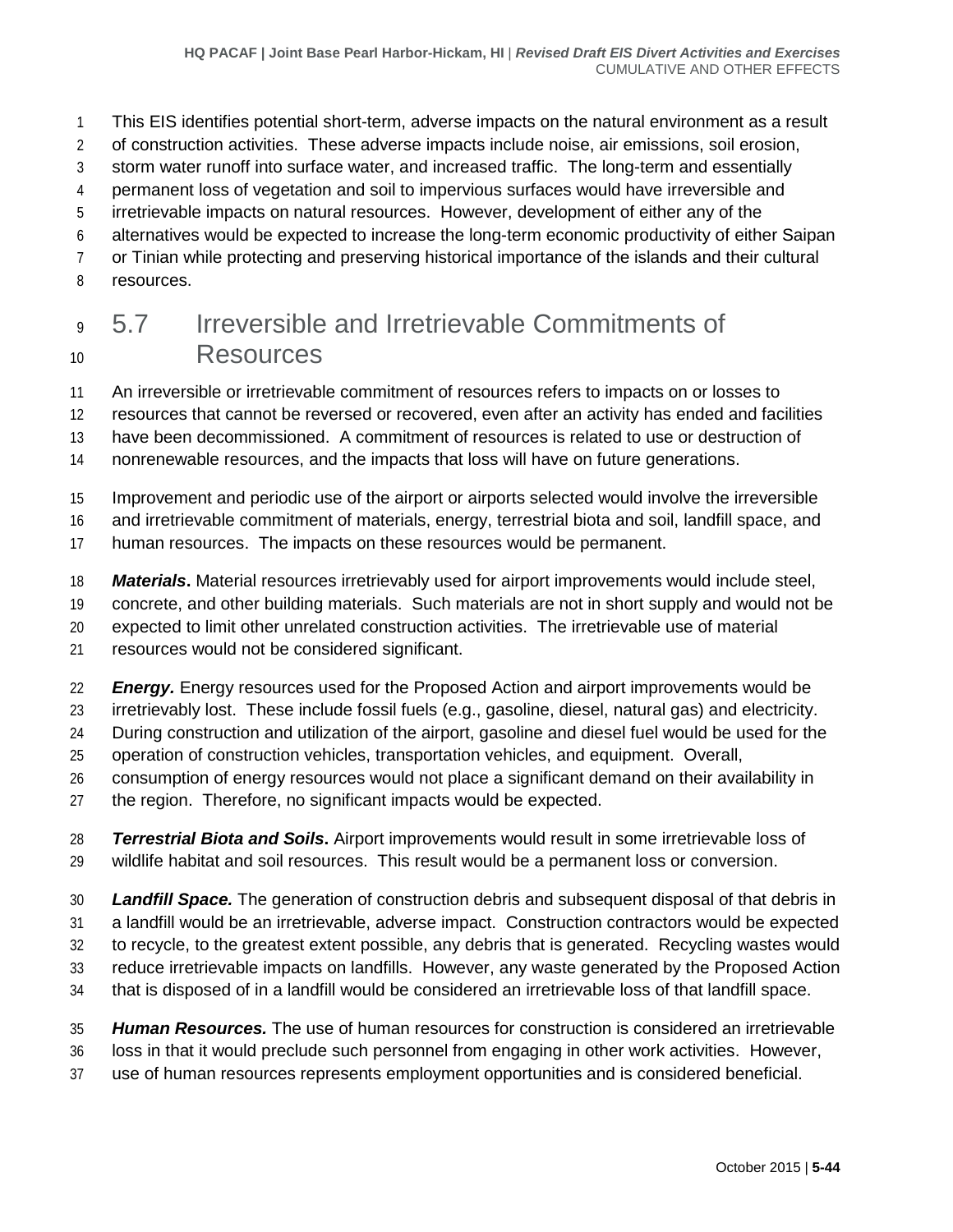This EIS identifies potential short-term, adverse impacts on the natural environment as a result of construction activities. These adverse impacts include noise, air emissions, soil erosion, storm water runoff into surface water, and increased traffic. The long-term and essentially permanent loss of vegetation and soil to impervious surfaces would have irreversible and irretrievable impacts on natural resources. However, development of either any of the alternatives would be expected to increase the long-term economic productivity of either Saipan or Tinian while protecting and preserving historical importance of the islands and their cultural resources.

## 5.7 Irreversible and Irretrievable Commitments of Resources

An irreversible or irretrievable commitment of resources refers to impacts on or losses to resources that cannot be reversed or recovered, even after an activity has ended and facilities have been decommissioned. A commitment of resources is related to use or destruction of nonrenewable resources, and the impacts that loss will have on future generations.

Improvement and periodic use of the airport or airports selected would involve the irreversible and irretrievable commitment of materials, energy, terrestrial biota and soil, landfill space, and human resources. The impacts on these resources would be permanent.

***Materials*.** Material resources irretrievably used for airport improvements would include steel, concrete, and other building materials. Such materials are not in short supply and would not be expected to limit other unrelated construction activities. The irretrievable use of material resources would not be considered significant.

***Energy.*** Energy resources used for the Proposed Action and airport improvements would be irretrievably lost. These include fossil fuels (e.g., gasoline, diesel, natural gas) and electricity. During construction and utilization of the airport, gasoline and diesel fuel would be used for the operation of construction vehicles, transportation vehicles, and equipment. Overall, consumption of energy resources would not place a significant demand on their availability in the region. Therefore, no significant impacts would be expected.

***Terrestrial Biota and Soils*.** Airport improvements would result in some irretrievable loss of wildlife habitat and soil resources. This result would be a permanent loss or conversion.

***Landfill Space.*** The generation of construction debris and subsequent disposal of that debris in a landfill would be an irretrievable, adverse impact. Construction contractors would be expected to recycle, to the greatest extent possible, any debris that is generated. Recycling wastes would reduce irretrievable impacts on landfills. However, any waste generated by the Proposed Action that is disposed of in a landfill would be considered an irretrievable loss of that landfill space.

***Human Resources.*** The use of human resources for construction is considered an irretrievable loss in that it would preclude such personnel from engaging in other work activities. However, use of human resources represents employment opportunities and is considered beneficial.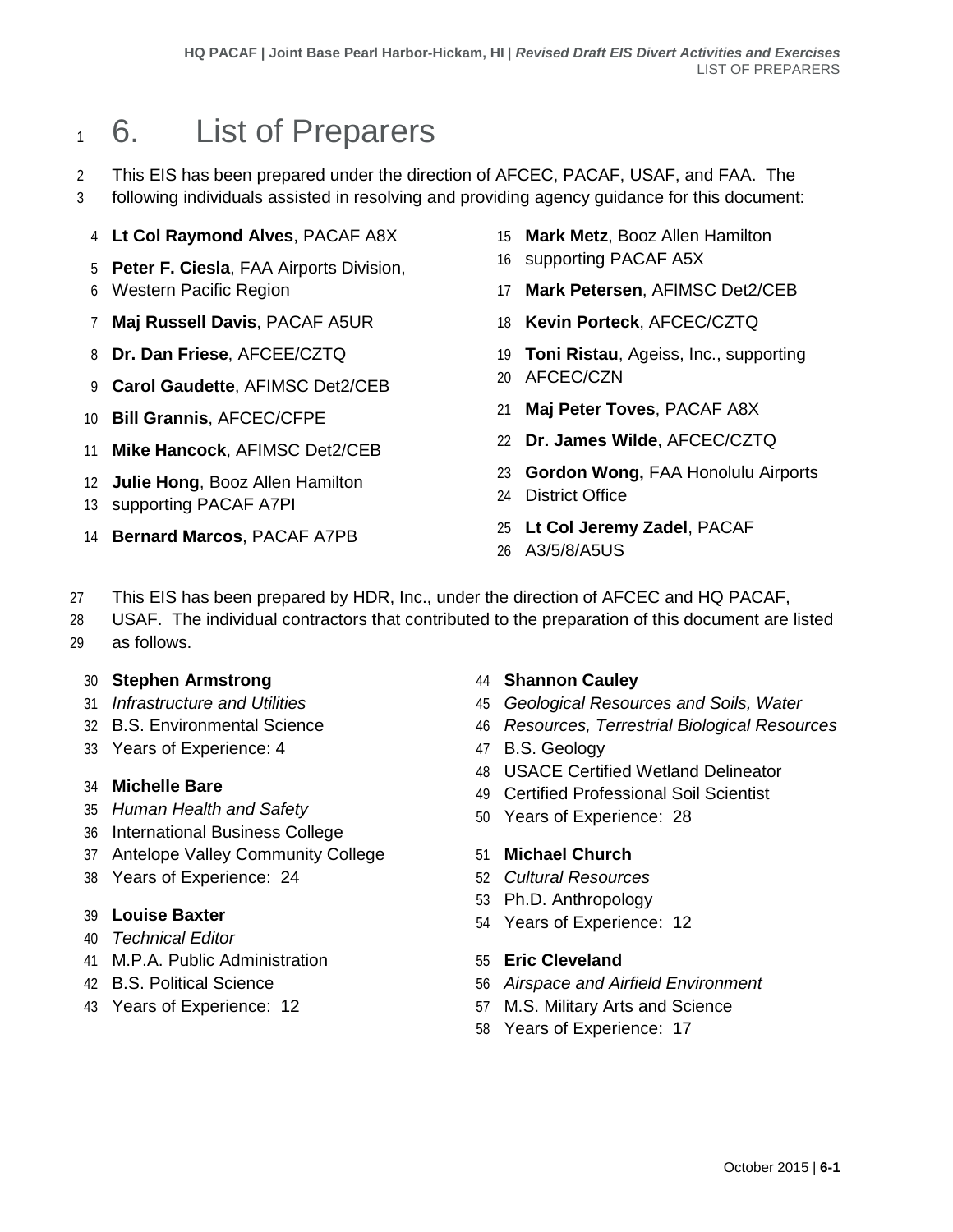# 6. List of Preparers

This EIS has been prepared under the direction of AFCEC, PACAF, USAF, and FAA. The following individuals assisted in resolving and providing agency guidance for this document:

**Lt Col Raymond Alves**, PACAF A8X

**Peter F. Ciesla**, FAA Airports Division, Western Pacific Region

**Maj Russell Davis**, PACAF A5UR

**Dr. Dan Friese**, AFCEE/CZTQ

**Carol Gaudette**, AFIMSC Det2/CEB

**Bill Grannis**, AFCEC/CFPE

**Mike Hancock**, AFIMSC Det2/CEB

**Julie Hong**, Booz Allen Hamilton supporting PACAF A7PI

**Bernard Marcos**, PACAF A7PB

**Mark Metz**, Booz Allen Hamilton supporting PACAF A5X

**Mark Petersen**, AFIMSC Det2/CEB

**Kevin Porteck**, AFCEC/CZTQ

**Toni Ristau**, Ageiss, Inc., supporting AFCEC/CZN

**Maj Peter Toves**, PACAF A8X

**Dr. James Wilde**, AFCEC/CZTQ

**Gordon Wong,** FAA Honolulu Airports District Office

**Lt Col Jeremy Zadel**, PACAF A3/5/8/A5US

This EIS has been prepared by HDR, Inc., under the direction of AFCEC and HQ PACAF, USAF. The individual contractors that contributed to the preparation of this document are listed as follows.

**Stephen Armstrong**
*Infrastructure and Utilities*
B.S. Environmental Science
Years of Experience: 4

**Michelle Bare**
*Human Health and Safety*
International Business College
Antelope Valley Community College
Years of Experience: 24

**Louise Baxter**
*Technical Editor*
M.P.A. Public Administration
B.S. Political Science
Years of Experience: 12

**Shannon Cauley**
*Geological Resources and Soils, Water Resources, Terrestrial Biological Resources*
B.S. Geology
USACE Certified Wetland Delineator
Certified Professional Soil Scientist
Years of Experience: 28

**Michael Church**
*Cultural Resources*
Ph.D. Anthropology
Years of Experience: 12

**Eric Cleveland**
*Airspace and Airfield Environment*
M.S. Military Arts and Science
Years of Experience: 17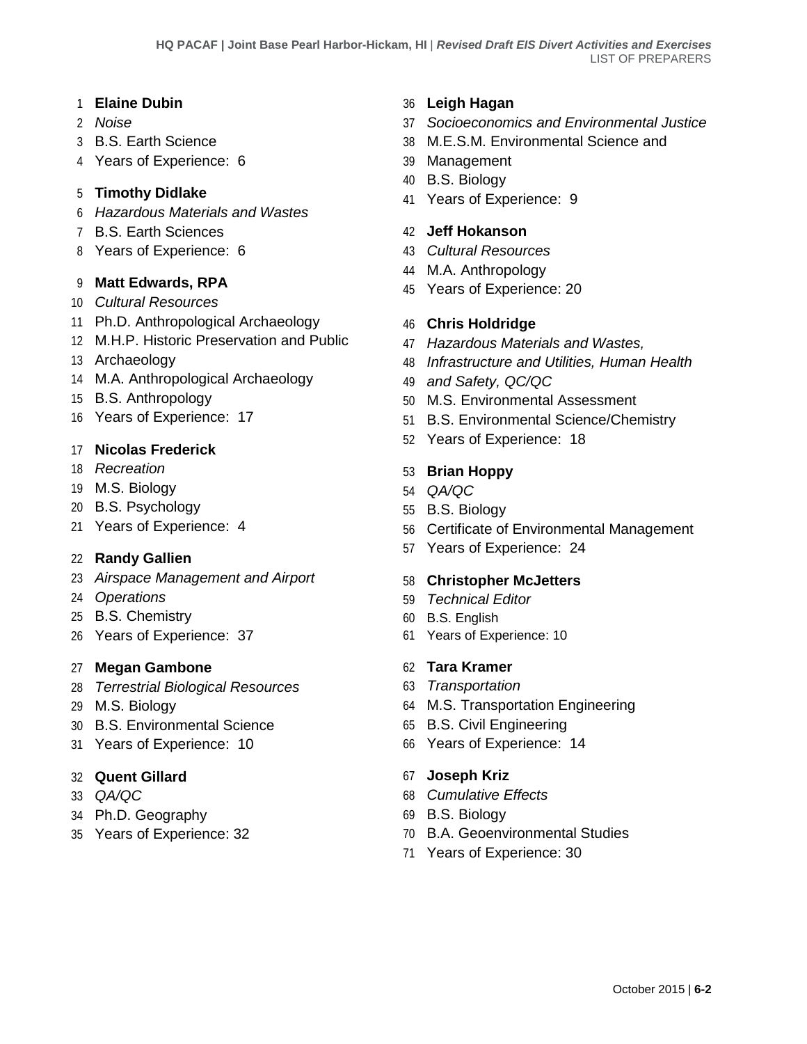**Elaine Dubin**
*Noise*
B.S. Earth Science
Years of Experience: 6

**Timothy Didlake**
*Hazardous Materials and Wastes*
B.S. Earth Sciences
Years of Experience: 6

**Matt Edwards, RPA**
*Cultural Resources*
Ph.D. Anthropological Archaeology
M.H.P. Historic Preservation and Public Archaeology
M.A. Anthropological Archaeology
B.S. Anthropology
Years of Experience: 17

**Nicolas Frederick**
*Recreation*
M.S. Biology
B.S. Psychology
Years of Experience: 4

**Randy Gallien**
*Airspace Management and Airport Operations*
B.S. Chemistry
Years of Experience: 37

**Megan Gambone**
*Terrestrial Biological Resources*
M.S. Biology
B.S. Environmental Science
Years of Experience: 10

**Quent Gillard**
*QA/QC*
Ph.D. Geography
Years of Experience: 32

**Leigh Hagan**
*Socioeconomics and Environmental Justice*
M.E.S.M. Environmental Science and Management
B.S. Biology
Years of Experience: 9

**Jeff Hokanson**
*Cultural Resources*
M.A. Anthropology
Years of Experience: 20

**Chris Holdridge**
*Hazardous Materials and Wastes, Infrastructure and Utilities, Human Health and Safety, QC/QC*
M.S. Environmental Assessment
B.S. Environmental Science/Chemistry
Years of Experience: 18

**Brian Hoppy**
*QA/QC*
B.S. Biology
Certificate of Environmental Management
Years of Experience: 24

**Christopher McJetters**
*Technical Editor*
B.S. English
Years of Experience: 10

**Tara Kramer**
*Transportation*
M.S. Transportation Engineering
B.S. Civil Engineering
Years of Experience: 14

**Joseph Kriz**
*Cumulative Effects*
B.S. Biology
B.A. Geoenvironmental Studies
Years of Experience: 30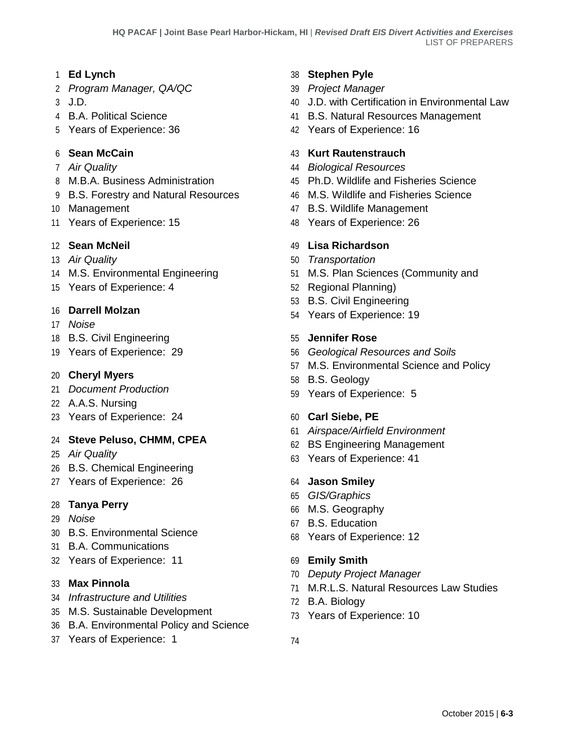**Ed Lynch**
*Program Manager, QA/QC*
J.D.
B.A. Political Science
Years of Experience: 36

**Sean McCain**
*Air Quality*
M.B.A. Business Administration
B.S. Forestry and Natural Resources Management
Years of Experience: 15

**Sean McNeil**
*Air Quality*
M.S. Environmental Engineering
Years of Experience: 4

**Darrell Molzan**
*Noise*
B.S. Civil Engineering
Years of Experience: 29

**Cheryl Myers**
*Document Production*
A.A.S. Nursing
Years of Experience: 24

**Steve Peluso, CHMM, CPEA**
*Air Quality*
B.S. Chemical Engineering
Years of Experience: 26

**Tanya Perry**
*Noise*
B.S. Environmental Science
B.A. Communications
Years of Experience: 11

**Max Pinnola**
*Infrastructure and Utilities*
M.S. Sustainable Development
B.A. Environmental Policy and Science
Years of Experience: 1

**Stephen Pyle**
*Project Manager*
J.D. with Certification in Environmental Law
B.S. Natural Resources Management
Years of Experience: 16

**Kurt Rautenstrauch**
*Biological Resources*
Ph.D. Wildlife and Fisheries Science
M.S. Wildlife and Fisheries Science
B.S. Wildlife Management
Years of Experience: 26

**Lisa Richardson**
*Transportation*
M.S. Plan Sciences (Community and Regional Planning)
B.S. Civil Engineering
Years of Experience: 19

**Jennifer Rose**
*Geological Resources and Soils*
M.S. Environmental Science and Policy
B.S. Geology
Years of Experience: 5

**Carl Siebe, PE**
*Airspace/Airfield Environment*
BS Engineering Management
Years of Experience: 41

**Jason Smiley**
*GIS/Graphics*
M.S. Geography
B.S. Education
Years of Experience: 12

**Emily Smith**
*Deputy Project Manager*
M.R.L.S. Natural Resources Law Studies
B.A. Biology
Years of Experience: 10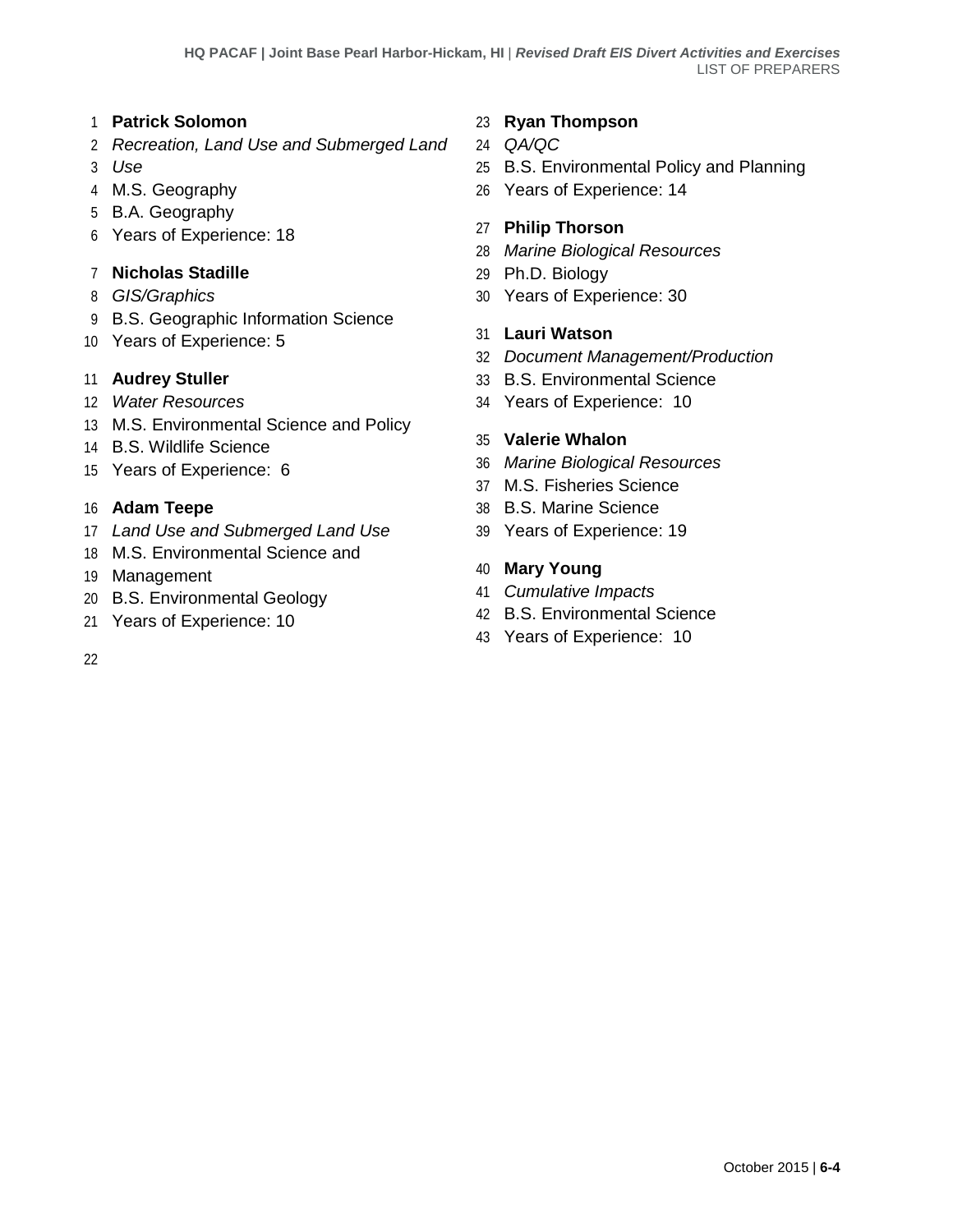**Patrick Solomon**
*Recreation, Land Use and Submerged Land Use*
M.S. Geography
B.A. Geography
Years of Experience: 18

**Nicholas Stadille**
*GIS/Graphics*
B.S. Geographic Information Science
Years of Experience: 5

**Audrey Stuller**
*Water Resources*
M.S. Environmental Science and Policy
B.S. Wildlife Science
Years of Experience: 6

**Adam Teepe**
*Land Use and Submerged Land Use*
M.S. Environmental Science and Management
B.S. Environmental Geology
Years of Experience: 10

**Ryan Thompson**
*QA/QC*
B.S. Environmental Policy and Planning
Years of Experience: 14

**Philip Thorson**
*Marine Biological Resources*
Ph.D. Biology
Years of Experience: 30

**Lauri Watson**
*Document Management/Production*
B.S. Environmental Science
Years of Experience: 10

**Valerie Whalon**
*Marine Biological Resources*
M.S. Fisheries Science
B.S. Marine Science
Years of Experience: 19

**Mary Young**
*Cumulative Impacts*
B.S. Environmental Science
Years of Experience: 10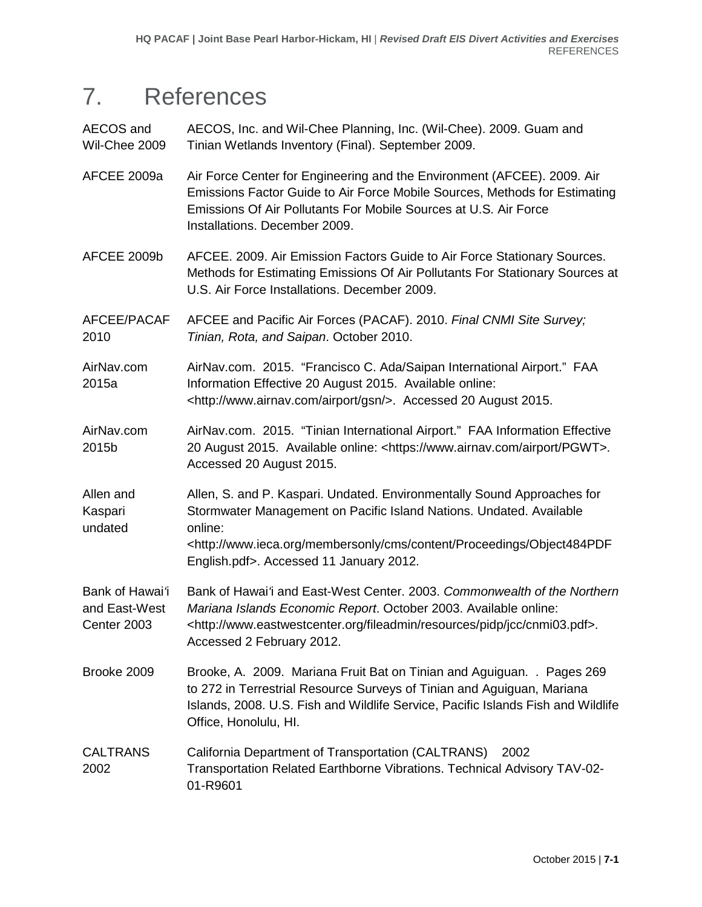# 7. References

| | |
|---|---|
| AECOS and Wil-Chee 2009 | AECOS, Inc. and Wil-Chee Planning, Inc. (Wil-Chee). 2009. Guam and Tinian Wetlands Inventory (Final). September 2009. |
| AFCEE 2009a | Air Force Center for Engineering and the Environment (AFCEE). 2009. Air Emissions Factor Guide to Air Force Mobile Sources, Methods for Estimating Emissions Of Air Pollutants For Mobile Sources at U.S. Air Force Installations. December 2009. |
| AFCEE 2009b | AFCEE. 2009. Air Emission Factors Guide to Air Force Stationary Sources. Methods for Estimating Emissions Of Air Pollutants For Stationary Sources at U.S. Air Force Installations. December 2009. |
| AFCEE/PACAF 2010 | AFCEE and Pacific Air Forces (PACAF). 2010. *Final CNMI Site Survey; Tinian, Rota, and Saipan*. October 2010. |
| AirNav.com 2015a | AirNav.com. 2015. "Francisco C. Ada/Saipan International Airport." FAA Information Effective 20 August 2015. Available online: <http://www.airnav.com/airport/gsn/>. Accessed 20 August 2015. |
| AirNav.com 2015b | AirNav.com. 2015. "Tinian International Airport." FAA Information Effective 20 August 2015. Available online: <https://www.airnav.com/airport/PGWT>. Accessed 20 August 2015. |
| Allen and Kaspari undated | Allen, S. and P. Kaspari. Undated. Environmentally Sound Approaches for Stormwater Management on Pacific Island Nations. Undated. Available online: <http://www.ieca.org/membersonly/cms/content/Proceedings/Object484PDFEnglish.pdf>. Accessed 11 January 2012. |
| Bank of Hawai'i and East-West Center 2003 | Bank of Hawai'i and East-West Center. 2003. *Commonwealth of the Northern Mariana Islands Economic Report*. October 2003. Available online: <http://www.eastwestcenter.org/fileadmin/resources/pidp/jcc/cnmi03.pdf>. Accessed 2 February 2012. |
| Brooke 2009 | Brooke, A. 2009. Mariana Fruit Bat on Tinian and Aguiguan. . Pages 269 to 272 in Terrestrial Resource Surveys of Tinian and Aguiguan, Mariana Islands, 2008. U.S. Fish and Wildlife Service, Pacific Islands Fish and Wildlife Office, Honolulu, HI. |
| CALTRANS 2002 | California Department of Transportation (CALTRANS) 2002 Transportation Related Earthborne Vibrations. Technical Advisory TAV-02-01-R9601 |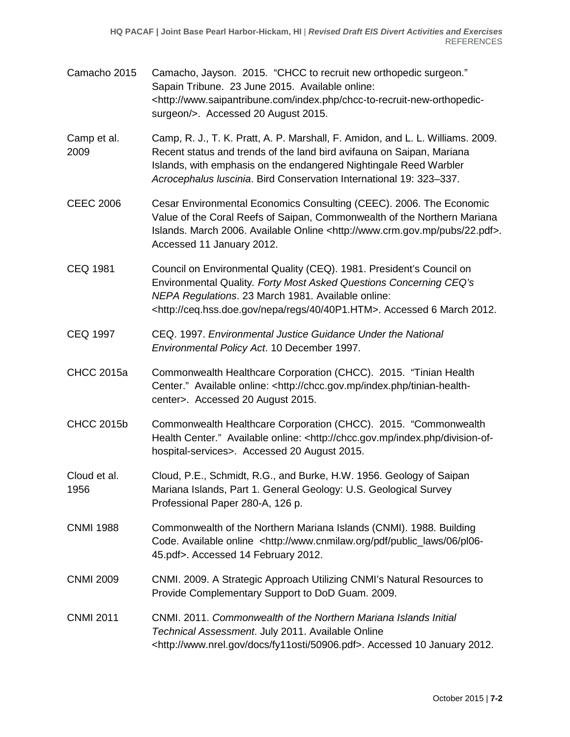Camacho 2015 Camacho, Jayson. 2015. "CHCC to recruit new orthopedic surgeon." Sapain Tribune. 23 June 2015. Available online: <http://www.saipantribune.com/index.php/chcc-to-recruit-new-orthopedic-surgeon/>. Accessed 20 August 2015.

Camp et al. 2009 Camp, R. J., T. K. Pratt, A. P. Marshall, F. Amidon, and L. L. Williams. 2009. Recent status and trends of the land bird avifauna on Saipan, Mariana Islands, with emphasis on the endangered Nightingale Reed Warbler *Acrocephalus luscinia*. Bird Conservation International 19: 323–337.

CEEC 2006 Cesar Environmental Economics Consulting (CEEC). 2006. The Economic Value of the Coral Reefs of Saipan, Commonwealth of the Northern Mariana Islands. March 2006. Available Online <http://www.crm.gov.mp/pubs/22.pdf>. Accessed 11 January 2012.

CEQ 1981 Council on Environmental Quality (CEQ). 1981. President's Council on Environmental Quality. *Forty Most Asked Questions Concerning CEQ's NEPA Regulations*. 23 March 1981. Available online: <http://ceq.hss.doe.gov/nepa/regs/40/40P1.HTM>. Accessed 6 March 2012.

CEQ 1997 CEQ. 1997. *Environmental Justice Guidance Under the National Environmental Policy Act*. 10 December 1997.

CHCC 2015a Commonwealth Healthcare Corporation (CHCC). 2015. "Tinian Health Center." Available online: <http://chcc.gov.mp/index.php/tinian-health-center>. Accessed 20 August 2015.

CHCC 2015b Commonwealth Healthcare Corporation (CHCC). 2015. "Commonwealth Health Center." Available online: <http://chcc.gov.mp/index.php/division-of-hospital-services>. Accessed 20 August 2015.

Cloud et al. 1956 Cloud, P.E., Schmidt, R.G., and Burke, H.W. 1956. Geology of Saipan Mariana Islands, Part 1. General Geology: U.S. Geological Survey Professional Paper 280-A, 126 p.

CNMI 1988 Commonwealth of the Northern Mariana Islands (CNMI). 1988. Building Code. Available online <http://www.cnmilaw.org/pdf/public_laws/06/pl06-45.pdf>. Accessed 14 February 2012.

CNMI 2009 CNMI. 2009. A Strategic Approach Utilizing CNMI's Natural Resources to Provide Complementary Support to DoD Guam. 2009.

CNMI 2011 CNMI. 2011. *Commonwealth of the Northern Mariana Islands Initial Technical Assessment*. July 2011. Available Online <http://www.nrel.gov/docs/fy11osti/50906.pdf>. Accessed 10 January 2012.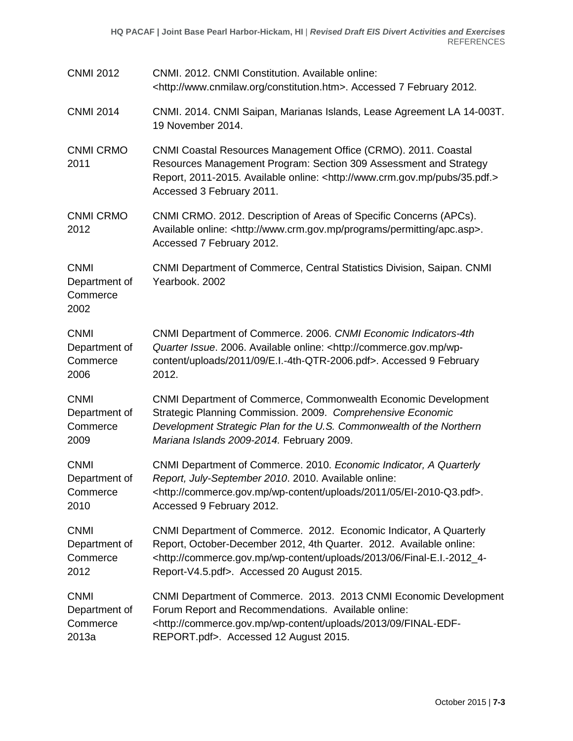| | |
|---|---|
| CNMI 2012 | CNMI. 2012. CNMI Constitution. Available online: <http://www.cnmilaw.org/constitution.htm>. Accessed 7 February 2012. |
| CNMI 2014 | CNMI. 2014. CNMI Saipan, Marianas Islands, Lease Agreement LA 14-003T. 19 November 2014. |
| CNMI CRMO 2011 | CNMI Coastal Resources Management Office (CRMO). 2011. Coastal Resources Management Program: Section 309 Assessment and Strategy Report, 2011-2015. Available online: <http://www.crm.gov.mp/pubs/35.pdf.> Accessed 3 February 2011. |
| CNMI CRMO 2012 | CNMI CRMO. 2012. Description of Areas of Specific Concerns (APCs). Available online: <http://www.crm.gov.mp/programs/permitting/apc.asp>. Accessed 7 February 2012. |
| CNMI Department of Commerce 2002 | CNMI Department of Commerce, Central Statistics Division, Saipan. CNMI Yearbook. 2002 |
| CNMI Department of Commerce 2006 | CNMI Department of Commerce. 2006. *CNMI Economic Indicators-4th Quarter Issue*. 2006. Available online: <http://commerce.gov.mp/wp-content/uploads/2011/09/E.I.-4th-QTR-2006.pdf>. Accessed 9 February 2012. |
| CNMI Department of Commerce 2009 | CNMI Department of Commerce, Commonwealth Economic Development Strategic Planning Commission. 2009. *Comprehensive Economic Development Strategic Plan for the U.S. Commonwealth of the Northern Mariana Islands 2009-2014.* February 2009. |
| CNMI Department of Commerce 2010 | CNMI Department of Commerce. 2010. *Economic Indicator, A Quarterly Report, July-September 2010*. 2010. Available online: <http://commerce.gov.mp/wp-content/uploads/2011/05/EI-2010-Q3.pdf>. Accessed 9 February 2012. |
| CNMI Department of Commerce 2012 | CNMI Department of Commerce. 2012. Economic Indicator, A Quarterly Report, October-December 2012, 4th Quarter. 2012. Available online: <http://commerce.gov.mp/wp-content/uploads/2013/06/Final-E.I.-2012_4-Report-V4.5.pdf>. Accessed 20 August 2015. |
| CNMI Department of Commerce 2013a | CNMI Department of Commerce. 2013. 2013 CNMI Economic Development Forum Report and Recommendations. Available online: <http://commerce.gov.mp/wp-content/uploads/2013/09/FINAL-EDF-REPORT.pdf>. Accessed 12 August 2015. |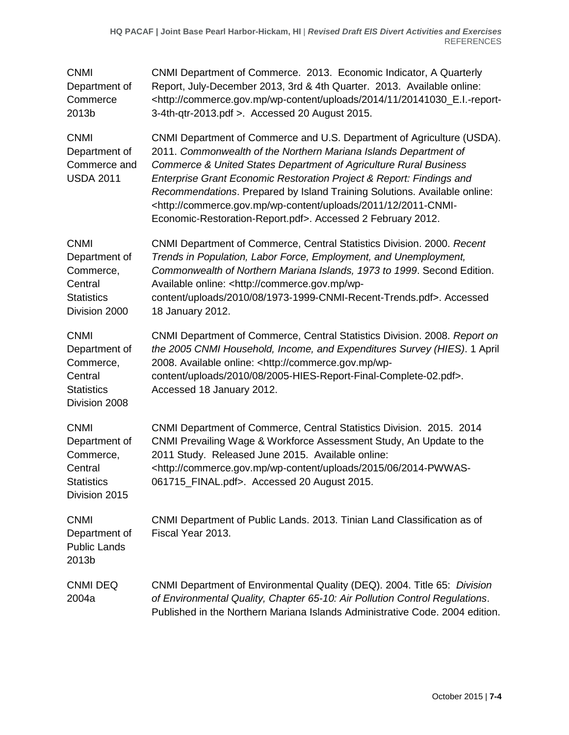| | |
|---|---|
| CNMI Department of Commerce 2013b | CNMI Department of Commerce. 2013. Economic Indicator, A Quarterly Report, July-December 2013, 3rd & 4th Quarter. 2013. Available online: <http://commerce.gov.mp/wp-content/uploads/2014/11/20141030_E.I.-report-3-4th-qtr-2013.pdf >. Accessed 20 August 2015. |
| CNMI Department of Commerce and USDA 2011 | CNMI Department of Commerce and U.S. Department of Agriculture (USDA). 2011. *Commonwealth of the Northern Mariana Islands Department of Commerce & United States Department of Agriculture Rural Business Enterprise Grant Economic Restoration Project & Report: Findings and Recommendations*. Prepared by Island Training Solutions. Available online: <http://commerce.gov.mp/wp-content/uploads/2011/12/2011-CNMI-Economic-Restoration-Report.pdf>. Accessed 2 February 2012. |
| CNMI Department of Commerce, Central Statistics Division 2000 | CNMI Department of Commerce, Central Statistics Division. 2000. *Recent Trends in Population, Labor Force, Employment, and Unemployment, Commonwealth of Northern Mariana Islands, 1973 to 1999*. Second Edition. Available online: <http://commerce.gov.mp/wp-content/uploads/2010/08/1973-1999-CNMI-Recent-Trends.pdf>. Accessed 18 January 2012. |
| CNMI Department of Commerce, Central Statistics Division 2008 | CNMI Department of Commerce, Central Statistics Division. 2008. *Report on the 2005 CNMI Household, Income, and Expenditures Survey (HIES)*. 1 April 2008. Available online: <http://commerce.gov.mp/wp-content/uploads/2010/08/2005-HIES-Report-Final-Complete-02.pdf>. Accessed 18 January 2012. |
| CNMI Department of Commerce, Central Statistics Division 2015 | CNMI Department of Commerce, Central Statistics Division. 2015. 2014 CNMI Prevailing Wage & Workforce Assessment Study, An Update to the 2011 Study. Released June 2015. Available online: <http://commerce.gov.mp/wp-content/uploads/2015/06/2014-PWWAS-061715_FINAL.pdf>. Accessed 20 August 2015. |
| CNMI Department of Public Lands 2013b | CNMI Department of Public Lands. 2013. Tinian Land Classification as of Fiscal Year 2013. |
| CNMI DEQ 2004a | CNMI Department of Environmental Quality (DEQ). 2004. Title 65: *Division of Environmental Quality, Chapter 65-10: Air Pollution Control Regulations*. Published in the Northern Mariana Islands Administrative Code. 2004 edition. |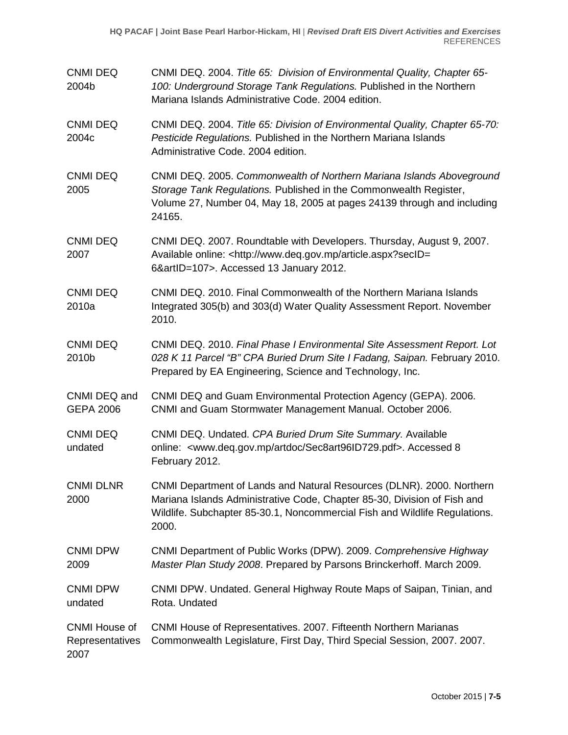| | |
|---|---|
| CNMI DEQ 2004b | CNMI DEQ. 2004. *Title 65: Division of Environmental Quality, Chapter 65-100: Underground Storage Tank Regulations.* Published in the Northern Mariana Islands Administrative Code. 2004 edition. |
| CNMI DEQ 2004c | CNMI DEQ. 2004. *Title 65: Division of Environmental Quality, Chapter 65-70: Pesticide Regulations.* Published in the Northern Mariana Islands Administrative Code. 2004 edition. |
| CNMI DEQ 2005 | CNMI DEQ. 2005. *Commonwealth of Northern Mariana Islands Aboveground Storage Tank Regulations.* Published in the Commonwealth Register, Volume 27, Number 04, May 18, 2005 at pages 24139 through and including 24165. |
| CNMI DEQ 2007 | CNMI DEQ. 2007. Roundtable with Developers. Thursday, August 9, 2007. Available online: <http://www.deq.gov.mp/article.aspx?secID=6&artID=107>. Accessed 13 January 2012. |
| CNMI DEQ 2010a | CNMI DEQ. 2010. Final Commonwealth of the Northern Mariana Islands Integrated 305(b) and 303(d) Water Quality Assessment Report. November 2010. |
| CNMI DEQ 2010b | CNMI DEQ. 2010. *Final Phase I Environmental Site Assessment Report. Lot 028 K 11 Parcel "B" CPA Buried Drum Site I Fadang, Saipan.* February 2010. Prepared by EA Engineering, Science and Technology, Inc. |
| CNMI DEQ and GEPA 2006 | CNMI DEQ and Guam Environmental Protection Agency (GEPA). 2006. CNMI and Guam Stormwater Management Manual. October 2006. |
| CNMI DEQ undated | CNMI DEQ. Undated. *CPA Buried Drum Site Summary.* Available online: <www.deq.gov.mp/artdoc/Sec8art96ID729.pdf>. Accessed 8 February 2012. |
| CNMI DLNR 2000 | CNMI Department of Lands and Natural Resources (DLNR). 2000. Northern Mariana Islands Administrative Code, Chapter 85-30, Division of Fish and Wildlife. Subchapter 85-30.1, Noncommercial Fish and Wildlife Regulations. 2000. |
| CNMI DPW 2009 | CNMI Department of Public Works (DPW). 2009. *Comprehensive Highway Master Plan Study 2008*. Prepared by Parsons Brinckerhoff. March 2009. |
| CNMI DPW undated | CNMI DPW. Undated. General Highway Route Maps of Saipan, Tinian, and Rota. Undated |
| CNMI House of Representatives 2007 | CNMI House of Representatives. 2007. Fifteenth Northern Marianas Commonwealth Legislature, First Day, Third Special Session, 2007. 2007. |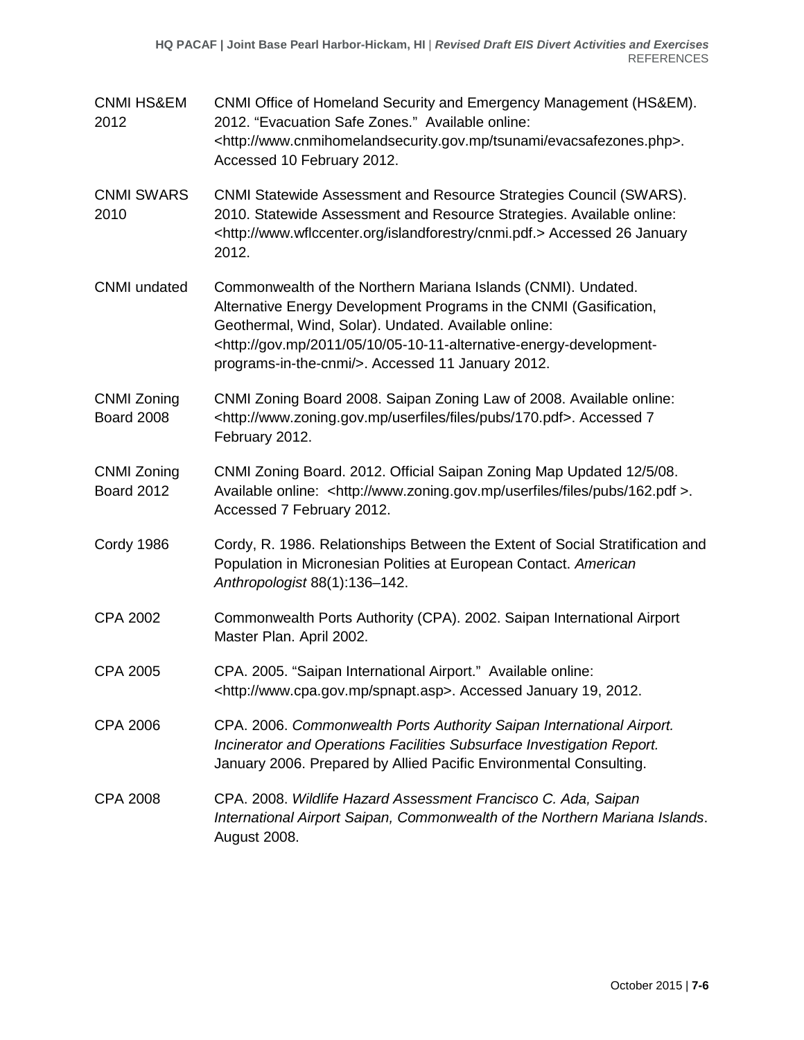| | |
|---|---|
| CNMI HS&EM 2012 | CNMI Office of Homeland Security and Emergency Management (HS&EM). 2012. "Evacuation Safe Zones." Available online: <http://www.cnmihomelandsecurity.gov.mp/tsunami/evacsafezones.php>. Accessed 10 February 2012. |
| CNMI SWARS 2010 | CNMI Statewide Assessment and Resource Strategies Council (SWARS). 2010. Statewide Assessment and Resource Strategies. Available online: <http://www.wflccenter.org/islandforestry/cnmi.pdf.> Accessed 26 January 2012. |
| CNMI undated | Commonwealth of the Northern Mariana Islands (CNMI). Undated. Alternative Energy Development Programs in the CNMI (Gasification, Geothermal, Wind, Solar). Undated. Available online: <http://gov.mp/2011/05/10/05-10-11-alternative-energy-development-programs-in-the-cnmi/>. Accessed 11 January 2012. |
| CNMI Zoning Board 2008 | CNMI Zoning Board 2008. Saipan Zoning Law of 2008. Available online: <http://www.zoning.gov.mp/userfiles/files/pubs/170.pdf>. Accessed 7 February 2012. |
| CNMI Zoning Board 2012 | CNMI Zoning Board. 2012. Official Saipan Zoning Map Updated 12/5/08. Available online: <http://www.zoning.gov.mp/userfiles/files/pubs/162.pdf >. Accessed 7 February 2012. |
| Cordy 1986 | Cordy, R. 1986. Relationships Between the Extent of Social Stratification and Population in Micronesian Polities at European Contact. *American Anthropologist* 88(1):136–142. |
| CPA 2002 | Commonwealth Ports Authority (CPA). 2002. Saipan International Airport Master Plan. April 2002. |
| CPA 2005 | CPA. 2005. "Saipan International Airport." Available online: <http://www.cpa.gov.mp/spnapt.asp>. Accessed January 19, 2012. |
| CPA 2006 | CPA. 2006. *Commonwealth Ports Authority Saipan International Airport. Incinerator and Operations Facilities Subsurface Investigation Report.* January 2006. Prepared by Allied Pacific Environmental Consulting. |
| CPA 2008 | CPA. 2008. *Wildlife Hazard Assessment Francisco C. Ada, Saipan International Airport Saipan, Commonwealth of the Northern Mariana Islands*. August 2008. |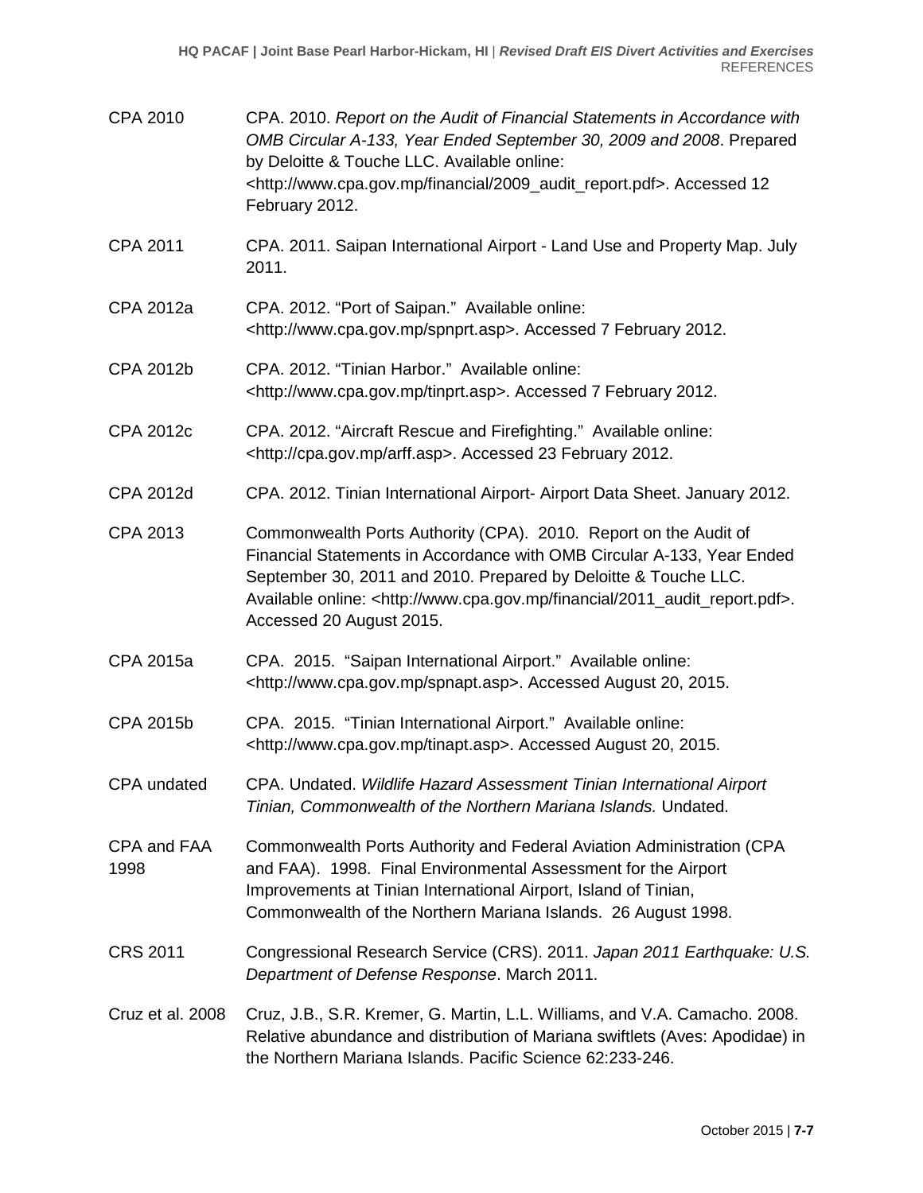CPA 2010 CPA. 2010. *Report on the Audit of Financial Statements in Accordance with OMB Circular A-133, Year Ended September 30, 2009 and 2008*. Prepared by Deloitte & Touche LLC. Available online: <http://www.cpa.gov.mp/financial/2009_audit_report.pdf>. Accessed 12 February 2012.

CPA 2011 CPA. 2011. Saipan International Airport - Land Use and Property Map. July 2011.

CPA 2012a CPA. 2012. "Port of Saipan." Available online: <http://www.cpa.gov.mp/spnprt.asp>. Accessed 7 February 2012.

CPA 2012b CPA. 2012. "Tinian Harbor." Available online: <http://www.cpa.gov.mp/tinprt.asp>. Accessed 7 February 2012.

CPA 2012c CPA. 2012. "Aircraft Rescue and Firefighting." Available online: <http://cpa.gov.mp/arff.asp>. Accessed 23 February 2012.

CPA 2012d CPA. 2012. Tinian International Airport- Airport Data Sheet. January 2012.

CPA 2013 Commonwealth Ports Authority (CPA). 2010. Report on the Audit of Financial Statements in Accordance with OMB Circular A-133, Year Ended September 30, 2011 and 2010. Prepared by Deloitte & Touche LLC. Available online: <http://www.cpa.gov.mp/financial/2011_audit_report.pdf>. Accessed 20 August 2015.

CPA 2015a CPA. 2015. "Saipan International Airport." Available online: <http://www.cpa.gov.mp/spnapt.asp>. Accessed August 20, 2015.

CPA 2015b CPA. 2015. "Tinian International Airport." Available online: <http://www.cpa.gov.mp/tinapt.asp>. Accessed August 20, 2015.

CPA undated CPA. Undated. *Wildlife Hazard Assessment Tinian International Airport Tinian, Commonwealth of the Northern Mariana Islands.* Undated.

CPA and FAA 1998 Commonwealth Ports Authority and Federal Aviation Administration (CPA and FAA). 1998. Final Environmental Assessment for the Airport Improvements at Tinian International Airport, Island of Tinian, Commonwealth of the Northern Mariana Islands. 26 August 1998.

CRS 2011 Congressional Research Service (CRS). 2011. *Japan 2011 Earthquake: U.S. Department of Defense Response*. March 2011.

Cruz et al. 2008 Cruz, J.B., S.R. Kremer, G. Martin, L.L. Williams, and V.A. Camacho. 2008. Relative abundance and distribution of Mariana swiftlets (Aves: Apodidae) in the Northern Mariana Islands. Pacific Science 62:233-246.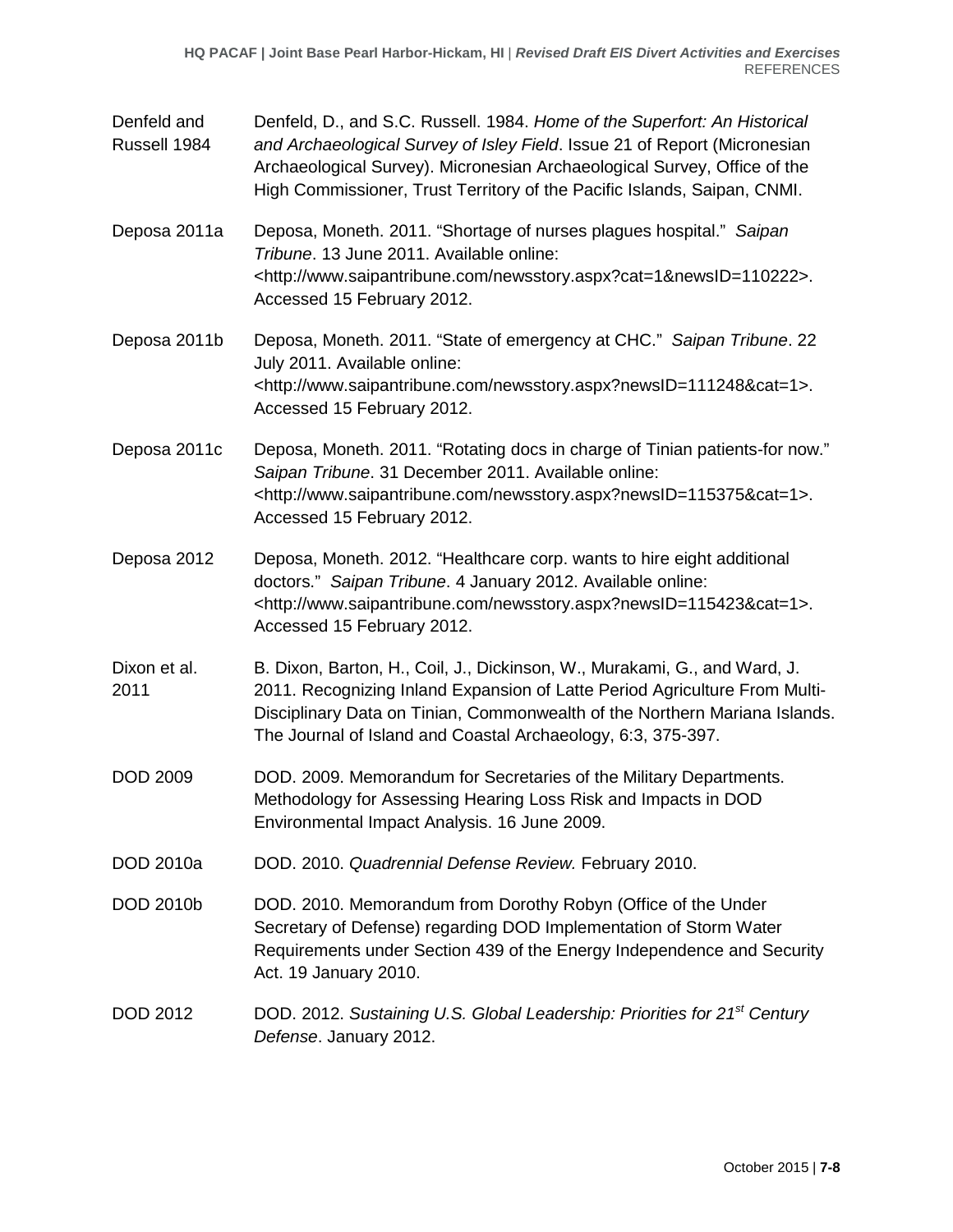| | |
|---|---|
| Denfeld and Russell 1984 | Denfeld, D., and S.C. Russell. 1984. *Home of the Superfort: An Historical and Archaeological Survey of Isley Field*. Issue 21 of Report (Micronesian Archaeological Survey). Micronesian Archaeological Survey, Office of the High Commissioner, Trust Territory of the Pacific Islands, Saipan, CNMI. |
| Deposa 2011a | Deposa, Moneth. 2011. "Shortage of nurses plagues hospital." *Saipan Tribune*. 13 June 2011. Available online: <http://www.saipantribune.com/newsstory.aspx?cat=1&newsID=110222>. Accessed 15 February 2012. |
| Deposa 2011b | Deposa, Moneth. 2011. "State of emergency at CHC." *Saipan Tribune*. 22 July 2011. Available online: <http://www.saipantribune.com/newsstory.aspx?newsID=111248&cat=1>. Accessed 15 February 2012. |
| Deposa 2011c | Deposa, Moneth. 2011. "Rotating docs in charge of Tinian patients-for now." *Saipan Tribune*. 31 December 2011. Available online: <http://www.saipantribune.com/newsstory.aspx?newsID=115375&cat=1>. Accessed 15 February 2012. |
| Deposa 2012 | Deposa, Moneth. 2012. "Healthcare corp. wants to hire eight additional doctors." *Saipan Tribune*. 4 January 2012. Available online: <http://www.saipantribune.com/newsstory.aspx?newsID=115423&cat=1>. Accessed 15 February 2012. |
| Dixon et al. 2011 | B. Dixon, Barton, H., Coil, J., Dickinson, W., Murakami, G., and Ward, J. 2011. Recognizing Inland Expansion of Latte Period Agriculture From Multi-Disciplinary Data on Tinian, Commonwealth of the Northern Mariana Islands. The Journal of Island and Coastal Archaeology, 6:3, 375-397. |
| DOD 2009 | DOD. 2009. Memorandum for Secretaries of the Military Departments. Methodology for Assessing Hearing Loss Risk and Impacts in DOD Environmental Impact Analysis. 16 June 2009. |
| DOD 2010a | DOD. 2010. *Quadrennial Defense Review.* February 2010. |
| DOD 2010b | DOD. 2010. Memorandum from Dorothy Robyn (Office of the Under Secretary of Defense) regarding DOD Implementation of Storm Water Requirements under Section 439 of the Energy Independence and Security Act. 19 January 2010. |
| DOD 2012 | DOD. 2012. *Sustaining U.S. Global Leadership: Priorities for 21st Century Defense*. January 2012. |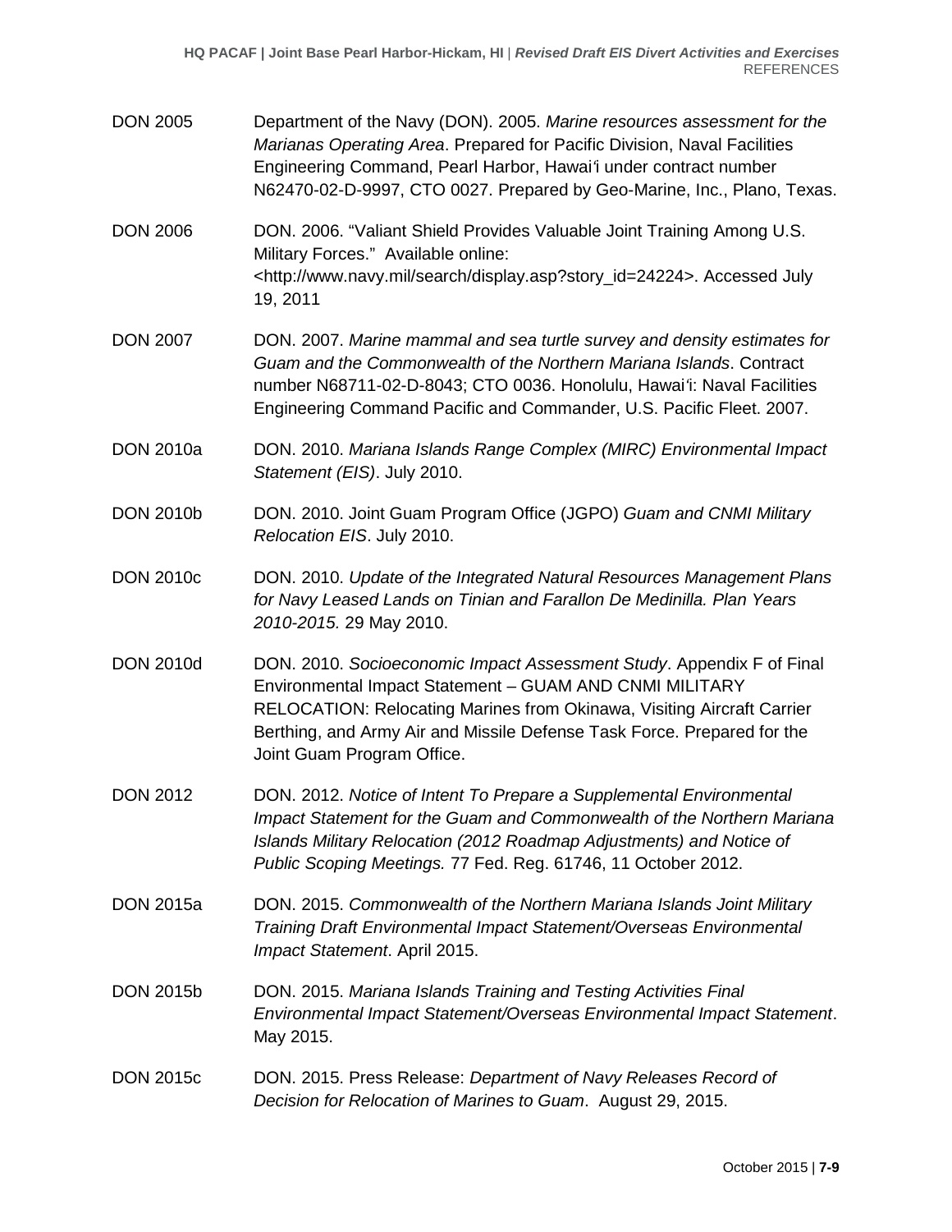DON 2005 Department of the Navy (DON). 2005. *Marine resources assessment for the Marianas Operating Area*. Prepared for Pacific Division, Naval Facilities Engineering Command, Pearl Harbor, Hawai'i under contract number N62470-02-D-9997, CTO 0027. Prepared by Geo-Marine, Inc., Plano, Texas.

DON 2006 DON. 2006. "Valiant Shield Provides Valuable Joint Training Among U.S. Military Forces." Available online: <http://www.navy.mil/search/display.asp?story_id=24224>. Accessed July 19, 2011

DON 2007 DON. 2007. *Marine mammal and sea turtle survey and density estimates for Guam and the Commonwealth of the Northern Mariana Islands*. Contract number N68711-02-D-8043; CTO 0036. Honolulu, Hawai'i: Naval Facilities Engineering Command Pacific and Commander, U.S. Pacific Fleet. 2007.

DON 2010a DON. 2010. *Mariana Islands Range Complex (MIRC) Environmental Impact Statement (EIS)*. July 2010.

DON 2010b DON. 2010. Joint Guam Program Office (JGPO) *Guam and CNMI Military Relocation EIS*. July 2010.

DON 2010c DON. 2010. *Update of the Integrated Natural Resources Management Plans for Navy Leased Lands on Tinian and Farallon De Medinilla. Plan Years 2010-2015.* 29 May 2010.

DON 2010d DON. 2010. *Socioeconomic Impact Assessment Study*. Appendix F of Final Environmental Impact Statement – GUAM AND CNMI MILITARY RELOCATION: Relocating Marines from Okinawa, Visiting Aircraft Carrier Berthing, and Army Air and Missile Defense Task Force. Prepared for the Joint Guam Program Office.

DON 2012 DON. 2012. *Notice of Intent To Prepare a Supplemental Environmental Impact Statement for the Guam and Commonwealth of the Northern Mariana Islands Military Relocation (2012 Roadmap Adjustments) and Notice of Public Scoping Meetings.* 77 Fed. Reg. 61746, 11 October 2012.

DON 2015a DON. 2015. *Commonwealth of the Northern Mariana Islands Joint Military Training Draft Environmental Impact Statement/Overseas Environmental Impact Statement*. April 2015.

DON 2015b DON. 2015. *Mariana Islands Training and Testing Activities Final Environmental Impact Statement/Overseas Environmental Impact Statement*. May 2015.

DON 2015c DON. 2015. Press Release: *Department of Navy Releases Record of Decision for Relocation of Marines to Guam*. August 29, 2015.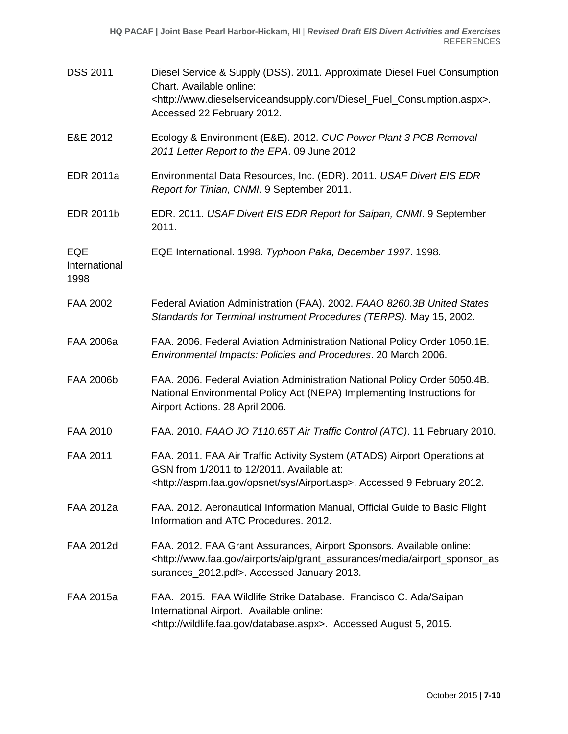| | |
|---|---|
| DSS 2011 | Diesel Service & Supply (DSS). 2011. Approximate Diesel Fuel Consumption Chart. Available online: <http://www.dieselserviceandsupply.com/Diesel_Fuel_Consumption.aspx>. Accessed 22 February 2012. |
| E&E 2012 | Ecology & Environment (E&E). 2012. *CUC Power Plant 3 PCB Removal 2011 Letter Report to the EPA*. 09 June 2012 |
| EDR 2011a | Environmental Data Resources, Inc. (EDR). 2011. *USAF Divert EIS EDR Report for Tinian, CNMI*. 9 September 2011. |
| EDR 2011b | EDR. 2011. *USAF Divert EIS EDR Report for Saipan, CNMI*. 9 September 2011. |
| EQE International 1998 | EQE International. 1998. *Typhoon Paka, December 1997*. 1998. |
| FAA 2002 | Federal Aviation Administration (FAA). 2002. *FAAO 8260.3B United States Standards for Terminal Instrument Procedures (TERPS).* May 15, 2002. |
| FAA 2006a | FAA. 2006. Federal Aviation Administration National Policy Order 1050.1E. *Environmental Impacts: Policies and Procedures*. 20 March 2006. |
| FAA 2006b | FAA. 2006. Federal Aviation Administration National Policy Order 5050.4B. National Environmental Policy Act (NEPA) Implementing Instructions for Airport Actions. 28 April 2006. |
| FAA 2010 | FAA. 2010. *FAAO JO 7110.65T Air Traffic Control (ATC)*. 11 February 2010. |
| FAA 2011 | FAA. 2011. FAA Air Traffic Activity System (ATADS) Airport Operations at GSN from 1/2011 to 12/2011. Available at: <http://aspm.faa.gov/opsnet/sys/Airport.asp>. Accessed 9 February 2012. |
| FAA 2012a | FAA. 2012. Aeronautical Information Manual, Official Guide to Basic Flight Information and ATC Procedures. 2012. |
| FAA 2012d | FAA. 2012. FAA Grant Assurances, Airport Sponsors. Available online: <http://www.faa.gov/airports/aip/grant_assurances/media/airport_sponsor_assurances_2012.pdf>. Accessed January 2013. |
| FAA 2015a | FAA. 2015. FAA Wildlife Strike Database. Francisco C. Ada/Saipan International Airport. Available online: <http://wildlife.faa.gov/database.aspx>. Accessed August 5, 2015. |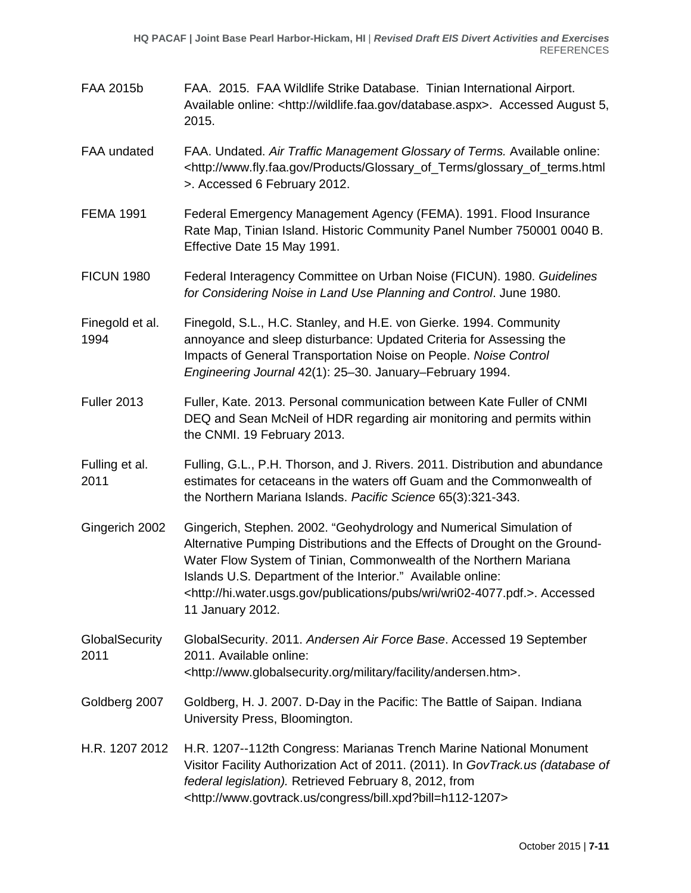FAA 2015b FAA. 2015. FAA Wildlife Strike Database. Tinian International Airport. Available online: <http://wildlife.faa.gov/database.aspx>. Accessed August 5, 2015.

FAA undated FAA. Undated. *Air Traffic Management Glossary of Terms.* Available online: <http://www.fly.faa.gov/Products/Glossary_of_Terms/glossary_of_terms.html>. Accessed 6 February 2012.

FEMA 1991 Federal Emergency Management Agency (FEMA). 1991. Flood Insurance Rate Map, Tinian Island. Historic Community Panel Number 750001 0040 B. Effective Date 15 May 1991.

FICUN 1980 Federal Interagency Committee on Urban Noise (FICUN). 1980. *Guidelines for Considering Noise in Land Use Planning and Control*. June 1980.

Finegold et al. 1994 Finegold, S.L., H.C. Stanley, and H.E. von Gierke. 1994. Community annoyance and sleep disturbance: Updated Criteria for Assessing the Impacts of General Transportation Noise on People. *Noise Control Engineering Journal* 42(1): 25–30. January–February 1994.

Fuller 2013 Fuller, Kate. 2013. Personal communication between Kate Fuller of CNMI DEQ and Sean McNeil of HDR regarding air monitoring and permits within the CNMI. 19 February 2013.

Fulling et al. 2011 Fulling, G.L., P.H. Thorson, and J. Rivers. 2011. Distribution and abundance estimates for cetaceans in the waters off Guam and the Commonwealth of the Northern Mariana Islands. *Pacific Science* 65(3):321-343.

Gingerich 2002 Gingerich, Stephen. 2002. "Geohydrology and Numerical Simulation of Alternative Pumping Distributions and the Effects of Drought on the Ground-Water Flow System of Tinian, Commonwealth of the Northern Mariana Islands U.S. Department of the Interior." Available online: <http://hi.water.usgs.gov/publications/pubs/wri/wri02-4077.pdf.>. Accessed 11 January 2012.

GlobalSecurity 2011 GlobalSecurity. 2011. *Andersen Air Force Base*. Accessed 19 September 2011. Available online: <http://www.globalsecurity.org/military/facility/andersen.htm>.

Goldberg 2007 Goldberg, H. J. 2007. D-Day in the Pacific: The Battle of Saipan. Indiana University Press, Bloomington.

H.R. 1207 2012 H.R. 1207--112th Congress: Marianas Trench Marine National Monument Visitor Facility Authorization Act of 2011. (2011). In *GovTrack.us (database of federal legislation).* Retrieved February 8, 2012, from <http://www.govtrack.us/congress/bill.xpd?bill=h112-1207>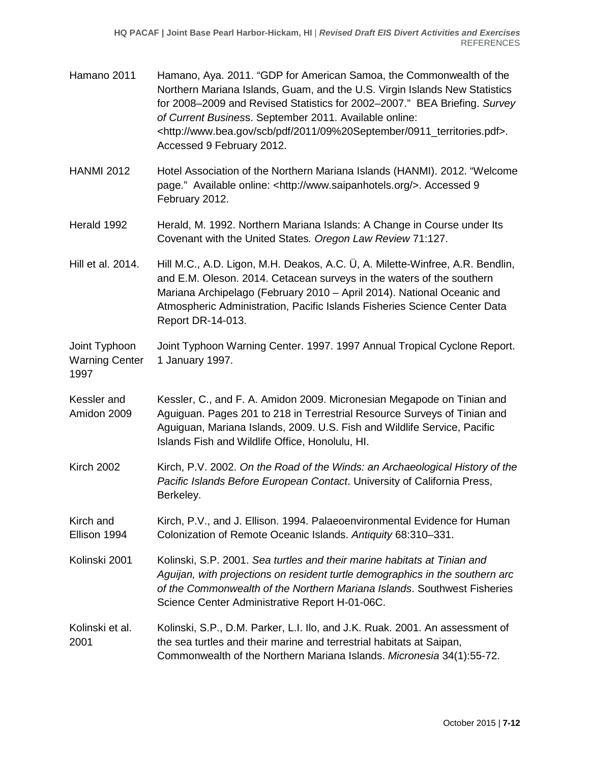Hamano 2011 Hamano, Aya. 2011. “GDP for American Samoa, the Commonwealth of the Northern Mariana Islands, Guam, and the U.S. Virgin Islands New Statistics for 2008–2009 and Revised Statistics for 2002–2007.” BEA Briefing. *Survey of Current Business*. September 2011. Available online: <http://www.bea.gov/scb/pdf/2011/09%20September/0911_territories.pdf>. Accessed 9 February 2012.

HANMI 2012 Hotel Association of the Northern Mariana Islands (HANMI). 2012. “Welcome page.” Available online: <http://www.saipanhotels.org/>. Accessed 9 February 2012.

Herald 1992 Herald, M. 1992. Northern Mariana Islands: A Change in Course under Its Covenant with the United States. *Oregon Law Review* 71:127.

Hill et al. 2014. Hill M.C., A.D. Ligon, M.H. Deakos, A.C. Ü, A. Milette-Winfree, A.R. Bendlin, and E.M. Oleson. 2014. Cetacean surveys in the waters of the southern Mariana Archipelago (February 2010 – April 2014). National Oceanic and Atmospheric Administration, Pacific Islands Fisheries Science Center Data Report DR-14-013.

Joint Typhoon Warning Center 1997 Joint Typhoon Warning Center. 1997. 1997 Annual Tropical Cyclone Report. 1 January 1997.

Kessler and Amidon 2009 Kessler, C., and F. A. Amidon 2009. Micronesian Megapode on Tinian and Aguiguan. Pages 201 to 218 in Terrestrial Resource Surveys of Tinian and Aguiguan, Mariana Islands, 2009. U.S. Fish and Wildlife Service, Pacific Islands Fish and Wildlife Office, Honolulu, HI.

Kirch 2002 Kirch, P.V. 2002. *On the Road of the Winds: an Archaeological History of the Pacific Islands Before European Contact*. University of California Press, Berkeley.

Kirch and Ellison 1994 Kirch, P.V., and J. Ellison. 1994. Palaeoenvironmental Evidence for Human Colonization of Remote Oceanic Islands. *Antiquity* 68:310–331.

Kolinski 2001 Kolinski, S.P. 2001. *Sea turtles and their marine habitats at Tinian and Aguijan, with projections on resident turtle demographics in the southern arc of the Commonwealth of the Northern Mariana Islands*. Southwest Fisheries Science Center Administrative Report H-01-06C.

Kolinski et al. 2001 Kolinski, S.P., D.M. Parker, L.I. Ilo, and J.K. Ruak. 2001. An assessment of the sea turtles and their marine and terrestrial habitats at Saipan, Commonwealth of the Northern Mariana Islands. *Micronesia* 34(1):55-72.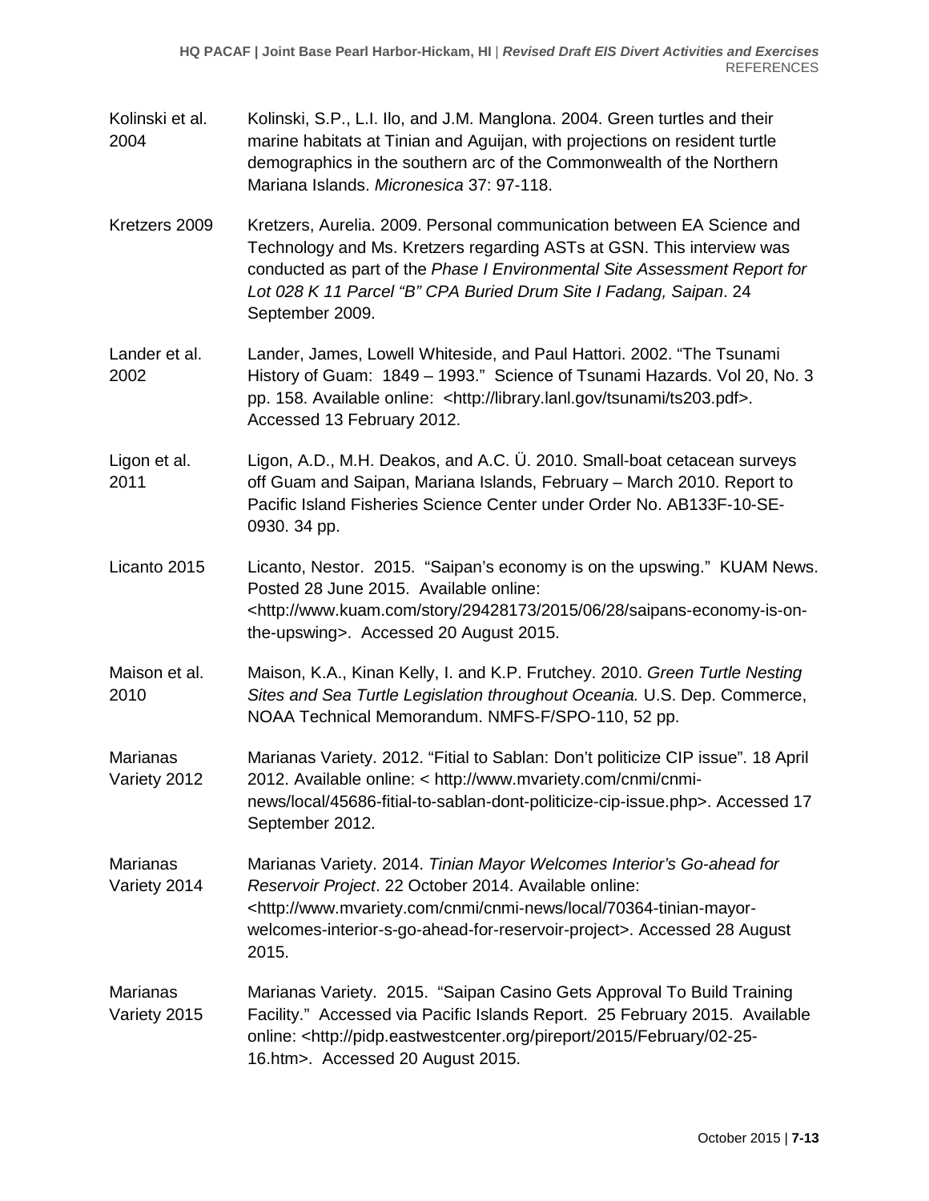Kolinski et al. 2004 — Kolinski, S.P., L.I. Ilo, and J.M. Manglona. 2004. Green turtles and their marine habitats at Tinian and Aguijan, with projections on resident turtle demographics in the southern arc of the Commonwealth of the Northern Mariana Islands. *Micronesica* 37: 97-118.

Kretzers 2009 — Kretzers, Aurelia. 2009. Personal communication between EA Science and Technology and Ms. Kretzers regarding ASTs at GSN. This interview was conducted as part of the *Phase I Environmental Site Assessment Report for Lot 028 K 11 Parcel "B" CPA Buried Drum Site I Fadang, Saipan*. 24 September 2009.

Lander et al. 2002 — Lander, James, Lowell Whiteside, and Paul Hattori. 2002. "The Tsunami History of Guam: 1849 – 1993." Science of Tsunami Hazards. Vol 20, No. 3 pp. 158. Available online: <http://library.lanl.gov/tsunami/ts203.pdf>. Accessed 13 February 2012.

Ligon et al. 2011 — Ligon, A.D., M.H. Deakos, and A.C. Ü. 2010. Small-boat cetacean surveys off Guam and Saipan, Mariana Islands, February – March 2010. Report to Pacific Island Fisheries Science Center under Order No. AB133F-10-SE-0930. 34 pp.

Licanto 2015 — Licanto, Nestor. 2015. "Saipan's economy is on the upswing." KUAM News. Posted 28 June 2015. Available online: <http://www.kuam.com/story/29428173/2015/06/28/saipans-economy-is-on-the-upswing>. Accessed 20 August 2015.

Maison et al. 2010 — Maison, K.A., Kinan Kelly, I. and K.P. Frutchey. 2010. *Green Turtle Nesting Sites and Sea Turtle Legislation throughout Oceania.* U.S. Dep. Commerce, NOAA Technical Memorandum. NMFS-F/SPO-110, 52 pp.

Marianas Variety 2012 — Marianas Variety. 2012. "Fitial to Sablan: Don't politicize CIP issue". 18 April 2012. Available online: < http://www.mvariety.com/cnmi/cnmi-news/local/45686-fitial-to-sablan-dont-politicize-cip-issue.php>. Accessed 17 September 2012.

Marianas Variety 2014 — Marianas Variety. 2014. *Tinian Mayor Welcomes Interior's Go-ahead for Reservoir Project*. 22 October 2014. Available online: <http://www.mvariety.com/cnmi/cnmi-news/local/70364-tinian-mayor-welcomes-interior-s-go-ahead-for-reservoir-project>. Accessed 28 August 2015.

Marianas Variety 2015 — Marianas Variety. 2015. "Saipan Casino Gets Approval To Build Training Facility." Accessed via Pacific Islands Report. 25 February 2015. Available online: <http://pidp.eastwestcenter.org/pireport/2015/February/02-25-16.htm>. Accessed 20 August 2015.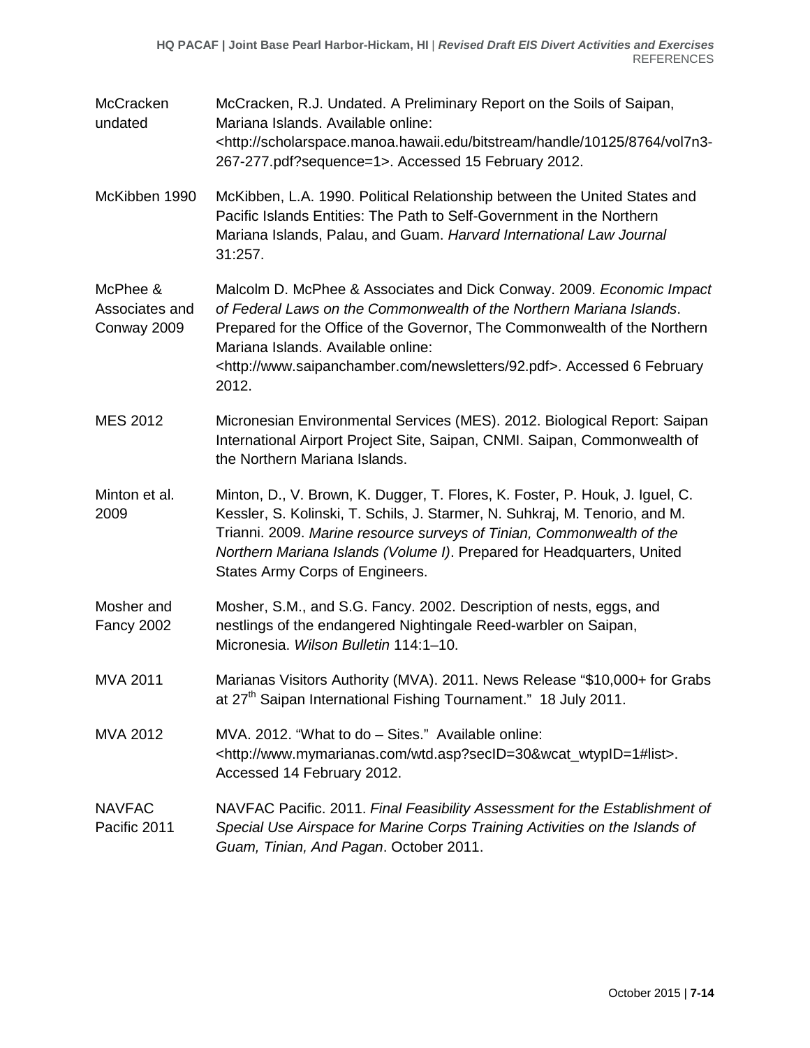| | |
|---|---|
| McCracken undated | McCracken, R.J. Undated. A Preliminary Report on the Soils of Saipan, Mariana Islands. Available online: <http://scholarspace.manoa.hawaii.edu/bitstream/handle/10125/8764/vol7n3-267-277.pdf?sequence=1>. Accessed 15 February 2012. |
| McKibben 1990 | McKibben, L.A. 1990. Political Relationship between the United States and Pacific Islands Entities: The Path to Self-Government in the Northern Mariana Islands, Palau, and Guam. *Harvard International Law Journal* 31:257. |
| McPhee & Associates and Conway 2009 | Malcolm D. McPhee & Associates and Dick Conway. 2009. *Economic Impact of Federal Laws on the Commonwealth of the Northern Mariana Islands*. Prepared for the Office of the Governor, The Commonwealth of the Northern Mariana Islands. Available online: <http://www.saipanchamber.com/newsletters/92.pdf>. Accessed 6 February 2012. |
| MES 2012 | Micronesian Environmental Services (MES). 2012. Biological Report: Saipan International Airport Project Site, Saipan, CNMI. Saipan, Commonwealth of the Northern Mariana Islands. |
| Minton et al. 2009 | Minton, D., V. Brown, K. Dugger, T. Flores, K. Foster, P. Houk, J. Iguel, C. Kessler, S. Kolinski, T. Schils, J. Starmer, N. Suhkraj, M. Tenorio, and M. Trianni. 2009. *Marine resource surveys of Tinian, Commonwealth of the Northern Mariana Islands (Volume I)*. Prepared for Headquarters, United States Army Corps of Engineers. |
| Mosher and Fancy 2002 | Mosher, S.M., and S.G. Fancy. 2002. Description of nests, eggs, and nestlings of the endangered Nightingale Reed-warbler on Saipan, Micronesia. *Wilson Bulletin* 114:1–10. |
| MVA 2011 | Marianas Visitors Authority (MVA). 2011. News Release "$10,000+ for Grabs at 27th Saipan International Fishing Tournament." 18 July 2011. |
| MVA 2012 | MVA. 2012. "What to do – Sites." Available online: <http://www.mymarianas.com/wtd.asp?secID=30&wcat_wtypID=1#list>. Accessed 14 February 2012. |
| NAVFAC Pacific 2011 | NAVFAC Pacific. 2011. *Final Feasibility Assessment for the Establishment of Special Use Airspace for Marine Corps Training Activities on the Islands of Guam, Tinian, And Pagan*. October 2011. |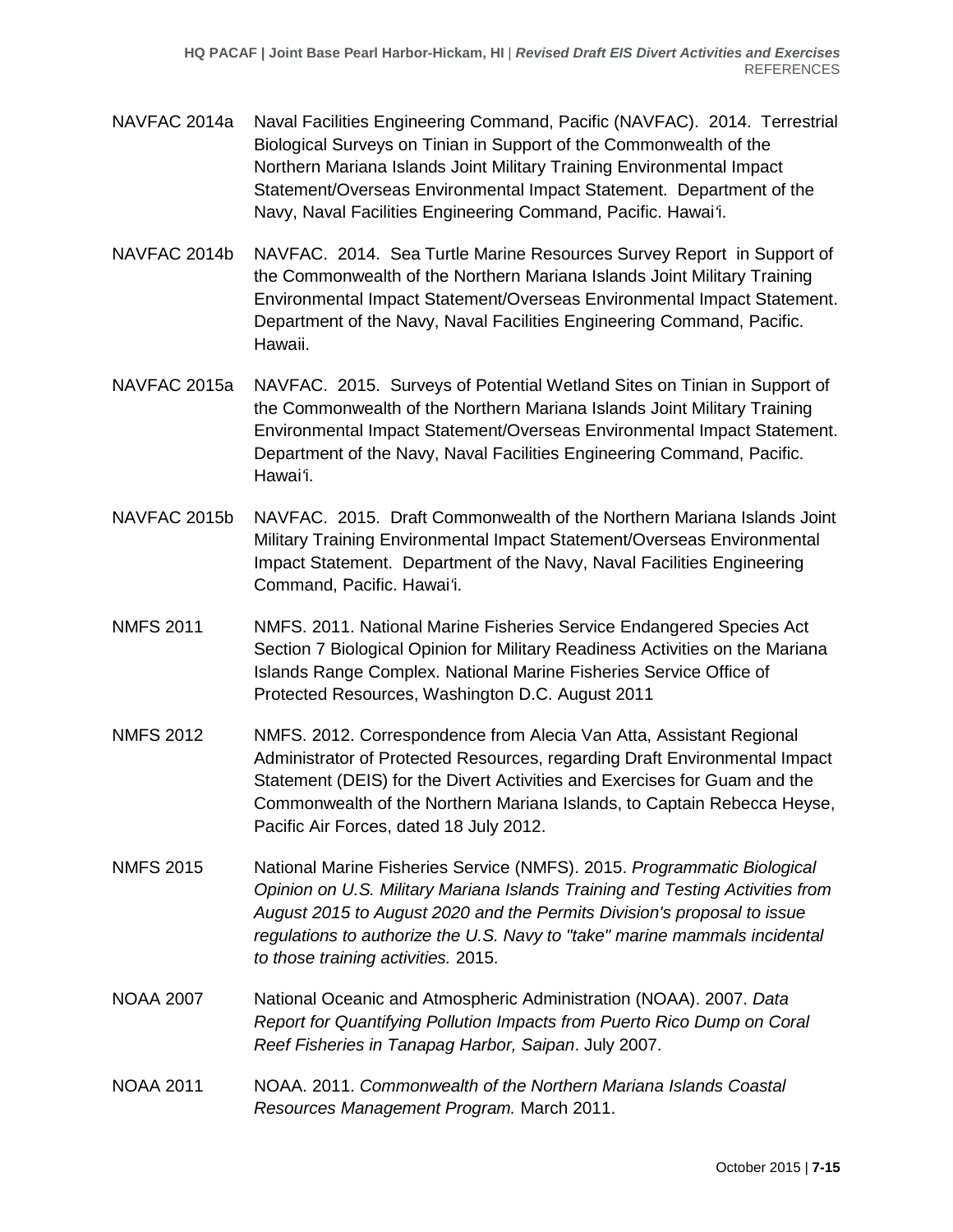NAVFAC 2014a Naval Facilities Engineering Command, Pacific (NAVFAC). 2014. Terrestrial Biological Surveys on Tinian in Support of the Commonwealth of the Northern Mariana Islands Joint Military Training Environmental Impact Statement/Overseas Environmental Impact Statement. Department of the Navy, Naval Facilities Engineering Command, Pacific. Hawai'i.

NAVFAC 2014b NAVFAC. 2014. Sea Turtle Marine Resources Survey Report in Support of the Commonwealth of the Northern Mariana Islands Joint Military Training Environmental Impact Statement/Overseas Environmental Impact Statement. Department of the Navy, Naval Facilities Engineering Command, Pacific. Hawaii.

NAVFAC 2015a NAVFAC. 2015. Surveys of Potential Wetland Sites on Tinian in Support of the Commonwealth of the Northern Mariana Islands Joint Military Training Environmental Impact Statement/Overseas Environmental Impact Statement. Department of the Navy, Naval Facilities Engineering Command, Pacific. Hawai'i.

NAVFAC 2015b NAVFAC. 2015. Draft Commonwealth of the Northern Mariana Islands Joint Military Training Environmental Impact Statement/Overseas Environmental Impact Statement. Department of the Navy, Naval Facilities Engineering Command, Pacific. Hawai'i.

NMFS 2011 NMFS. 2011. National Marine Fisheries Service Endangered Species Act Section 7 Biological Opinion for Military Readiness Activities on the Mariana Islands Range Complex. National Marine Fisheries Service Office of Protected Resources, Washington D.C. August 2011

NMFS 2012 NMFS. 2012. Correspondence from Alecia Van Atta, Assistant Regional Administrator of Protected Resources, regarding Draft Environmental Impact Statement (DEIS) for the Divert Activities and Exercises for Guam and the Commonwealth of the Northern Mariana Islands, to Captain Rebecca Heyse, Pacific Air Forces, dated 18 July 2012.

NMFS 2015 National Marine Fisheries Service (NMFS). 2015. *Programmatic Biological Opinion on U.S. Military Mariana Islands Training and Testing Activities from August 2015 to August 2020 and the Permits Division's proposal to issue regulations to authorize the U.S. Navy to "take" marine mammals incidental to those training activities.* 2015.

NOAA 2007 National Oceanic and Atmospheric Administration (NOAA). 2007. *Data Report for Quantifying Pollution Impacts from Puerto Rico Dump on Coral Reef Fisheries in Tanapag Harbor, Saipan*. July 2007.

NOAA 2011 NOAA. 2011. *Commonwealth of the Northern Mariana Islands Coastal Resources Management Program.* March 2011.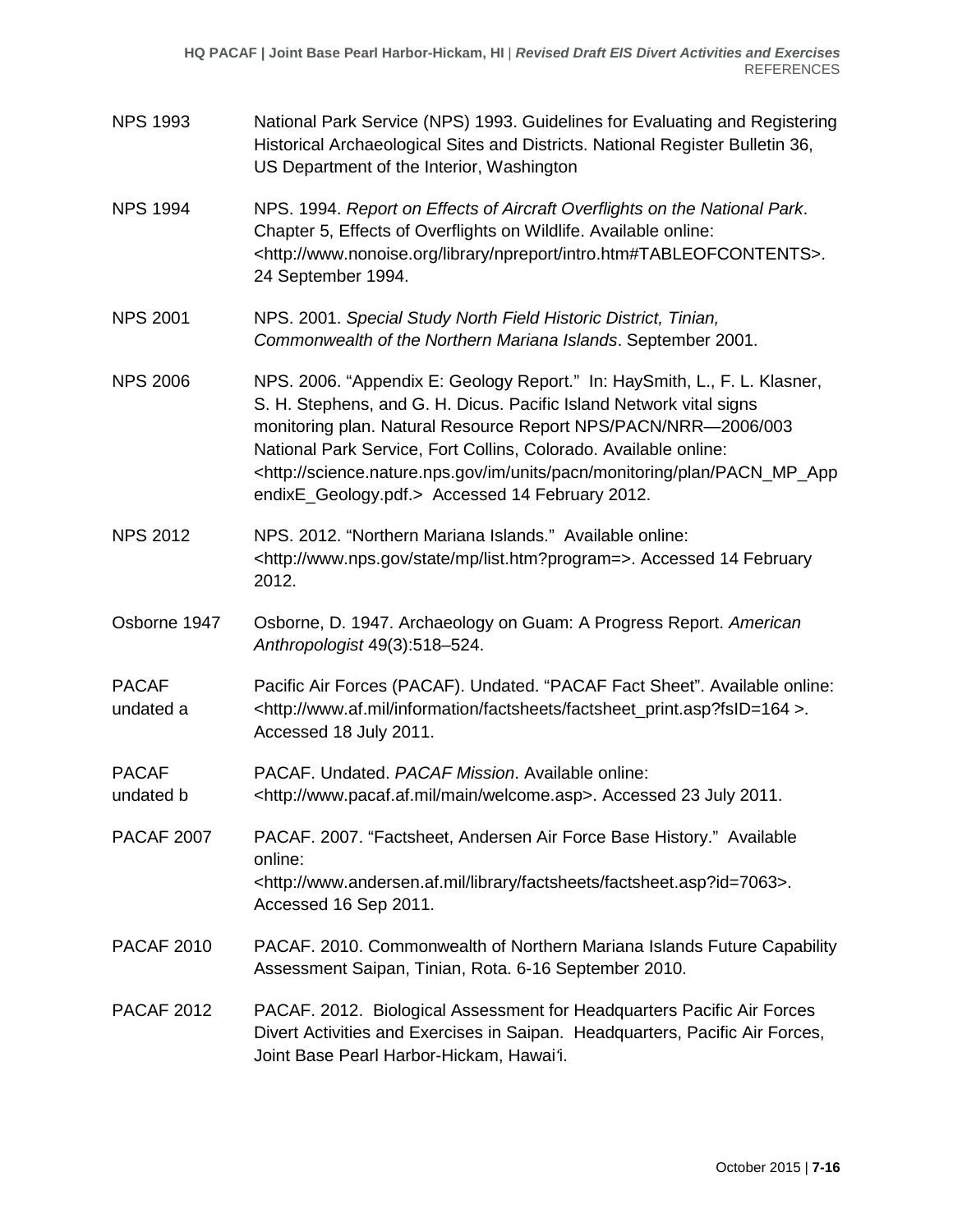NPS 1993 National Park Service (NPS) 1993. Guidelines for Evaluating and Registering Historical Archaeological Sites and Districts. National Register Bulletin 36, US Department of the Interior, Washington

NPS 1994 NPS. 1994. *Report on Effects of Aircraft Overflights on the National Park*. Chapter 5, Effects of Overflights on Wildlife. Available online: <http://www.nonoise.org/library/npreport/intro.htm#TABLEOFCONTENTS>. 24 September 1994.

NPS 2001 NPS. 2001. *Special Study North Field Historic District, Tinian, Commonwealth of the Northern Mariana Islands*. September 2001.

NPS 2006 NPS. 2006. "Appendix E: Geology Report." In: HaySmith, L., F. L. Klasner, S. H. Stephens, and G. H. Dicus. Pacific Island Network vital signs monitoring plan. Natural Resource Report NPS/PACN/NRR—2006/003 National Park Service, Fort Collins, Colorado. Available online: <http://science.nature.nps.gov/im/units/pacn/monitoring/plan/PACN_MP_AppendixE_Geology.pdf.> Accessed 14 February 2012.

NPS 2012 NPS. 2012. "Northern Mariana Islands." Available online: <http://www.nps.gov/state/mp/list.htm?program=>. Accessed 14 February 2012.

Osborne 1947 Osborne, D. 1947. Archaeology on Guam: A Progress Report. *American Anthropologist* 49(3):518–524.

PACAF undated a Pacific Air Forces (PACAF). Undated. "PACAF Fact Sheet". Available online: <http://www.af.mil/information/factsheets/factsheet_print.asp?fsID=164 >. Accessed 18 July 2011.

PACAF undated b PACAF. Undated. *PACAF Mission*. Available online: <http://www.pacaf.af.mil/main/welcome.asp>. Accessed 23 July 2011.

PACAF 2007 PACAF. 2007. "Factsheet, Andersen Air Force Base History." Available online: <http://www.andersen.af.mil/library/factsheets/factsheet.asp?id=7063>. Accessed 16 Sep 2011.

PACAF 2010 PACAF. 2010. Commonwealth of Northern Mariana Islands Future Capability Assessment Saipan, Tinian, Rota. 6-16 September 2010.

PACAF 2012 PACAF. 2012. Biological Assessment for Headquarters Pacific Air Forces Divert Activities and Exercises in Saipan. Headquarters, Pacific Air Forces, Joint Base Pearl Harbor-Hickam, Hawai'i.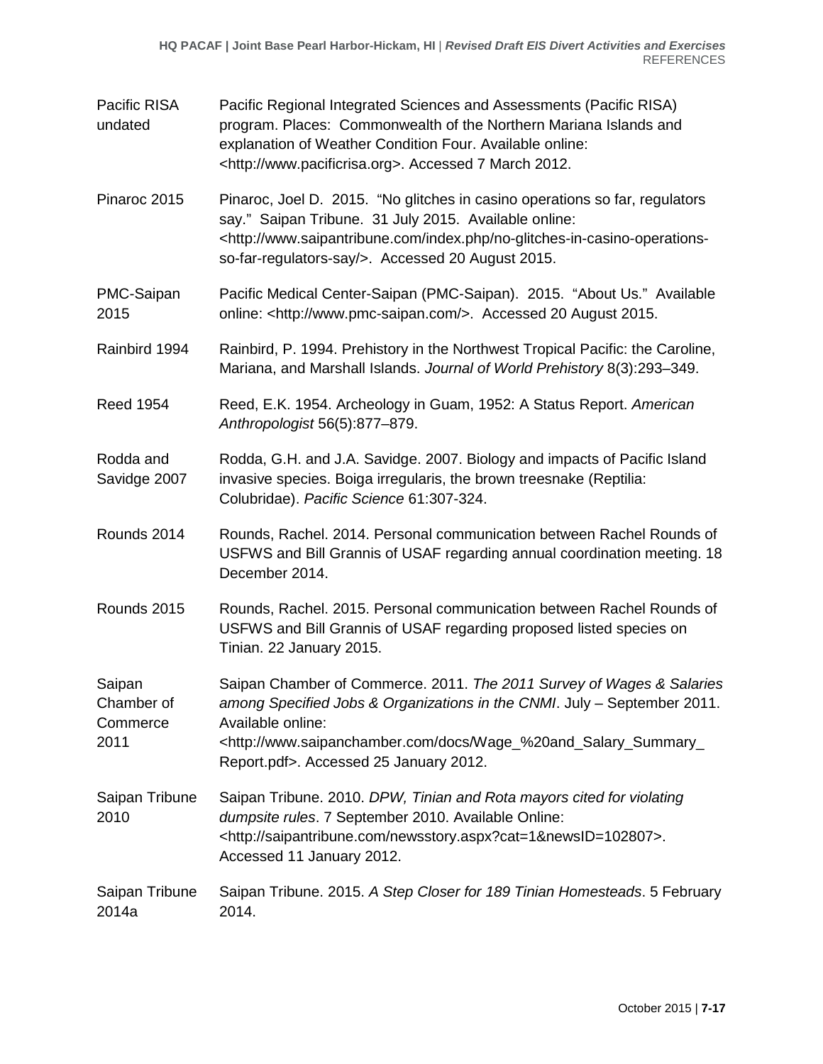| | |
|---|---|
| Pacific RISA undated | Pacific Regional Integrated Sciences and Assessments (Pacific RISA) program. Places: Commonwealth of the Northern Mariana Islands and explanation of Weather Condition Four. Available online: <http://www.pacificrisa.org>. Accessed 7 March 2012. |
| Pinaroc 2015 | Pinaroc, Joel D. 2015. "No glitches in casino operations so far, regulators say." Saipan Tribune. 31 July 2015. Available online: <http://www.saipantribune.com/index.php/no-glitches-in-casino-operations-so-far-regulators-say/>. Accessed 20 August 2015. |
| PMC-Saipan 2015 | Pacific Medical Center-Saipan (PMC-Saipan). 2015. "About Us." Available online: <http://www.pmc-saipan.com/>. Accessed 20 August 2015. |
| Rainbird 1994 | Rainbird, P. 1994. Prehistory in the Northwest Tropical Pacific: the Caroline, Mariana, and Marshall Islands. *Journal of World Prehistory* 8(3):293–349. |
| Reed 1954 | Reed, E.K. 1954. Archeology in Guam, 1952: A Status Report. *American Anthropologist* 56(5):877–879. |
| Rodda and Savidge 2007 | Rodda, G.H. and J.A. Savidge. 2007. Biology and impacts of Pacific Island invasive species. Boiga irregularis, the brown treesnake (Reptilia: Colubridae). *Pacific Science* 61:307-324. |
| Rounds 2014 | Rounds, Rachel. 2014. Personal communication between Rachel Rounds of USFWS and Bill Grannis of USAF regarding annual coordination meeting. 18 December 2014. |
| Rounds 2015 | Rounds, Rachel. 2015. Personal communication between Rachel Rounds of USFWS and Bill Grannis of USAF regarding proposed listed species on Tinian. 22 January 2015. |
| Saipan Chamber of Commerce 2011 | Saipan Chamber of Commerce. 2011. *The 2011 Survey of Wages & Salaries among Specified Jobs & Organizations in the CNMI*. July – September 2011. Available online: <http://www.saipanchamber.com/docs/Wage_%20and_Salary_Summary_Report.pdf>. Accessed 25 January 2012. |
| Saipan Tribune 2010 | Saipan Tribune. 2010. *DPW, Tinian and Rota mayors cited for violating dumpsite rules*. 7 September 2010. Available Online: <http://saipantribune.com/newsstory.aspx?cat=1&newsID=102807>. Accessed 11 January 2012. |
| Saipan Tribune 2014a | Saipan Tribune. 2015. *A Step Closer for 189 Tinian Homesteads*. 5 February 2014. |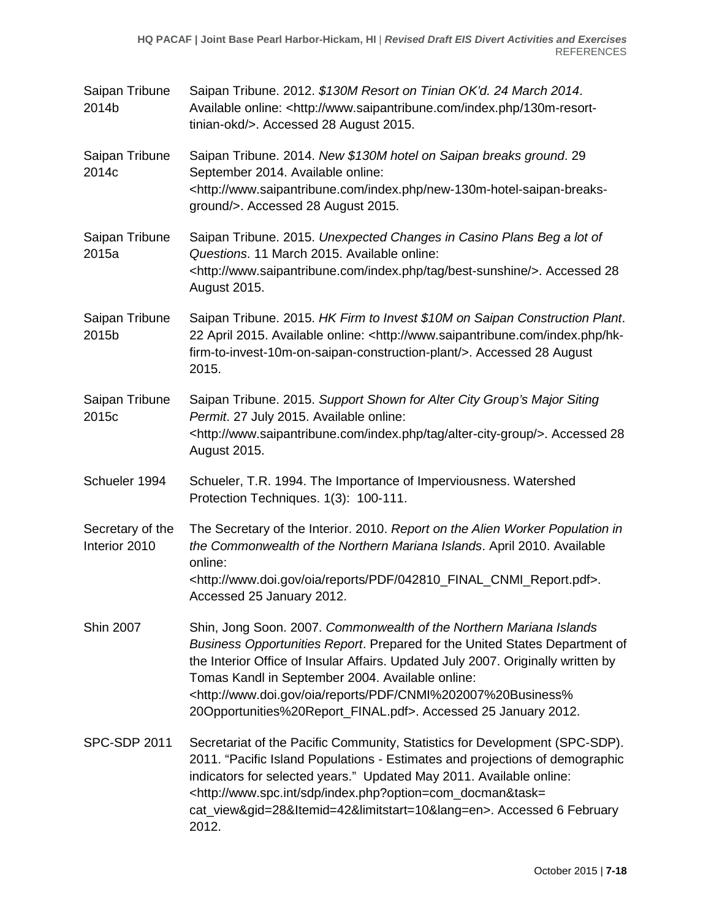| | |
|---|---|
| Saipan Tribune 2014b | Saipan Tribune. 2012. *$130M Resort on Tinian OK'd. 24 March 2014*. Available online: <http://www.saipantribune.com/index.php/130m-resort-tinian-okd/>. Accessed 28 August 2015. |
| Saipan Tribune 2014c | Saipan Tribune. 2014. *New $130M hotel on Saipan breaks ground*. 29 September 2014. Available online: <http://www.saipantribune.com/index.php/new-130m-hotel-saipan-breaks-ground/>. Accessed 28 August 2015. |
| Saipan Tribune 2015a | Saipan Tribune. 2015. *Unexpected Changes in Casino Plans Beg a lot of Questions*. 11 March 2015. Available online: <http://www.saipantribune.com/index.php/tag/best-sunshine/>. Accessed 28 August 2015. |
| Saipan Tribune 2015b | Saipan Tribune. 2015. *HK Firm to Invest $10M on Saipan Construction Plant*. 22 April 2015. Available online: <http://www.saipantribune.com/index.php/hk-firm-to-invest-10m-on-saipan-construction-plant/>. Accessed 28 August 2015. |
| Saipan Tribune 2015c | Saipan Tribune. 2015. *Support Shown for Alter City Group's Major Siting Permit*. 27 July 2015. Available online: <http://www.saipantribune.com/index.php/tag/alter-city-group/>. Accessed 28 August 2015. |
| Schueler 1994 | Schueler, T.R. 1994. The Importance of Imperviousness. Watershed Protection Techniques. 1(3): 100-111. |
| Secretary of the Interior 2010 | The Secretary of the Interior. 2010. *Report on the Alien Worker Population in the Commonwealth of the Northern Mariana Islands*. April 2010. Available online: <http://www.doi.gov/oia/reports/PDF/042810_FINAL_CNMI_Report.pdf>. Accessed 25 January 2012. |
| Shin 2007 | Shin, Jong Soon. 2007. *Commonwealth of the Northern Mariana Islands Business Opportunities Report*. Prepared for the United States Department of the Interior Office of Insular Affairs. Updated July 2007. Originally written by Tomas Kandl in September 2004. Available online: <http://www.doi.gov/oia/reports/PDF/CNMI%202007%20Business%20Opportunities%20Report_FINAL.pdf>. Accessed 25 January 2012. |
| SPC-SDP 2011 | Secretariat of the Pacific Community, Statistics for Development (SPC-SDP). 2011. "Pacific Island Populations - Estimates and projections of demographic indicators for selected years." Updated May 2011. Available online: <http://www.spc.int/sdp/index.php?option=com_docman&task=cat_view&gid=28&Itemid=42&limitstart=10&lang=en>. Accessed 6 February 2012. |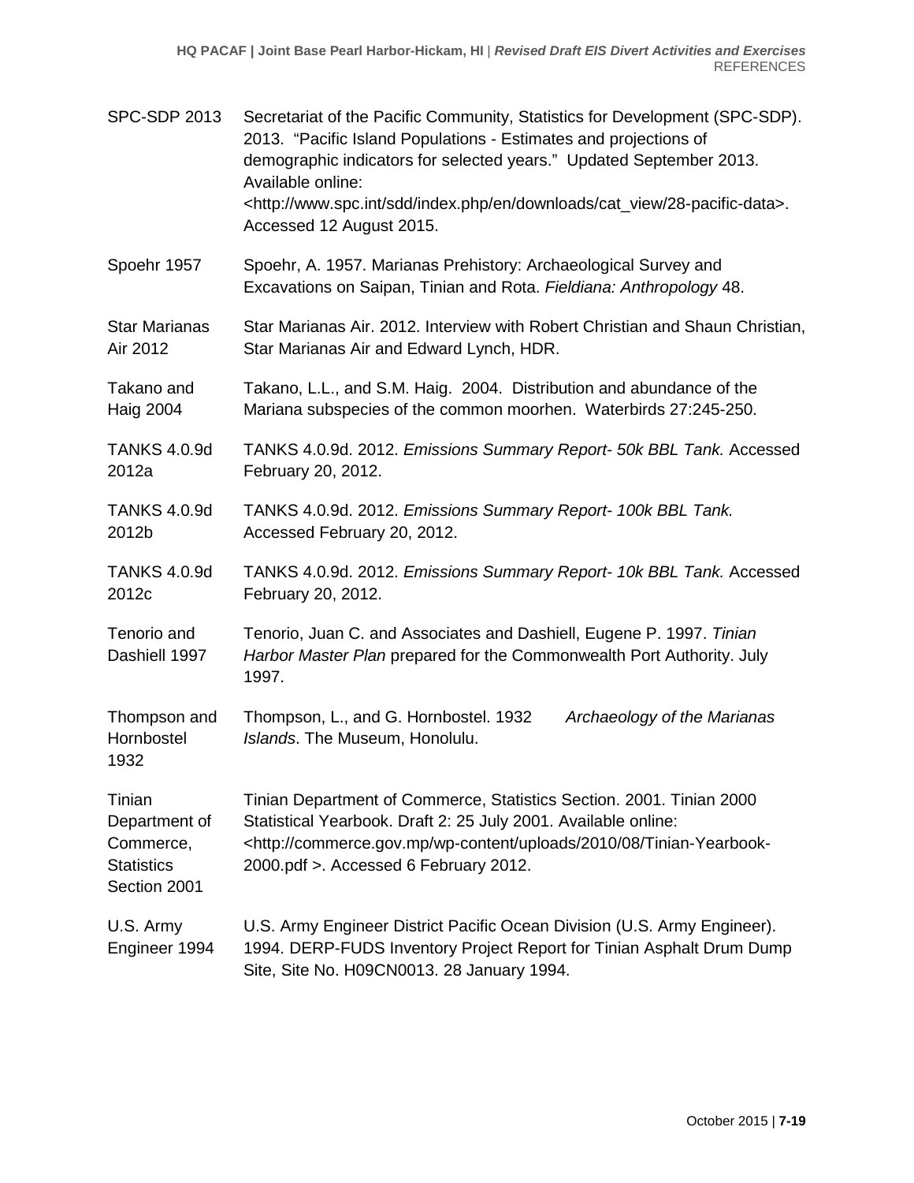| | |
|---|---|
| SPC-SDP 2013 | Secretariat of the Pacific Community, Statistics for Development (SPC-SDP). 2013. "Pacific Island Populations - Estimates and projections of demographic indicators for selected years." Updated September 2013. Available online: <http://www.spc.int/sdd/index.php/en/downloads/cat_view/28-pacific-data>. Accessed 12 August 2015. |
| Spoehr 1957 | Spoehr, A. 1957. Marianas Prehistory: Archaeological Survey and Excavations on Saipan, Tinian and Rota. *Fieldiana: Anthropology* 48. |
| Star Marianas Air 2012 | Star Marianas Air. 2012. Interview with Robert Christian and Shaun Christian, Star Marianas Air and Edward Lynch, HDR. |
| Takano and Haig 2004 | Takano, L.L., and S.M. Haig. 2004. Distribution and abundance of the Mariana subspecies of the common moorhen. Waterbirds 27:245-250. |
| TANKS 4.0.9d 2012a | TANKS 4.0.9d. 2012. *Emissions Summary Report- 50k BBL Tank.* Accessed February 20, 2012. |
| TANKS 4.0.9d 2012b | TANKS 4.0.9d. 2012. *Emissions Summary Report- 100k BBL Tank.* Accessed February 20, 2012. |
| TANKS 4.0.9d 2012c | TANKS 4.0.9d. 2012. *Emissions Summary Report- 10k BBL Tank.* Accessed February 20, 2012. |
| Tenorio and Dashiell 1997 | Tenorio, Juan C. and Associates and Dashiell, Eugene P. 1997. *Tinian Harbor Master Plan* prepared for the Commonwealth Port Authority. July 1997. |
| Thompson and Hornbostel 1932 | Thompson, L., and G. Hornbostel. 1932 *Archaeology of the Marianas Islands*. The Museum, Honolulu. |
| Tinian Department of Commerce, Statistics Section 2001 | Tinian Department of Commerce, Statistics Section. 2001. Tinian 2000 Statistical Yearbook. Draft 2: 25 July 2001. Available online: <http://commerce.gov.mp/wp-content/uploads/2010/08/Tinian-Yearbook-2000.pdf >. Accessed 6 February 2012. |
| U.S. Army Engineer 1994 | U.S. Army Engineer District Pacific Ocean Division (U.S. Army Engineer). 1994. DERP-FUDS Inventory Project Report for Tinian Asphalt Drum Dump Site, Site No. H09CN0013. 28 January 1994. |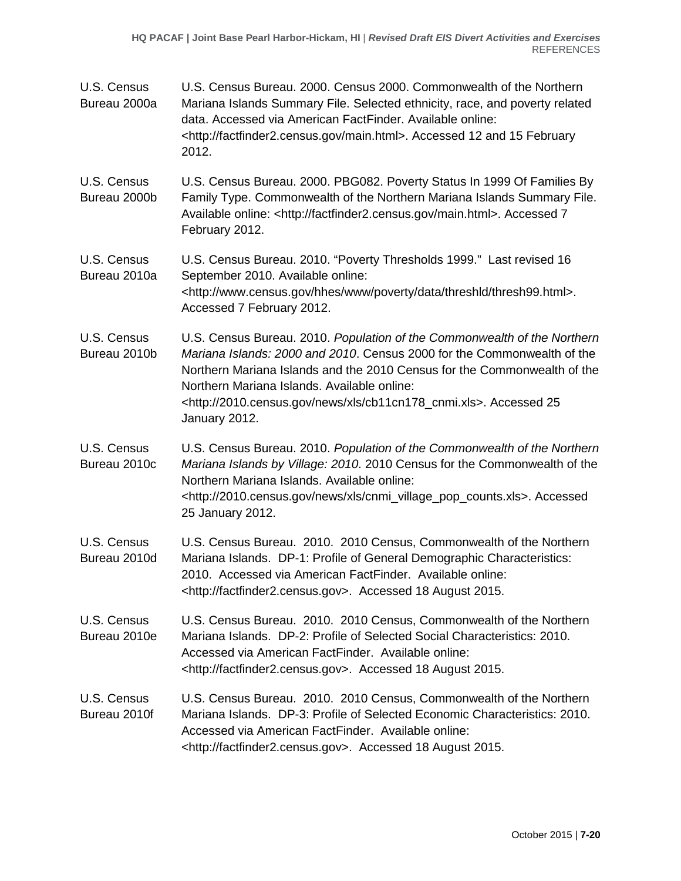U.S. Census Bureau 2000a — U.S. Census Bureau. 2000. Census 2000. Commonwealth of the Northern Mariana Islands Summary File. Selected ethnicity, race, and poverty related data. Accessed via American FactFinder. Available online: <http://factfinder2.census.gov/main.html>. Accessed 12 and 15 February 2012.

U.S. Census Bureau 2000b — U.S. Census Bureau. 2000. PBG082. Poverty Status In 1999 Of Families By Family Type. Commonwealth of the Northern Mariana Islands Summary File. Available online: <http://factfinder2.census.gov/main.html>. Accessed 7 February 2012.

U.S. Census Bureau 2010a — U.S. Census Bureau. 2010. "Poverty Thresholds 1999." Last revised 16 September 2010. Available online: <http://www.census.gov/hhes/www/poverty/data/threshld/thresh99.html>. Accessed 7 February 2012.

U.S. Census Bureau 2010b — U.S. Census Bureau. 2010. *Population of the Commonwealth of the Northern Mariana Islands: 2000 and 2010*. Census 2000 for the Commonwealth of the Northern Mariana Islands and the 2010 Census for the Commonwealth of the Northern Mariana Islands. Available online: <http://2010.census.gov/news/xls/cb11cn178_cnmi.xls>. Accessed 25 January 2012.

U.S. Census Bureau 2010c — U.S. Census Bureau. 2010. *Population of the Commonwealth of the Northern Mariana Islands by Village: 2010*. 2010 Census for the Commonwealth of the Northern Mariana Islands. Available online: <http://2010.census.gov/news/xls/cnmi_village_pop_counts.xls>. Accessed 25 January 2012.

U.S. Census Bureau 2010d — U.S. Census Bureau. 2010. 2010 Census, Commonwealth of the Northern Mariana Islands. DP-1: Profile of General Demographic Characteristics: 2010. Accessed via American FactFinder. Available online: <http://factfinder2.census.gov>. Accessed 18 August 2015.

U.S. Census Bureau 2010e — U.S. Census Bureau. 2010. 2010 Census, Commonwealth of the Northern Mariana Islands. DP-2: Profile of Selected Social Characteristics: 2010. Accessed via American FactFinder. Available online: <http://factfinder2.census.gov>. Accessed 18 August 2015.

U.S. Census Bureau 2010f — U.S. Census Bureau. 2010. 2010 Census, Commonwealth of the Northern Mariana Islands. DP-3: Profile of Selected Economic Characteristics: 2010. Accessed via American FactFinder. Available online: <http://factfinder2.census.gov>. Accessed 18 August 2015.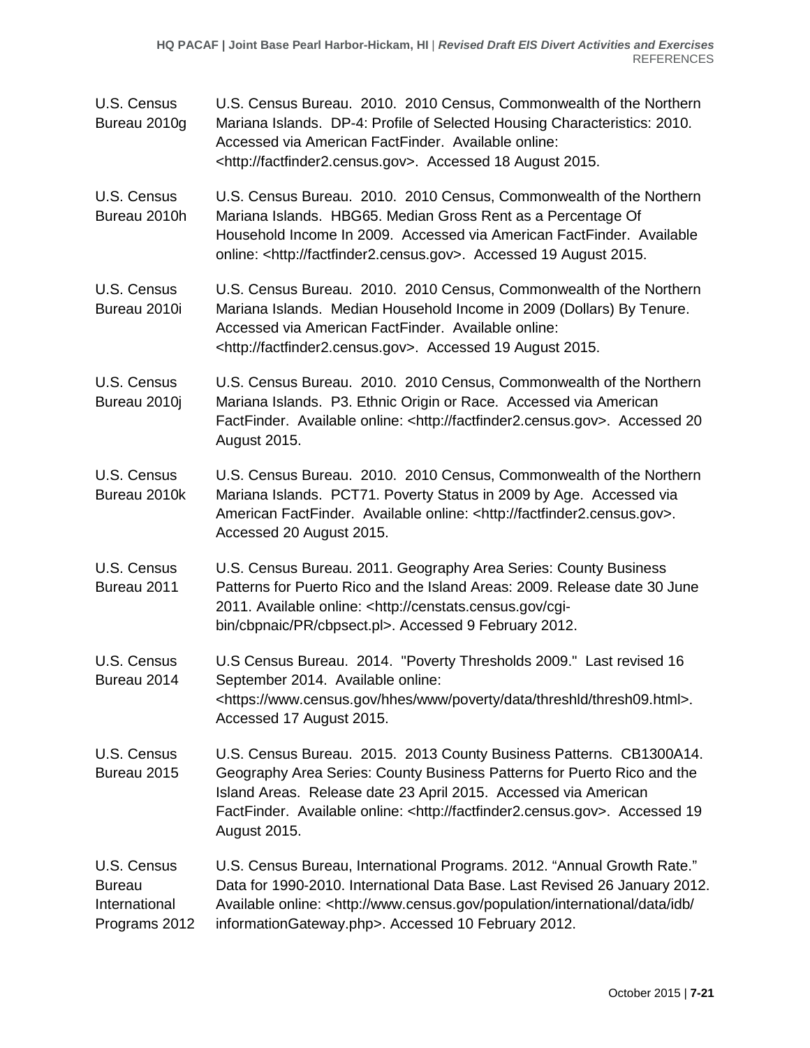U.S. Census Bureau 2010g — U.S. Census Bureau. 2010. 2010 Census, Commonwealth of the Northern Mariana Islands. DP-4: Profile of Selected Housing Characteristics: 2010. Accessed via American FactFinder. Available online: <http://factfinder2.census.gov>. Accessed 18 August 2015.

U.S. Census Bureau 2010h — U.S. Census Bureau. 2010. 2010 Census, Commonwealth of the Northern Mariana Islands. HBG65. Median Gross Rent as a Percentage Of Household Income In 2009. Accessed via American FactFinder. Available online: <http://factfinder2.census.gov>. Accessed 19 August 2015.

U.S. Census Bureau 2010i — U.S. Census Bureau. 2010. 2010 Census, Commonwealth of the Northern Mariana Islands. Median Household Income in 2009 (Dollars) By Tenure. Accessed via American FactFinder. Available online: <http://factfinder2.census.gov>. Accessed 19 August 2015.

U.S. Census Bureau 2010j — U.S. Census Bureau. 2010. 2010 Census, Commonwealth of the Northern Mariana Islands. P3. Ethnic Origin or Race. Accessed via American FactFinder. Available online: <http://factfinder2.census.gov>. Accessed 20 August 2015.

U.S. Census Bureau 2010k — U.S. Census Bureau. 2010. 2010 Census, Commonwealth of the Northern Mariana Islands. PCT71. Poverty Status in 2009 by Age. Accessed via American FactFinder. Available online: <http://factfinder2.census.gov>. Accessed 20 August 2015.

U.S. Census Bureau 2011 — U.S. Census Bureau. 2011. Geography Area Series: County Business Patterns for Puerto Rico and the Island Areas: 2009. Release date 30 June 2011. Available online: <http://censtats.census.gov/cgi-bin/cbpnaic/PR/cbpsect.pl>. Accessed 9 February 2012.

U.S. Census Bureau 2014 — U.S Census Bureau. 2014. "Poverty Thresholds 2009." Last revised 16 September 2014. Available online: <https://www.census.gov/hhes/www/poverty/data/threshld/thresh09.html>. Accessed 17 August 2015.

U.S. Census Bureau 2015 — U.S. Census Bureau. 2015. 2013 County Business Patterns. CB1300A14. Geography Area Series: County Business Patterns for Puerto Rico and the Island Areas. Release date 23 April 2015. Accessed via American FactFinder. Available online: <http://factfinder2.census.gov>. Accessed 19 August 2015.

U.S. Census Bureau International Programs 2012 — U.S. Census Bureau, International Programs. 2012. "Annual Growth Rate." Data for 1990-2010. International Data Base. Last Revised 26 January 2012. Available online: <http://www.census.gov/population/international/data/idb/informationGateway.php>. Accessed 10 February 2012.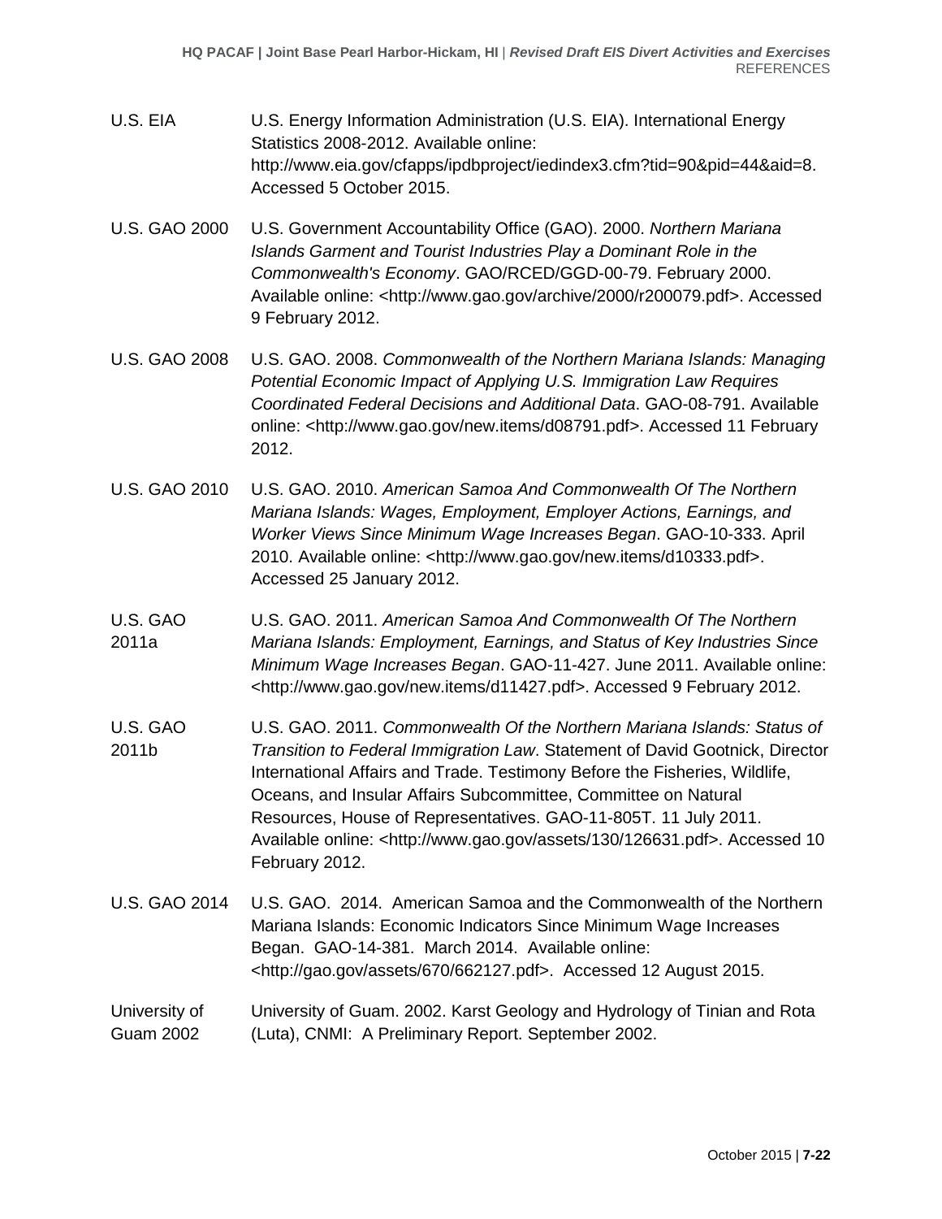U.S. EIA U.S. Energy Information Administration (U.S. EIA). International Energy Statistics 2008-2012. Available online: http://www.eia.gov/cfapps/ipdbproject/iedindex3.cfm?tid=90&pid=44&aid=8. Accessed 5 October 2015.

U.S. GAO 2000 U.S. Government Accountability Office (GAO). 2000. *Northern Mariana Islands Garment and Tourist Industries Play a Dominant Role in the Commonwealth's Economy*. GAO/RCED/GGD-00-79. February 2000. Available online: <http://www.gao.gov/archive/2000/r200079.pdf>. Accessed 9 February 2012.

U.S. GAO 2008 U.S. GAO. 2008. *Commonwealth of the Northern Mariana Islands: Managing Potential Economic Impact of Applying U.S. Immigration Law Requires Coordinated Federal Decisions and Additional Data*. GAO-08-791. Available online: <http://www.gao.gov/new.items/d08791.pdf>. Accessed 11 February 2012.

U.S. GAO 2010 U.S. GAO. 2010. *American Samoa And Commonwealth Of The Northern Mariana Islands: Wages, Employment, Employer Actions, Earnings, and Worker Views Since Minimum Wage Increases Began*. GAO-10-333. April 2010. Available online: <http://www.gao.gov/new.items/d10333.pdf>. Accessed 25 January 2012.

U.S. GAO 2011a U.S. GAO. 2011. *American Samoa And Commonwealth Of The Northern Mariana Islands: Employment, Earnings, and Status of Key Industries Since Minimum Wage Increases Began*. GAO-11-427. June 2011. Available online: <http://www.gao.gov/new.items/d11427.pdf>. Accessed 9 February 2012.

U.S. GAO 2011b U.S. GAO. 2011. *Commonwealth Of the Northern Mariana Islands: Status of Transition to Federal Immigration Law*. Statement of David Gootnick, Director International Affairs and Trade. Testimony Before the Fisheries, Wildlife, Oceans, and Insular Affairs Subcommittee, Committee on Natural Resources, House of Representatives. GAO-11-805T. 11 July 2011. Available online: <http://www.gao.gov/assets/130/126631.pdf>. Accessed 10 February 2012.

U.S. GAO 2014 U.S. GAO. 2014. American Samoa and the Commonwealth of the Northern Mariana Islands: Economic Indicators Since Minimum Wage Increases Began. GAO-14-381. March 2014. Available online: <http://gao.gov/assets/670/662127.pdf>. Accessed 12 August 2015.

University of Guam 2002 University of Guam. 2002. Karst Geology and Hydrology of Tinian and Rota (Luta), CNMI: A Preliminary Report. September 2002.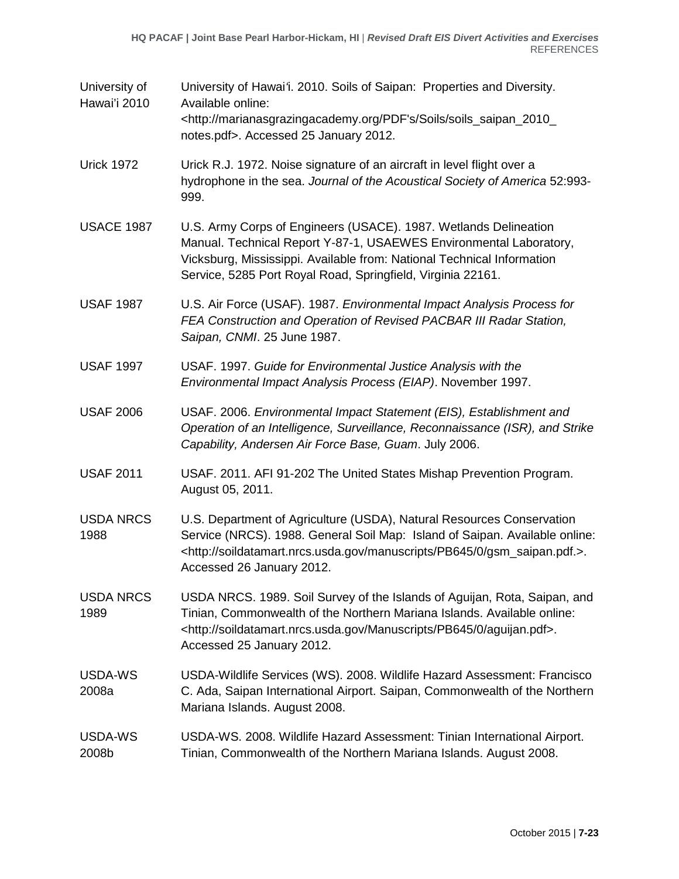| | |
|---|---|
| University of Hawai'i 2010 | University of Hawai'i. 2010. Soils of Saipan: Properties and Diversity. Available online: <http://marianasgrazingacademy.org/PDF's/Soils/soils_saipan_2010_notes.pdf>. Accessed 25 January 2012. |
| Urick 1972 | Urick R.J. 1972. Noise signature of an aircraft in level flight over a hydrophone in the sea. *Journal of the Acoustical Society of America* 52:993-999. |
| USACE 1987 | U.S. Army Corps of Engineers (USACE). 1987. Wetlands Delineation Manual. Technical Report Y-87-1, USAEWES Environmental Laboratory, Vicksburg, Mississippi. Available from: National Technical Information Service, 5285 Port Royal Road, Springfield, Virginia 22161. |
| USAF 1987 | U.S. Air Force (USAF). 1987. *Environmental Impact Analysis Process for FEA Construction and Operation of Revised PACBAR III Radar Station, Saipan, CNMI*. 25 June 1987. |
| USAF 1997 | USAF. 1997. *Guide for Environmental Justice Analysis with the Environmental Impact Analysis Process (EIAP)*. November 1997. |
| USAF 2006 | USAF. 2006. *Environmental Impact Statement (EIS), Establishment and Operation of an Intelligence, Surveillance, Reconnaissance (ISR), and Strike Capability, Andersen Air Force Base, Guam*. July 2006. |
| USAF 2011 | USAF. 2011. AFI 91-202 The United States Mishap Prevention Program. August 05, 2011. |
| USDA NRCS 1988 | U.S. Department of Agriculture (USDA), Natural Resources Conservation Service (NRCS). 1988. General Soil Map: Island of Saipan. Available online: <http://soildatamart.nrcs.usda.gov/manuscripts/PB645/0/gsm_saipan.pdf.>. Accessed 26 January 2012. |
| USDA NRCS 1989 | USDA NRCS. 1989. Soil Survey of the Islands of Aguijan, Rota, Saipan, and Tinian, Commonwealth of the Northern Mariana Islands. Available online: <http://soildatamart.nrcs.usda.gov/Manuscripts/PB645/0/aguijan.pdf>. Accessed 25 January 2012. |
| USDA-WS 2008a | USDA-Wildlife Services (WS). 2008. Wildlife Hazard Assessment: Francisco C. Ada, Saipan International Airport. Saipan, Commonwealth of the Northern Mariana Islands. August 2008. |
| USDA-WS 2008b | USDA-WS. 2008. Wildlife Hazard Assessment: Tinian International Airport. Tinian, Commonwealth of the Northern Mariana Islands. August 2008. |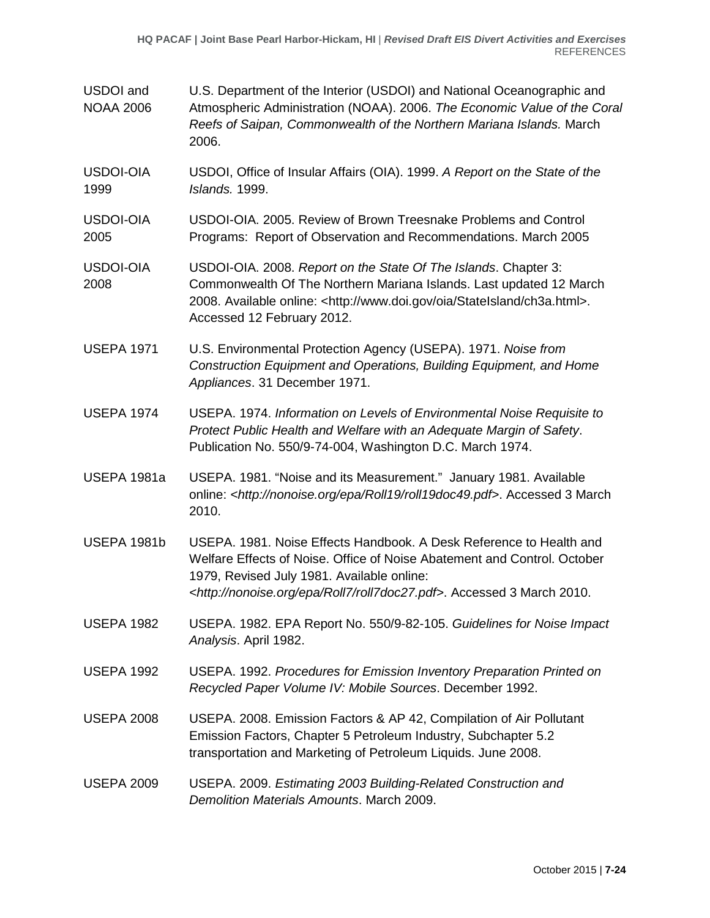| | |
|---|---|
| USDOI and NOAA 2006 | U.S. Department of the Interior (USDOI) and National Oceanographic and Atmospheric Administration (NOAA). 2006. *The Economic Value of the Coral Reefs of Saipan, Commonwealth of the Northern Mariana Islands.* March 2006. |
| USDOI-OIA 1999 | USDOI, Office of Insular Affairs (OIA). 1999. *A Report on the State of the Islands.* 1999. |
| USDOI-OIA 2005 | USDOI-OIA. 2005. Review of Brown Treesnake Problems and Control Programs: Report of Observation and Recommendations. March 2005 |
| USDOI-OIA 2008 | USDOI-OIA. 2008. *Report on the State Of The Islands*. Chapter 3: Commonwealth Of The Northern Mariana Islands. Last updated 12 March 2008. Available online: <http://www.doi.gov/oia/StateIsland/ch3a.html>. Accessed 12 February 2012. |
| USEPA 1971 | U.S. Environmental Protection Agency (USEPA). 1971. *Noise from Construction Equipment and Operations, Building Equipment, and Home Appliances*. 31 December 1971. |
| USEPA 1974 | USEPA. 1974. *Information on Levels of Environmental Noise Requisite to Protect Public Health and Welfare with an Adequate Margin of Safety*. Publication No. 550/9-74-004, Washington D.C. March 1974. |
| USEPA 1981a | USEPA. 1981. "Noise and its Measurement." January 1981. Available online: <*http://nonoise.org/epa/Roll19/roll19doc49.pdf*>. Accessed 3 March 2010. |
| USEPA 1981b | USEPA. 1981. Noise Effects Handbook. A Desk Reference to Health and Welfare Effects of Noise. Office of Noise Abatement and Control. October 1979, Revised July 1981. Available online: <*http://nonoise.org/epa/Roll7/roll7doc27.pdf*>. Accessed 3 March 2010. |
| USEPA 1982 | USEPA. 1982. EPA Report No. 550/9-82-105. *Guidelines for Noise Impact Analysis*. April 1982. |
| USEPA 1992 | USEPA. 1992. *Procedures for Emission Inventory Preparation Printed on Recycled Paper Volume IV: Mobile Sources*. December 1992. |
| USEPA 2008 | USEPA. 2008. Emission Factors & AP 42, Compilation of Air Pollutant Emission Factors, Chapter 5 Petroleum Industry, Subchapter 5.2 transportation and Marketing of Petroleum Liquids. June 2008. |
| USEPA 2009 | USEPA. 2009. *Estimating 2003 Building-Related Construction and Demolition Materials Amounts*. March 2009. |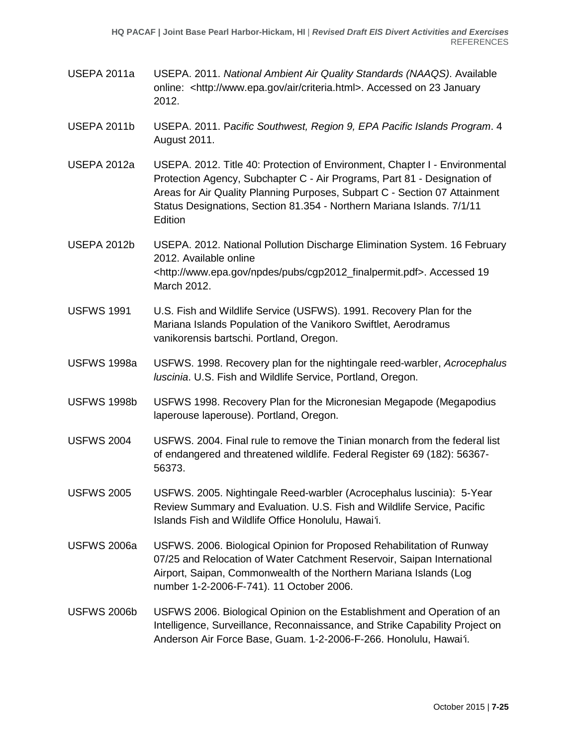USEPA 2011a USEPA. 2011. *National Ambient Air Quality Standards (NAAQS)*. Available online: <http://www.epa.gov/air/criteria.html>. Accessed on 23 January 2012.

USEPA 2011b USEPA. 2011. P*acific Southwest, Region 9, EPA Pacific Islands Program*. 4 August 2011.

USEPA 2012a USEPA. 2012. Title 40: Protection of Environment, Chapter I - Environmental Protection Agency, Subchapter C - Air Programs, Part 81 - Designation of Areas for Air Quality Planning Purposes, Subpart C - Section 07 Attainment Status Designations, Section 81.354 - Northern Mariana Islands. 7/1/11 Edition

USEPA 2012b USEPA. 2012. National Pollution Discharge Elimination System. 16 February 2012. Available online <http://www.epa.gov/npdes/pubs/cgp2012_finalpermit.pdf>. Accessed 19 March 2012.

USFWS 1991 U.S. Fish and Wildlife Service (USFWS). 1991. Recovery Plan for the Mariana Islands Population of the Vanikoro Swiftlet, Aerodramus vanikorensis bartschi. Portland, Oregon.

USFWS 1998a USFWS. 1998. Recovery plan for the nightingale reed-warbler, *Acrocephalus luscinia*. U.S. Fish and Wildlife Service, Portland, Oregon.

USFWS 1998b USFWS 1998. Recovery Plan for the Micronesian Megapode (Megapodius laperouse laperouse). Portland, Oregon.

USFWS 2004 USFWS. 2004. Final rule to remove the Tinian monarch from the federal list of endangered and threatened wildlife. Federal Register 69 (182): 56367-56373.

USFWS 2005 USFWS. 2005. Nightingale Reed-warbler (Acrocephalus luscinia): 5-Year Review Summary and Evaluation. U.S. Fish and Wildlife Service, Pacific Islands Fish and Wildlife Office Honolulu, Hawai'i.

USFWS 2006a USFWS. 2006. Biological Opinion for Proposed Rehabilitation of Runway 07/25 and Relocation of Water Catchment Reservoir, Saipan International Airport, Saipan, Commonwealth of the Northern Mariana Islands (Log number 1-2-2006-F-741). 11 October 2006.

USFWS 2006b USFWS 2006. Biological Opinion on the Establishment and Operation of an Intelligence, Surveillance, Reconnaissance, and Strike Capability Project on Anderson Air Force Base, Guam. 1-2-2006-F-266. Honolulu, Hawai'i.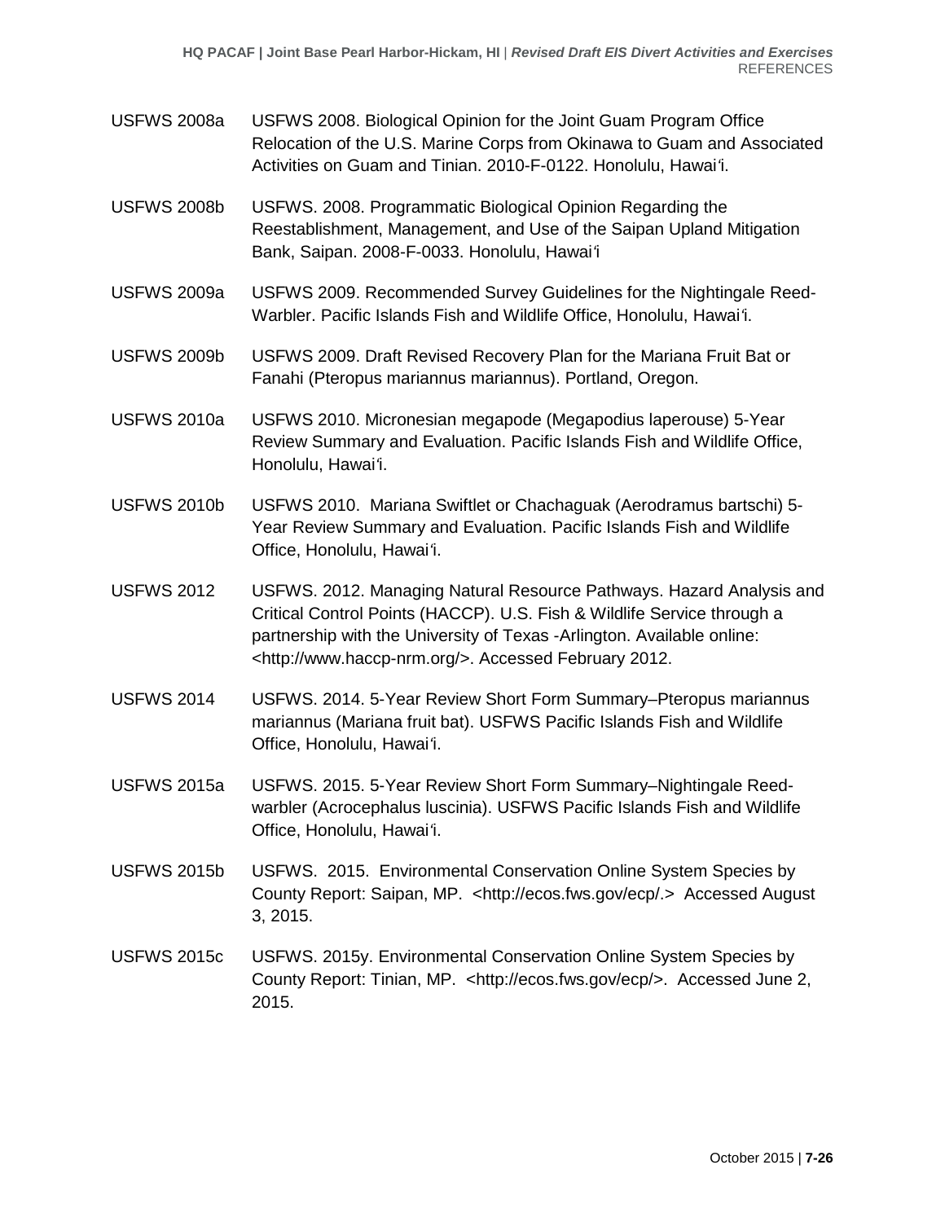USFWS 2008a USFWS 2008. Biological Opinion for the Joint Guam Program Office Relocation of the U.S. Marine Corps from Okinawa to Guam and Associated Activities on Guam and Tinian. 2010-F-0122. Honolulu, Hawaiʻi.

USFWS 2008b USFWS. 2008. Programmatic Biological Opinion Regarding the Reestablishment, Management, and Use of the Saipan Upland Mitigation Bank, Saipan. 2008-F-0033. Honolulu, Hawaiʻi

USFWS 2009a USFWS 2009. Recommended Survey Guidelines for the Nightingale Reed-Warbler. Pacific Islands Fish and Wildlife Office, Honolulu, Hawaiʻi.

USFWS 2009b USFWS 2009. Draft Revised Recovery Plan for the Mariana Fruit Bat or Fanahi (Pteropus mariannus mariannus). Portland, Oregon.

USFWS 2010a USFWS 2010. Micronesian megapode (Megapodius laperouse) 5-Year Review Summary and Evaluation. Pacific Islands Fish and Wildlife Office, Honolulu, Hawaiʻi.

USFWS 2010b USFWS 2010. Mariana Swiftlet or Chachaguak (Aerodramus bartschi) 5-Year Review Summary and Evaluation. Pacific Islands Fish and Wildlife Office, Honolulu, Hawaiʻi.

USFWS 2012 USFWS. 2012. Managing Natural Resource Pathways. Hazard Analysis and Critical Control Points (HACCP). U.S. Fish & Wildlife Service through a partnership with the University of Texas -Arlington. Available online: <http://www.haccp-nrm.org/>. Accessed February 2012.

USFWS 2014 USFWS. 2014. 5-Year Review Short Form Summary–Pteropus mariannus mariannus (Mariana fruit bat). USFWS Pacific Islands Fish and Wildlife Office, Honolulu, Hawaiʻi.

USFWS 2015a USFWS. 2015. 5-Year Review Short Form Summary–Nightingale Reed-warbler (Acrocephalus luscinia). USFWS Pacific Islands Fish and Wildlife Office, Honolulu, Hawaiʻi.

USFWS 2015b USFWS. 2015. Environmental Conservation Online System Species by County Report: Saipan, MP. <http://ecos.fws.gov/ecp/.> Accessed August 3, 2015.

USFWS 2015c USFWS. 2015y. Environmental Conservation Online System Species by County Report: Tinian, MP. <http://ecos.fws.gov/ecp/>. Accessed June 2, 2015.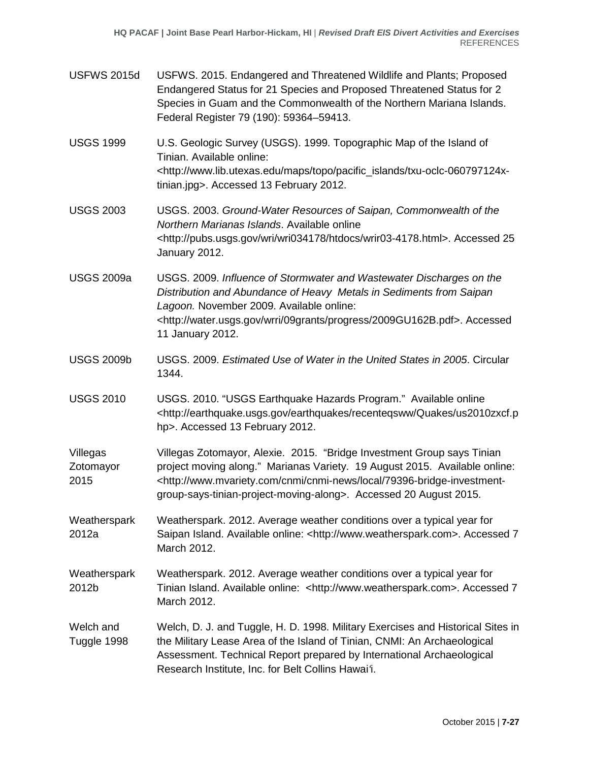USFWS 2015d USFWS. 2015. Endangered and Threatened Wildlife and Plants; Proposed Endangered Status for 21 Species and Proposed Threatened Status for 2 Species in Guam and the Commonwealth of the Northern Mariana Islands. Federal Register 79 (190): 59364–59413.

USGS 1999 U.S. Geologic Survey (USGS). 1999. Topographic Map of the Island of Tinian. Available online: <http://www.lib.utexas.edu/maps/topo/pacific_islands/txu-oclc-060797124x-tinian.jpg>. Accessed 13 February 2012.

USGS 2003 USGS. 2003. *Ground-Water Resources of Saipan, Commonwealth of the Northern Marianas Islands*. Available online <http://pubs.usgs.gov/wri/wri034178/htdocs/wrir03-4178.html>. Accessed 25 January 2012.

USGS 2009a USGS. 2009. *Influence of Stormwater and Wastewater Discharges on the Distribution and Abundance of Heavy Metals in Sediments from Saipan Lagoon.* November 2009. Available online: <http://water.usgs.gov/wrri/09grants/progress/2009GU162B.pdf>. Accessed 11 January 2012.

USGS 2009b USGS. 2009. *Estimated Use of Water in the United States in 2005*. Circular 1344.

USGS 2010 USGS. 2010. "USGS Earthquake Hazards Program." Available online <http://earthquake.usgs.gov/earthquakes/recenteqsww/Quakes/us2010zxcf.php>. Accessed 13 February 2012.

Villegas Zotomayor 2015 Villegas Zotomayor, Alexie. 2015. "Bridge Investment Group says Tinian project moving along." Marianas Variety. 19 August 2015. Available online: <http://www.mvariety.com/cnmi/cnmi-news/local/79396-bridge-investment-group-says-tinian-project-moving-along>. Accessed 20 August 2015.

Weatherspark 2012a Weatherspark. 2012. Average weather conditions over a typical year for Saipan Island. Available online: <http://www.weatherspark.com>. Accessed 7 March 2012.

Weatherspark 2012b Weatherspark. 2012. Average weather conditions over a typical year for Tinian Island. Available online: <http://www.weatherspark.com>. Accessed 7 March 2012.

Welch and Tuggle 1998 Welch, D. J. and Tuggle, H. D. 1998. Military Exercises and Historical Sites in the Military Lease Area of the Island of Tinian, CNMI: An Archaeological Assessment. Technical Report prepared by International Archaeological Research Institute, Inc. for Belt Collins Hawai'i.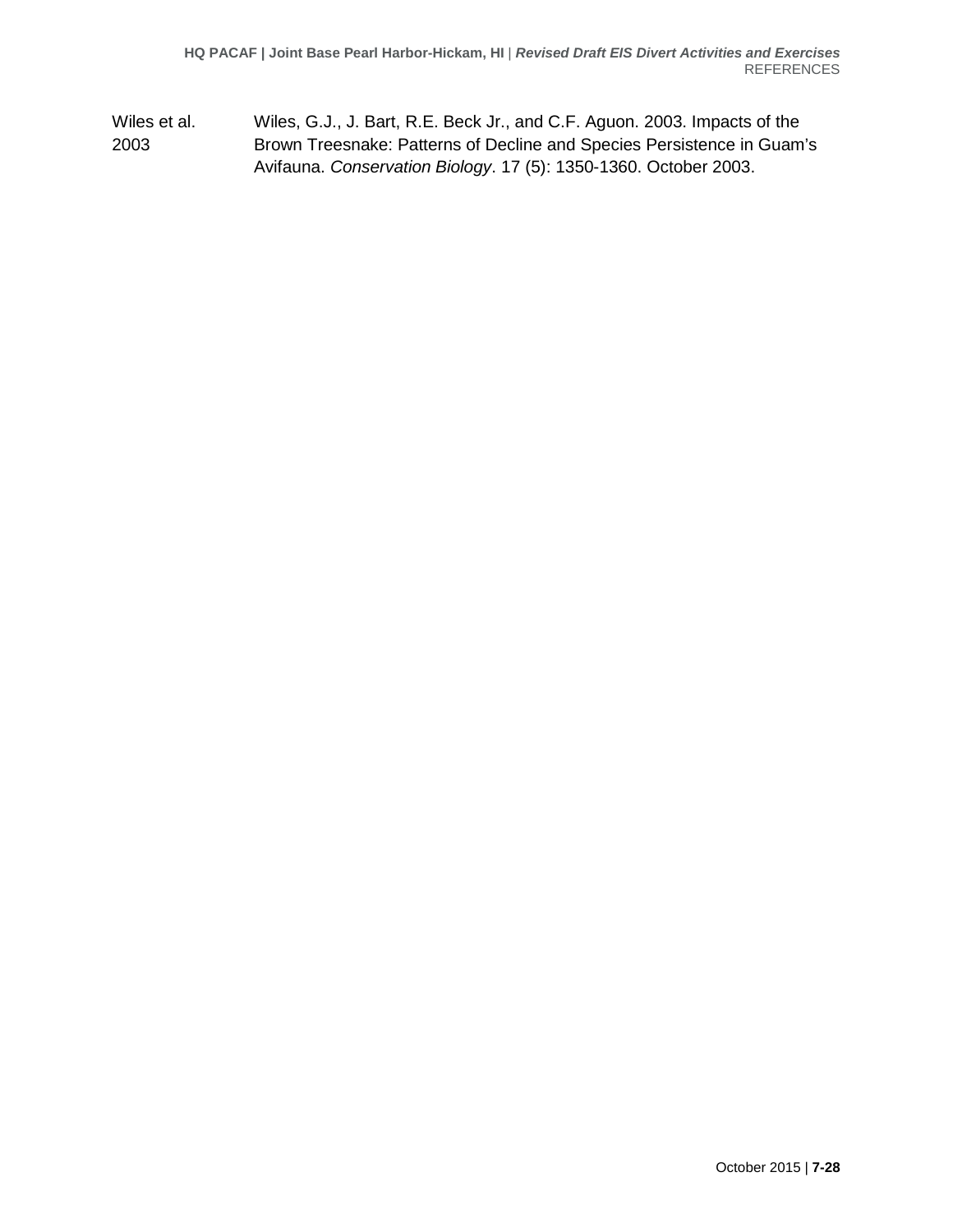| | |
|---|---|
| Wiles et al. 2003 | Wiles, G.J., J. Bart, R.E. Beck Jr., and C.F. Aguon. 2003. Impacts of the Brown Treesnake: Patterns of Decline and Species Persistence in Guam's Avifauna. *Conservation Biology*. 17 (5): 1350-1360. October 2003. |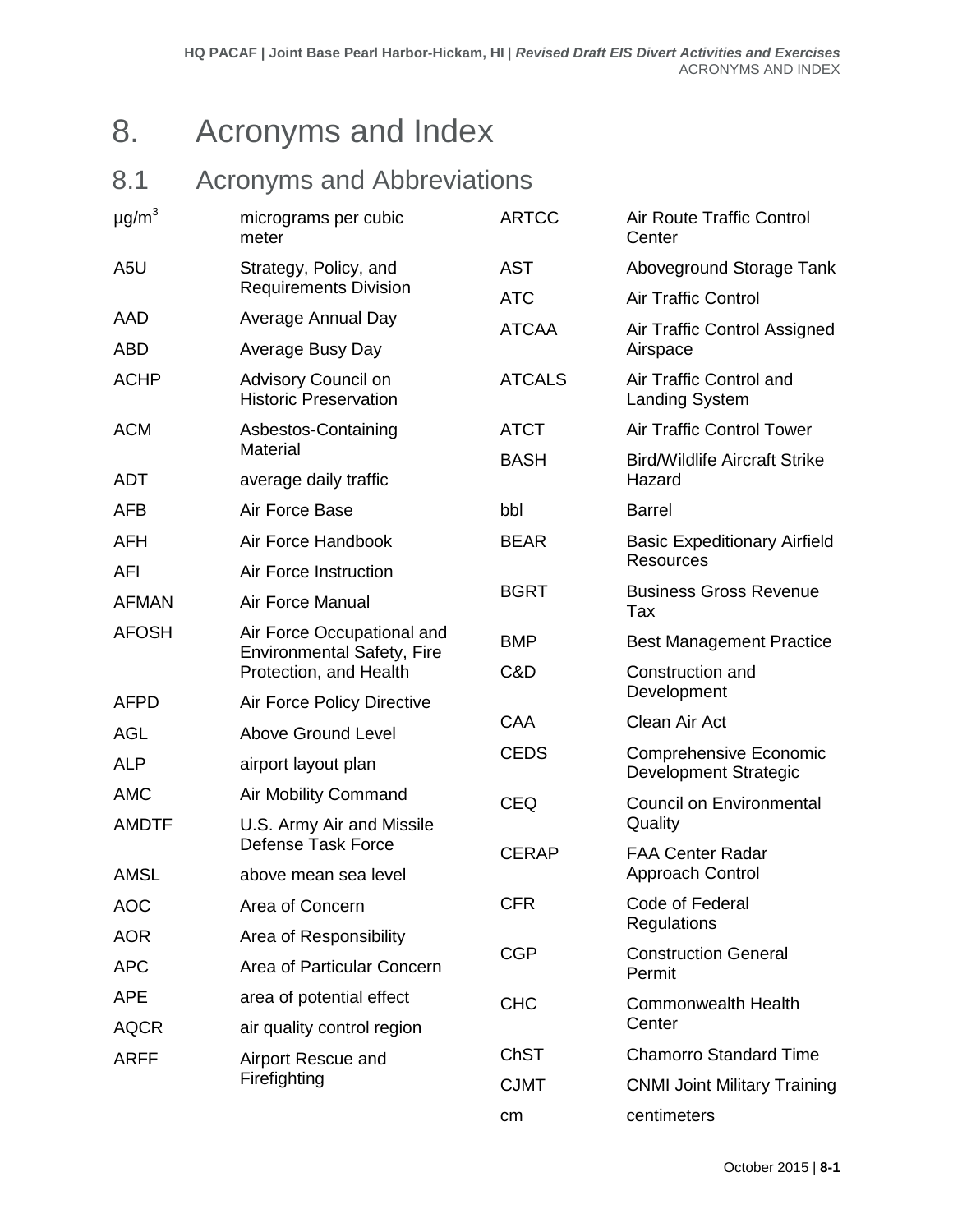# 8. Acronyms and Index

## 8.1 Acronyms and Abbreviations

| | |
|---|---|
| $\mu g/m^3$ | micrograms per cubic meter |
| A5U | Strategy, Policy, and Requirements Division |
| AAD | Average Annual Day |
| ABD | Average Busy Day |
| ACHP | Advisory Council on Historic Preservation |
| ACM | Asbestos-Containing Material |
| ADT | average daily traffic |
| AFB | Air Force Base |
| AFH | Air Force Handbook |
| AFI | Air Force Instruction |
| AFMAN | Air Force Manual |
| AFOSH | Air Force Occupational and Environmental Safety, Fire Protection, and Health |
| AFPD | Air Force Policy Directive |
| AGL | Above Ground Level |
| ALP | airport layout plan |
| AMC | Air Mobility Command |
| AMDTF | U.S. Army Air and Missile Defense Task Force |
| AMSL | above mean sea level |
| AOC | Area of Concern |
| AOR | Area of Responsibility |
| APC | Area of Particular Concern |
| APE | area of potential effect |
| AQCR | air quality control region |
| ARFF | Airport Rescue and Firefighting |
| ARTCC | Air Route Traffic Control Center |
| AST | Aboveground Storage Tank |
| ATC | Air Traffic Control |
| ATCAA | Air Traffic Control Assigned Airspace |
| ATCALS | Air Traffic Control and Landing System |
| ATCT | Air Traffic Control Tower |
| BASH | Bird/Wildlife Aircraft Strike Hazard |
| bbl | Barrel |
| BEAR | Basic Expeditionary Airfield Resources |
| BGRT | Business Gross Revenue Tax |
| BMP | Best Management Practice |
| C&D | Construction and Development |
| CAA | Clean Air Act |
| CEDS | Comprehensive Economic Development Strategic |
| CEQ | Council on Environmental Quality |
| CERAP | FAA Center Radar Approach Control |
| CFR | Code of Federal Regulations |
| CGP | Construction General Permit |
| CHC | Commonwealth Health Center |
| ChST | Chamorro Standard Time |
| CJMT | CNMI Joint Military Training |
| cm | centimeters |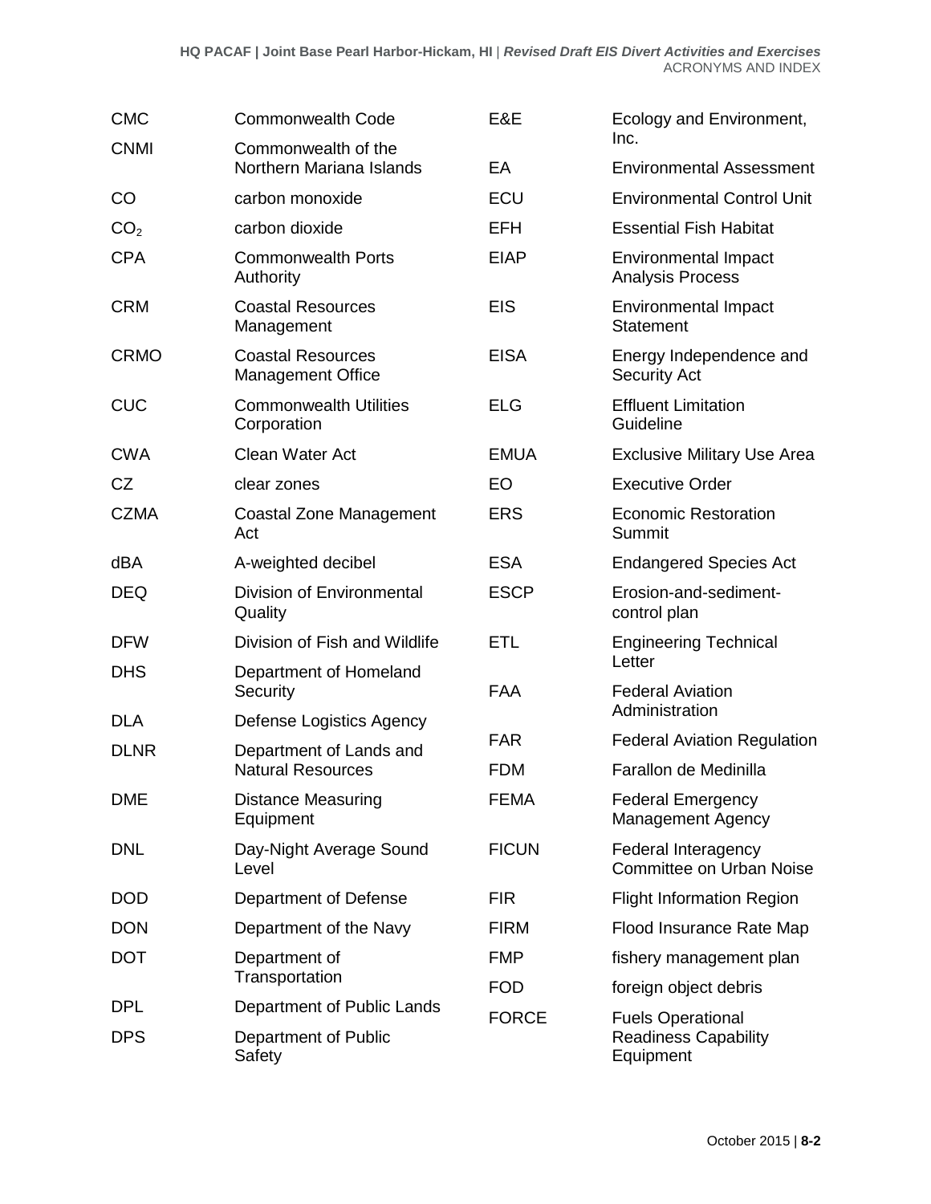| | |
|---|---|
| CMC | Commonwealth Code |
| CNMI | Commonwealth of the Northern Mariana Islands |
| CO | carbon monoxide |
| $CO_2$ | carbon dioxide |
| CPA | Commonwealth Ports Authority |
| CRM | Coastal Resources Management |
| CRMO | Coastal Resources Management Office |
| CUC | Commonwealth Utilities Corporation |
| CWA | Clean Water Act |
| CZ | clear zones |
| CZMA | Coastal Zone Management Act |
| dBA | A-weighted decibel |
| DEQ | Division of Environmental Quality |
| DFW | Division of Fish and Wildlife |
| DHS | Department of Homeland Security |
| DLA | Defense Logistics Agency |
| DLNR | Department of Lands and Natural Resources |
| DME | Distance Measuring Equipment |
| DNL | Day-Night Average Sound Level |
| DOD | Department of Defense |
| DON | Department of the Navy |
| DOT | Department of Transportation |
| DPL | Department of Public Lands |
| DPS | Department of Public Safety |
| E&E | Ecology and Environment, Inc. |
| EA | Environmental Assessment |
| ECU | Environmental Control Unit |
| EFH | Essential Fish Habitat |
| EIAP | Environmental Impact Analysis Process |
| EIS | Environmental Impact Statement |
| EISA | Energy Independence and Security Act |
| ELG | Effluent Limitation Guideline |
| EMUA | Exclusive Military Use Area |
| EO | Executive Order |
| ERS | Economic Restoration Summit |
| ESA | Endangered Species Act |
| ESCP | Erosion-and-sediment-control plan |
| ETL | Engineering Technical Letter |
| FAA | Federal Aviation Administration |
| FAR | Federal Aviation Regulation |
| FDM | Farallon de Medinilla |
| FEMA | Federal Emergency Management Agency |
| FICUN | Federal Interagency Committee on Urban Noise |
| FIR | Flight Information Region |
| FIRM | Flood Insurance Rate Map |
| FMP | fishery management plan |
| FOD | foreign object debris |
| FORCE | Fuels Operational Readiness Capability Equipment |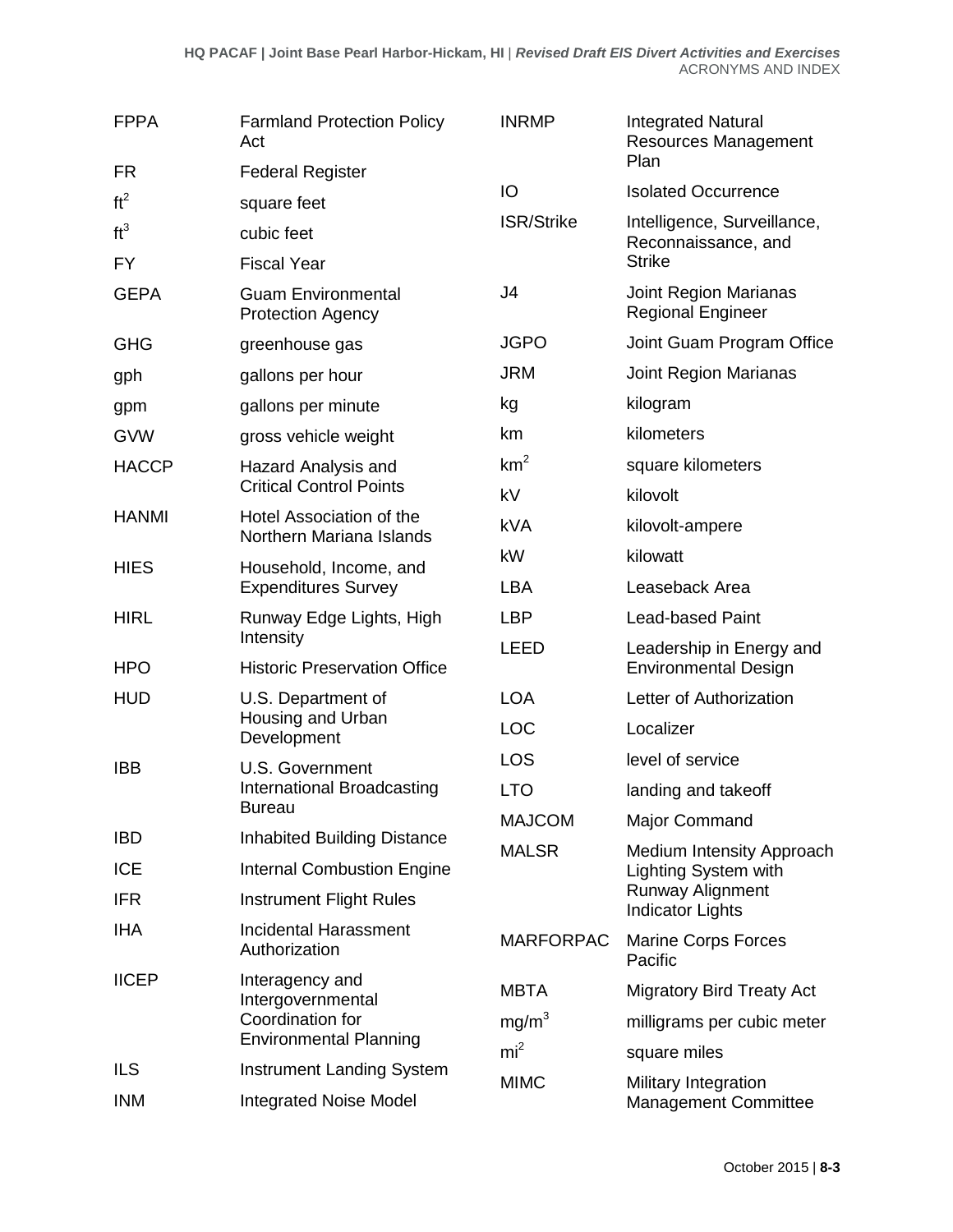| | |
|---|---|
| FPPA | Farmland Protection Policy Act |
| FR | Federal Register |
| $ft^2$ | square feet |
| $ft^3$ | cubic feet |
| FY | Fiscal Year |
| GEPA | Guam Environmental Protection Agency |
| GHG | greenhouse gas |
| gph | gallons per hour |
| gpm | gallons per minute |
| GVW | gross vehicle weight |
| HACCP | Hazard Analysis and Critical Control Points |
| HANMI | Hotel Association of the Northern Mariana Islands |
| HIES | Household, Income, and Expenditures Survey |
| HIRL | Runway Edge Lights, High Intensity |
| HPO | Historic Preservation Office |
| HUD | U.S. Department of Housing and Urban Development |
| IBB | U.S. Government International Broadcasting Bureau |
| IBD | Inhabited Building Distance |
| ICE | Internal Combustion Engine |
| IFR | Instrument Flight Rules |
| IHA | Incidental Harassment Authorization |
| IICEP | Interagency and Intergovernmental Coordination for Environmental Planning |
| ILS | Instrument Landing System |
| INM | Integrated Noise Model |
| INRMP | Integrated Natural Resources Management Plan |
| IO | Isolated Occurrence |
| ISR/Strike | Intelligence, Surveillance, Reconnaissance, and Strike |
| J4 | Joint Region Marianas Regional Engineer |
| JGPO | Joint Guam Program Office |
| JRM | Joint Region Marianas |
| kg | kilogram |
| km | kilometers |
| $km^2$ | square kilometers |
| kV | kilovolt |
| kVA | kilovolt-ampere |
| kW | kilowatt |
| LBA | Leaseback Area |
| LBP | Lead-based Paint |
| LEED | Leadership in Energy and Environmental Design |
| LOA | Letter of Authorization |
| LOC | Localizer |
| LOS | level of service |
| LTO | landing and takeoff |
| MAJCOM | Major Command |
| MALSR | Medium Intensity Approach Lighting System with Runway Alignment Indicator Lights |
| MARFORPAC | Marine Corps Forces Pacific |
| MBTA | Migratory Bird Treaty Act |
| $mg/m^3$ | milligrams per cubic meter |
| $mi^2$ | square miles |
| MIMC | Military Integration Management Committee |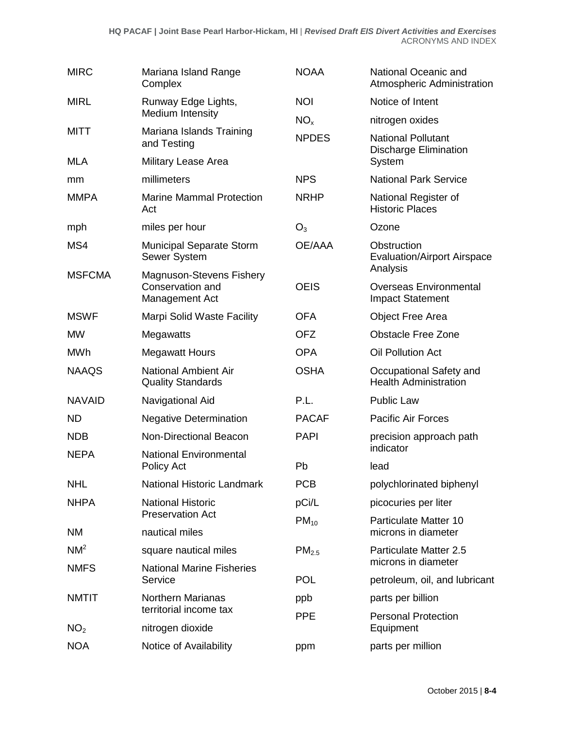| | |
|---|---|
| MIRC | Mariana Island Range Complex |
| MIRL | Runway Edge Lights, Medium Intensity |
| MITT | Mariana Islands Training and Testing |
| MLA | Military Lease Area |
| mm | millimeters |
| MMPA | Marine Mammal Protection Act |
| mph | miles per hour |
| MS4 | Municipal Separate Storm Sewer System |
| MSFCMA | Magnuson-Stevens Fishery Conservation and Management Act |
| MSWF | Marpi Solid Waste Facility |
| MW | Megawatts |
| MWh | Megawatt Hours |
| NAAQS | National Ambient Air Quality Standards |
| NAVAID | Navigational Aid |
| ND | Negative Determination |
| NDB | Non-Directional Beacon |
| NEPA | National Environmental Policy Act |
| NHL | National Historic Landmark |
| NHPA | National Historic Preservation Act |
| NM | nautical miles |
| $NM^2$ | square nautical miles |
| NMFS | National Marine Fisheries Service |
| NMTIT | Northern Marianas territorial income tax |
| $NO_2$ | nitrogen dioxide |
| NOA | Notice of Availability |
| NOAA | National Oceanic and Atmospheric Administration |
| NOI | Notice of Intent |
| $NO_x$ | nitrogen oxides |
| NPDES | National Pollutant Discharge Elimination System |
| NPS | National Park Service |
| NRHP | National Register of Historic Places |
| $O_3$ | Ozone |
| OE/AAA | Obstruction Evaluation/Airport Airspace Analysis |
| OEIS | Overseas Environmental Impact Statement |
| OFA | Object Free Area |
| OFZ | Obstacle Free Zone |
| OPA | Oil Pollution Act |
| OSHA | Occupational Safety and Health Administration |
| P.L. | Public Law |
| PACAF | Pacific Air Forces |
| PAPI | precision approach path indicator |
| Pb | lead |
| PCB | polychlorinated biphenyl |
| pCi/L | picocuries per liter |
| $PM_{10}$ | Particulate Matter 10 microns in diameter |
| $PM_{2.5}$ | Particulate Matter 2.5 microns in diameter |
| POL | petroleum, oil, and lubricant |
| ppb | parts per billion |
| PPE | Personal Protection Equipment |
| ppm | parts per million |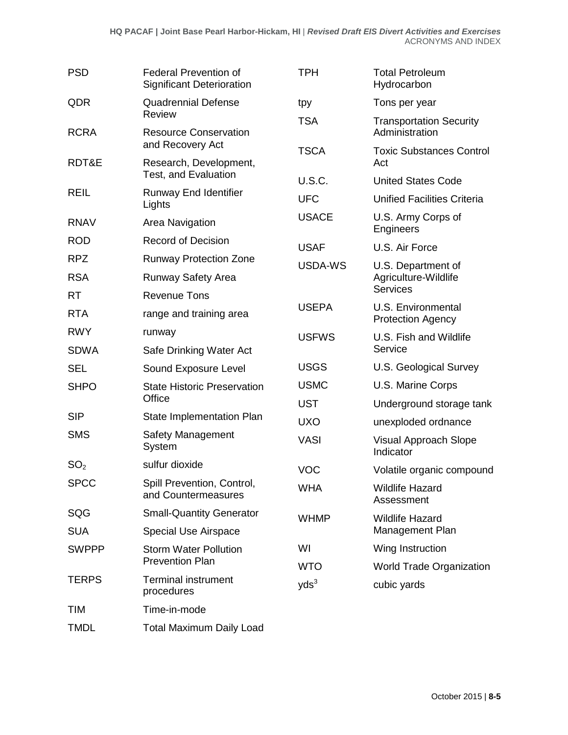| | |
|---|---|
| PSD | Federal Prevention of Significant Deterioration |
| QDR | Quadrennial Defense Review |
| RCRA | Resource Conservation and Recovery Act |
| RDT&E | Research, Development, Test, and Evaluation |
| REIL | Runway End Identifier Lights |
| RNAV | Area Navigation |
| ROD | Record of Decision |
| RPZ | Runway Protection Zone |
| RSA | Runway Safety Area |
| RT | Revenue Tons |
| RTA | range and training area |
| RWY | runway |
| SDWA | Safe Drinking Water Act |
| SEL | Sound Exposure Level |
| SHPO | State Historic Preservation Office |
| SIP | State Implementation Plan |
| SMS | Safety Management System |
| $SO_2$ | sulfur dioxide |
| SPCC | Spill Prevention, Control, and Countermeasures |
| SQG | Small-Quantity Generator |
| SUA | Special Use Airspace |
| SWPPP | Storm Water Pollution Prevention Plan |
| TERPS | Terminal instrument procedures |
| TIM | Time-in-mode |
| TMDL | Total Maximum Daily Load |
| TPH | Total Petroleum Hydrocarbon |
| tpy | Tons per year |
| TSA | Transportation Security Administration |
| TSCA | Toxic Substances Control Act |
| U.S.C. | United States Code |
| UFC | Unified Facilities Criteria |
| USACE | U.S. Army Corps of Engineers |
| USAF | U.S. Air Force |
| USDA-WS | U.S. Department of Agriculture-Wildlife Services |
| USEPA | U.S. Environmental Protection Agency |
| USFWS | U.S. Fish and Wildlife Service |
| USGS | U.S. Geological Survey |
| USMC | U.S. Marine Corps |
| UST | Underground storage tank |
| UXO | unexploded ordnance |
| VASI | Visual Approach Slope Indicator |
| VOC | Volatile organic compound |
| WHA | Wildlife Hazard Assessment |
| WHMP | Wildlife Hazard Management Plan |
| WI | Wing Instruction |
| WTO | World Trade Organization |
| $yds^3$ | cubic yards |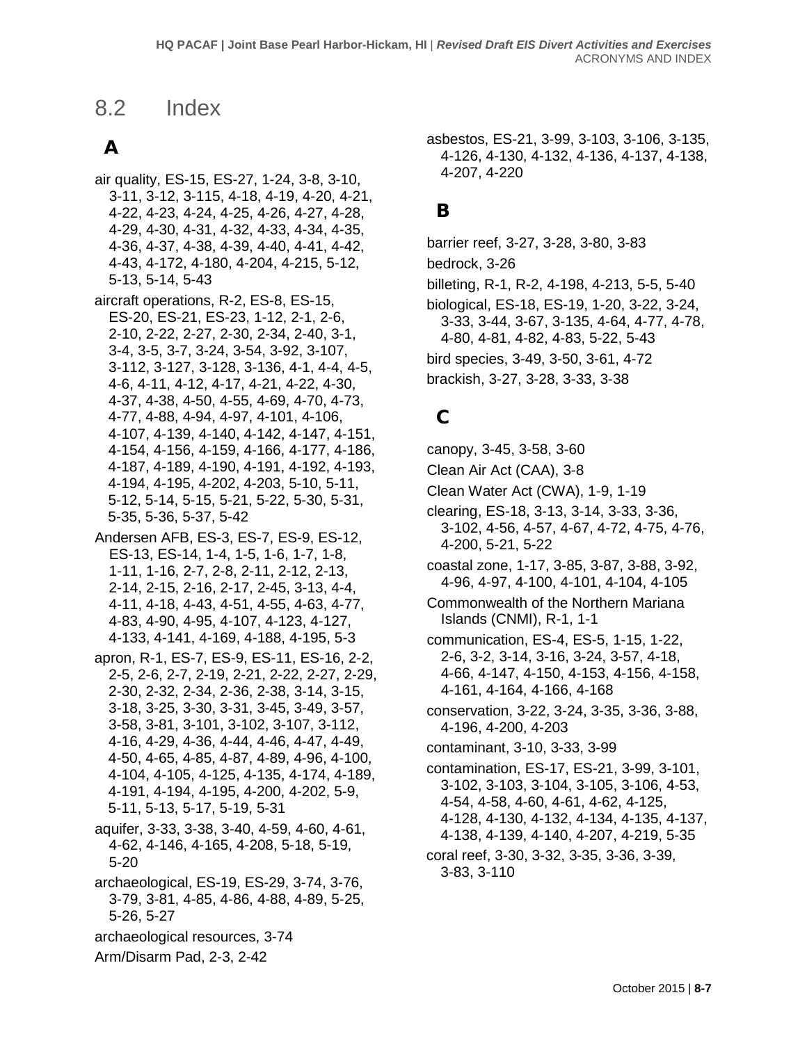# 8.2 Index

## A

air quality, ES-15, ES-27, 1-24, 3-8, 3-10, 3-11, 3-12, 3-115, 4-18, 4-19, 4-20, 4-21, 4-22, 4-23, 4-24, 4-25, 4-26, 4-27, 4-28, 4-29, 4-30, 4-31, 4-32, 4-33, 4-34, 4-35, 4-36, 4-37, 4-38, 4-39, 4-40, 4-41, 4-42, 4-43, 4-172, 4-180, 4-204, 4-215, 5-12, 5-13, 5-14, 5-43

aircraft operations, R-2, ES-8, ES-15, ES-20, ES-21, ES-23, 1-12, 2-1, 2-6, 2-10, 2-22, 2-27, 2-30, 2-34, 2-40, 3-1, 3-4, 3-5, 3-7, 3-24, 3-54, 3-92, 3-107, 3-112, 3-127, 3-128, 3-136, 4-1, 4-4, 4-5, 4-6, 4-11, 4-12, 4-17, 4-21, 4-22, 4-30, 4-37, 4-38, 4-50, 4-55, 4-69, 4-70, 4-73, 4-77, 4-88, 4-94, 4-97, 4-101, 4-106, 4-107, 4-139, 4-140, 4-142, 4-147, 4-151, 4-154, 4-156, 4-159, 4-166, 4-177, 4-186, 4-187, 4-189, 4-190, 4-191, 4-192, 4-193, 4-194, 4-195, 4-202, 4-203, 5-10, 5-11, 5-12, 5-14, 5-15, 5-21, 5-22, 5-30, 5-31, 5-35, 5-36, 5-37, 5-42

Andersen AFB, ES-3, ES-7, ES-9, ES-12, ES-13, ES-14, 1-4, 1-5, 1-6, 1-7, 1-8, 1-11, 1-16, 2-7, 2-8, 2-11, 2-12, 2-13, 2-14, 2-15, 2-16, 2-17, 2-45, 3-13, 4-4, 4-11, 4-18, 4-43, 4-51, 4-55, 4-63, 4-77, 4-83, 4-90, 4-95, 4-107, 4-123, 4-127, 4-133, 4-141, 4-169, 4-188, 4-195, 5-3

apron, R-1, ES-7, ES-9, ES-11, ES-16, 2-2, 2-5, 2-6, 2-7, 2-19, 2-21, 2-22, 2-27, 2-29, 2-30, 2-32, 2-34, 2-36, 2-38, 3-14, 3-15, 3-18, 3-25, 3-30, 3-31, 3-45, 3-49, 3-57, 3-58, 3-81, 3-101, 3-102, 3-107, 3-112, 4-16, 4-29, 4-36, 4-44, 4-46, 4-47, 4-49, 4-50, 4-65, 4-85, 4-87, 4-89, 4-96, 4-100, 4-104, 4-105, 4-125, 4-135, 4-174, 4-189, 4-191, 4-194, 4-195, 4-200, 4-202, 5-9, 5-11, 5-13, 5-17, 5-19, 5-31

aquifer, 3-33, 3-38, 3-40, 4-59, 4-60, 4-61, 4-62, 4-146, 4-165, 4-208, 5-18, 5-19, 5-20

archaeological, ES-19, ES-29, 3-74, 3-76, 3-79, 3-81, 4-85, 4-86, 4-88, 4-89, 5-25, 5-26, 5-27

archaeological resources, 3-74

Arm/Disarm Pad, 2-3, 2-42

asbestos, ES-21, 3-99, 3-103, 3-106, 3-135, 4-126, 4-130, 4-132, 4-136, 4-137, 4-138, 4-207, 4-220

## B

barrier reef, 3-27, 3-28, 3-80, 3-83

bedrock, 3-26

billeting, R-1, R-2, 4-198, 4-213, 5-5, 5-40

biological, ES-18, ES-19, 1-20, 3-22, 3-24, 3-33, 3-44, 3-67, 3-135, 4-64, 4-77, 4-78, 4-80, 4-81, 4-82, 4-83, 5-22, 5-43

bird species, 3-49, 3-50, 3-61, 4-72

brackish, 3-27, 3-28, 3-33, 3-38

## C

canopy, 3-45, 3-58, 3-60

Clean Air Act (CAA), 3-8

Clean Water Act (CWA), 1-9, 1-19

clearing, ES-18, 3-13, 3-14, 3-33, 3-36, 3-102, 4-56, 4-57, 4-67, 4-72, 4-75, 4-76, 4-200, 5-21, 5-22

coastal zone, 1-17, 3-85, 3-87, 3-88, 3-92, 4-96, 4-97, 4-100, 4-101, 4-104, 4-105

Commonwealth of the Northern Mariana Islands (CNMI), R-1, 1-1

communication, ES-4, ES-5, 1-15, 1-22, 2-6, 3-2, 3-14, 3-16, 3-24, 3-57, 4-18, 4-66, 4-147, 4-150, 4-153, 4-156, 4-158, 4-161, 4-164, 4-166, 4-168

conservation, 3-22, 3-24, 3-35, 3-36, 3-88, 4-196, 4-200, 4-203

contaminant, 3-10, 3-33, 3-99

contamination, ES-17, ES-21, 3-99, 3-101, 3-102, 3-103, 3-104, 3-105, 3-106, 4-53, 4-54, 4-58, 4-60, 4-61, 4-62, 4-125, 4-128, 4-130, 4-132, 4-134, 4-135, 4-137, 4-138, 4-139, 4-140, 4-207, 4-219, 5-35

coral reef, 3-30, 3-32, 3-35, 3-36, 3-39, 3-83, 3-110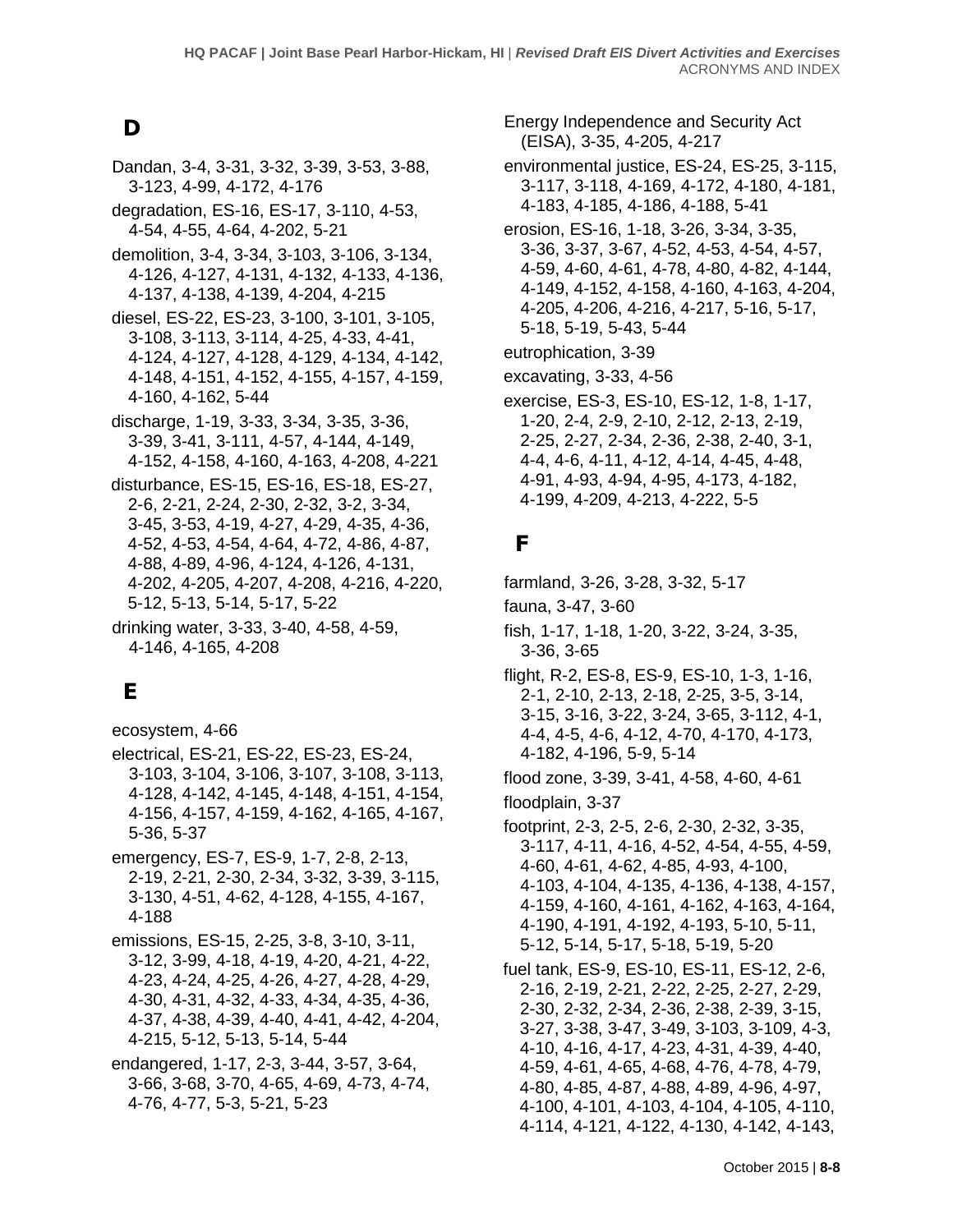## D

Dandan, 3-4, 3-31, 3-32, 3-39, 3-53, 3-88, 3-123, 4-99, 4-172, 4-176

degradation, ES-16, ES-17, 3-110, 4-53, 4-54, 4-55, 4-64, 4-202, 5-21

demolition, 3-4, 3-34, 3-103, 3-106, 3-134, 4-126, 4-127, 4-131, 4-132, 4-133, 4-136, 4-137, 4-138, 4-139, 4-204, 4-215

diesel, ES-22, ES-23, 3-100, 3-101, 3-105, 3-108, 3-113, 3-114, 4-25, 4-33, 4-41, 4-124, 4-127, 4-128, 4-129, 4-134, 4-142, 4-148, 4-151, 4-152, 4-155, 4-157, 4-159, 4-160, 4-162, 5-44

discharge, 1-19, 3-33, 3-34, 3-35, 3-36, 3-39, 3-41, 3-111, 4-57, 4-144, 4-149, 4-152, 4-158, 4-160, 4-163, 4-208, 4-221

disturbance, ES-15, ES-16, ES-18, ES-27, 2-6, 2-21, 2-24, 2-30, 2-32, 3-2, 3-34, 3-45, 3-53, 4-19, 4-27, 4-29, 4-35, 4-36, 4-52, 4-53, 4-54, 4-64, 4-72, 4-86, 4-87, 4-88, 4-89, 4-96, 4-124, 4-126, 4-131, 4-202, 4-205, 4-207, 4-208, 4-216, 4-220, 5-12, 5-13, 5-14, 5-17, 5-22

drinking water, 3-33, 3-40, 4-58, 4-59, 4-146, 4-165, 4-208

## E

ecosystem, 4-66

electrical, ES-21, ES-22, ES-23, ES-24, 3-103, 3-104, 3-106, 3-107, 3-108, 3-113, 4-128, 4-142, 4-145, 4-148, 4-151, 4-154, 4-156, 4-157, 4-159, 4-162, 4-165, 4-167, 5-36, 5-37

emergency, ES-7, ES-9, 1-7, 2-8, 2-13, 2-19, 2-21, 2-30, 2-34, 3-32, 3-39, 3-115, 3-130, 4-51, 4-62, 4-128, 4-155, 4-167, 4-188

emissions, ES-15, 2-25, 3-8, 3-10, 3-11, 3-12, 3-99, 4-18, 4-19, 4-20, 4-21, 4-22, 4-23, 4-24, 4-25, 4-26, 4-27, 4-28, 4-29, 4-30, 4-31, 4-32, 4-33, 4-34, 4-35, 4-36, 4-37, 4-38, 4-39, 4-40, 4-41, 4-42, 4-204, 4-215, 5-12, 5-13, 5-14, 5-44

endangered, 1-17, 2-3, 3-44, 3-57, 3-64, 3-66, 3-68, 3-70, 4-65, 4-69, 4-73, 4-74, 4-76, 4-77, 5-3, 5-21, 5-23

Energy Independence and Security Act (EISA), 3-35, 4-205, 4-217

environmental justice, ES-24, ES-25, 3-115, 3-117, 3-118, 4-169, 4-172, 4-180, 4-181, 4-183, 4-185, 4-186, 4-188, 5-41

erosion, ES-16, 1-18, 3-26, 3-34, 3-35, 3-36, 3-37, 3-67, 4-52, 4-53, 4-54, 4-57, 4-59, 4-60, 4-61, 4-78, 4-80, 4-82, 4-144, 4-149, 4-152, 4-158, 4-160, 4-163, 4-204, 4-205, 4-206, 4-216, 4-217, 5-16, 5-17, 5-18, 5-19, 5-43, 5-44

eutrophication, 3-39

excavating, 3-33, 4-56

exercise, ES-3, ES-10, ES-12, 1-8, 1-17, 1-20, 2-4, 2-9, 2-10, 2-12, 2-13, 2-19, 2-25, 2-27, 2-34, 2-36, 2-38, 2-40, 3-1, 4-4, 4-6, 4-11, 4-12, 4-14, 4-45, 4-48, 4-91, 4-93, 4-94, 4-95, 4-173, 4-182, 4-199, 4-209, 4-213, 4-222, 5-5

## F

farmland, 3-26, 3-28, 3-32, 5-17

fauna, 3-47, 3-60

fish, 1-17, 1-18, 1-20, 3-22, 3-24, 3-35, 3-36, 3-65

flight, R-2, ES-8, ES-9, ES-10, 1-3, 1-16, 2-1, 2-10, 2-13, 2-18, 2-25, 3-5, 3-14, 3-15, 3-16, 3-22, 3-24, 3-65, 3-112, 4-1, 4-4, 4-5, 4-6, 4-12, 4-70, 4-170, 4-173, 4-182, 4-196, 5-9, 5-14

flood zone, 3-39, 3-41, 4-58, 4-60, 4-61

floodplain, 3-37

footprint, 2-3, 2-5, 2-6, 2-30, 2-32, 3-35, 3-117, 4-11, 4-16, 4-52, 4-54, 4-55, 4-59, 4-60, 4-61, 4-62, 4-85, 4-93, 4-100, 4-103, 4-104, 4-135, 4-136, 4-138, 4-157, 4-159, 4-160, 4-161, 4-162, 4-163, 4-164, 4-190, 4-191, 4-192, 4-193, 5-10, 5-11, 5-12, 5-14, 5-17, 5-18, 5-19, 5-20

fuel tank, ES-9, ES-10, ES-11, ES-12, 2-6, 2-16, 2-19, 2-21, 2-22, 2-25, 2-27, 2-29, 2-30, 2-32, 2-34, 2-36, 2-38, 2-39, 3-15, 3-27, 3-38, 3-47, 3-49, 3-103, 3-109, 4-3, 4-10, 4-16, 4-17, 4-23, 4-31, 4-39, 4-40, 4-59, 4-61, 4-65, 4-68, 4-76, 4-78, 4-79, 4-80, 4-85, 4-87, 4-88, 4-89, 4-96, 4-97, 4-100, 4-101, 4-103, 4-104, 4-105, 4-110, 4-114, 4-121, 4-122, 4-130, 4-142, 4-143,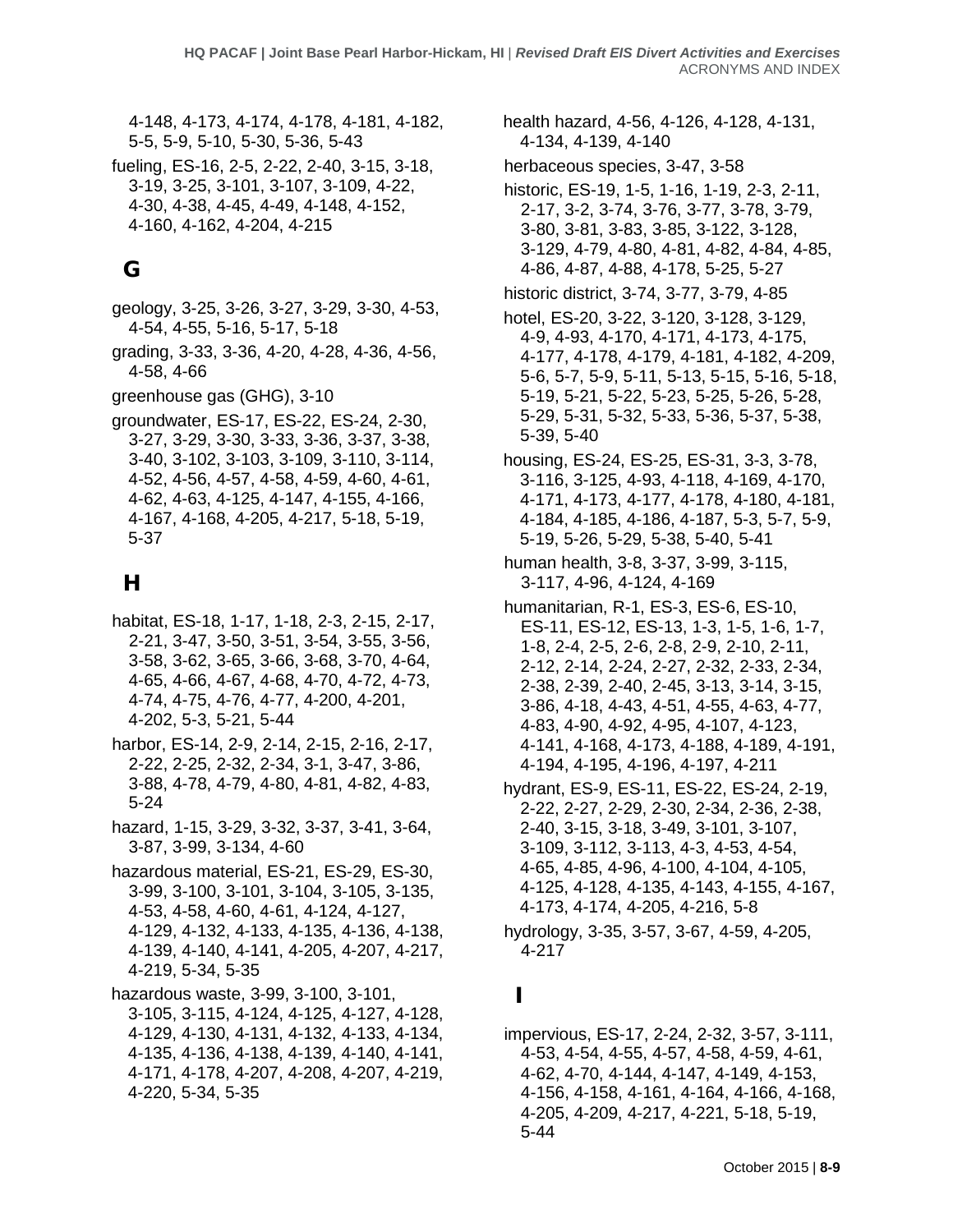4-148, 4-173, 4-174, 4-178, 4-181, 4-182, 5-5, 5-9, 5-10, 5-30, 5-36, 5-43

fueling, ES-16, 2-5, 2-22, 2-40, 3-15, 3-18, 3-19, 3-25, 3-101, 3-107, 3-109, 4-22, 4-30, 4-38, 4-45, 4-49, 4-148, 4-152, 4-160, 4-162, 4-204, 4-215

## G

geology, 3-25, 3-26, 3-27, 3-29, 3-30, 4-53, 4-54, 4-55, 5-16, 5-17, 5-18

grading, 3-33, 3-36, 4-20, 4-28, 4-36, 4-56, 4-58, 4-66

greenhouse gas (GHG), 3-10

groundwater, ES-17, ES-22, ES-24, 2-30, 3-27, 3-29, 3-30, 3-33, 3-36, 3-37, 3-38, 3-40, 3-102, 3-103, 3-109, 3-110, 3-114, 4-52, 4-56, 4-57, 4-58, 4-59, 4-60, 4-61, 4-62, 4-63, 4-125, 4-147, 4-155, 4-166, 4-167, 4-168, 4-205, 4-217, 5-18, 5-19, 5-37

## H

habitat, ES-18, 1-17, 1-18, 2-3, 2-15, 2-17, 2-21, 3-47, 3-50, 3-51, 3-54, 3-55, 3-56, 3-58, 3-62, 3-65, 3-66, 3-68, 3-70, 4-64, 4-65, 4-66, 4-67, 4-68, 4-70, 4-72, 4-73, 4-74, 4-75, 4-76, 4-77, 4-200, 4-201, 4-202, 5-3, 5-21, 5-44

harbor, ES-14, 2-9, 2-14, 2-15, 2-16, 2-17, 2-22, 2-25, 2-32, 2-34, 3-1, 3-47, 3-86, 3-88, 4-78, 4-79, 4-80, 4-81, 4-82, 4-83, 5-24

hazard, 1-15, 3-29, 3-32, 3-37, 3-41, 3-64, 3-87, 3-99, 3-134, 4-60

hazardous material, ES-21, ES-29, ES-30, 3-99, 3-100, 3-101, 3-104, 3-105, 3-135, 4-53, 4-58, 4-60, 4-61, 4-124, 4-127, 4-129, 4-132, 4-133, 4-135, 4-136, 4-138, 4-139, 4-140, 4-141, 4-205, 4-207, 4-217, 4-219, 5-34, 5-35

hazardous waste, 3-99, 3-100, 3-101, 3-105, 3-115, 4-124, 4-125, 4-127, 4-128, 4-129, 4-130, 4-131, 4-132, 4-133, 4-134, 4-135, 4-136, 4-138, 4-139, 4-140, 4-141, 4-171, 4-178, 4-207, 4-208, 4-207, 4-219, 4-220, 5-34, 5-35

health hazard, 4-56, 4-126, 4-128, 4-131, 4-134, 4-139, 4-140

herbaceous species, 3-47, 3-58

historic, ES-19, 1-5, 1-16, 1-19, 2-3, 2-11, 2-17, 3-2, 3-74, 3-76, 3-77, 3-78, 3-79, 3-80, 3-81, 3-83, 3-85, 3-122, 3-128, 3-129, 4-79, 4-80, 4-81, 4-82, 4-84, 4-85, 4-86, 4-87, 4-88, 4-178, 5-25, 5-27

historic district, 3-74, 3-77, 3-79, 4-85

hotel, ES-20, 3-22, 3-120, 3-128, 3-129, 4-9, 4-93, 4-170, 4-171, 4-173, 4-175, 4-177, 4-178, 4-179, 4-181, 4-182, 4-209, 5-6, 5-7, 5-9, 5-11, 5-13, 5-15, 5-16, 5-18, 5-19, 5-21, 5-22, 5-23, 5-25, 5-26, 5-28, 5-29, 5-31, 5-32, 5-33, 5-36, 5-37, 5-38, 5-39, 5-40

housing, ES-24, ES-25, ES-31, 3-3, 3-78, 3-116, 3-125, 4-93, 4-118, 4-169, 4-170, 4-171, 4-173, 4-177, 4-178, 4-180, 4-181, 4-184, 4-185, 4-186, 4-187, 5-3, 5-7, 5-9, 5-19, 5-26, 5-29, 5-38, 5-40, 5-41

human health, 3-8, 3-37, 3-99, 3-115, 3-117, 4-96, 4-124, 4-169

humanitarian, R-1, ES-3, ES-6, ES-10, ES-11, ES-12, ES-13, 1-3, 1-5, 1-6, 1-7, 1-8, 2-4, 2-5, 2-6, 2-8, 2-9, 2-10, 2-11, 2-12, 2-14, 2-24, 2-27, 2-32, 2-33, 2-34, 2-38, 2-39, 2-40, 2-45, 3-13, 3-14, 3-15, 3-86, 4-18, 4-43, 4-51, 4-55, 4-63, 4-77, 4-83, 4-90, 4-92, 4-95, 4-107, 4-123, 4-141, 4-168, 4-173, 4-188, 4-189, 4-191, 4-194, 4-195, 4-196, 4-197, 4-211

hydrant, ES-9, ES-11, ES-22, ES-24, 2-19, 2-22, 2-27, 2-29, 2-30, 2-34, 2-36, 2-38, 2-40, 3-15, 3-18, 3-49, 3-101, 3-107, 3-109, 3-112, 3-113, 4-3, 4-53, 4-54, 4-65, 4-85, 4-96, 4-100, 4-104, 4-105, 4-125, 4-128, 4-135, 4-143, 4-155, 4-167, 4-173, 4-174, 4-205, 4-216, 5-8

hydrology, 3-35, 3-57, 3-67, 4-59, 4-205, 4-217

## I

impervious, ES-17, 2-24, 2-32, 3-57, 3-111, 4-53, 4-54, 4-55, 4-57, 4-58, 4-59, 4-61, 4-62, 4-70, 4-144, 4-147, 4-149, 4-153, 4-156, 4-158, 4-161, 4-164, 4-166, 4-168, 4-205, 4-209, 4-217, 4-221, 5-18, 5-19, 5-44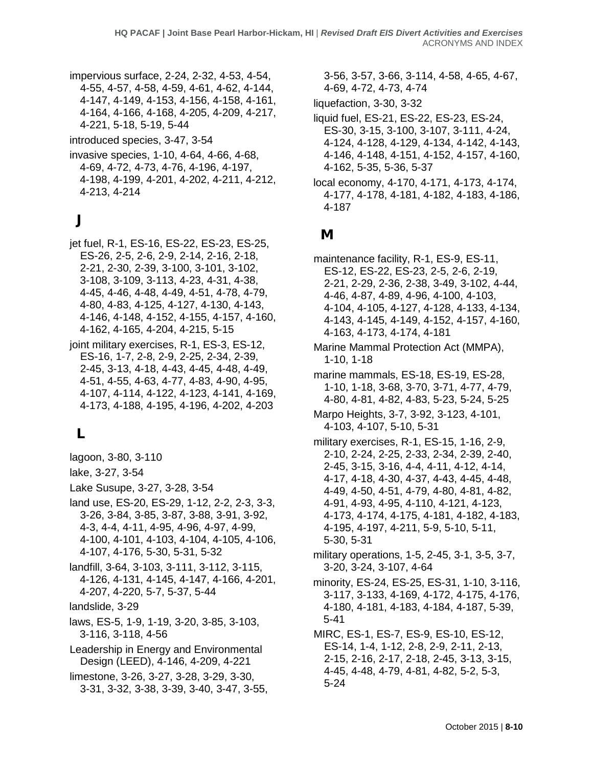impervious surface, 2-24, 2-32, 4-53, 4-54, 4-55, 4-57, 4-58, 4-59, 4-61, 4-62, 4-144, 4-147, 4-149, 4-153, 4-156, 4-158, 4-161, 4-164, 4-166, 4-168, 4-205, 4-209, 4-217, 4-221, 5-18, 5-19, 5-44

introduced species, 3-47, 3-54

invasive species, 1-10, 4-64, 4-66, 4-68, 4-69, 4-72, 4-73, 4-76, 4-196, 4-197, 4-198, 4-199, 4-201, 4-202, 4-211, 4-212, 4-213, 4-214

## J

jet fuel, R-1, ES-16, ES-22, ES-23, ES-25, ES-26, 2-5, 2-6, 2-9, 2-14, 2-16, 2-18, 2-21, 2-30, 2-39, 3-100, 3-101, 3-102, 3-108, 3-109, 3-113, 4-23, 4-31, 4-38, 4-45, 4-46, 4-48, 4-49, 4-51, 4-78, 4-79, 4-80, 4-83, 4-125, 4-127, 4-130, 4-143, 4-146, 4-148, 4-152, 4-155, 4-157, 4-160, 4-162, 4-165, 4-204, 4-215, 5-15

joint military exercises, R-1, ES-3, ES-12, ES-16, 1-7, 2-8, 2-9, 2-25, 2-34, 2-39, 2-45, 3-13, 4-18, 4-43, 4-45, 4-48, 4-49, 4-51, 4-55, 4-63, 4-77, 4-83, 4-90, 4-95, 4-107, 4-114, 4-122, 4-123, 4-141, 4-169, 4-173, 4-188, 4-195, 4-196, 4-202, 4-203

## L

lagoon, 3-80, 3-110

lake, 3-27, 3-54

Lake Susupe, 3-27, 3-28, 3-54

land use, ES-20, ES-29, 1-12, 2-2, 2-3, 3-3, 3-26, 3-84, 3-85, 3-87, 3-88, 3-91, 3-92, 4-3, 4-4, 4-11, 4-95, 4-96, 4-97, 4-99, 4-100, 4-101, 4-103, 4-104, 4-105, 4-106, 4-107, 4-176, 5-30, 5-31, 5-32

landfill, 3-64, 3-103, 3-111, 3-112, 3-115, 4-126, 4-131, 4-145, 4-147, 4-166, 4-201, 4-207, 4-220, 5-7, 5-37, 5-44

landslide, 3-29

laws, ES-5, 1-9, 1-19, 3-20, 3-85, 3-103, 3-116, 3-118, 4-56

Leadership in Energy and Environmental Design (LEED), 4-146, 4-209, 4-221

limestone, 3-26, 3-27, 3-28, 3-29, 3-30, 3-31, 3-32, 3-38, 3-39, 3-40, 3-47, 3-55, 3-56, 3-57, 3-66, 3-114, 4-58, 4-65, 4-67, 4-69, 4-72, 4-73, 4-74

liquefaction, 3-30, 3-32

liquid fuel, ES-21, ES-22, ES-23, ES-24, ES-30, 3-15, 3-100, 3-107, 3-111, 4-24, 4-124, 4-128, 4-129, 4-134, 4-142, 4-143, 4-146, 4-148, 4-151, 4-152, 4-157, 4-160, 4-162, 5-35, 5-36, 5-37

local economy, 4-170, 4-171, 4-173, 4-174, 4-177, 4-178, 4-181, 4-182, 4-183, 4-186, 4-187

## M

maintenance facility, R-1, ES-9, ES-11, ES-12, ES-22, ES-23, 2-5, 2-6, 2-19, 2-21, 2-29, 2-36, 2-38, 3-49, 3-102, 4-44, 4-46, 4-87, 4-89, 4-96, 4-100, 4-103, 4-104, 4-105, 4-127, 4-128, 4-133, 4-134, 4-143, 4-145, 4-149, 4-152, 4-157, 4-160, 4-163, 4-173, 4-174, 4-181

Marine Mammal Protection Act (MMPA), 1-10, 1-18

marine mammals, ES-18, ES-19, ES-28, 1-10, 1-18, 3-68, 3-70, 3-71, 4-77, 4-79, 4-80, 4-81, 4-82, 4-83, 5-23, 5-24, 5-25

Marpo Heights, 3-7, 3-92, 3-123, 4-101, 4-103, 4-107, 5-10, 5-31

military exercises, R-1, ES-15, 1-16, 2-9, 2-10, 2-24, 2-25, 2-33, 2-34, 2-39, 2-40, 2-45, 3-15, 3-16, 4-4, 4-11, 4-12, 4-14, 4-17, 4-18, 4-30, 4-37, 4-43, 4-45, 4-48, 4-49, 4-50, 4-51, 4-79, 4-80, 4-81, 4-82, 4-91, 4-93, 4-95, 4-110, 4-121, 4-123, 4-173, 4-174, 4-175, 4-181, 4-182, 4-183, 4-195, 4-197, 4-211, 5-9, 5-10, 5-11, 5-30, 5-31

military operations, 1-5, 2-45, 3-1, 3-5, 3-7, 3-20, 3-24, 3-107, 4-64

minority, ES-24, ES-25, ES-31, 1-10, 3-116, 3-117, 3-133, 4-169, 4-172, 4-175, 4-176, 4-180, 4-181, 4-183, 4-184, 4-187, 5-39, 5-41

MIRC, ES-1, ES-7, ES-9, ES-10, ES-12, ES-14, 1-4, 1-12, 2-8, 2-9, 2-11, 2-13, 2-15, 2-16, 2-17, 2-18, 2-45, 3-13, 3-15, 4-45, 4-48, 4-79, 4-81, 4-82, 5-2, 5-3, 5-24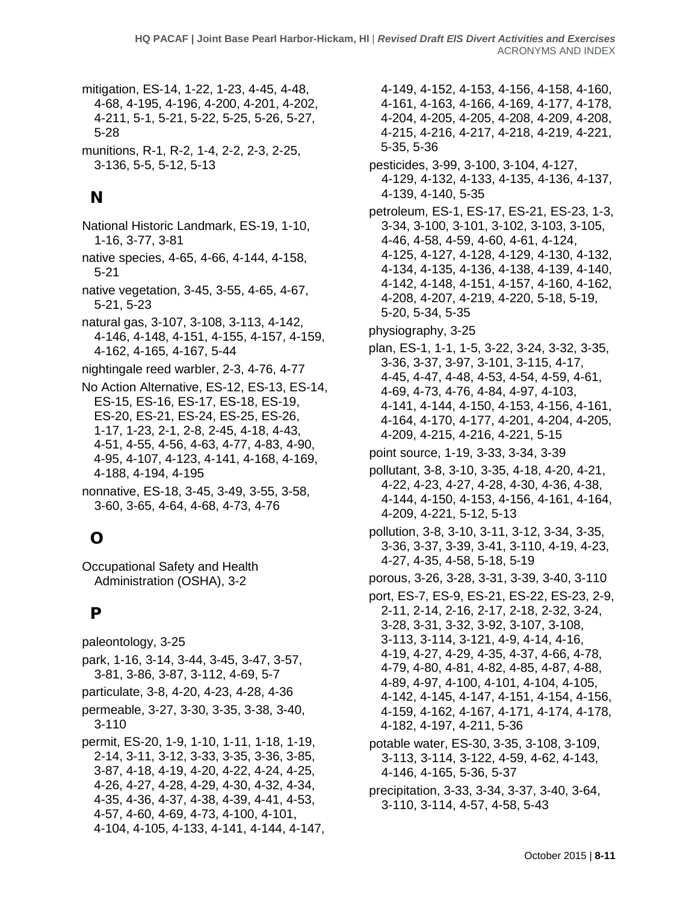mitigation, ES-14, 1-22, 1-23, 4-45, 4-48, 4-68, 4-195, 4-196, 4-200, 4-201, 4-202, 4-211, 5-1, 5-21, 5-22, 5-25, 5-26, 5-27, 5-28

munitions, R-1, R-2, 1-4, 2-2, 2-3, 2-25, 3-136, 5-5, 5-12, 5-13

## N

National Historic Landmark, ES-19, 1-10, 1-16, 3-77, 3-81

native species, 4-65, 4-66, 4-144, 4-158, 5-21

native vegetation, 3-45, 3-55, 4-65, 4-67, 5-21, 5-23

natural gas, 3-107, 3-108, 3-113, 4-142, 4-146, 4-148, 4-151, 4-155, 4-157, 4-159, 4-162, 4-165, 4-167, 5-44

nightingale reed warbler, 2-3, 4-76, 4-77

No Action Alternative, ES-12, ES-13, ES-14, ES-15, ES-16, ES-17, ES-18, ES-19, ES-20, ES-21, ES-24, ES-25, ES-26, 1-17, 1-23, 2-1, 2-8, 2-45, 4-18, 4-43, 4-51, 4-55, 4-56, 4-63, 4-77, 4-83, 4-90, 4-95, 4-107, 4-123, 4-141, 4-168, 4-169, 4-188, 4-194, 4-195

nonnative, ES-18, 3-45, 3-49, 3-55, 3-58, 3-60, 3-65, 4-64, 4-68, 4-73, 4-76

## O

Occupational Safety and Health Administration (OSHA), 3-2

## P

paleontology, 3-25

park, 1-16, 3-14, 3-44, 3-45, 3-47, 3-57, 3-81, 3-86, 3-87, 3-112, 4-69, 5-7

particulate, 3-8, 4-20, 4-23, 4-28, 4-36

permeable, 3-27, 3-30, 3-35, 3-38, 3-40, 3-110

permit, ES-20, 1-9, 1-10, 1-11, 1-18, 1-19, 2-14, 3-11, 3-12, 3-33, 3-35, 3-36, 3-85, 3-87, 4-18, 4-19, 4-20, 4-22, 4-24, 4-25, 4-26, 4-27, 4-28, 4-29, 4-30, 4-32, 4-34, 4-35, 4-36, 4-37, 4-38, 4-39, 4-41, 4-53, 4-57, 4-60, 4-69, 4-73, 4-100, 4-101, 4-104, 4-105, 4-133, 4-141, 4-144, 4-147, 4-149, 4-152, 4-153, 4-156, 4-158, 4-160, 4-161, 4-163, 4-166, 4-169, 4-177, 4-178, 4-204, 4-205, 4-205, 4-208, 4-209, 4-208, 4-215, 4-216, 4-217, 4-218, 4-219, 4-221, 5-35, 5-36

pesticides, 3-99, 3-100, 3-104, 4-127, 4-129, 4-132, 4-133, 4-135, 4-136, 4-137, 4-139, 4-140, 5-35

petroleum, ES-1, ES-17, ES-21, ES-23, 1-3, 3-34, 3-100, 3-101, 3-102, 3-103, 3-105, 4-46, 4-58, 4-59, 4-60, 4-61, 4-124, 4-125, 4-127, 4-128, 4-129, 4-130, 4-132, 4-134, 4-135, 4-136, 4-138, 4-139, 4-140, 4-142, 4-148, 4-151, 4-157, 4-160, 4-162, 4-208, 4-207, 4-219, 4-220, 5-18, 5-19, 5-20, 5-34, 5-35

physiography, 3-25

plan, ES-1, 1-1, 1-5, 3-22, 3-24, 3-32, 3-35, 3-36, 3-37, 3-97, 3-101, 3-115, 4-17, 4-45, 4-47, 4-48, 4-53, 4-54, 4-59, 4-61, 4-69, 4-73, 4-76, 4-84, 4-97, 4-103, 4-141, 4-144, 4-150, 4-153, 4-156, 4-161, 4-164, 4-170, 4-177, 4-201, 4-204, 4-205, 4-209, 4-215, 4-216, 4-221, 5-15

point source, 1-19, 3-33, 3-34, 3-39

pollutant, 3-8, 3-10, 3-35, 4-18, 4-20, 4-21, 4-22, 4-23, 4-27, 4-28, 4-30, 4-36, 4-38, 4-144, 4-150, 4-153, 4-156, 4-161, 4-164, 4-209, 4-221, 5-12, 5-13

pollution, 3-8, 3-10, 3-11, 3-12, 3-34, 3-35, 3-36, 3-37, 3-39, 3-41, 3-110, 4-19, 4-23, 4-27, 4-35, 4-58, 5-18, 5-19

porous, 3-26, 3-28, 3-31, 3-39, 3-40, 3-110

port, ES-7, ES-9, ES-21, ES-22, ES-23, 2-9, 2-11, 2-14, 2-16, 2-17, 2-18, 2-32, 3-24, 3-28, 3-31, 3-32, 3-92, 3-107, 3-108, 3-113, 3-114, 3-121, 4-9, 4-14, 4-16, 4-19, 4-27, 4-29, 4-35, 4-37, 4-66, 4-78, 4-79, 4-80, 4-81, 4-82, 4-85, 4-87, 4-88, 4-89, 4-97, 4-100, 4-101, 4-104, 4-105, 4-142, 4-145, 4-147, 4-151, 4-154, 4-156, 4-159, 4-162, 4-167, 4-171, 4-174, 4-178, 4-182, 4-197, 4-211, 5-36

potable water, ES-30, 3-35, 3-108, 3-109, 3-113, 3-114, 3-122, 4-59, 4-62, 4-143, 4-146, 4-165, 5-36, 5-37

precipitation, 3-33, 3-34, 3-37, 3-40, 3-64, 3-110, 3-114, 4-57, 4-58, 5-43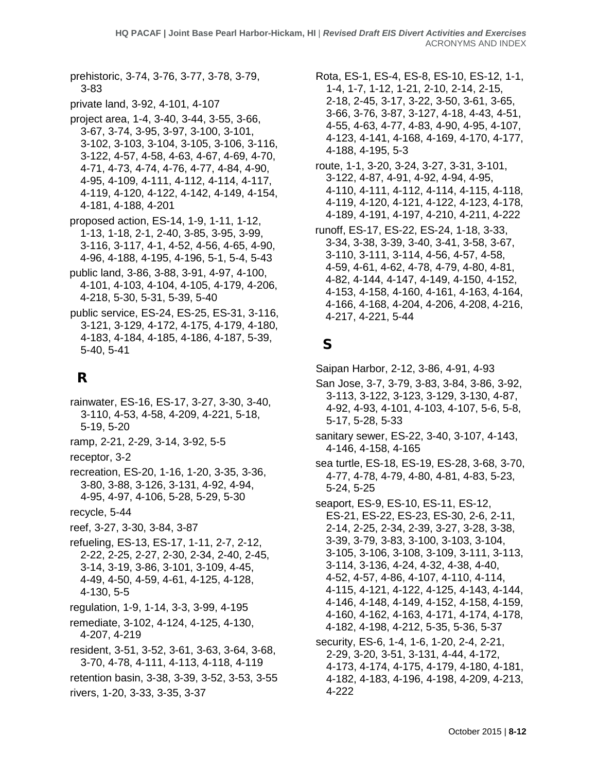prehistoric, 3-74, 3-76, 3-77, 3-78, 3-79, 3-83

private land, 3-92, 4-101, 4-107

project area, 1-4, 3-40, 3-44, 3-55, 3-66, 3-67, 3-74, 3-95, 3-97, 3-100, 3-101, 3-102, 3-103, 3-104, 3-105, 3-106, 3-116, 3-122, 4-57, 4-58, 4-63, 4-67, 4-69, 4-70, 4-71, 4-73, 4-74, 4-76, 4-77, 4-84, 4-90, 4-95, 4-109, 4-111, 4-112, 4-114, 4-117, 4-119, 4-120, 4-122, 4-142, 4-149, 4-154, 4-181, 4-188, 4-201

proposed action, ES-14, 1-9, 1-11, 1-12, 1-13, 1-18, 2-1, 2-40, 3-85, 3-95, 3-99, 3-116, 3-117, 4-1, 4-52, 4-56, 4-65, 4-90, 4-96, 4-188, 4-195, 4-196, 5-1, 5-4, 5-43

public land, 3-86, 3-88, 3-91, 4-97, 4-100, 4-101, 4-103, 4-104, 4-105, 4-179, 4-206, 4-218, 5-30, 5-31, 5-39, 5-40

public service, ES-24, ES-25, ES-31, 3-116, 3-121, 3-129, 4-172, 4-175, 4-179, 4-180, 4-183, 4-184, 4-185, 4-186, 4-187, 5-39, 5-40, 5-41

## R

rainwater, ES-16, ES-17, 3-27, 3-30, 3-40, 3-110, 4-53, 4-58, 4-209, 4-221, 5-18, 5-19, 5-20

ramp, 2-21, 2-29, 3-14, 3-92, 5-5

receptor, 3-2

recreation, ES-20, 1-16, 1-20, 3-35, 3-36, 3-80, 3-88, 3-126, 3-131, 4-92, 4-94, 4-95, 4-97, 4-106, 5-28, 5-29, 5-30

recycle, 5-44

reef, 3-27, 3-30, 3-84, 3-87

refueling, ES-13, ES-17, 1-11, 2-7, 2-12, 2-22, 2-25, 2-27, 2-30, 2-34, 2-40, 2-45, 3-14, 3-19, 3-86, 3-101, 3-109, 4-45, 4-49, 4-50, 4-59, 4-61, 4-125, 4-128, 4-130, 5-5

regulation, 1-9, 1-14, 3-3, 3-99, 4-195

remediate, 3-102, 4-124, 4-125, 4-130, 4-207, 4-219

resident, 3-51, 3-52, 3-61, 3-63, 3-64, 3-68, 3-70, 4-78, 4-111, 4-113, 4-118, 4-119

retention basin, 3-38, 3-39, 3-52, 3-53, 3-55

rivers, 1-20, 3-33, 3-35, 3-37

Rota, ES-1, ES-4, ES-8, ES-10, ES-12, 1-1, 1-4, 1-7, 1-12, 1-21, 2-10, 2-14, 2-15, 2-18, 2-45, 3-17, 3-22, 3-50, 3-61, 3-65, 3-66, 3-76, 3-87, 3-127, 4-18, 4-43, 4-51, 4-55, 4-63, 4-77, 4-83, 4-90, 4-95, 4-107, 4-123, 4-141, 4-168, 4-169, 4-170, 4-177, 4-188, 4-195, 5-3

route, 1-1, 3-20, 3-24, 3-27, 3-31, 3-101, 3-122, 4-87, 4-91, 4-92, 4-94, 4-95, 4-110, 4-111, 4-112, 4-114, 4-115, 4-118, 4-119, 4-120, 4-121, 4-122, 4-123, 4-178, 4-189, 4-191, 4-197, 4-210, 4-211, 4-222

runoff, ES-17, ES-22, ES-24, 1-18, 3-33, 3-34, 3-38, 3-39, 3-40, 3-41, 3-58, 3-67, 3-110, 3-111, 3-114, 4-56, 4-57, 4-58, 4-59, 4-61, 4-62, 4-78, 4-79, 4-80, 4-81, 4-82, 4-144, 4-147, 4-149, 4-150, 4-152, 4-153, 4-158, 4-160, 4-161, 4-163, 4-164, 4-166, 4-168, 4-204, 4-206, 4-208, 4-216, 4-217, 4-221, 5-44

## S

Saipan Harbor, 2-12, 3-86, 4-91, 4-93

San Jose, 3-7, 3-79, 3-83, 3-84, 3-86, 3-92, 3-113, 3-122, 3-123, 3-129, 3-130, 4-87, 4-92, 4-93, 4-101, 4-103, 4-107, 5-6, 5-8, 5-17, 5-28, 5-33

sanitary sewer, ES-22, 3-40, 3-107, 4-143, 4-146, 4-158, 4-165

sea turtle, ES-18, ES-19, ES-28, 3-68, 3-70, 4-77, 4-78, 4-79, 4-80, 4-81, 4-83, 5-23, 5-24, 5-25

seaport, ES-9, ES-10, ES-11, ES-12, ES-21, ES-22, ES-23, ES-30, 2-6, 2-11, 2-14, 2-25, 2-34, 2-39, 3-27, 3-28, 3-38, 3-39, 3-79, 3-83, 3-100, 3-103, 3-104, 3-105, 3-106, 3-108, 3-109, 3-111, 3-113, 3-114, 3-136, 4-24, 4-32, 4-38, 4-40, 4-52, 4-57, 4-86, 4-107, 4-110, 4-114, 4-115, 4-121, 4-122, 4-125, 4-143, 4-144, 4-146, 4-148, 4-149, 4-152, 4-158, 4-159, 4-160, 4-162, 4-163, 4-171, 4-174, 4-178, 4-182, 4-198, 4-212, 5-35, 5-36, 5-37

security, ES-6, 1-4, 1-6, 1-20, 2-4, 2-21, 2-29, 3-20, 3-51, 3-131, 4-44, 4-172, 4-173, 4-174, 4-175, 4-179, 4-180, 4-181, 4-182, 4-183, 4-196, 4-198, 4-209, 4-213, 4-222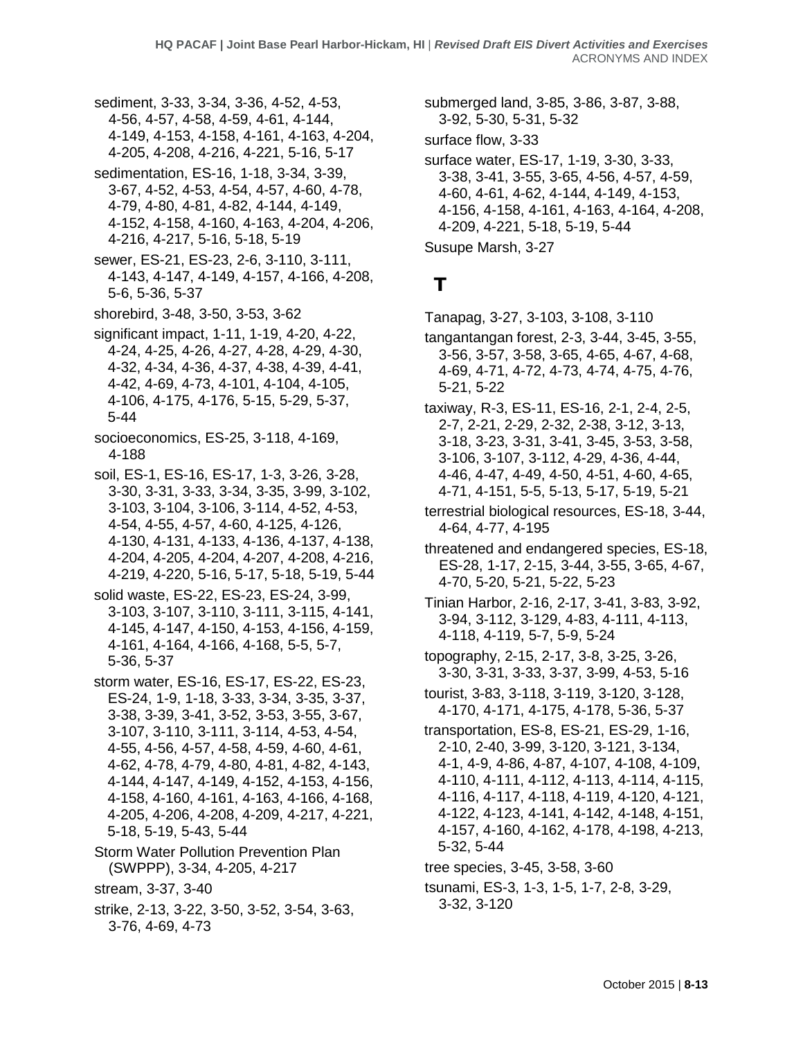sediment, 3-33, 3-34, 3-36, 4-52, 4-53, 4-56, 4-57, 4-58, 4-59, 4-61, 4-144, 4-149, 4-153, 4-158, 4-161, 4-163, 4-204, 4-205, 4-208, 4-216, 4-221, 5-16, 5-17

sedimentation, ES-16, 1-18, 3-34, 3-39, 3-67, 4-52, 4-53, 4-54, 4-57, 4-60, 4-78, 4-79, 4-80, 4-81, 4-82, 4-144, 4-149, 4-152, 4-158, 4-160, 4-163, 4-204, 4-206, 4-216, 4-217, 5-16, 5-18, 5-19

sewer, ES-21, ES-23, 2-6, 3-110, 3-111, 4-143, 4-147, 4-149, 4-157, 4-166, 4-208, 5-6, 5-36, 5-37

shorebird, 3-48, 3-50, 3-53, 3-62

significant impact, 1-11, 1-19, 4-20, 4-22, 4-24, 4-25, 4-26, 4-27, 4-28, 4-29, 4-30, 4-32, 4-34, 4-36, 4-37, 4-38, 4-39, 4-41, 4-42, 4-69, 4-73, 4-101, 4-104, 4-105, 4-106, 4-175, 4-176, 5-15, 5-29, 5-37, 5-44

socioeconomics, ES-25, 3-118, 4-169, 4-188

soil, ES-1, ES-16, ES-17, 1-3, 3-26, 3-28, 3-30, 3-31, 3-33, 3-34, 3-35, 3-99, 3-102, 3-103, 3-104, 3-106, 3-114, 4-52, 4-53, 4-54, 4-55, 4-57, 4-60, 4-125, 4-126, 4-130, 4-131, 4-133, 4-136, 4-137, 4-138, 4-204, 4-205, 4-204, 4-207, 4-208, 4-216, 4-219, 4-220, 5-16, 5-17, 5-18, 5-19, 5-44

solid waste, ES-22, ES-23, ES-24, 3-99, 3-103, 3-107, 3-110, 3-111, 3-115, 4-141, 4-145, 4-147, 4-150, 4-153, 4-156, 4-159, 4-161, 4-164, 4-166, 4-168, 5-5, 5-7, 5-36, 5-37

storm water, ES-16, ES-17, ES-22, ES-23, ES-24, 1-9, 1-18, 3-33, 3-34, 3-35, 3-37, 3-38, 3-39, 3-41, 3-52, 3-53, 3-55, 3-67, 3-107, 3-110, 3-111, 3-114, 4-53, 4-54, 4-55, 4-56, 4-57, 4-58, 4-59, 4-60, 4-61, 4-62, 4-78, 4-79, 4-80, 4-81, 4-82, 4-143, 4-144, 4-147, 4-149, 4-152, 4-153, 4-156, 4-158, 4-160, 4-161, 4-163, 4-166, 4-168, 4-205, 4-206, 4-208, 4-209, 4-217, 4-221, 5-18, 5-19, 5-43, 5-44

Storm Water Pollution Prevention Plan (SWPPP), 3-34, 4-205, 4-217

stream, 3-37, 3-40

strike, 2-13, 3-22, 3-50, 3-52, 3-54, 3-63, 3-76, 4-69, 4-73

submerged land, 3-85, 3-86, 3-87, 3-88, 3-92, 5-30, 5-31, 5-32

surface flow, 3-33

surface water, ES-17, 1-19, 3-30, 3-33, 3-38, 3-41, 3-55, 3-65, 4-56, 4-57, 4-59, 4-60, 4-61, 4-62, 4-144, 4-149, 4-153, 4-156, 4-158, 4-161, 4-163, 4-164, 4-208, 4-209, 4-221, 5-18, 5-19, 5-44

Susupe Marsh, 3-27

# T

Tanapag, 3-27, 3-103, 3-108, 3-110

tangantangan forest, 2-3, 3-44, 3-45, 3-55, 3-56, 3-57, 3-58, 3-65, 4-65, 4-67, 4-68, 4-69, 4-71, 4-72, 4-73, 4-74, 4-75, 4-76, 5-21, 5-22

taxiway, R-3, ES-11, ES-16, 2-1, 2-4, 2-5, 2-7, 2-21, 2-29, 2-32, 2-38, 3-12, 3-13, 3-18, 3-23, 3-31, 3-41, 3-45, 3-53, 3-58, 3-106, 3-107, 3-112, 4-29, 4-36, 4-44, 4-46, 4-47, 4-49, 4-50, 4-51, 4-60, 4-65, 4-71, 4-151, 5-5, 5-13, 5-17, 5-19, 5-21

terrestrial biological resources, ES-18, 3-44, 4-64, 4-77, 4-195

threatened and endangered species, ES-18, ES-28, 1-17, 2-15, 3-44, 3-55, 3-65, 4-67, 4-70, 5-20, 5-21, 5-22, 5-23

Tinian Harbor, 2-16, 2-17, 3-41, 3-83, 3-92, 3-94, 3-112, 3-129, 4-83, 4-111, 4-113, 4-118, 4-119, 5-7, 5-9, 5-24

topography, 2-15, 2-17, 3-8, 3-25, 3-26, 3-30, 3-31, 3-33, 3-37, 3-99, 4-53, 5-16

tourist, 3-83, 3-118, 3-119, 3-120, 3-128, 4-170, 4-171, 4-175, 4-178, 5-36, 5-37

transportation, ES-8, ES-21, ES-29, 1-16, 2-10, 2-40, 3-99, 3-120, 3-121, 3-134, 4-1, 4-9, 4-86, 4-87, 4-107, 4-108, 4-109, 4-110, 4-111, 4-112, 4-113, 4-114, 4-115, 4-116, 4-117, 4-118, 4-119, 4-120, 4-121, 4-122, 4-123, 4-141, 4-142, 4-148, 4-151, 4-157, 4-160, 4-162, 4-178, 4-198, 4-213, 5-32, 5-44

tree species, 3-45, 3-58, 3-60

tsunami, ES-3, 1-3, 1-5, 1-7, 2-8, 3-29, 3-32, 3-120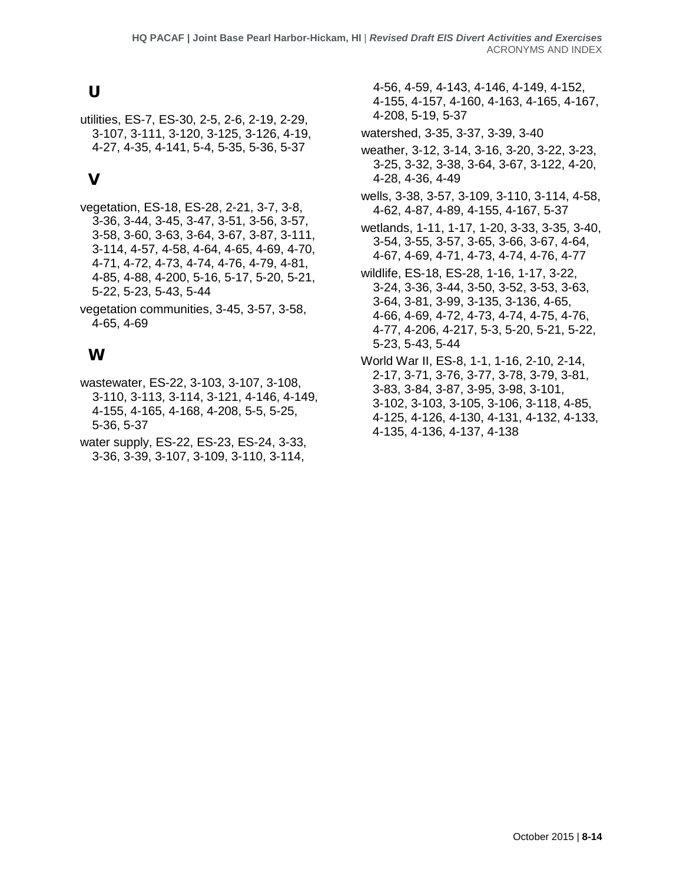## U

utilities, ES-7, ES-30, 2-5, 2-6, 2-19, 2-29, 3-107, 3-111, 3-120, 3-125, 3-126, 4-19, 4-27, 4-35, 4-141, 5-4, 5-35, 5-36, 5-37

## V

vegetation, ES-18, ES-28, 2-21, 3-7, 3-8, 3-36, 3-44, 3-45, 3-47, 3-51, 3-56, 3-57, 3-58, 3-60, 3-63, 3-64, 3-67, 3-87, 3-111, 3-114, 4-57, 4-58, 4-64, 4-65, 4-69, 4-70, 4-71, 4-72, 4-73, 4-74, 4-76, 4-79, 4-81, 4-85, 4-88, 4-200, 5-16, 5-17, 5-20, 5-21, 5-22, 5-23, 5-43, 5-44

vegetation communities, 3-45, 3-57, 3-58, 4-65, 4-69

## W

wastewater, ES-22, 3-103, 3-107, 3-108, 3-110, 3-113, 3-114, 3-121, 4-146, 4-149, 4-155, 4-165, 4-168, 4-208, 5-5, 5-25, 5-36, 5-37

water supply, ES-22, ES-23, ES-24, 3-33, 3-36, 3-39, 3-107, 3-109, 3-110, 3-114, 4-56, 4-59, 4-143, 4-146, 4-149, 4-152, 4-155, 4-157, 4-160, 4-163, 4-165, 4-167, 4-208, 5-19, 5-37

watershed, 3-35, 3-37, 3-39, 3-40

weather, 3-12, 3-14, 3-16, 3-20, 3-22, 3-23, 3-25, 3-32, 3-38, 3-64, 3-67, 3-122, 4-20, 4-28, 4-36, 4-49

wells, 3-38, 3-57, 3-109, 3-110, 3-114, 4-58, 4-62, 4-87, 4-89, 4-155, 4-167, 5-37

wetlands, 1-11, 1-17, 1-20, 3-33, 3-35, 3-40, 3-54, 3-55, 3-57, 3-65, 3-66, 3-67, 4-64, 4-67, 4-69, 4-71, 4-73, 4-74, 4-76, 4-77

wildlife, ES-18, ES-28, 1-16, 1-17, 3-22, 3-24, 3-36, 3-44, 3-50, 3-52, 3-53, 3-63, 3-64, 3-81, 3-99, 3-135, 3-136, 4-65, 4-66, 4-69, 4-72, 4-73, 4-74, 4-75, 4-76, 4-77, 4-206, 4-217, 5-3, 5-20, 5-21, 5-22, 5-23, 5-43, 5-44

World War II, ES-8, 1-1, 1-16, 2-10, 2-14, 2-17, 3-71, 3-76, 3-77, 3-78, 3-79, 3-81, 3-83, 3-84, 3-87, 3-95, 3-98, 3-101, 3-102, 3-103, 3-105, 3-106, 3-118, 4-85, 4-125, 4-126, 4-130, 4-131, 4-132, 4-133, 4-135, 4-136, 4-137, 4-138